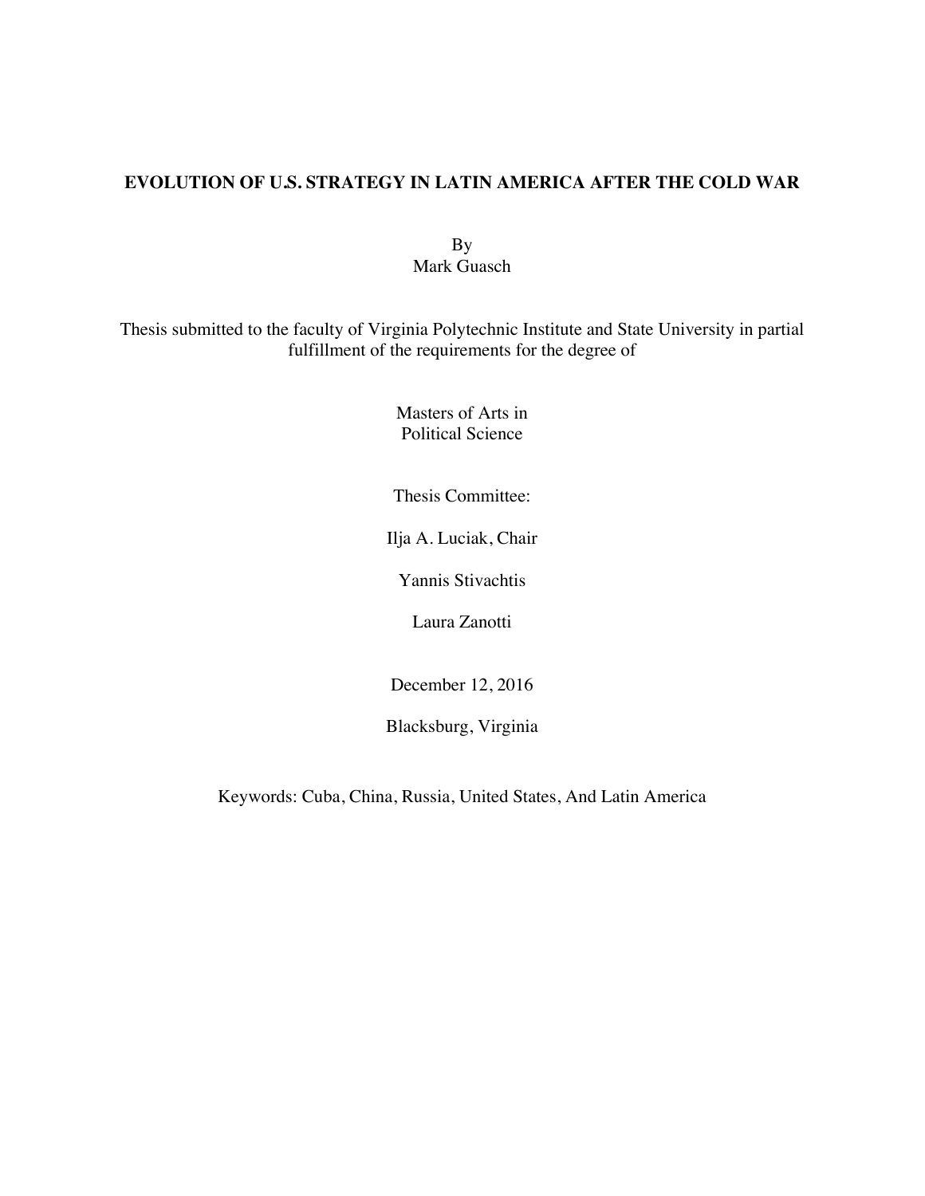# EVOLUTION OF U.S. STRATEGY IN LATIN AMERICA AFTER THE COLD WAR

By
Mark Guasch

Thesis submitted to the faculty of Virginia Polytechnic Institute and State University in partial fulfillment of the requirements for the degree of

Masters of Arts in
Political Science

Thesis Committee:

Ilja A. Luciak, Chair

Yannis Stivachtis

Laura Zanotti

December 12, 2016

Blacksburg, Virginia

Keywords: Cuba, China, Russia, United States, And Latin America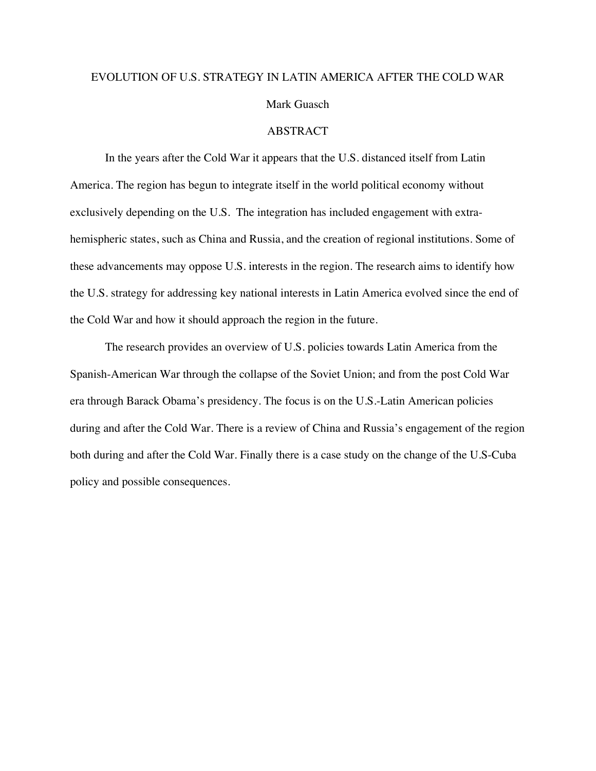# EVOLUTION OF U.S. STRATEGY IN LATIN AMERICA AFTER THE COLD WAR

Mark Guasch

## ABSTRACT

In the years after the Cold War it appears that the U.S. distanced itself from Latin America. The region has begun to integrate itself in the world political economy without exclusively depending on the U.S. The integration has included engagement with extra-hemispheric states, such as China and Russia, and the creation of regional institutions. Some of these advancements may oppose U.S. interests in the region. The research aims to identify how the U.S. strategy for addressing key national interests in Latin America evolved since the end of the Cold War and how it should approach the region in the future.

The research provides an overview of U.S. policies towards Latin America from the Spanish-American War through the collapse of the Soviet Union; and from the post Cold War era through Barack Obama's presidency. The focus is on the U.S.-Latin American policies during and after the Cold War. There is a review of China and Russia's engagement of the region both during and after the Cold War. Finally there is a case study on the change of the U.S-Cuba policy and possible consequences.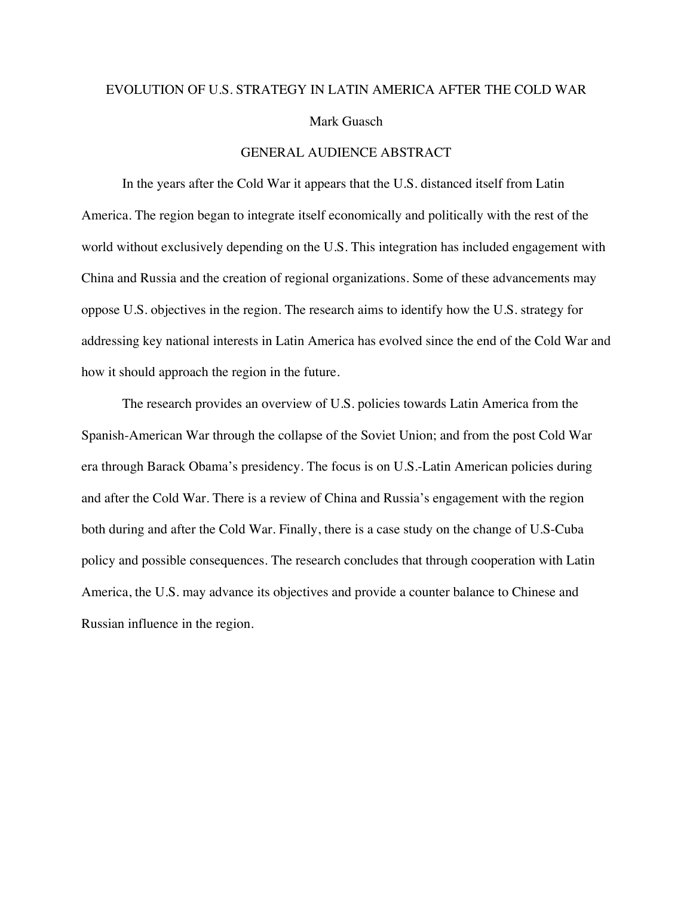# EVOLUTION OF U.S. STRATEGY IN LATIN AMERICA AFTER THE COLD WAR

Mark Guasch

## GENERAL AUDIENCE ABSTRACT

In the years after the Cold War it appears that the U.S. distanced itself from Latin America. The region began to integrate itself economically and politically with the rest of the world without exclusively depending on the U.S. This integration has included engagement with China and Russia and the creation of regional organizations. Some of these advancements may oppose U.S. objectives in the region. The research aims to identify how the U.S. strategy for addressing key national interests in Latin America has evolved since the end of the Cold War and how it should approach the region in the future.

The research provides an overview of U.S. policies towards Latin America from the Spanish-American War through the collapse of the Soviet Union; and from the post Cold War era through Barack Obama's presidency. The focus is on U.S.-Latin American policies during and after the Cold War. There is a review of China and Russia's engagement with the region both during and after the Cold War. Finally, there is a case study on the change of U.S-Cuba policy and possible consequences. The research concludes that through cooperation with Latin America, the U.S. may advance its objectives and provide a counter balance to Chinese and Russian influence in the region.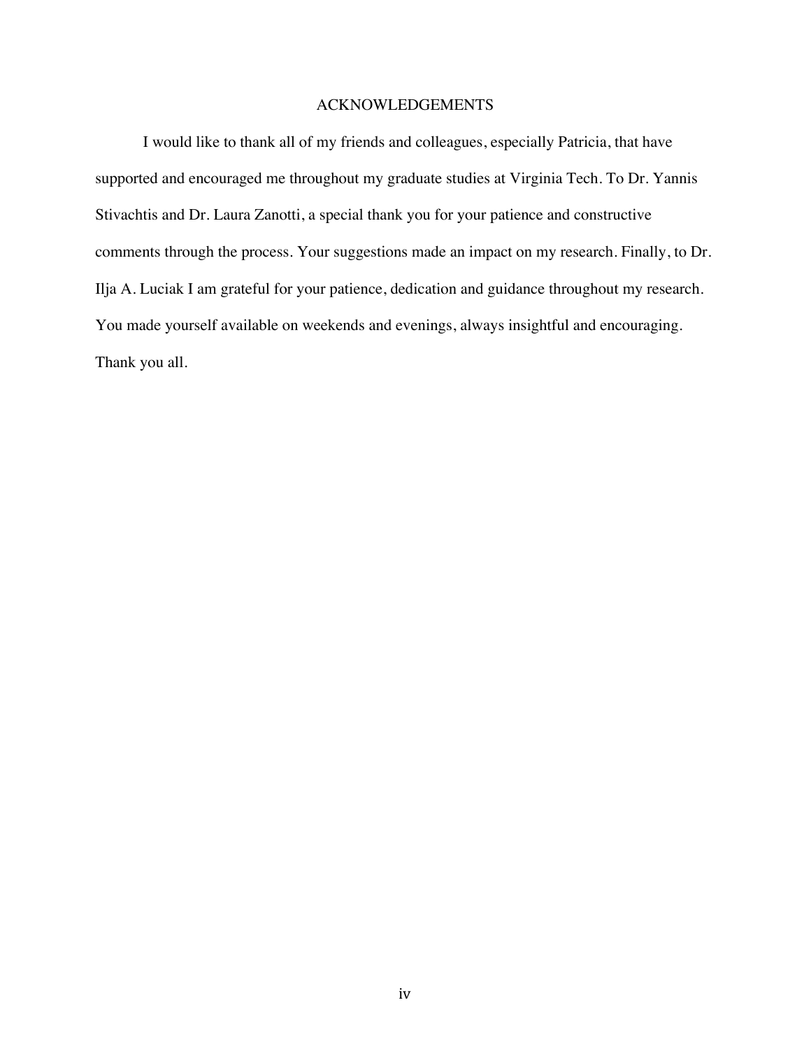# ACKNOWLEDGEMENTS

I would like to thank all of my friends and colleagues, especially Patricia, that have supported and encouraged me throughout my graduate studies at Virginia Tech. To Dr. Yannis Stivachtis and Dr. Laura Zanotti, a special thank you for your patience and constructive comments through the process. Your suggestions made an impact on my research. Finally, to Dr. Ilja A. Luciak I am grateful for your patience, dedication and guidance throughout my research. You made yourself available on weekends and evenings, always insightful and encouraging. Thank you all.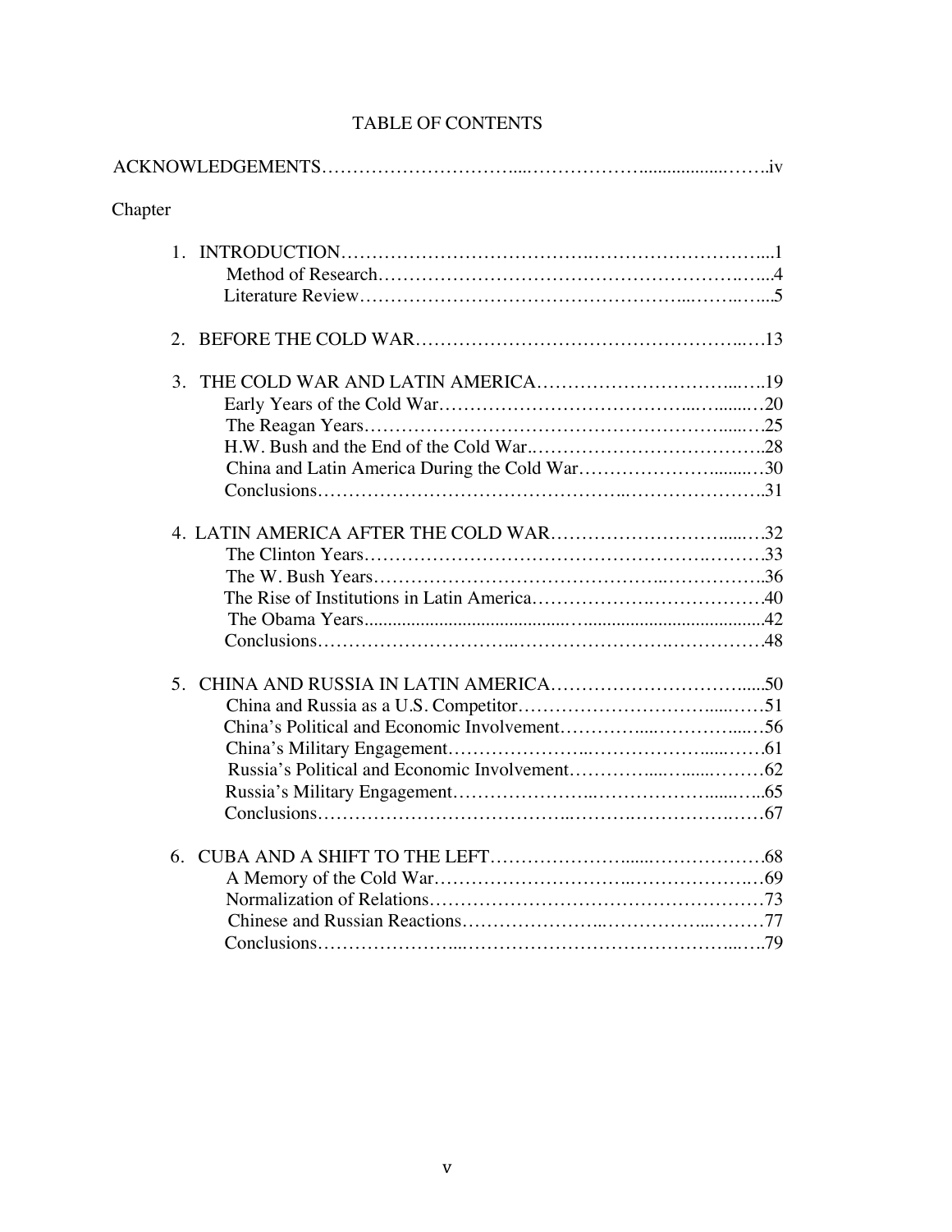# TABLE OF CONTENTS

ACKNOWLEDGEMENTS .......... iv

Chapter

1. INTRODUCTION .......... 1
   - Method of Research .......... 4
   - Literature Review .......... 5

2. BEFORE THE COLD WAR .......... 13

3. THE COLD WAR AND LATIN AMERICA .......... 19
   - Early Years of the Cold War .......... 20
   - The Reagan Years .......... 25
   - H.W. Bush and the End of the Cold War .......... 28
   - China and Latin America During the Cold War .......... 30
   - Conclusions .......... 31

4. LATIN AMERICA AFTER THE COLD WAR .......... 32
   - The Clinton Years .......... 33
   - The W. Bush Years .......... 36
   - The Rise of Institutions in Latin America .......... 40
   - The Obama Years .......... 42
   - Conclusions .......... 48

5. CHINA AND RUSSIA IN LATIN AMERICA .......... 50
   - China and Russia as a U.S. Competitor .......... 51
   - China's Political and Economic Involvement .......... 56
   - China's Military Engagement .......... 61
   - Russia's Political and Economic Involvement .......... 62
   - Russia's Military Engagement .......... 65
   - Conclusions .......... 67

6. CUBA AND A SHIFT TO THE LEFT .......... 68
   - A Memory of the Cold War .......... 69
   - Normalization of Relations .......... 73
   - Chinese and Russian Reactions .......... 77
   - Conclusions .......... 79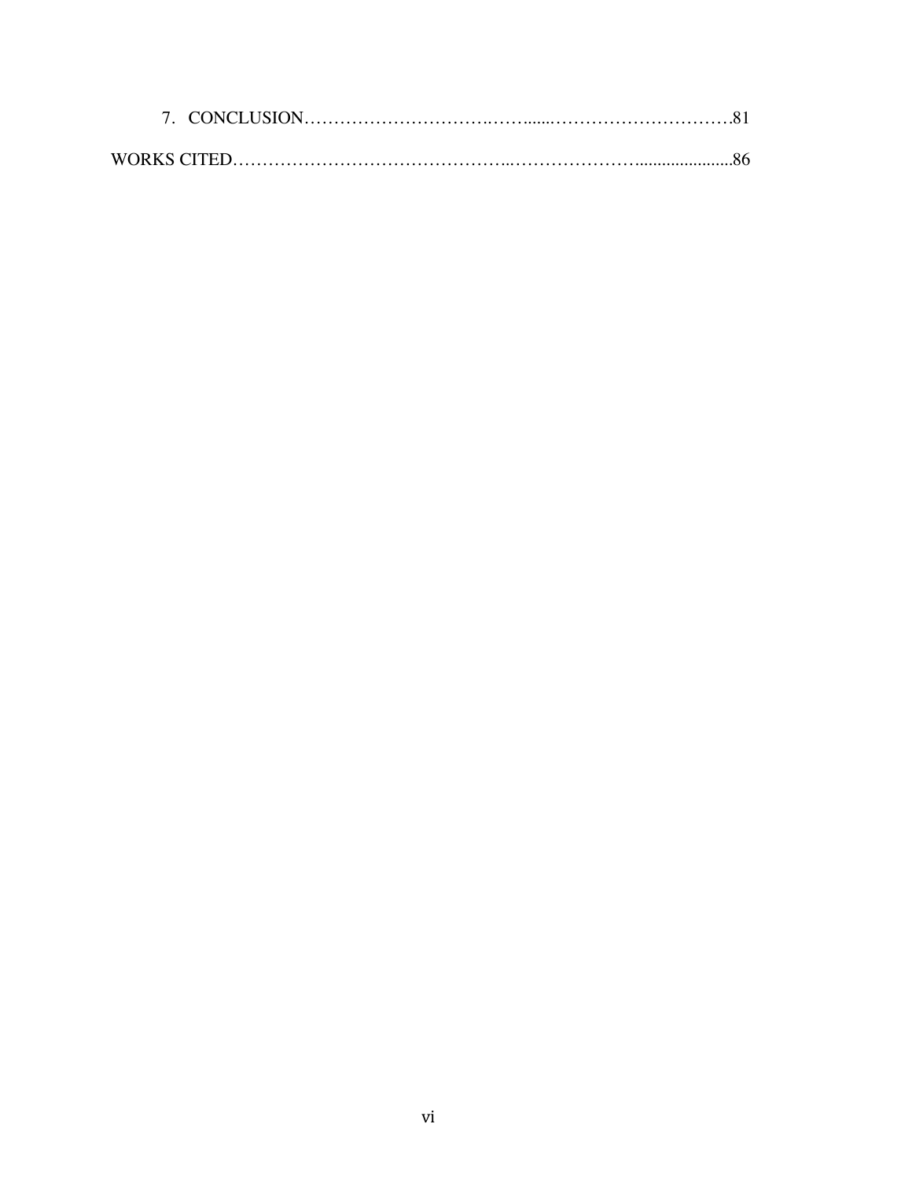7. CONCLUSION……………………………………………………………………………81

WORKS CITED………………………………………………………………………………86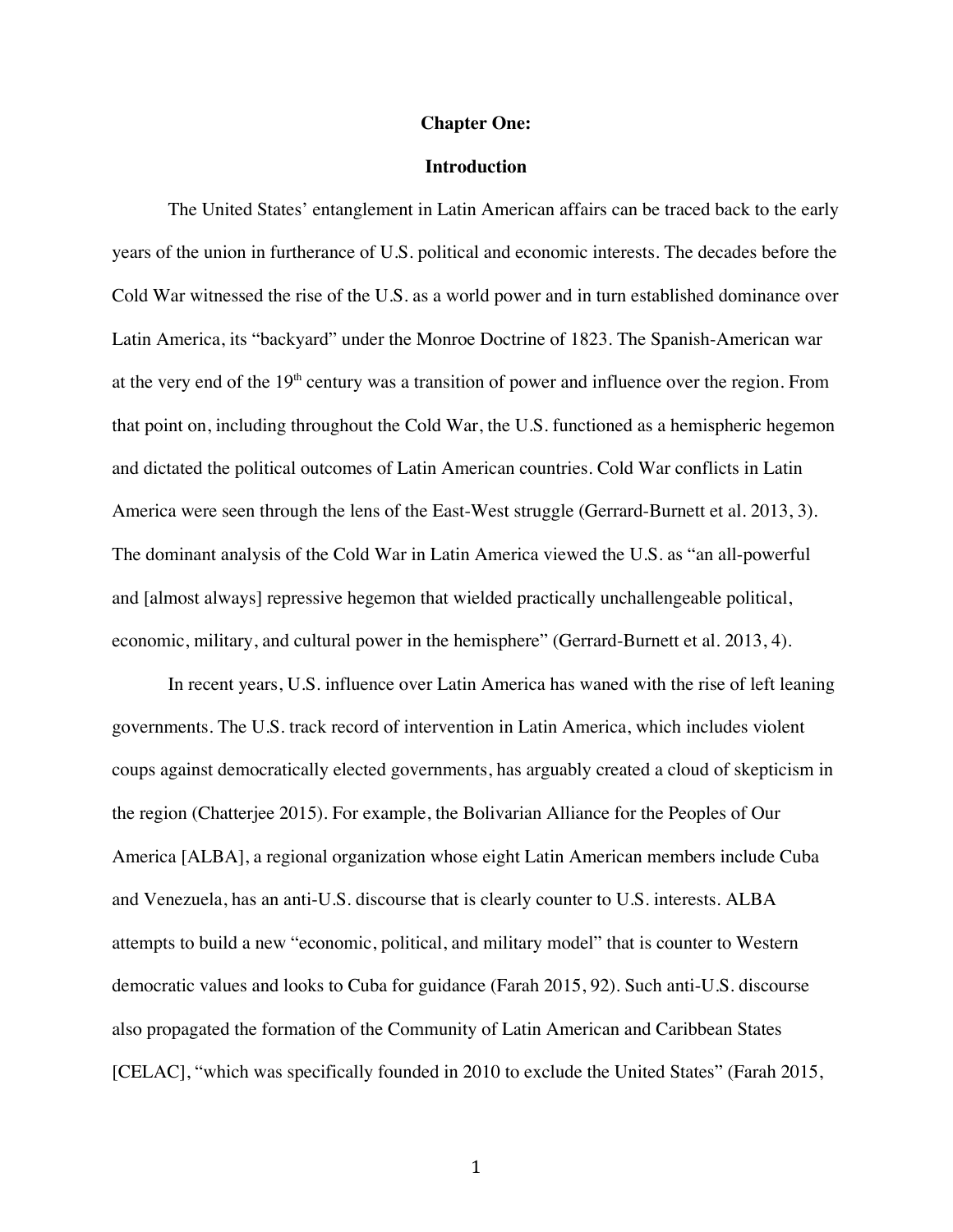# Chapter One:

## Introduction

The United States' entanglement in Latin American affairs can be traced back to the early years of the union in furtherance of U.S. political and economic interests. The decades before the Cold War witnessed the rise of the U.S. as a world power and in turn established dominance over Latin America, its "backyard" under the Monroe Doctrine of 1823. The Spanish-American war at the very end of the 19th century was a transition of power and influence over the region. From that point on, including throughout the Cold War, the U.S. functioned as a hemispheric hegemon and dictated the political outcomes of Latin American countries. Cold War conflicts in Latin America were seen through the lens of the East-West struggle (Gerrard-Burnett et al. 2013, 3). The dominant analysis of the Cold War in Latin America viewed the U.S. as "an all-powerful and [almost always] repressive hegemon that wielded practically unchallengeable political, economic, military, and cultural power in the hemisphere" (Gerrard-Burnett et al. 2013, 4).

In recent years, U.S. influence over Latin America has waned with the rise of left leaning governments. The U.S. track record of intervention in Latin America, which includes violent coups against democratically elected governments, has arguably created a cloud of skepticism in the region (Chatterjee 2015). For example, the Bolivarian Alliance for the Peoples of Our America [ALBA], a regional organization whose eight Latin American members include Cuba and Venezuela, has an anti-U.S. discourse that is clearly counter to U.S. interests. ALBA attempts to build a new "economic, political, and military model" that is counter to Western democratic values and looks to Cuba for guidance (Farah 2015, 92). Such anti-U.S. discourse also propagated the formation of the Community of Latin American and Caribbean States [CELAC], "which was specifically founded in 2010 to exclude the United States" (Farah 2015,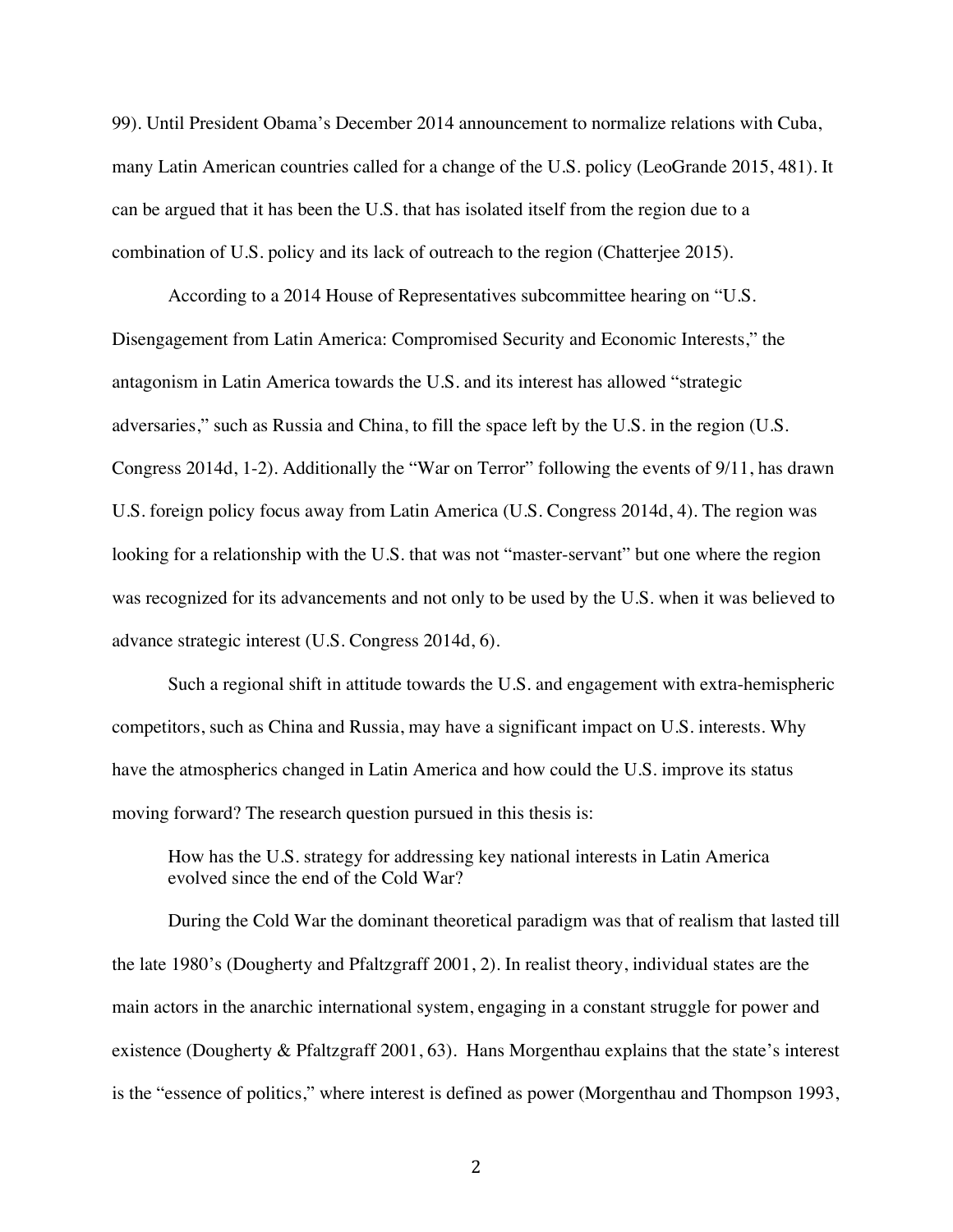99). Until President Obama's December 2014 announcement to normalize relations with Cuba, many Latin American countries called for a change of the U.S. policy (LeoGrande 2015, 481). It can be argued that it has been the U.S. that has isolated itself from the region due to a combination of U.S. policy and its lack of outreach to the region (Chatterjee 2015).

According to a 2014 House of Representatives subcommittee hearing on "U.S. Disengagement from Latin America: Compromised Security and Economic Interests," the antagonism in Latin America towards the U.S. and its interest has allowed "strategic adversaries," such as Russia and China, to fill the space left by the U.S. in the region (U.S. Congress 2014d, 1-2). Additionally the "War on Terror" following the events of 9/11, has drawn U.S. foreign policy focus away from Latin America (U.S. Congress 2014d, 4). The region was looking for a relationship with the U.S. that was not "master-servant" but one where the region was recognized for its advancements and not only to be used by the U.S. when it was believed to advance strategic interest (U.S. Congress 2014d, 6).

Such a regional shift in attitude towards the U.S. and engagement with extra-hemispheric competitors, such as China and Russia, may have a significant impact on U.S. interests. Why have the atmospherics changed in Latin America and how could the U.S. improve its status moving forward? The research question pursued in this thesis is:

> How has the U.S. strategy for addressing key national interests in Latin America evolved since the end of the Cold War?

During the Cold War the dominant theoretical paradigm was that of realism that lasted till the late 1980's (Dougherty and Pfaltzgraff 2001, 2). In realist theory, individual states are the main actors in the anarchic international system, engaging in a constant struggle for power and existence (Dougherty & Pfaltzgraff 2001, 63). Hans Morgenthau explains that the state's interest is the "essence of politics," where interest is defined as power (Morgenthau and Thompson 1993,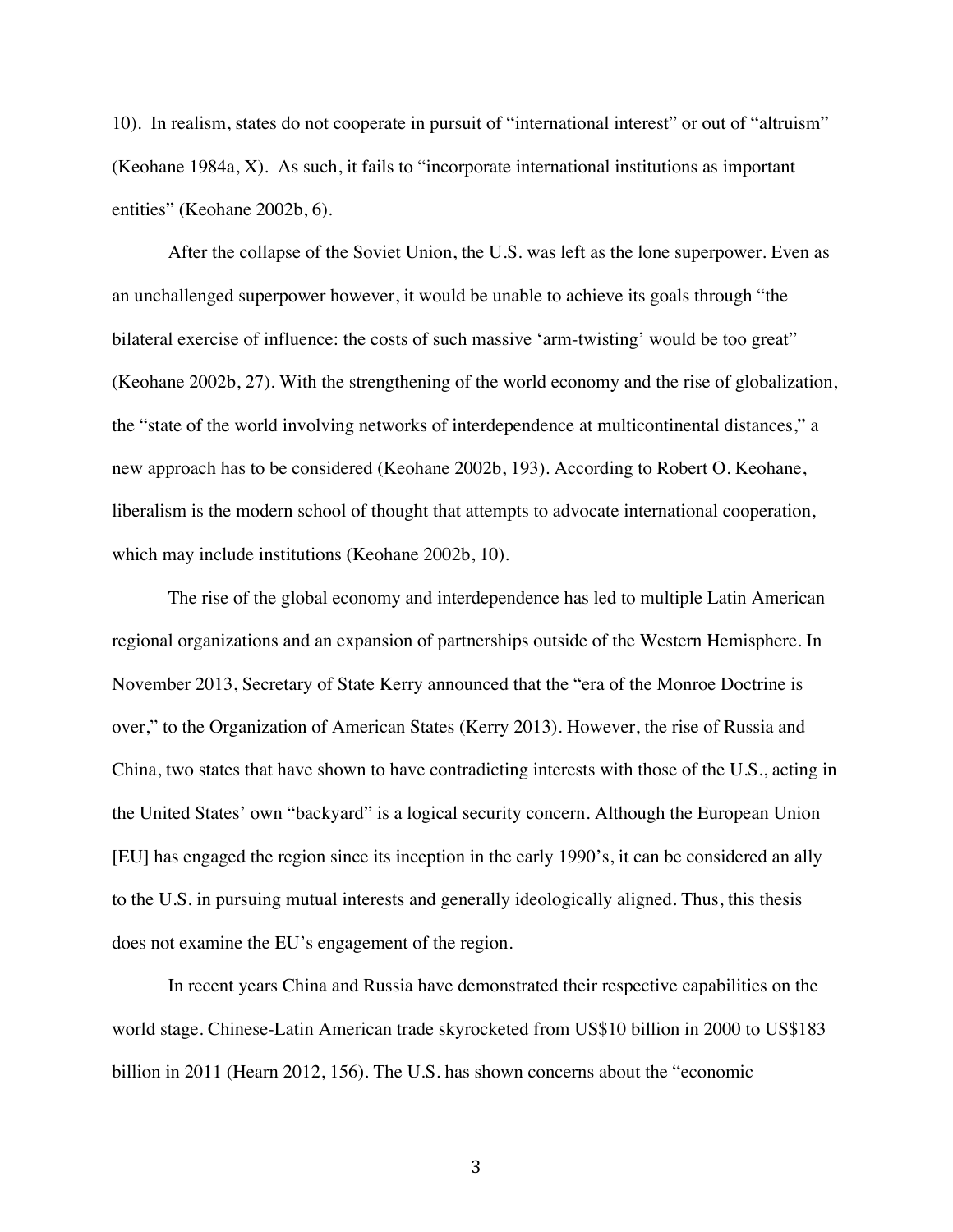10). In realism, states do not cooperate in pursuit of "international interest" or out of "altruism" (Keohane 1984a, X). As such, it fails to "incorporate international institutions as important entities" (Keohane 2002b, 6).

After the collapse of the Soviet Union, the U.S. was left as the lone superpower. Even as an unchallenged superpower however, it would be unable to achieve its goals through "the bilateral exercise of influence: the costs of such massive 'arm-twisting' would be too great" (Keohane 2002b, 27). With the strengthening of the world economy and the rise of globalization, the "state of the world involving networks of interdependence at multicontinental distances," a new approach has to be considered (Keohane 2002b, 193). According to Robert O. Keohane, liberalism is the modern school of thought that attempts to advocate international cooperation, which may include institutions (Keohane 2002b, 10).

The rise of the global economy and interdependence has led to multiple Latin American regional organizations and an expansion of partnerships outside of the Western Hemisphere. In November 2013, Secretary of State Kerry announced that the "era of the Monroe Doctrine is over," to the Organization of American States (Kerry 2013). However, the rise of Russia and China, two states that have shown to have contradicting interests with those of the U.S., acting in the United States' own "backyard" is a logical security concern. Although the European Union [EU] has engaged the region since its inception in the early 1990's, it can be considered an ally to the U.S. in pursuing mutual interests and generally ideologically aligned. Thus, this thesis does not examine the EU's engagement of the region.

In recent years China and Russia have demonstrated their respective capabilities on the world stage. Chinese-Latin American trade skyrocketed from US$10 billion in 2000 to US$183 billion in 2011 (Hearn 2012, 156). The U.S. has shown concerns about the "economic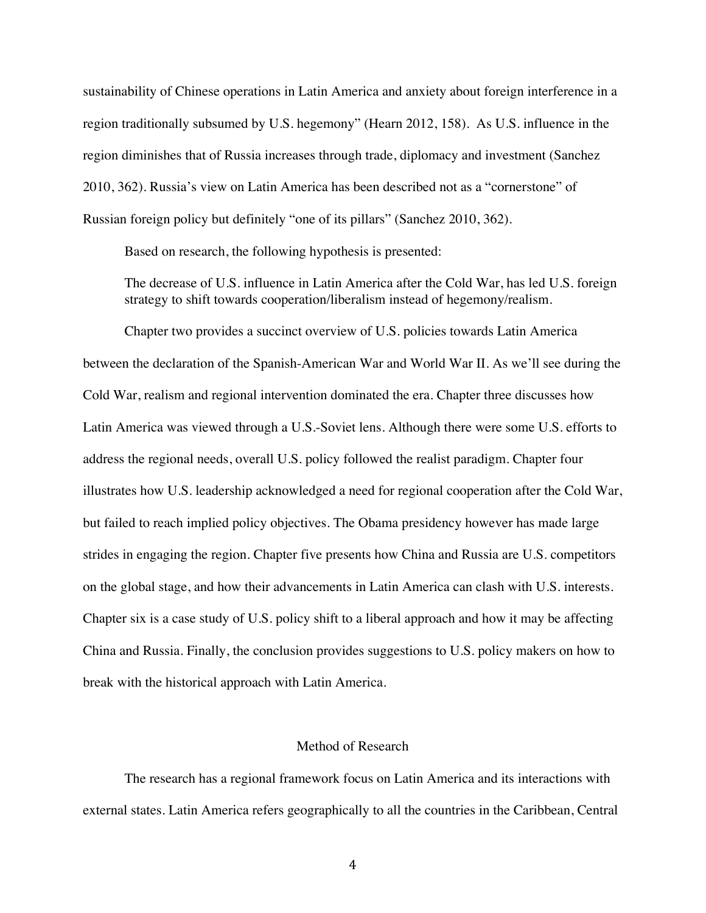sustainability of Chinese operations in Latin America and anxiety about foreign interference in a region traditionally subsumed by U.S. hegemony" (Hearn 2012, 158). As U.S. influence in the region diminishes that of Russia increases through trade, diplomacy and investment (Sanchez 2010, 362). Russia's view on Latin America has been described not as a "cornerstone" of Russian foreign policy but definitely "one of its pillars" (Sanchez 2010, 362).

Based on research, the following hypothesis is presented:

> The decrease of U.S. influence in Latin America after the Cold War, has led U.S. foreign strategy to shift towards cooperation/liberalism instead of hegemony/realism.

Chapter two provides a succinct overview of U.S. policies towards Latin America between the declaration of the Spanish-American War and World War II. As we'll see during the Cold War, realism and regional intervention dominated the era. Chapter three discusses how Latin America was viewed through a U.S.-Soviet lens. Although there were some U.S. efforts to address the regional needs, overall U.S. policy followed the realist paradigm. Chapter four illustrates how U.S. leadership acknowledged a need for regional cooperation after the Cold War, but failed to reach implied policy objectives. The Obama presidency however has made large strides in engaging the region. Chapter five presents how China and Russia are U.S. competitors on the global stage, and how their advancements in Latin America can clash with U.S. interests. Chapter six is a case study of U.S. policy shift to a liberal approach and how it may be affecting China and Russia. Finally, the conclusion provides suggestions to U.S. policy makers on how to break with the historical approach with Latin America.

## Method of Research

The research has a regional framework focus on Latin America and its interactions with external states. Latin America refers geographically to all the countries in the Caribbean, Central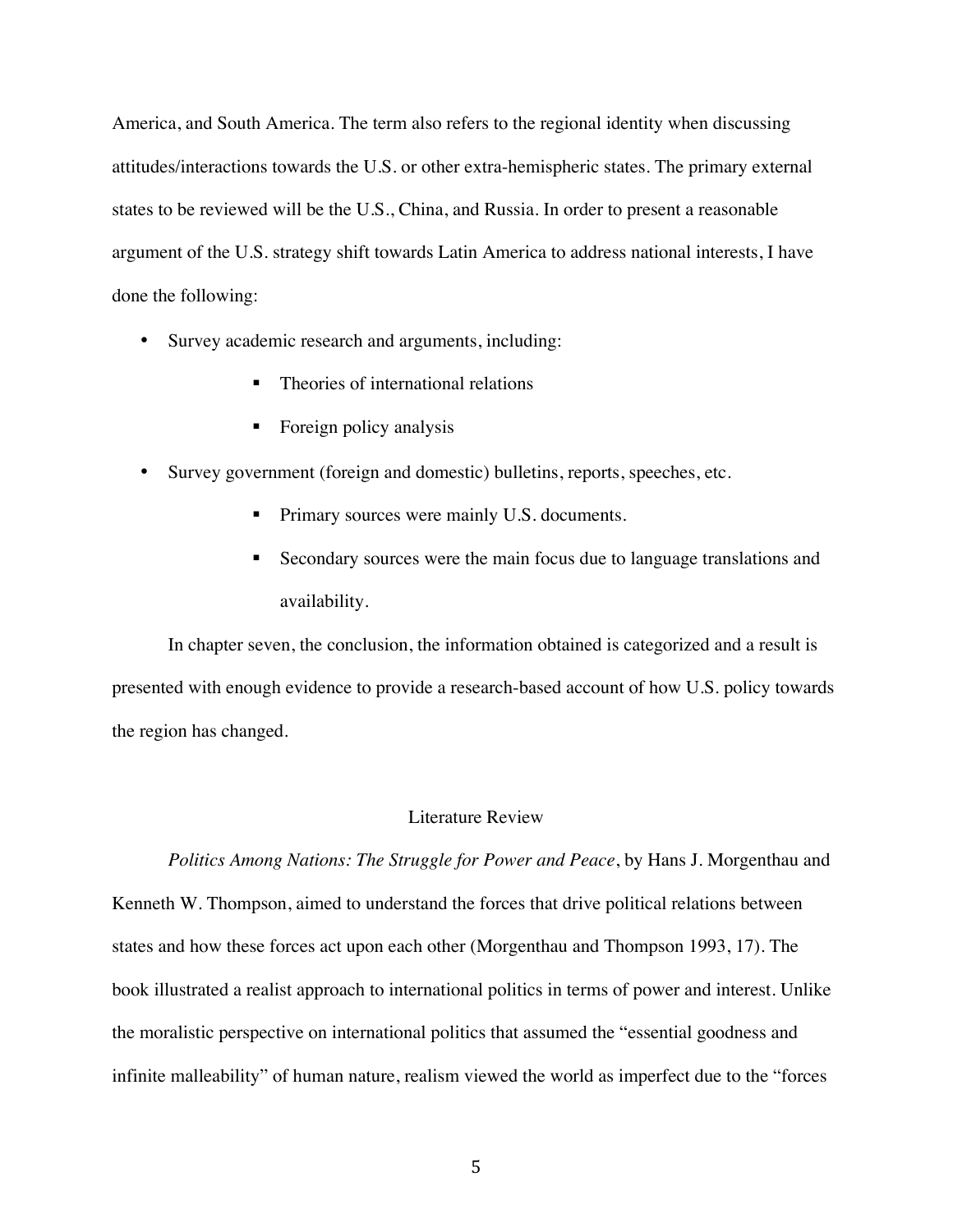America, and South America. The term also refers to the regional identity when discussing attitudes/interactions towards the U.S. or other extra-hemispheric states. The primary external states to be reviewed will be the U.S., China, and Russia. In order to present a reasonable argument of the U.S. strategy shift towards Latin America to address national interests, I have done the following:

- Survey academic research and arguments, including:
    - Theories of international relations
    - Foreign policy analysis
- Survey government (foreign and domestic) bulletins, reports, speeches, etc.
    - Primary sources were mainly U.S. documents.
    - Secondary sources were the main focus due to language translations and availability.

In chapter seven, the conclusion, the information obtained is categorized and a result is presented with enough evidence to provide a research-based account of how U.S. policy towards the region has changed.

## Literature Review

*Politics Among Nations: The Struggle for Power and Peace*, by Hans J. Morgenthau and Kenneth W. Thompson, aimed to understand the forces that drive political relations between states and how these forces act upon each other (Morgenthau and Thompson 1993, 17). The book illustrated a realist approach to international politics in terms of power and interest. Unlike the moralistic perspective on international politics that assumed the "essential goodness and infinite malleability" of human nature, realism viewed the world as imperfect due to the "forces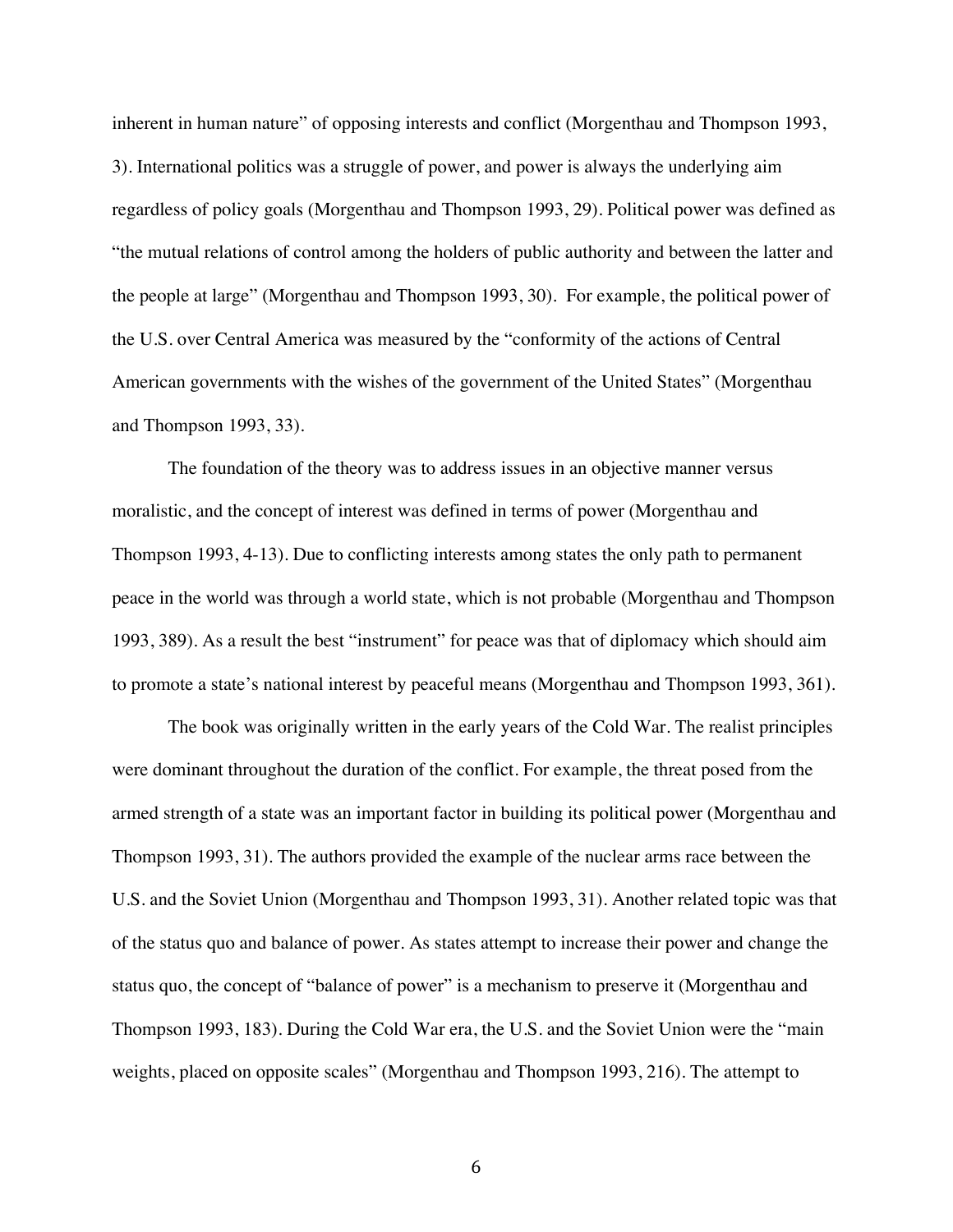inherent in human nature" of opposing interests and conflict (Morgenthau and Thompson 1993, 3). International politics was a struggle of power, and power is always the underlying aim regardless of policy goals (Morgenthau and Thompson 1993, 29). Political power was defined as "the mutual relations of control among the holders of public authority and between the latter and the people at large" (Morgenthau and Thompson 1993, 30). For example, the political power of the U.S. over Central America was measured by the "conformity of the actions of Central American governments with the wishes of the government of the United States" (Morgenthau and Thompson 1993, 33).

The foundation of the theory was to address issues in an objective manner versus moralistic, and the concept of interest was defined in terms of power (Morgenthau and Thompson 1993, 4-13). Due to conflicting interests among states the only path to permanent peace in the world was through a world state, which is not probable (Morgenthau and Thompson 1993, 389). As a result the best "instrument" for peace was that of diplomacy which should aim to promote a state's national interest by peaceful means (Morgenthau and Thompson 1993, 361).

The book was originally written in the early years of the Cold War. The realist principles were dominant throughout the duration of the conflict. For example, the threat posed from the armed strength of a state was an important factor in building its political power (Morgenthau and Thompson 1993, 31). The authors provided the example of the nuclear arms race between the U.S. and the Soviet Union (Morgenthau and Thompson 1993, 31). Another related topic was that of the status quo and balance of power. As states attempt to increase their power and change the status quo, the concept of "balance of power" is a mechanism to preserve it (Morgenthau and Thompson 1993, 183). During the Cold War era, the U.S. and the Soviet Union were the "main weights, placed on opposite scales" (Morgenthau and Thompson 1993, 216). The attempt to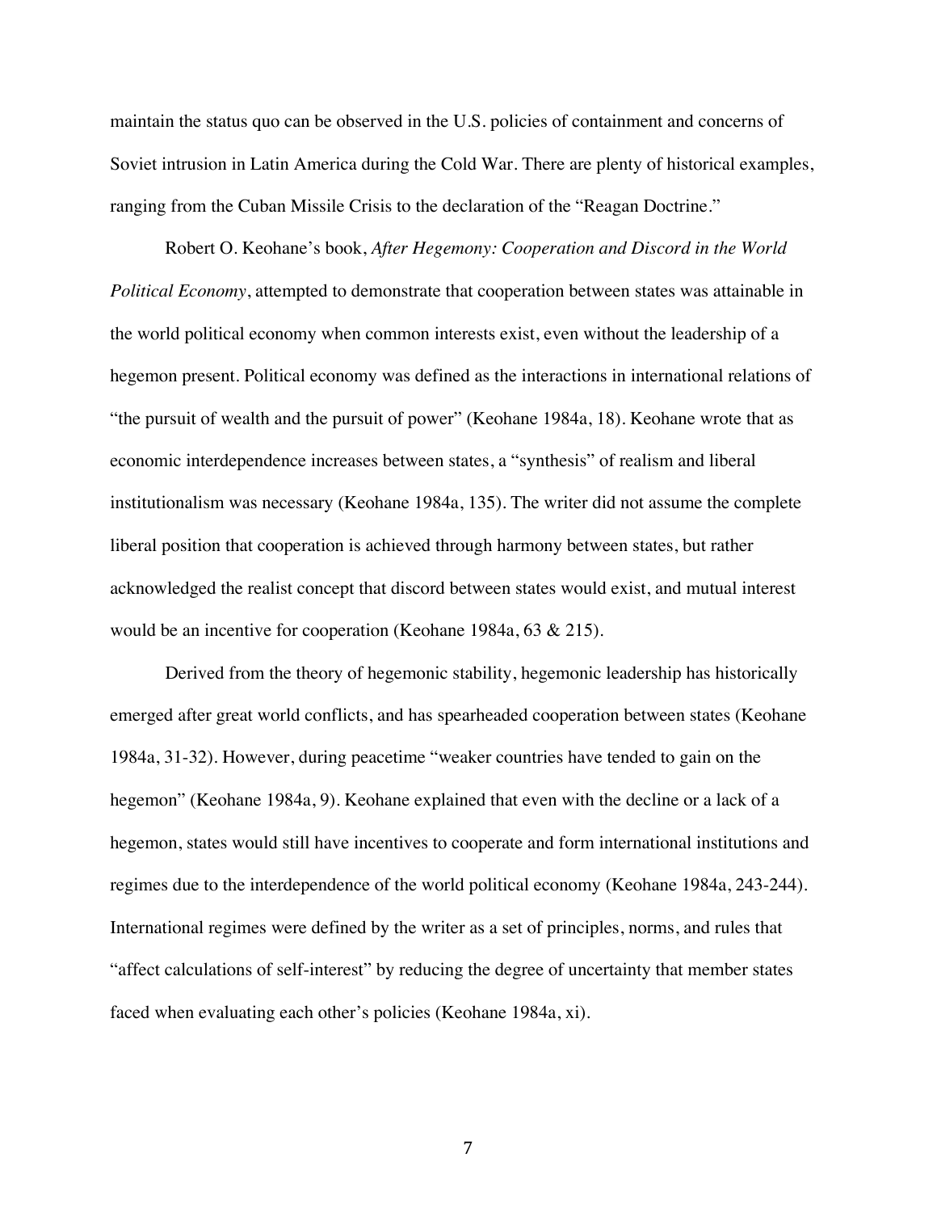maintain the status quo can be observed in the U.S. policies of containment and concerns of Soviet intrusion in Latin America during the Cold War. There are plenty of historical examples, ranging from the Cuban Missile Crisis to the declaration of the "Reagan Doctrine."

Robert O. Keohane's book, *After Hegemony: Cooperation and Discord in the World Political Economy*, attempted to demonstrate that cooperation between states was attainable in the world political economy when common interests exist, even without the leadership of a hegemon present. Political economy was defined as the interactions in international relations of "the pursuit of wealth and the pursuit of power" (Keohane 1984a, 18). Keohane wrote that as economic interdependence increases between states, a "synthesis" of realism and liberal institutionalism was necessary (Keohane 1984a, 135). The writer did not assume the complete liberal position that cooperation is achieved through harmony between states, but rather acknowledged the realist concept that discord between states would exist, and mutual interest would be an incentive for cooperation (Keohane 1984a, 63 & 215).

Derived from the theory of hegemonic stability, hegemonic leadership has historically emerged after great world conflicts, and has spearheaded cooperation between states (Keohane 1984a, 31-32). However, during peacetime "weaker countries have tended to gain on the hegemon" (Keohane 1984a, 9). Keohane explained that even with the decline or a lack of a hegemon, states would still have incentives to cooperate and form international institutions and regimes due to the interdependence of the world political economy (Keohane 1984a, 243-244). International regimes were defined by the writer as a set of principles, norms, and rules that "affect calculations of self-interest" by reducing the degree of uncertainty that member states faced when evaluating each other's policies (Keohane 1984a, xi).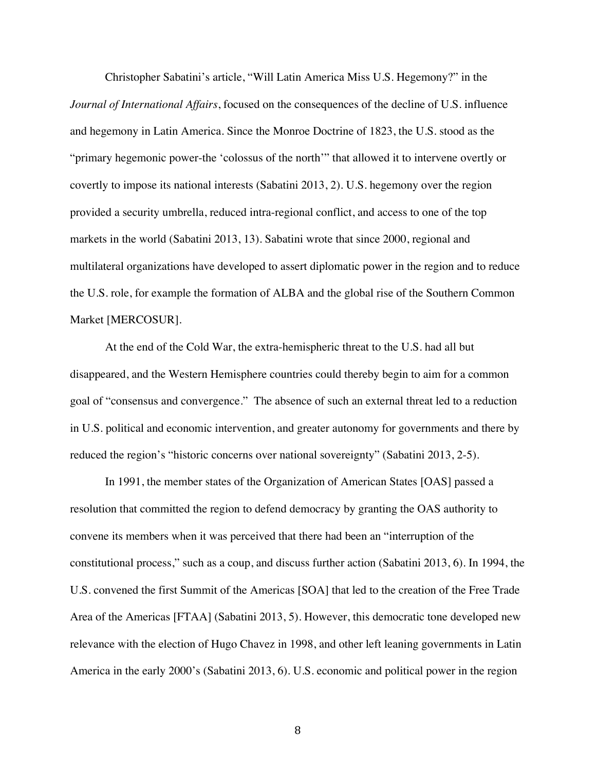Christopher Sabatini's article, "Will Latin America Miss U.S. Hegemony?" in the *Journal of International Affairs*, focused on the consequences of the decline of U.S. influence and hegemony in Latin America. Since the Monroe Doctrine of 1823, the U.S. stood as the "primary hegemonic power-the 'colossus of the north'" that allowed it to intervene overtly or covertly to impose its national interests (Sabatini 2013, 2). U.S. hegemony over the region provided a security umbrella, reduced intra-regional conflict, and access to one of the top markets in the world (Sabatini 2013, 13). Sabatini wrote that since 2000, regional and multilateral organizations have developed to assert diplomatic power in the region and to reduce the U.S. role, for example the formation of ALBA and the global rise of the Southern Common Market [MERCOSUR].

At the end of the Cold War, the extra-hemispheric threat to the U.S. had all but disappeared, and the Western Hemisphere countries could thereby begin to aim for a common goal of "consensus and convergence." The absence of such an external threat led to a reduction in U.S. political and economic intervention, and greater autonomy for governments and there by reduced the region's "historic concerns over national sovereignty" (Sabatini 2013, 2-5).

In 1991, the member states of the Organization of American States [OAS] passed a resolution that committed the region to defend democracy by granting the OAS authority to convene its members when it was perceived that there had been an "interruption of the constitutional process," such as a coup, and discuss further action (Sabatini 2013, 6). In 1994, the U.S. convened the first Summit of the Americas [SOA] that led to the creation of the Free Trade Area of the Americas [FTAA] (Sabatini 2013, 5). However, this democratic tone developed new relevance with the election of Hugo Chavez in 1998, and other left leaning governments in Latin America in the early 2000's (Sabatini 2013, 6). U.S. economic and political power in the region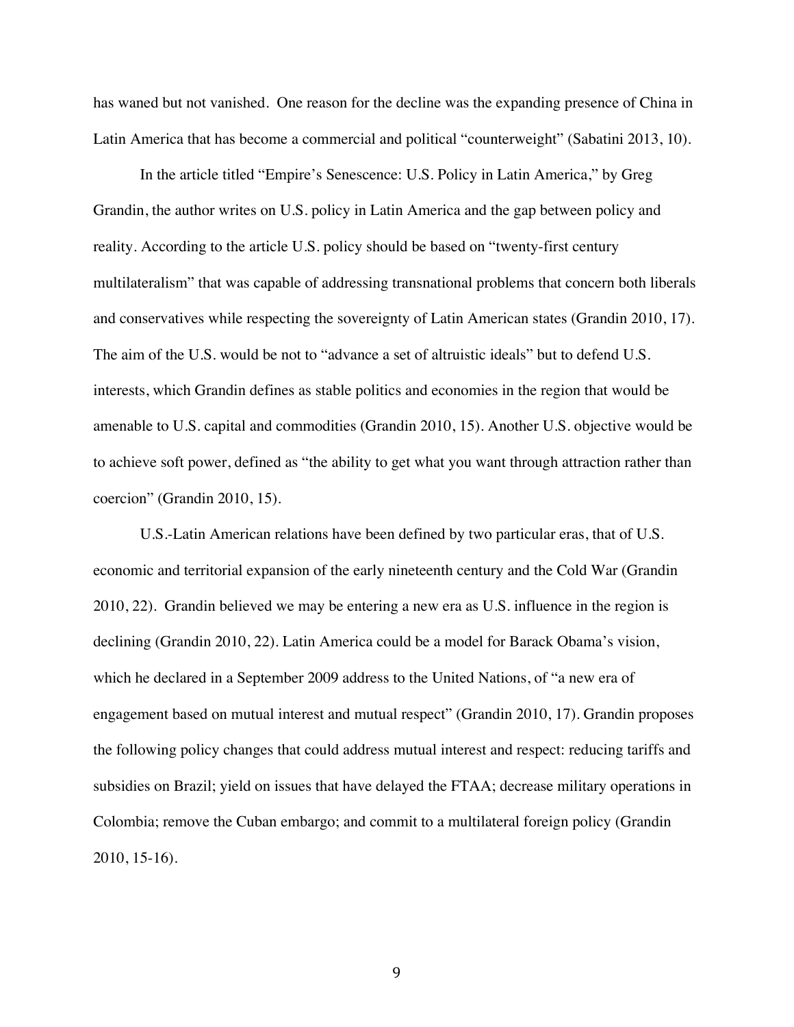has waned but not vanished. One reason for the decline was the expanding presence of China in Latin America that has become a commercial and political "counterweight" (Sabatini 2013, 10).

In the article titled "Empire's Senescence: U.S. Policy in Latin America," by Greg Grandin, the author writes on U.S. policy in Latin America and the gap between policy and reality. According to the article U.S. policy should be based on "twenty-first century multilateralism" that was capable of addressing transnational problems that concern both liberals and conservatives while respecting the sovereignty of Latin American states (Grandin 2010, 17). The aim of the U.S. would be not to "advance a set of altruistic ideals" but to defend U.S. interests, which Grandin defines as stable politics and economies in the region that would be amenable to U.S. capital and commodities (Grandin 2010, 15). Another U.S. objective would be to achieve soft power, defined as "the ability to get what you want through attraction rather than coercion" (Grandin 2010, 15).

U.S.-Latin American relations have been defined by two particular eras, that of U.S. economic and territorial expansion of the early nineteenth century and the Cold War (Grandin 2010, 22). Grandin believed we may be entering a new era as U.S. influence in the region is declining (Grandin 2010, 22). Latin America could be a model for Barack Obama's vision, which he declared in a September 2009 address to the United Nations, of "a new era of engagement based on mutual interest and mutual respect" (Grandin 2010, 17). Grandin proposes the following policy changes that could address mutual interest and respect: reducing tariffs and subsidies on Brazil; yield on issues that have delayed the FTAA; decrease military operations in Colombia; remove the Cuban embargo; and commit to a multilateral foreign policy (Grandin 2010, 15-16).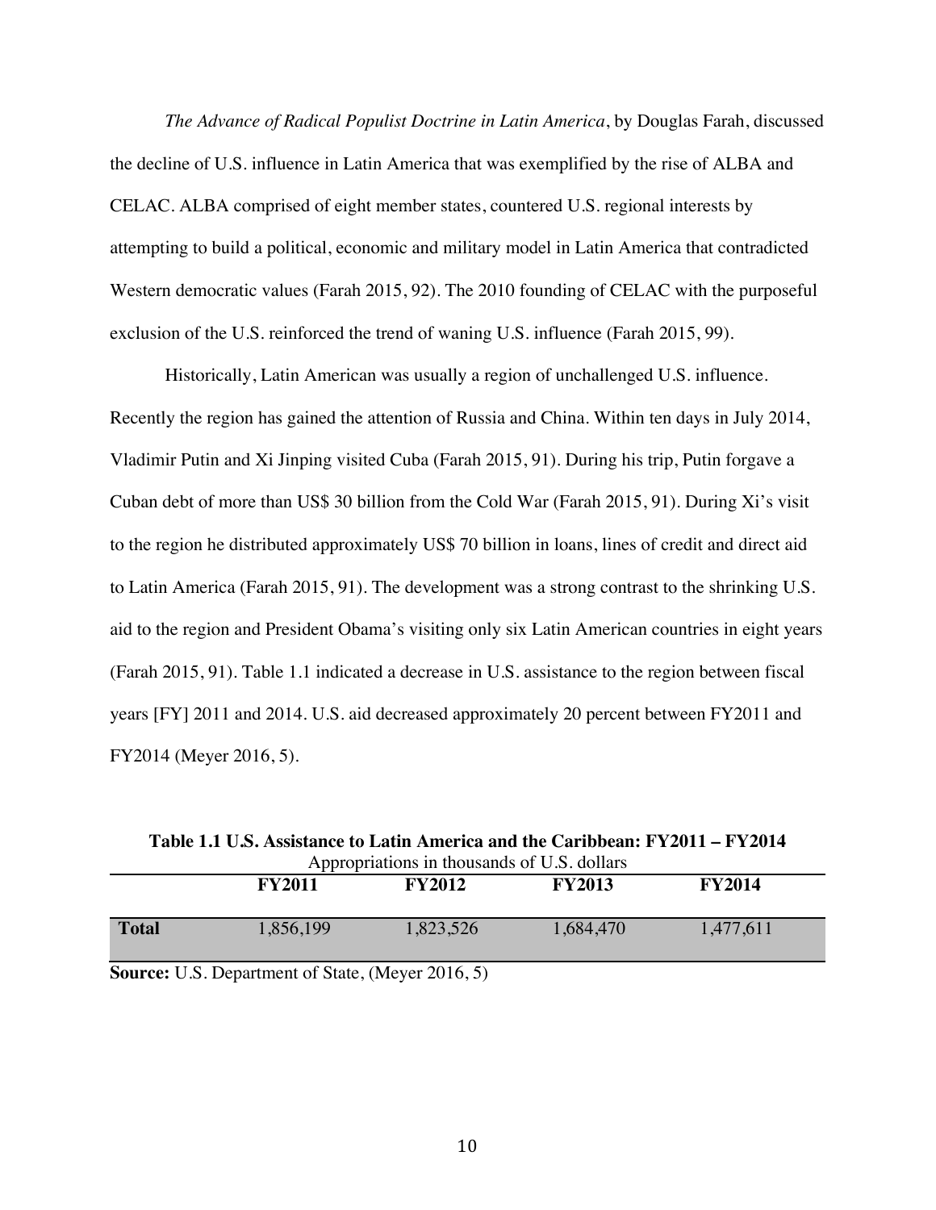*The Advance of Radical Populist Doctrine in Latin America*, by Douglas Farah, discussed the decline of U.S. influence in Latin America that was exemplified by the rise of ALBA and CELAC. ALBA comprised of eight member states, countered U.S. regional interests by attempting to build a political, economic and military model in Latin America that contradicted Western democratic values (Farah 2015, 92). The 2010 founding of CELAC with the purposeful exclusion of the U.S. reinforced the trend of waning U.S. influence (Farah 2015, 99).

Historically, Latin American was usually a region of unchallenged U.S. influence. Recently the region has gained the attention of Russia and China. Within ten days in July 2014, Vladimir Putin and Xi Jinping visited Cuba (Farah 2015, 91). During his trip, Putin forgave a Cuban debt of more than US$ 30 billion from the Cold War (Farah 2015, 91). During Xi's visit to the region he distributed approximately US$ 70 billion in loans, lines of credit and direct aid to Latin America (Farah 2015, 91). The development was a strong contrast to the shrinking U.S. aid to the region and President Obama's visiting only six Latin American countries in eight years (Farah 2015, 91). Table 1.1 indicated a decrease in U.S. assistance to the region between fiscal years [FY] 2011 and 2014. U.S. aid decreased approximately 20 percent between FY2011 and FY2014 (Meyer 2016, 5).

**Table 1.1 U.S. Assistance to Latin America and the Caribbean: FY2011 – FY2014**
Appropriations in thousands of U.S. dollars

| | FY2011 | FY2012 | FY2013 | FY2014 |
|---|---|---|---|---|
| **Total** | 1,856,199 | 1,823,526 | 1,684,470 | 1,477,611 |

**Source:** U.S. Department of State, (Meyer 2016, 5)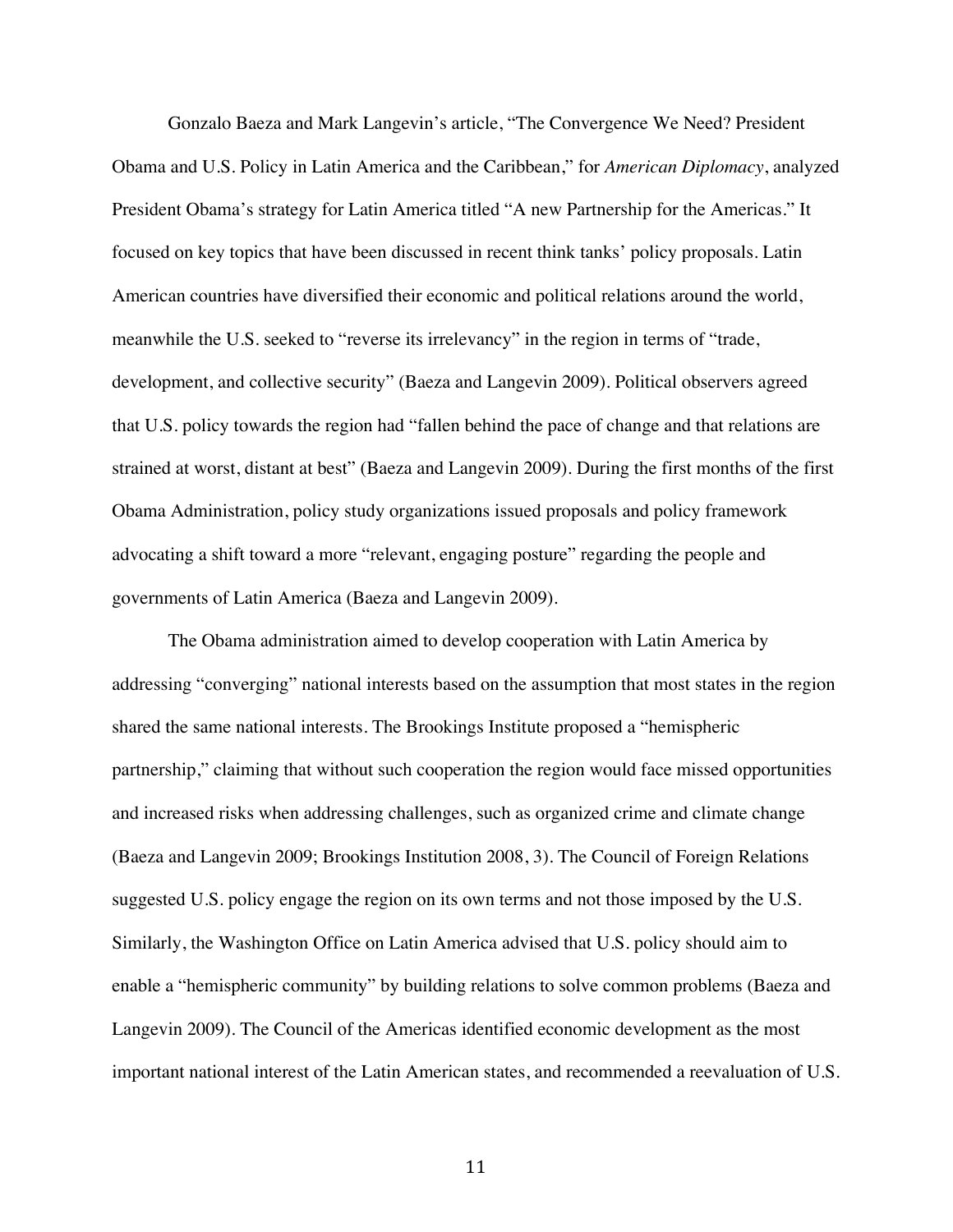Gonzalo Baeza and Mark Langevin's article, "The Convergence We Need? President Obama and U.S. Policy in Latin America and the Caribbean," for *American Diplomacy*, analyzed President Obama's strategy for Latin America titled "A new Partnership for the Americas." It focused on key topics that have been discussed in recent think tanks' policy proposals. Latin American countries have diversified their economic and political relations around the world, meanwhile the U.S. seeked to "reverse its irrelevancy" in the region in terms of "trade, development, and collective security" (Baeza and Langevin 2009). Political observers agreed that U.S. policy towards the region had "fallen behind the pace of change and that relations are strained at worst, distant at best" (Baeza and Langevin 2009). During the first months of the first Obama Administration, policy study organizations issued proposals and policy framework advocating a shift toward a more "relevant, engaging posture" regarding the people and governments of Latin America (Baeza and Langevin 2009).

The Obama administration aimed to develop cooperation with Latin America by addressing "converging" national interests based on the assumption that most states in the region shared the same national interests. The Brookings Institute proposed a "hemispheric partnership," claiming that without such cooperation the region would face missed opportunities and increased risks when addressing challenges, such as organized crime and climate change (Baeza and Langevin 2009; Brookings Institution 2008, 3). The Council of Foreign Relations suggested U.S. policy engage the region on its own terms and not those imposed by the U.S. Similarly, the Washington Office on Latin America advised that U.S. policy should aim to enable a "hemispheric community" by building relations to solve common problems (Baeza and Langevin 2009). The Council of the Americas identified economic development as the most important national interest of the Latin American states, and recommended a reevaluation of U.S.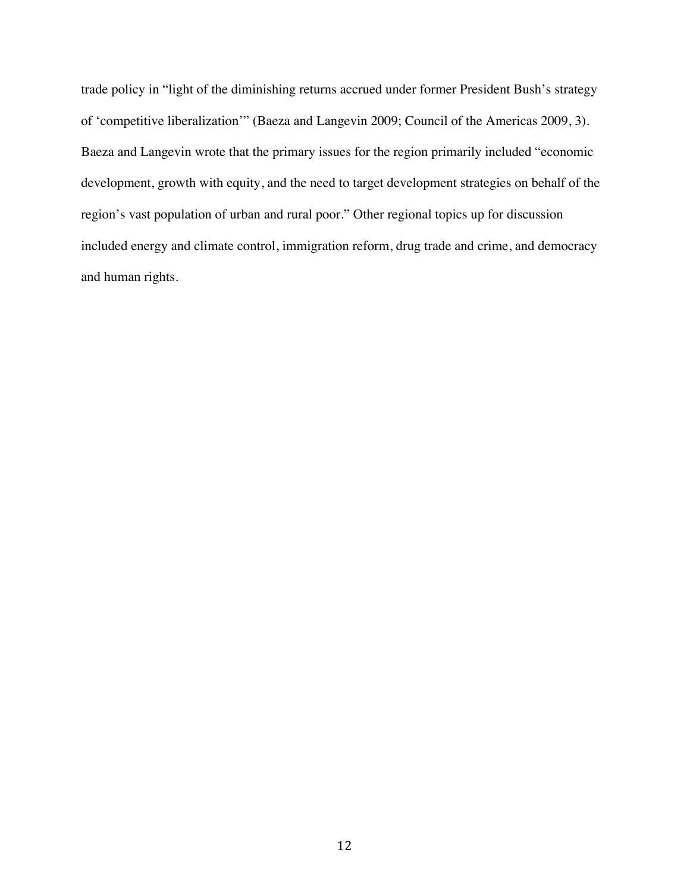trade policy in "light of the diminishing returns accrued under former President Bush's strategy of 'competitive liberalization'" (Baeza and Langevin 2009; Council of the Americas 2009, 3). Baeza and Langevin wrote that the primary issues for the region primarily included "economic development, growth with equity, and the need to target development strategies on behalf of the region's vast population of urban and rural poor." Other regional topics up for discussion included energy and climate control, immigration reform, drug trade and crime, and democracy and human rights.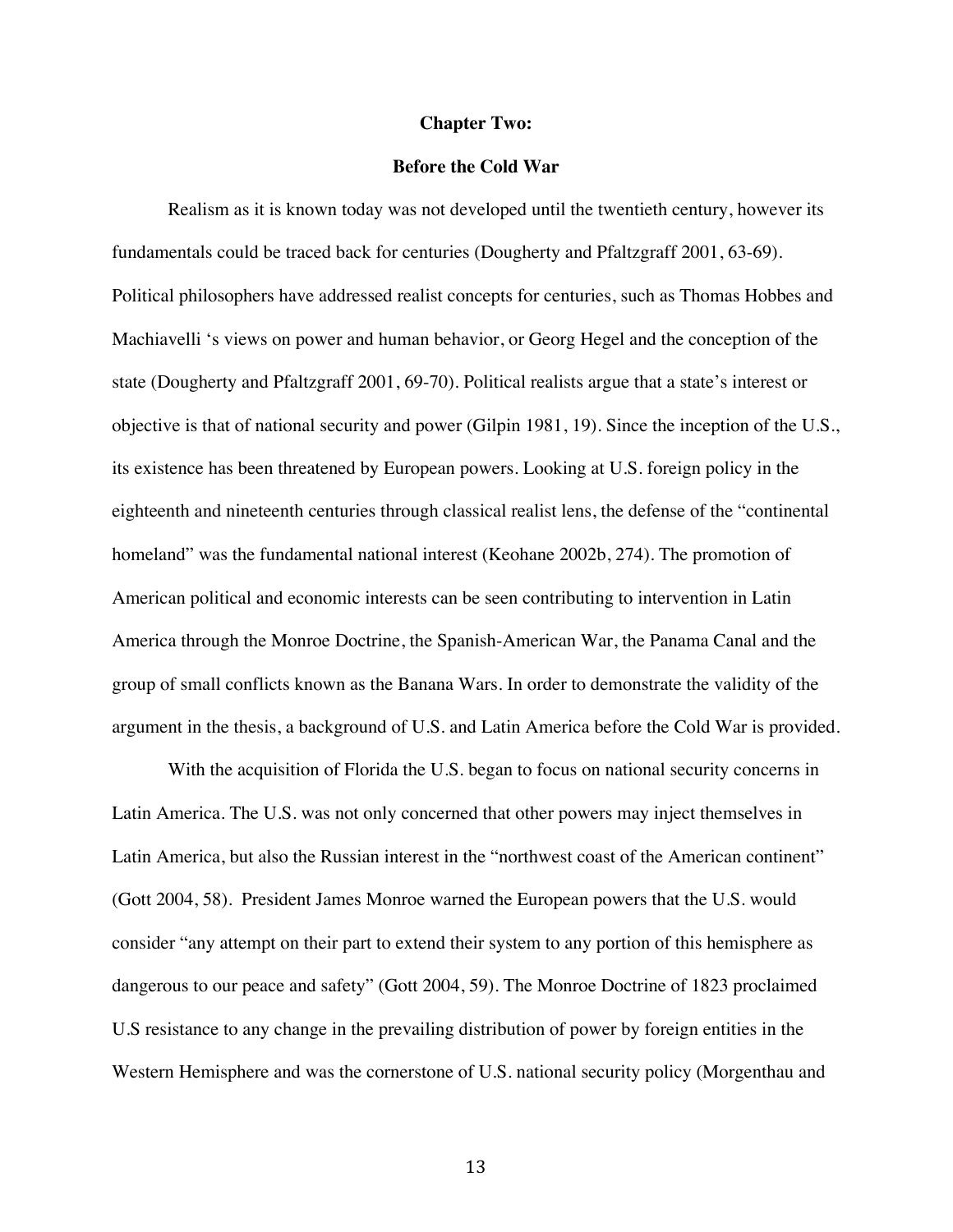## Chapter Two:

## Before the Cold War

Realism as it is known today was not developed until the twentieth century, however its fundamentals could be traced back for centuries (Dougherty and Pfaltzgraff 2001, 63-69). Political philosophers have addressed realist concepts for centuries, such as Thomas Hobbes and Machiavelli 's views on power and human behavior, or Georg Hegel and the conception of the state (Dougherty and Pfaltzgraff 2001, 69-70). Political realists argue that a state's interest or objective is that of national security and power (Gilpin 1981, 19). Since the inception of the U.S., its existence has been threatened by European powers. Looking at U.S. foreign policy in the eighteenth and nineteenth centuries through classical realist lens, the defense of the "continental homeland" was the fundamental national interest (Keohane 2002b, 274). The promotion of American political and economic interests can be seen contributing to intervention in Latin America through the Monroe Doctrine, the Spanish-American War, the Panama Canal and the group of small conflicts known as the Banana Wars. In order to demonstrate the validity of the argument in the thesis, a background of U.S. and Latin America before the Cold War is provided.

With the acquisition of Florida the U.S. began to focus on national security concerns in Latin America. The U.S. was not only concerned that other powers may inject themselves in Latin America, but also the Russian interest in the "northwest coast of the American continent" (Gott 2004, 58). President James Monroe warned the European powers that the U.S. would consider "any attempt on their part to extend their system to any portion of this hemisphere as dangerous to our peace and safety" (Gott 2004, 59). The Monroe Doctrine of 1823 proclaimed U.S resistance to any change in the prevailing distribution of power by foreign entities in the Western Hemisphere and was the cornerstone of U.S. national security policy (Morgenthau and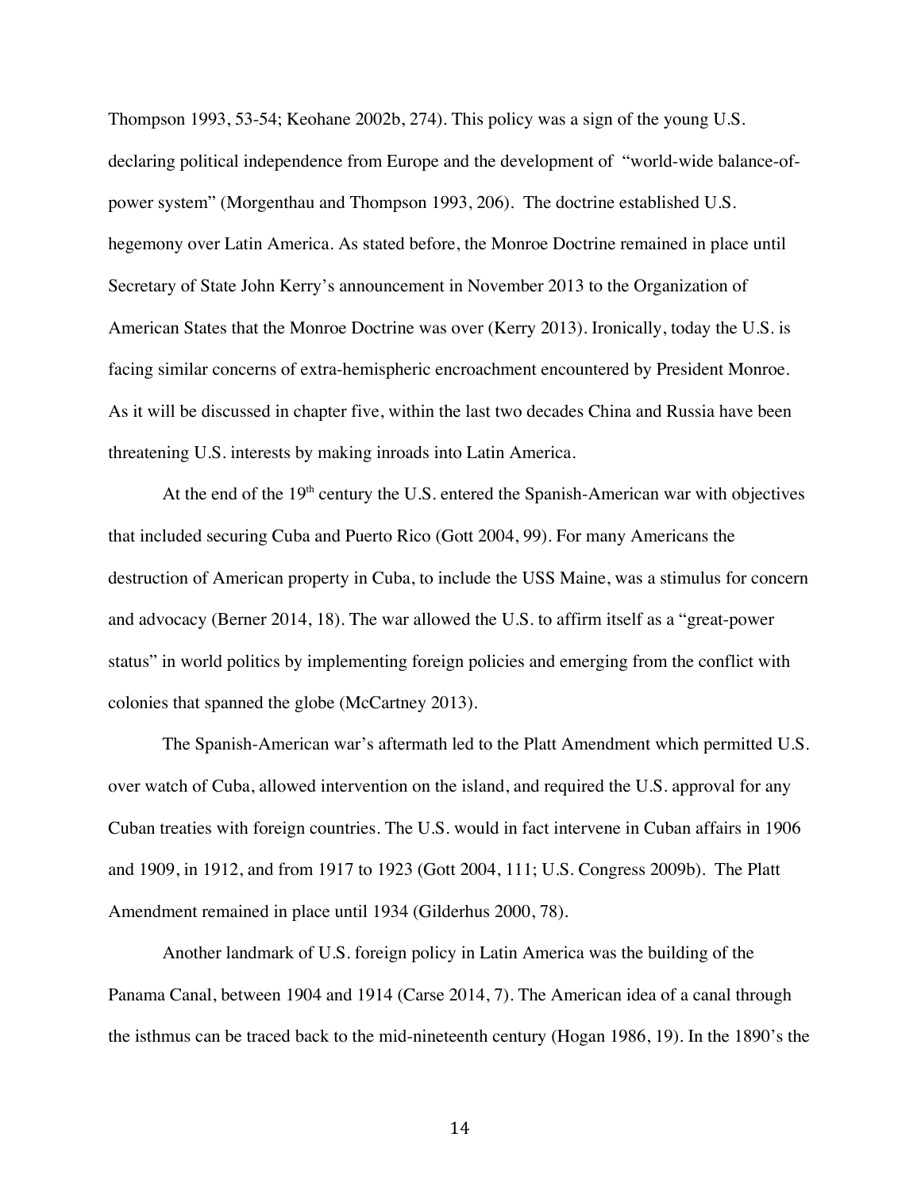Thompson 1993, 53-54; Keohane 2002b, 274). This policy was a sign of the young U.S. declaring political independence from Europe and the development of "world-wide balance-of-power system" (Morgenthau and Thompson 1993, 206). The doctrine established U.S. hegemony over Latin America. As stated before, the Monroe Doctrine remained in place until Secretary of State John Kerry's announcement in November 2013 to the Organization of American States that the Monroe Doctrine was over (Kerry 2013). Ironically, today the U.S. is facing similar concerns of extra-hemispheric encroachment encountered by President Monroe. As it will be discussed in chapter five, within the last two decades China and Russia have been threatening U.S. interests by making inroads into Latin America.

At the end of the 19th century the U.S. entered the Spanish-American war with objectives that included securing Cuba and Puerto Rico (Gott 2004, 99). For many Americans the destruction of American property in Cuba, to include the USS Maine, was a stimulus for concern and advocacy (Berner 2014, 18). The war allowed the U.S. to affirm itself as a "great-power status" in world politics by implementing foreign policies and emerging from the conflict with colonies that spanned the globe (McCartney 2013).

The Spanish-American war's aftermath led to the Platt Amendment which permitted U.S. over watch of Cuba, allowed intervention on the island, and required the U.S. approval for any Cuban treaties with foreign countries. The U.S. would in fact intervene in Cuban affairs in 1906 and 1909, in 1912, and from 1917 to 1923 (Gott 2004, 111; U.S. Congress 2009b). The Platt Amendment remained in place until 1934 (Gilderhus 2000, 78).

Another landmark of U.S. foreign policy in Latin America was the building of the Panama Canal, between 1904 and 1914 (Carse 2014, 7). The American idea of a canal through the isthmus can be traced back to the mid-nineteenth century (Hogan 1986, 19). In the 1890's the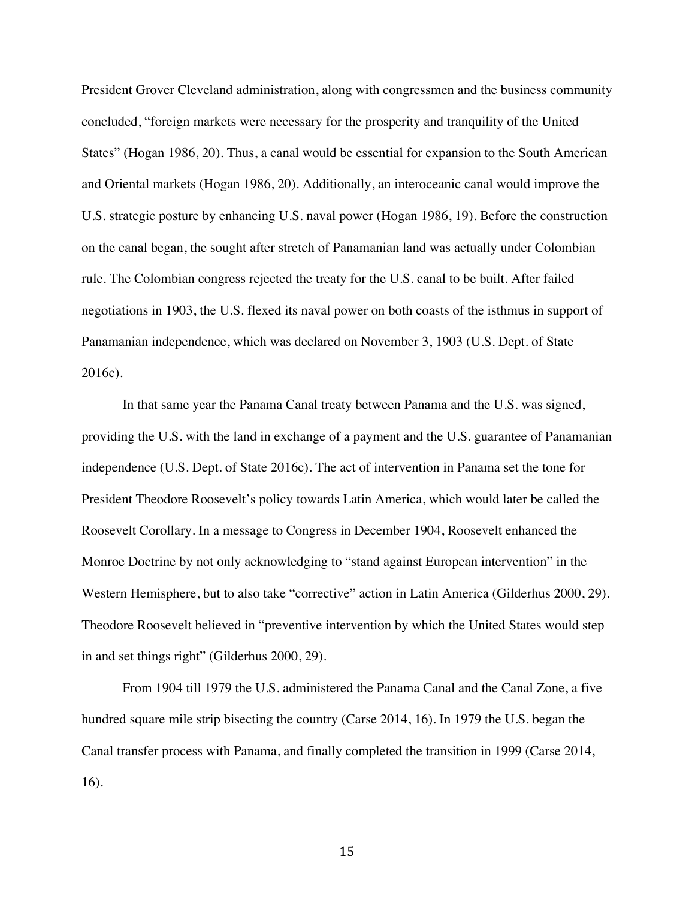President Grover Cleveland administration, along with congressmen and the business community concluded, "foreign markets were necessary for the prosperity and tranquility of the United States" (Hogan 1986, 20). Thus, a canal would be essential for expansion to the South American and Oriental markets (Hogan 1986, 20). Additionally, an interoceanic canal would improve the U.S. strategic posture by enhancing U.S. naval power (Hogan 1986, 19). Before the construction on the canal began, the sought after stretch of Panamanian land was actually under Colombian rule. The Colombian congress rejected the treaty for the U.S. canal to be built. After failed negotiations in 1903, the U.S. flexed its naval power on both coasts of the isthmus in support of Panamanian independence, which was declared on November 3, 1903 (U.S. Dept. of State 2016c).

In that same year the Panama Canal treaty between Panama and the U.S. was signed, providing the U.S. with the land in exchange of a payment and the U.S. guarantee of Panamanian independence (U.S. Dept. of State 2016c). The act of intervention in Panama set the tone for President Theodore Roosevelt's policy towards Latin America, which would later be called the Roosevelt Corollary. In a message to Congress in December 1904, Roosevelt enhanced the Monroe Doctrine by not only acknowledging to "stand against European intervention" in the Western Hemisphere, but to also take "corrective" action in Latin America (Gilderhus 2000, 29). Theodore Roosevelt believed in "preventive intervention by which the United States would step in and set things right" (Gilderhus 2000, 29).

From 1904 till 1979 the U.S. administered the Panama Canal and the Canal Zone, a five hundred square mile strip bisecting the country (Carse 2014, 16). In 1979 the U.S. began the Canal transfer process with Panama, and finally completed the transition in 1999 (Carse 2014, 16).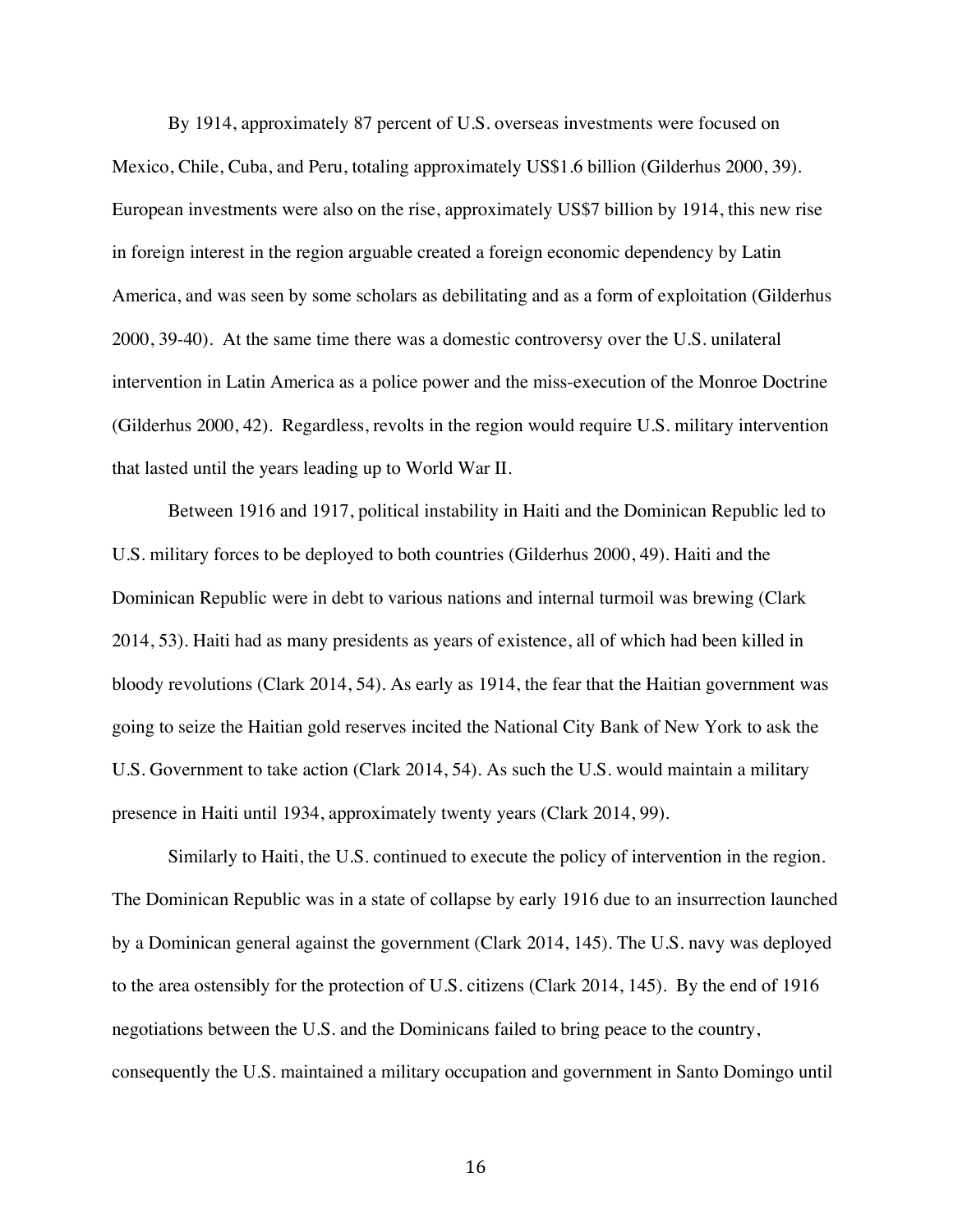By 1914, approximately 87 percent of U.S. overseas investments were focused on Mexico, Chile, Cuba, and Peru, totaling approximately US$1.6 billion (Gilderhus 2000, 39). European investments were also on the rise, approximately US$7 billion by 1914, this new rise in foreign interest in the region arguable created a foreign economic dependency by Latin America, and was seen by some scholars as debilitating and as a form of exploitation (Gilderhus 2000, 39-40). At the same time there was a domestic controversy over the U.S. unilateral intervention in Latin America as a police power and the miss-execution of the Monroe Doctrine (Gilderhus 2000, 42). Regardless, revolts in the region would require U.S. military intervention that lasted until the years leading up to World War II.

Between 1916 and 1917, political instability in Haiti and the Dominican Republic led to U.S. military forces to be deployed to both countries (Gilderhus 2000, 49). Haiti and the Dominican Republic were in debt to various nations and internal turmoil was brewing (Clark 2014, 53). Haiti had as many presidents as years of existence, all of which had been killed in bloody revolutions (Clark 2014, 54). As early as 1914, the fear that the Haitian government was going to seize the Haitian gold reserves incited the National City Bank of New York to ask the U.S. Government to take action (Clark 2014, 54). As such the U.S. would maintain a military presence in Haiti until 1934, approximately twenty years (Clark 2014, 99).

Similarly to Haiti, the U.S. continued to execute the policy of intervention in the region. The Dominican Republic was in a state of collapse by early 1916 due to an insurrection launched by a Dominican general against the government (Clark 2014, 145). The U.S. navy was deployed to the area ostensibly for the protection of U.S. citizens (Clark 2014, 145). By the end of 1916 negotiations between the U.S. and the Dominicans failed to bring peace to the country, consequently the U.S. maintained a military occupation and government in Santo Domingo until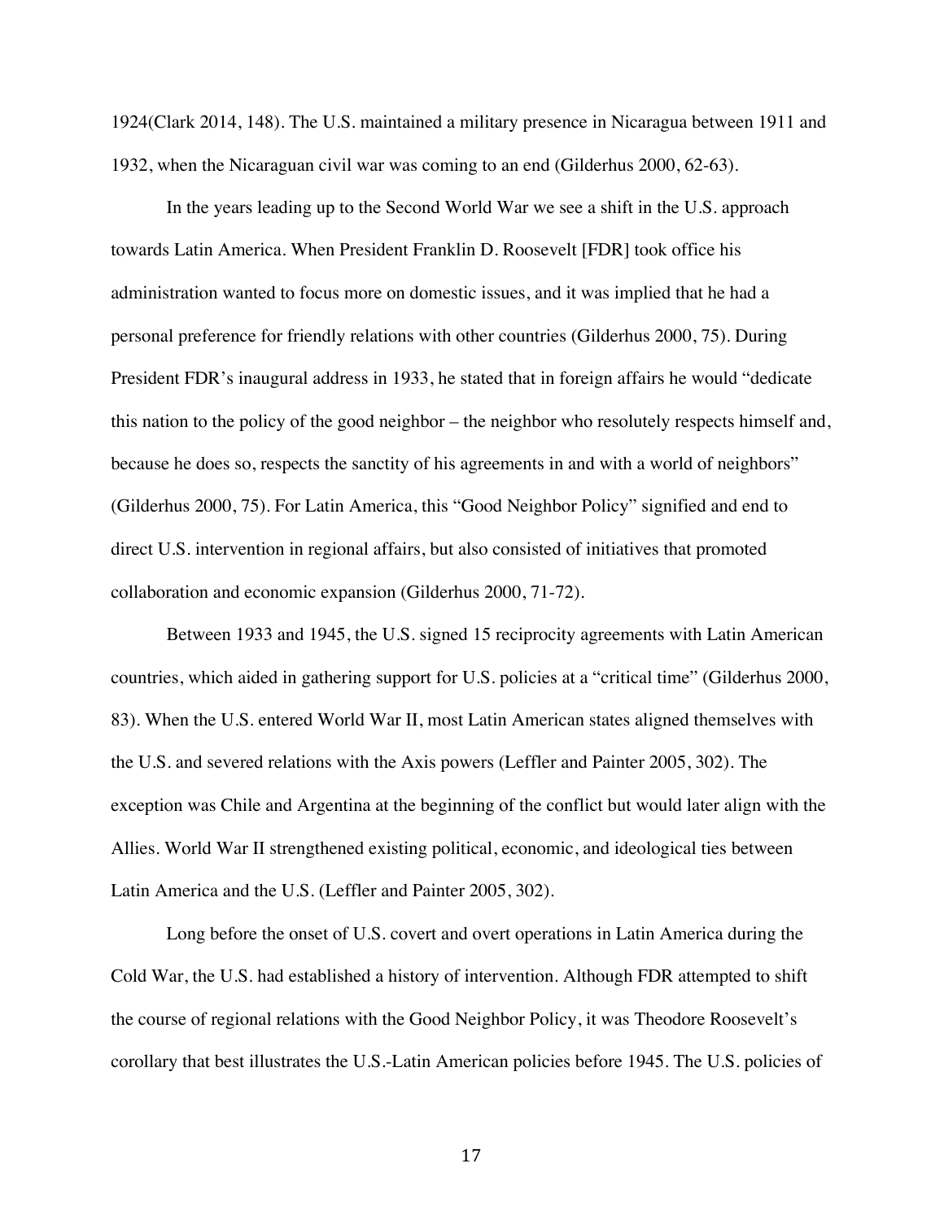1924(Clark 2014, 148). The U.S. maintained a military presence in Nicaragua between 1911 and 1932, when the Nicaraguan civil war was coming to an end (Gilderhus 2000, 62-63).

In the years leading up to the Second World War we see a shift in the U.S. approach towards Latin America. When President Franklin D. Roosevelt [FDR] took office his administration wanted to focus more on domestic issues, and it was implied that he had a personal preference for friendly relations with other countries (Gilderhus 2000, 75). During President FDR's inaugural address in 1933, he stated that in foreign affairs he would "dedicate this nation to the policy of the good neighbor – the neighbor who resolutely respects himself and, because he does so, respects the sanctity of his agreements in and with a world of neighbors" (Gilderhus 2000, 75). For Latin America, this "Good Neighbor Policy" signified and end to direct U.S. intervention in regional affairs, but also consisted of initiatives that promoted collaboration and economic expansion (Gilderhus 2000, 71-72).

Between 1933 and 1945, the U.S. signed 15 reciprocity agreements with Latin American countries, which aided in gathering support for U.S. policies at a "critical time" (Gilderhus 2000, 83). When the U.S. entered World War II, most Latin American states aligned themselves with the U.S. and severed relations with the Axis powers (Leffler and Painter 2005, 302). The exception was Chile and Argentina at the beginning of the conflict but would later align with the Allies. World War II strengthened existing political, economic, and ideological ties between Latin America and the U.S. (Leffler and Painter 2005, 302).

Long before the onset of U.S. covert and overt operations in Latin America during the Cold War, the U.S. had established a history of intervention. Although FDR attempted to shift the course of regional relations with the Good Neighbor Policy, it was Theodore Roosevelt's corollary that best illustrates the U.S.-Latin American policies before 1945. The U.S. policies of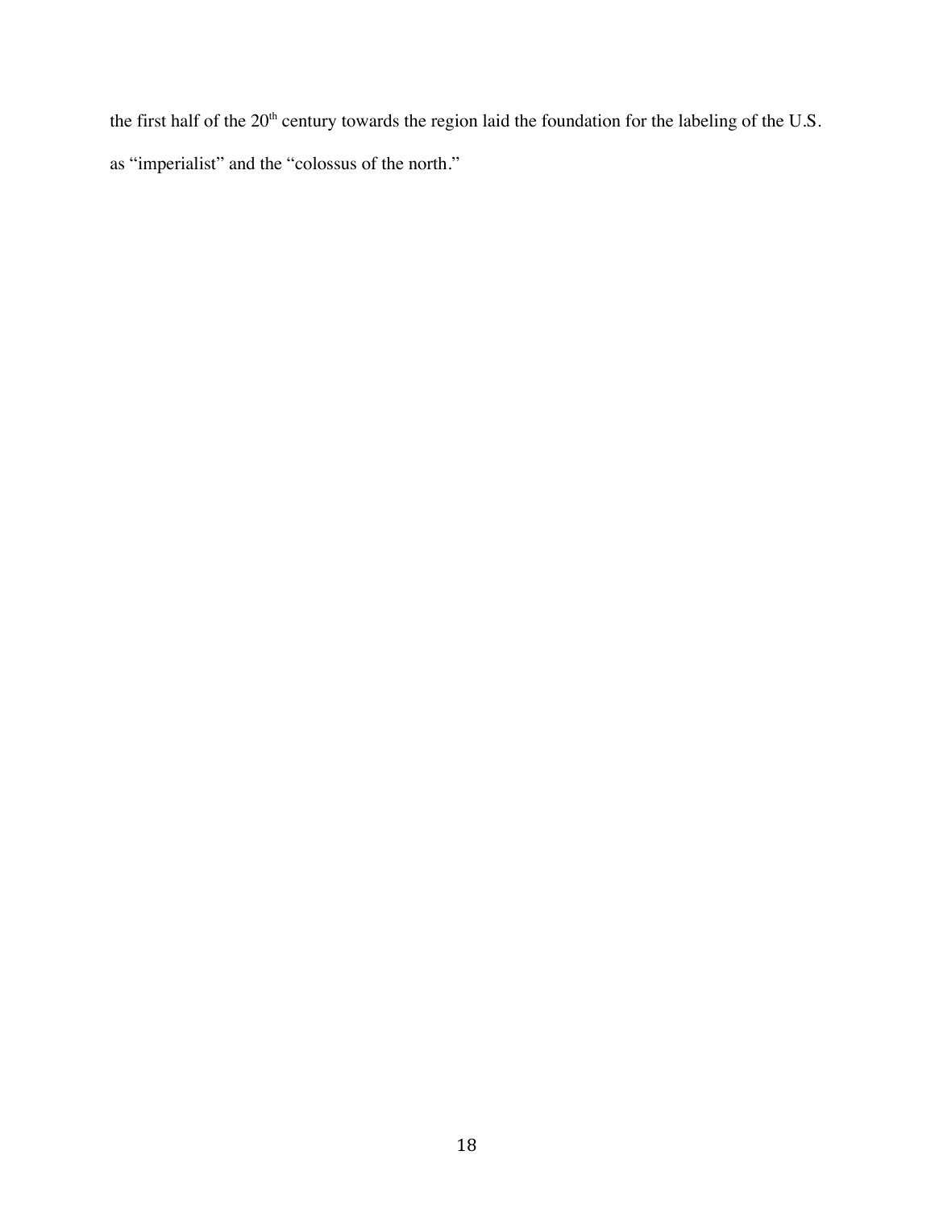the first half of the 20th century towards the region laid the foundation for the labeling of the U.S. as "imperialist" and the "colossus of the north."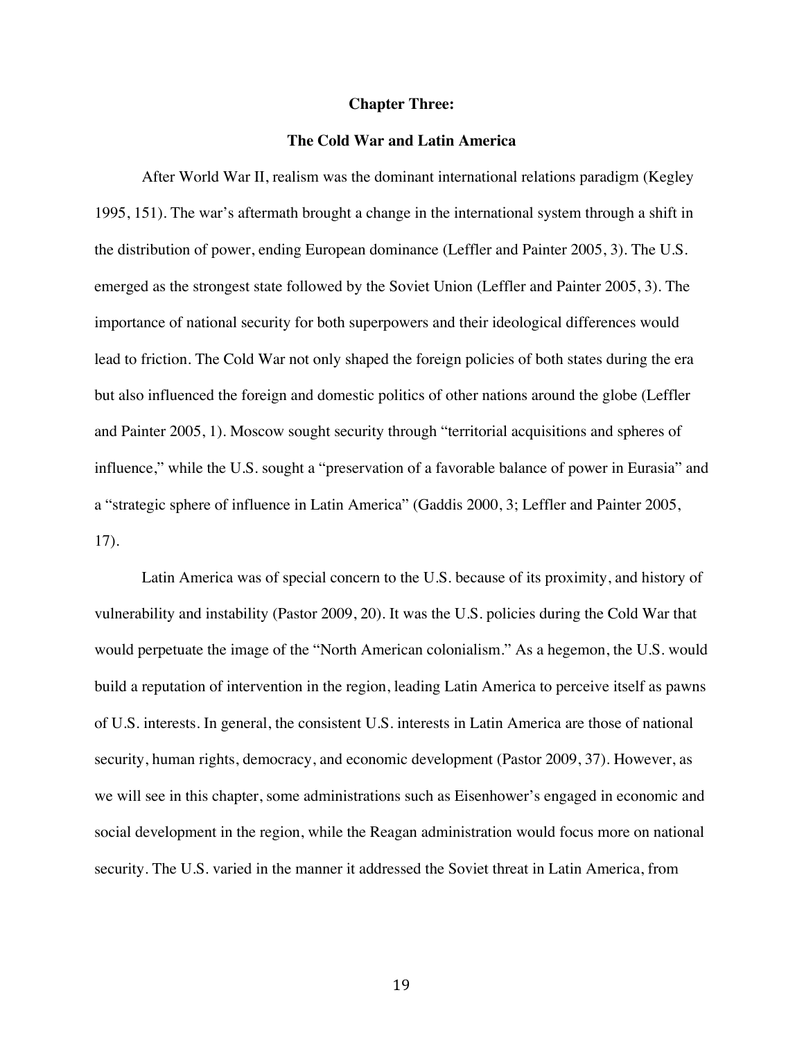## Chapter Three:

## The Cold War and Latin America

After World War II, realism was the dominant international relations paradigm (Kegley 1995, 151). The war's aftermath brought a change in the international system through a shift in the distribution of power, ending European dominance (Leffler and Painter 2005, 3). The U.S. emerged as the strongest state followed by the Soviet Union (Leffler and Painter 2005, 3). The importance of national security for both superpowers and their ideological differences would lead to friction. The Cold War not only shaped the foreign policies of both states during the era but also influenced the foreign and domestic politics of other nations around the globe (Leffler and Painter 2005, 1). Moscow sought security through "territorial acquisitions and spheres of influence," while the U.S. sought a "preservation of a favorable balance of power in Eurasia" and a "strategic sphere of influence in Latin America" (Gaddis 2000, 3; Leffler and Painter 2005, 17).

Latin America was of special concern to the U.S. because of its proximity, and history of vulnerability and instability (Pastor 2009, 20). It was the U.S. policies during the Cold War that would perpetuate the image of the "North American colonialism." As a hegemon, the U.S. would build a reputation of intervention in the region, leading Latin America to perceive itself as pawns of U.S. interests. In general, the consistent U.S. interests in Latin America are those of national security, human rights, democracy, and economic development (Pastor 2009, 37). However, as we will see in this chapter, some administrations such as Eisenhower's engaged in economic and social development in the region, while the Reagan administration would focus more on national security. The U.S. varied in the manner it addressed the Soviet threat in Latin America, from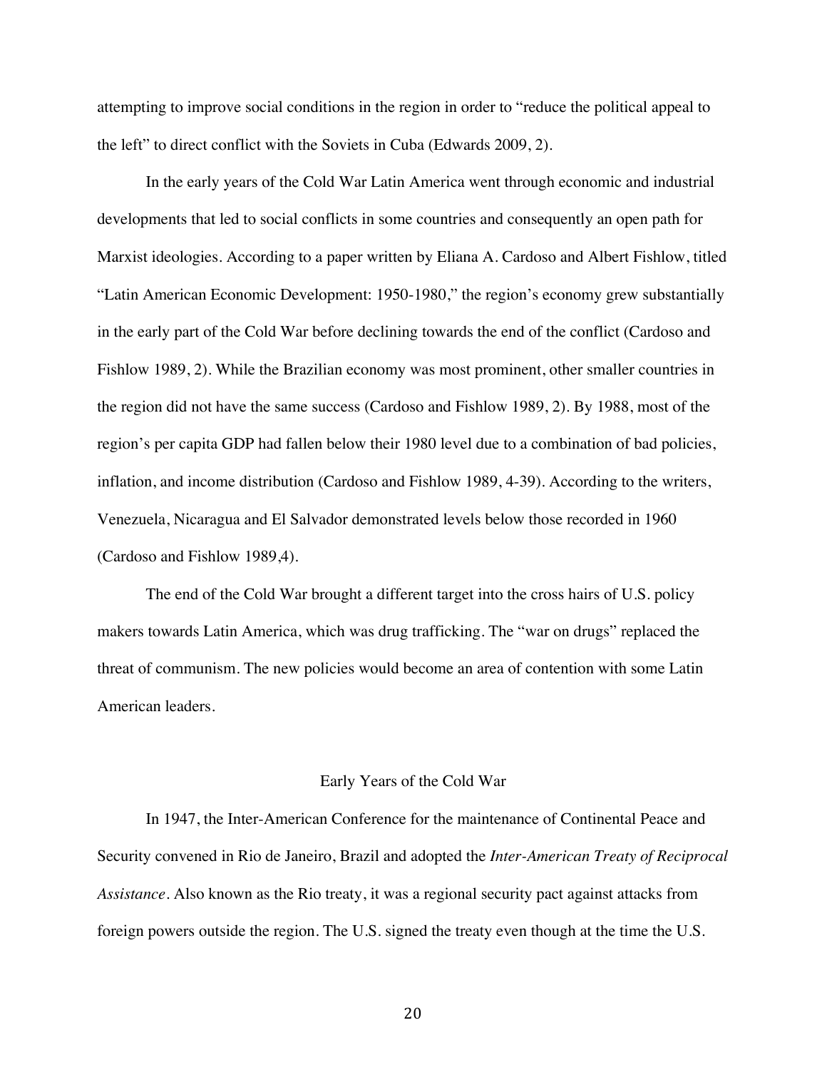attempting to improve social conditions in the region in order to "reduce the political appeal to the left" to direct conflict with the Soviets in Cuba (Edwards 2009, 2).

In the early years of the Cold War Latin America went through economic and industrial developments that led to social conflicts in some countries and consequently an open path for Marxist ideologies. According to a paper written by Eliana A. Cardoso and Albert Fishlow, titled "Latin American Economic Development: 1950-1980," the region's economy grew substantially in the early part of the Cold War before declining towards the end of the conflict (Cardoso and Fishlow 1989, 2). While the Brazilian economy was most prominent, other smaller countries in the region did not have the same success (Cardoso and Fishlow 1989, 2). By 1988, most of the region's per capita GDP had fallen below their 1980 level due to a combination of bad policies, inflation, and income distribution (Cardoso and Fishlow 1989, 4-39). According to the writers, Venezuela, Nicaragua and El Salvador demonstrated levels below those recorded in 1960 (Cardoso and Fishlow 1989,4).

The end of the Cold War brought a different target into the cross hairs of U.S. policy makers towards Latin America, which was drug trafficking. The "war on drugs" replaced the threat of communism. The new policies would become an area of contention with some Latin American leaders.

## Early Years of the Cold War

In 1947, the Inter-American Conference for the maintenance of Continental Peace and Security convened in Rio de Janeiro, Brazil and adopted the *Inter-American Treaty of Reciprocal Assistance*. Also known as the Rio treaty, it was a regional security pact against attacks from foreign powers outside the region. The U.S. signed the treaty even though at the time the U.S.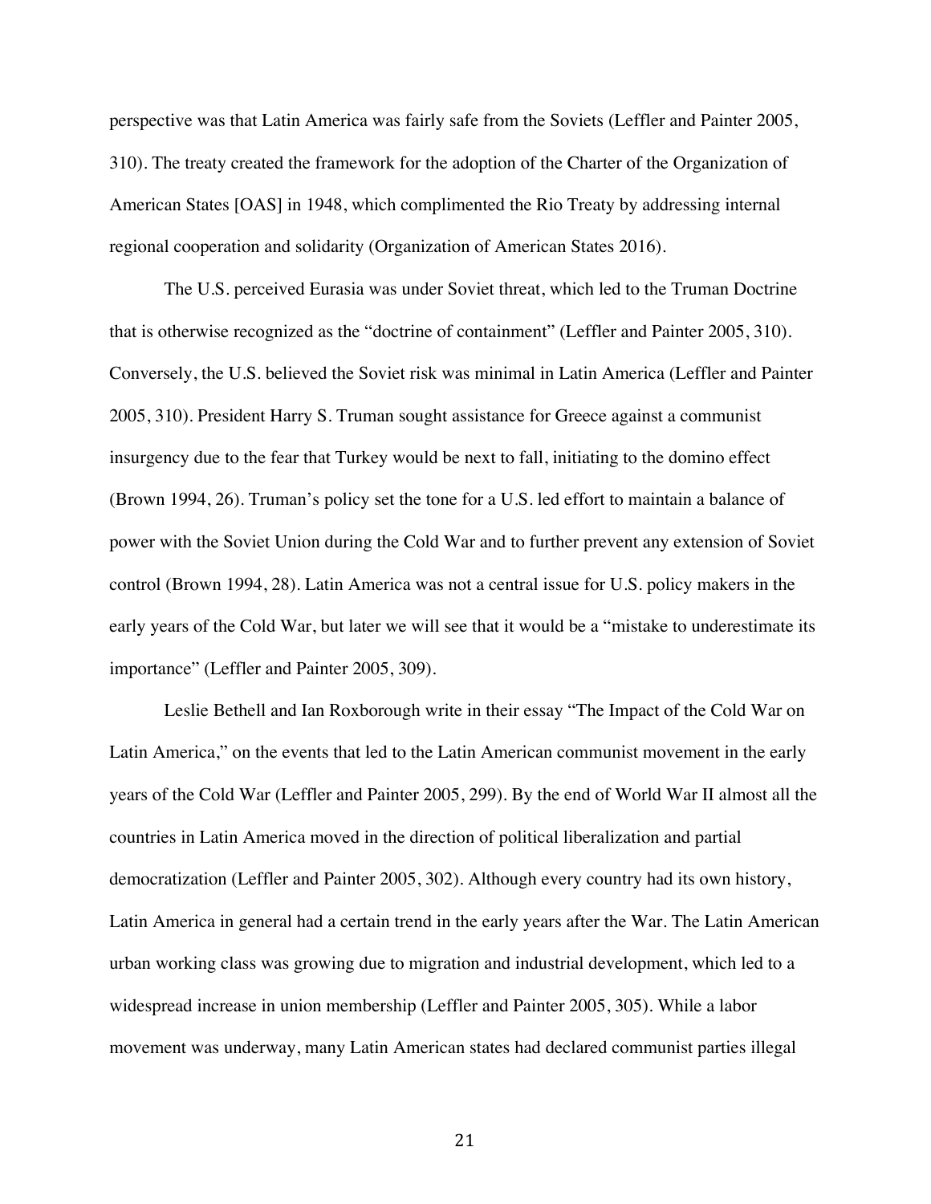perspective was that Latin America was fairly safe from the Soviets (Leffler and Painter 2005, 310). The treaty created the framework for the adoption of the Charter of the Organization of American States [OAS] in 1948, which complimented the Rio Treaty by addressing internal regional cooperation and solidarity (Organization of American States 2016).

The U.S. perceived Eurasia was under Soviet threat, which led to the Truman Doctrine that is otherwise recognized as the "doctrine of containment" (Leffler and Painter 2005, 310). Conversely, the U.S. believed the Soviet risk was minimal in Latin America (Leffler and Painter 2005, 310). President Harry S. Truman sought assistance for Greece against a communist insurgency due to the fear that Turkey would be next to fall, initiating to the domino effect (Brown 1994, 26). Truman's policy set the tone for a U.S. led effort to maintain a balance of power with the Soviet Union during the Cold War and to further prevent any extension of Soviet control (Brown 1994, 28). Latin America was not a central issue for U.S. policy makers in the early years of the Cold War, but later we will see that it would be a "mistake to underestimate its importance" (Leffler and Painter 2005, 309).

Leslie Bethell and Ian Roxborough write in their essay "The Impact of the Cold War on Latin America," on the events that led to the Latin American communist movement in the early years of the Cold War (Leffler and Painter 2005, 299). By the end of World War II almost all the countries in Latin America moved in the direction of political liberalization and partial democratization (Leffler and Painter 2005, 302). Although every country had its own history, Latin America in general had a certain trend in the early years after the War. The Latin American urban working class was growing due to migration and industrial development, which led to a widespread increase in union membership (Leffler and Painter 2005, 305). While a labor movement was underway, many Latin American states had declared communist parties illegal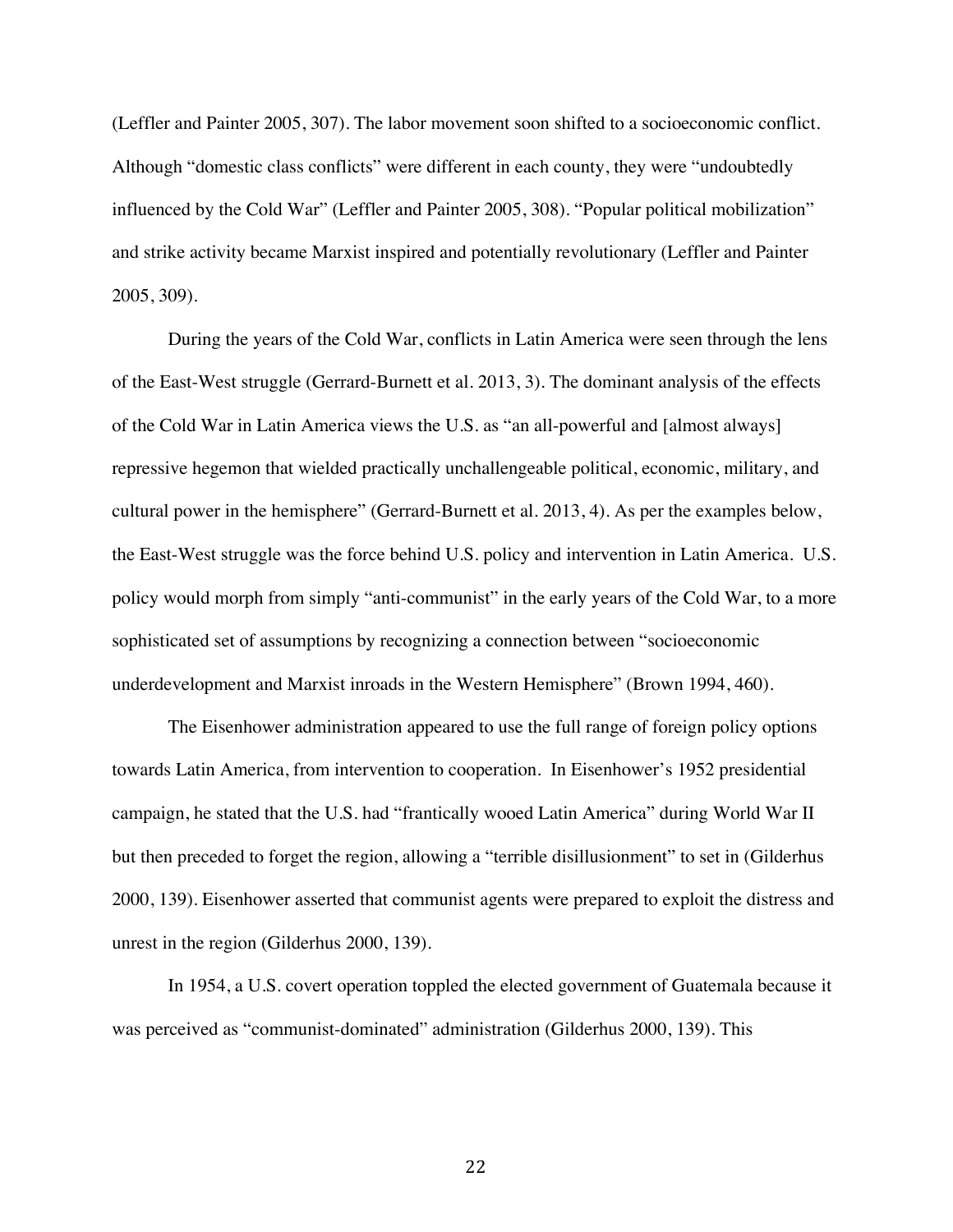(Leffler and Painter 2005, 307). The labor movement soon shifted to a socioeconomic conflict. Although "domestic class conflicts" were different in each county, they were "undoubtedly influenced by the Cold War" (Leffler and Painter 2005, 308). "Popular political mobilization" and strike activity became Marxist inspired and potentially revolutionary (Leffler and Painter 2005, 309).

During the years of the Cold War, conflicts in Latin America were seen through the lens of the East-West struggle (Gerrard-Burnett et al. 2013, 3). The dominant analysis of the effects of the Cold War in Latin America views the U.S. as "an all-powerful and [almost always] repressive hegemon that wielded practically unchallengeable political, economic, military, and cultural power in the hemisphere" (Gerrard-Burnett et al. 2013, 4). As per the examples below, the East-West struggle was the force behind U.S. policy and intervention in Latin America. U.S. policy would morph from simply "anti-communist" in the early years of the Cold War, to a more sophisticated set of assumptions by recognizing a connection between "socioeconomic underdevelopment and Marxist inroads in the Western Hemisphere" (Brown 1994, 460).

The Eisenhower administration appeared to use the full range of foreign policy options towards Latin America, from intervention to cooperation. In Eisenhower's 1952 presidential campaign, he stated that the U.S. had "frantically wooed Latin America" during World War II but then preceded to forget the region, allowing a "terrible disillusionment" to set in (Gilderhus 2000, 139). Eisenhower asserted that communist agents were prepared to exploit the distress and unrest in the region (Gilderhus 2000, 139).

In 1954, a U.S. covert operation toppled the elected government of Guatemala because it was perceived as "communist-dominated" administration (Gilderhus 2000, 139). This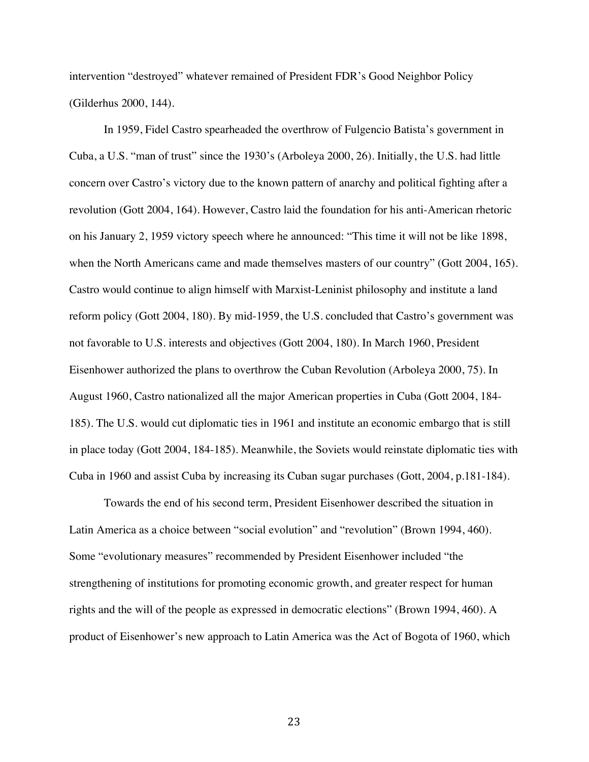intervention "destroyed" whatever remained of President FDR's Good Neighbor Policy (Gilderhus 2000, 144).

In 1959, Fidel Castro spearheaded the overthrow of Fulgencio Batista's government in Cuba, a U.S. "man of trust" since the 1930's (Arboleya 2000, 26). Initially, the U.S. had little concern over Castro's victory due to the known pattern of anarchy and political fighting after a revolution (Gott 2004, 164). However, Castro laid the foundation for his anti-American rhetoric on his January 2, 1959 victory speech where he announced: "This time it will not be like 1898, when the North Americans came and made themselves masters of our country" (Gott 2004, 165). Castro would continue to align himself with Marxist-Leninist philosophy and institute a land reform policy (Gott 2004, 180). By mid-1959, the U.S. concluded that Castro's government was not favorable to U.S. interests and objectives (Gott 2004, 180). In March 1960, President Eisenhower authorized the plans to overthrow the Cuban Revolution (Arboleya 2000, 75). In August 1960, Castro nationalized all the major American properties in Cuba (Gott 2004, 184-185). The U.S. would cut diplomatic ties in 1961 and institute an economic embargo that is still in place today (Gott 2004, 184-185). Meanwhile, the Soviets would reinstate diplomatic ties with Cuba in 1960 and assist Cuba by increasing its Cuban sugar purchases (Gott, 2004, p.181-184).

Towards the end of his second term, President Eisenhower described the situation in Latin America as a choice between "social evolution" and "revolution" (Brown 1994, 460). Some "evolutionary measures" recommended by President Eisenhower included "the strengthening of institutions for promoting economic growth, and greater respect for human rights and the will of the people as expressed in democratic elections" (Brown 1994, 460). A product of Eisenhower's new approach to Latin America was the Act of Bogota of 1960, which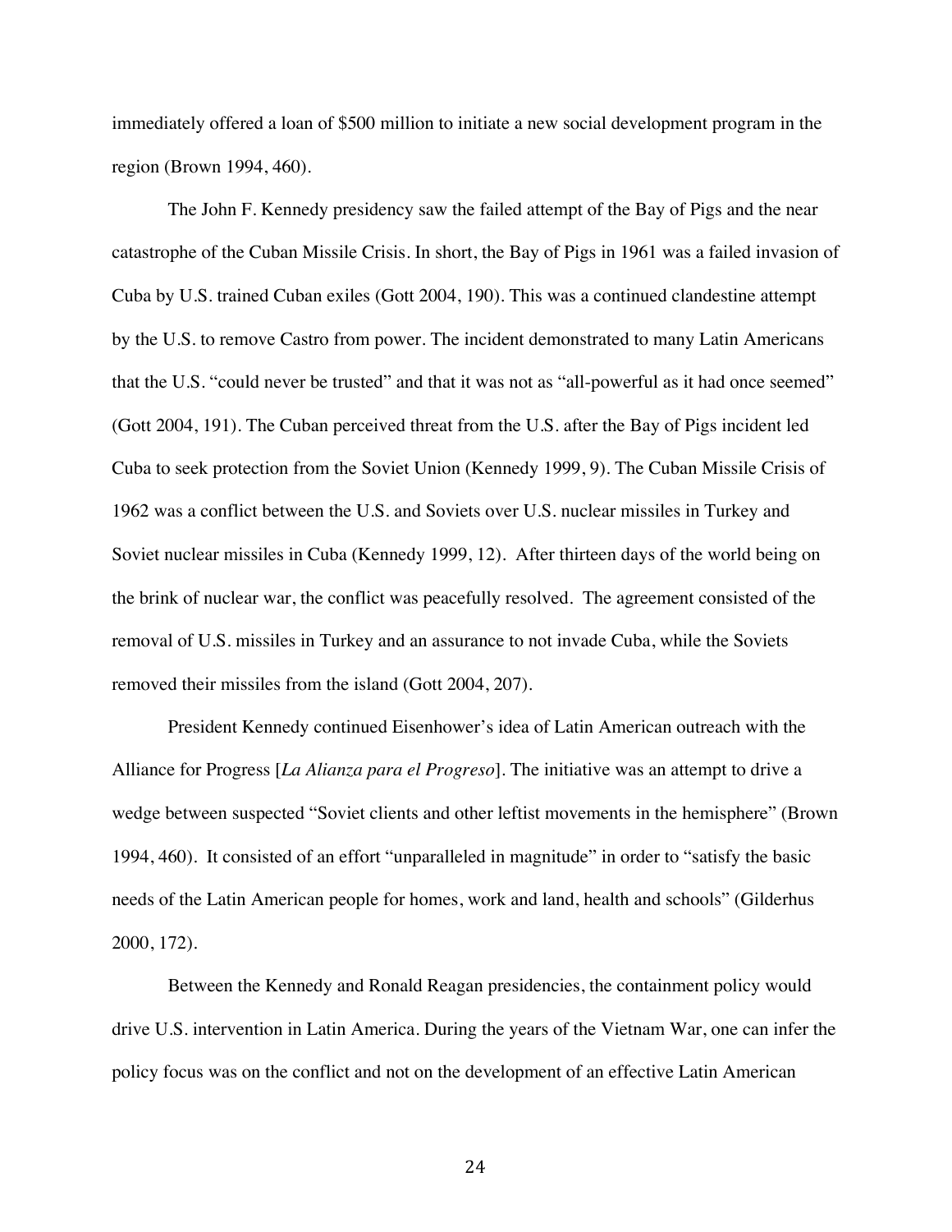immediately offered a loan of $500 million to initiate a new social development program in the region (Brown 1994, 460).

The John F. Kennedy presidency saw the failed attempt of the Bay of Pigs and the near catastrophe of the Cuban Missile Crisis. In short, the Bay of Pigs in 1961 was a failed invasion of Cuba by U.S. trained Cuban exiles (Gott 2004, 190). This was a continued clandestine attempt by the U.S. to remove Castro from power. The incident demonstrated to many Latin Americans that the U.S. "could never be trusted" and that it was not as "all-powerful as it had once seemed" (Gott 2004, 191). The Cuban perceived threat from the U.S. after the Bay of Pigs incident led Cuba to seek protection from the Soviet Union (Kennedy 1999, 9). The Cuban Missile Crisis of 1962 was a conflict between the U.S. and Soviets over U.S. nuclear missiles in Turkey and Soviet nuclear missiles in Cuba (Kennedy 1999, 12). After thirteen days of the world being on the brink of nuclear war, the conflict was peacefully resolved. The agreement consisted of the removal of U.S. missiles in Turkey and an assurance to not invade Cuba, while the Soviets removed their missiles from the island (Gott 2004, 207).

President Kennedy continued Eisenhower's idea of Latin American outreach with the Alliance for Progress [*La Alianza para el Progreso*]. The initiative was an attempt to drive a wedge between suspected "Soviet clients and other leftist movements in the hemisphere" (Brown 1994, 460). It consisted of an effort "unparalleled in magnitude" in order to "satisfy the basic needs of the Latin American people for homes, work and land, health and schools" (Gilderhus 2000, 172).

Between the Kennedy and Ronald Reagan presidencies, the containment policy would drive U.S. intervention in Latin America. During the years of the Vietnam War, one can infer the policy focus was on the conflict and not on the development of an effective Latin American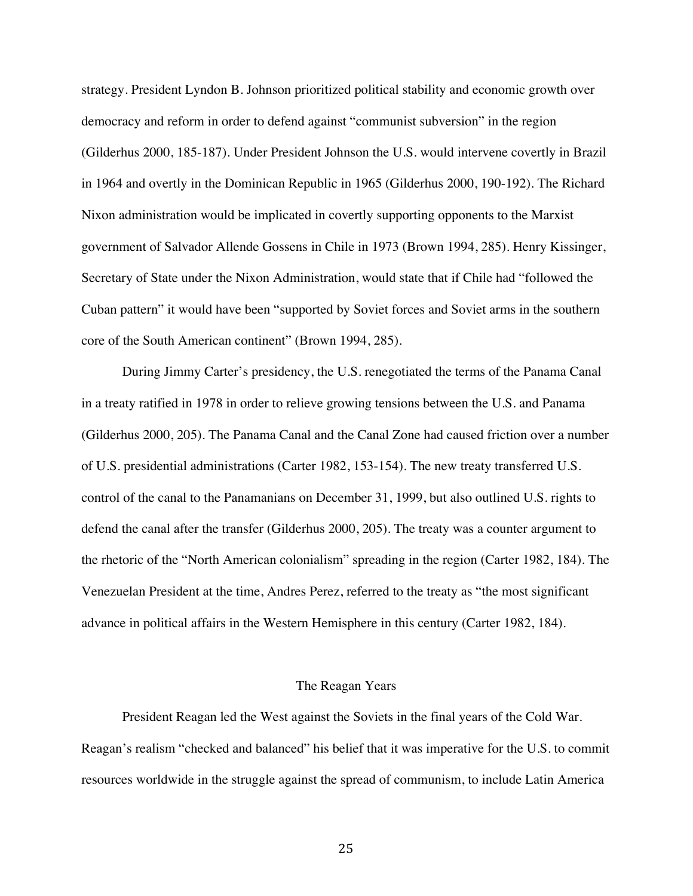strategy. President Lyndon B. Johnson prioritized political stability and economic growth over democracy and reform in order to defend against "communist subversion" in the region (Gilderhus 2000, 185-187). Under President Johnson the U.S. would intervene covertly in Brazil in 1964 and overtly in the Dominican Republic in 1965 (Gilderhus 2000, 190-192). The Richard Nixon administration would be implicated in covertly supporting opponents to the Marxist government of Salvador Allende Gossens in Chile in 1973 (Brown 1994, 285). Henry Kissinger, Secretary of State under the Nixon Administration, would state that if Chile had "followed the Cuban pattern" it would have been "supported by Soviet forces and Soviet arms in the southern core of the South American continent" (Brown 1994, 285).

During Jimmy Carter's presidency, the U.S. renegotiated the terms of the Panama Canal in a treaty ratified in 1978 in order to relieve growing tensions between the U.S. and Panama (Gilderhus 2000, 205). The Panama Canal and the Canal Zone had caused friction over a number of U.S. presidential administrations (Carter 1982, 153-154). The new treaty transferred U.S. control of the canal to the Panamanians on December 31, 1999, but also outlined U.S. rights to defend the canal after the transfer (Gilderhus 2000, 205). The treaty was a counter argument to the rhetoric of the "North American colonialism" spreading in the region (Carter 1982, 184). The Venezuelan President at the time, Andres Perez, referred to the treaty as "the most significant advance in political affairs in the Western Hemisphere in this century (Carter 1982, 184).

## The Reagan Years

President Reagan led the West against the Soviets in the final years of the Cold War. Reagan's realism "checked and balanced" his belief that it was imperative for the U.S. to commit resources worldwide in the struggle against the spread of communism, to include Latin America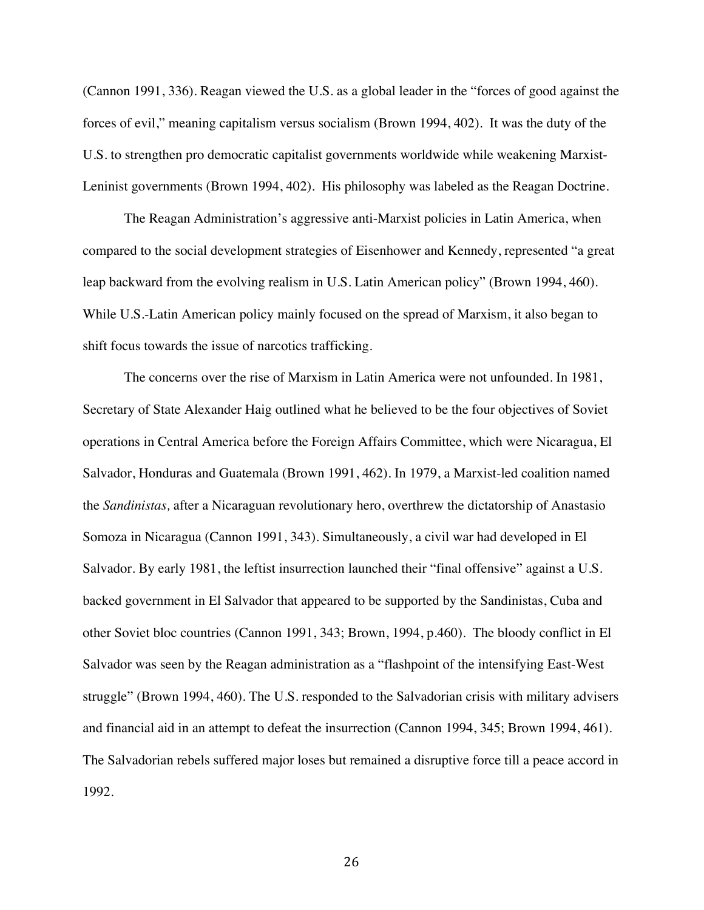(Cannon 1991, 336). Reagan viewed the U.S. as a global leader in the "forces of good against the forces of evil," meaning capitalism versus socialism (Brown 1994, 402). It was the duty of the U.S. to strengthen pro democratic capitalist governments worldwide while weakening Marxist-Leninist governments (Brown 1994, 402). His philosophy was labeled as the Reagan Doctrine.

The Reagan Administration's aggressive anti-Marxist policies in Latin America, when compared to the social development strategies of Eisenhower and Kennedy, represented "a great leap backward from the evolving realism in U.S. Latin American policy" (Brown 1994, 460). While U.S.-Latin American policy mainly focused on the spread of Marxism, it also began to shift focus towards the issue of narcotics trafficking.

The concerns over the rise of Marxism in Latin America were not unfounded. In 1981, Secretary of State Alexander Haig outlined what he believed to be the four objectives of Soviet operations in Central America before the Foreign Affairs Committee, which were Nicaragua, El Salvador, Honduras and Guatemala (Brown 1991, 462). In 1979, a Marxist-led coalition named the *Sandinistas,* after a Nicaraguan revolutionary hero, overthrew the dictatorship of Anastasio Somoza in Nicaragua (Cannon 1991, 343). Simultaneously, a civil war had developed in El Salvador. By early 1981, the leftist insurrection launched their "final offensive" against a U.S. backed government in El Salvador that appeared to be supported by the Sandinistas, Cuba and other Soviet bloc countries (Cannon 1991, 343; Brown, 1994, p.460). The bloody conflict in El Salvador was seen by the Reagan administration as a "flashpoint of the intensifying East-West struggle" (Brown 1994, 460). The U.S. responded to the Salvadorian crisis with military advisers and financial aid in an attempt to defeat the insurrection (Cannon 1994, 345; Brown 1994, 461). The Salvadorian rebels suffered major loses but remained a disruptive force till a peace accord in 1992.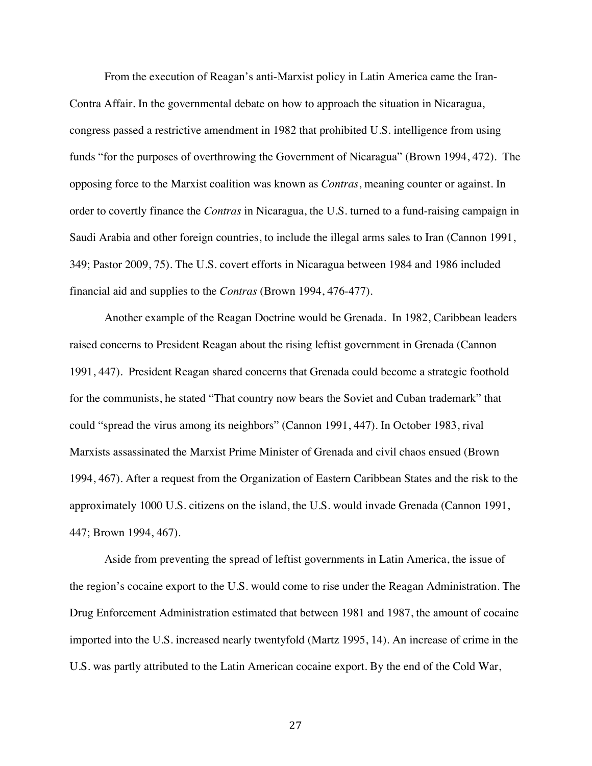From the execution of Reagan's anti-Marxist policy in Latin America came the Iran-Contra Affair. In the governmental debate on how to approach the situation in Nicaragua, congress passed a restrictive amendment in 1982 that prohibited U.S. intelligence from using funds "for the purposes of overthrowing the Government of Nicaragua" (Brown 1994, 472). The opposing force to the Marxist coalition was known as *Contras*, meaning counter or against. In order to covertly finance the *Contras* in Nicaragua, the U.S. turned to a fund-raising campaign in Saudi Arabia and other foreign countries, to include the illegal arms sales to Iran (Cannon 1991, 349; Pastor 2009, 75). The U.S. covert efforts in Nicaragua between 1984 and 1986 included financial aid and supplies to the *Contras* (Brown 1994, 476-477).

Another example of the Reagan Doctrine would be Grenada. In 1982, Caribbean leaders raised concerns to President Reagan about the rising leftist government in Grenada (Cannon 1991, 447). President Reagan shared concerns that Grenada could become a strategic foothold for the communists, he stated "That country now bears the Soviet and Cuban trademark" that could "spread the virus among its neighbors" (Cannon 1991, 447). In October 1983, rival Marxists assassinated the Marxist Prime Minister of Grenada and civil chaos ensued (Brown 1994, 467). After a request from the Organization of Eastern Caribbean States and the risk to the approximately 1000 U.S. citizens on the island, the U.S. would invade Grenada (Cannon 1991, 447; Brown 1994, 467).

Aside from preventing the spread of leftist governments in Latin America, the issue of the region's cocaine export to the U.S. would come to rise under the Reagan Administration. The Drug Enforcement Administration estimated that between 1981 and 1987, the amount of cocaine imported into the U.S. increased nearly twentyfold (Martz 1995, 14). An increase of crime in the U.S. was partly attributed to the Latin American cocaine export. By the end of the Cold War,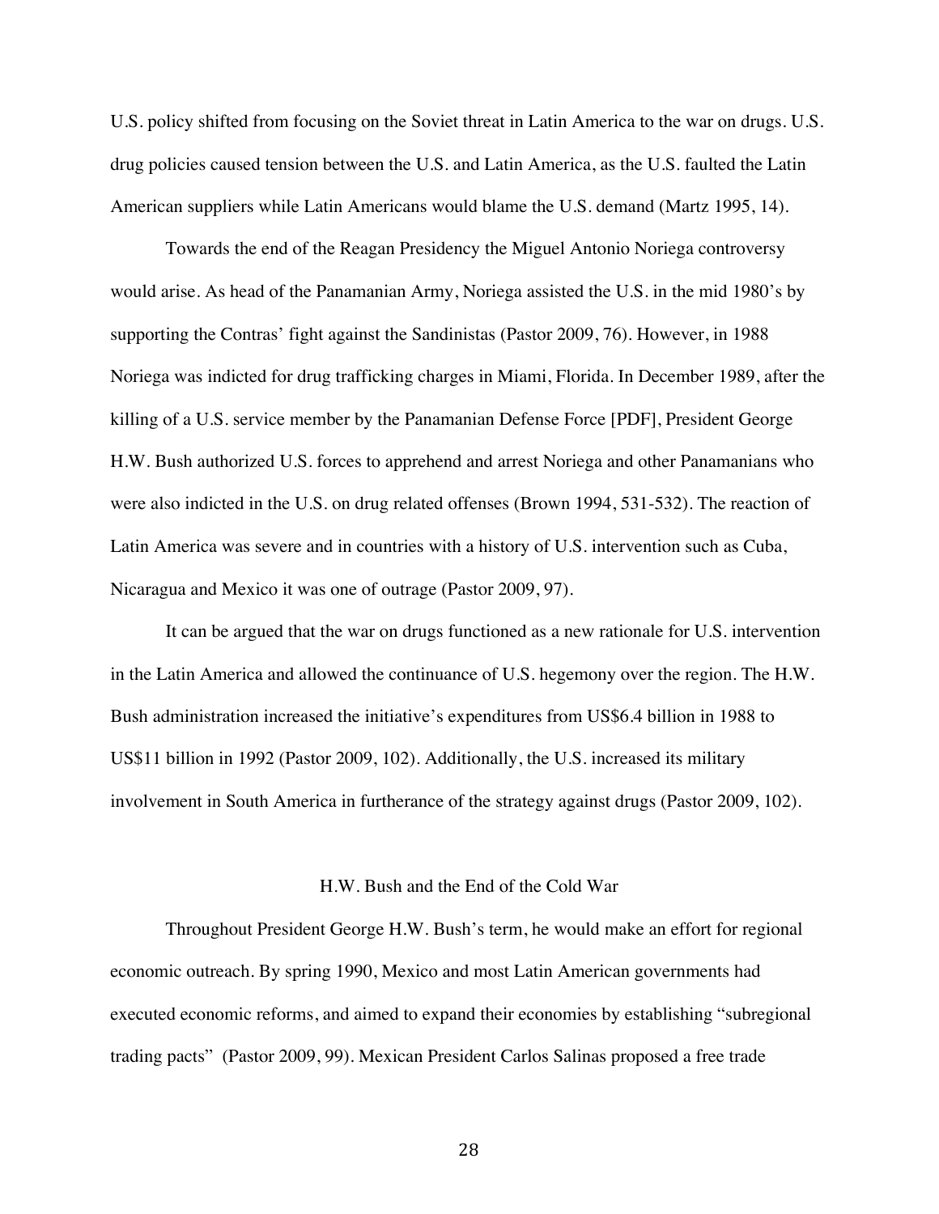U.S. policy shifted from focusing on the Soviet threat in Latin America to the war on drugs. U.S. drug policies caused tension between the U.S. and Latin America, as the U.S. faulted the Latin American suppliers while Latin Americans would blame the U.S. demand (Martz 1995, 14).

Towards the end of the Reagan Presidency the Miguel Antonio Noriega controversy would arise. As head of the Panamanian Army, Noriega assisted the U.S. in the mid 1980's by supporting the Contras' fight against the Sandinistas (Pastor 2009, 76). However, in 1988 Noriega was indicted for drug trafficking charges in Miami, Florida. In December 1989, after the killing of a U.S. service member by the Panamanian Defense Force [PDF], President George H.W. Bush authorized U.S. forces to apprehend and arrest Noriega and other Panamanians who were also indicted in the U.S. on drug related offenses (Brown 1994, 531-532). The reaction of Latin America was severe and in countries with a history of U.S. intervention such as Cuba, Nicaragua and Mexico it was one of outrage (Pastor 2009, 97).

It can be argued that the war on drugs functioned as a new rationale for U.S. intervention in the Latin America and allowed the continuance of U.S. hegemony over the region. The H.W. Bush administration increased the initiative's expenditures from US$6.4 billion in 1988 to US$11 billion in 1992 (Pastor 2009, 102). Additionally, the U.S. increased its military involvement in South America in furtherance of the strategy against drugs (Pastor 2009, 102).

## H.W. Bush and the End of the Cold War

Throughout President George H.W. Bush's term, he would make an effort for regional economic outreach. By spring 1990, Mexico and most Latin American governments had executed economic reforms, and aimed to expand their economies by establishing "subregional trading pacts" (Pastor 2009, 99). Mexican President Carlos Salinas proposed a free trade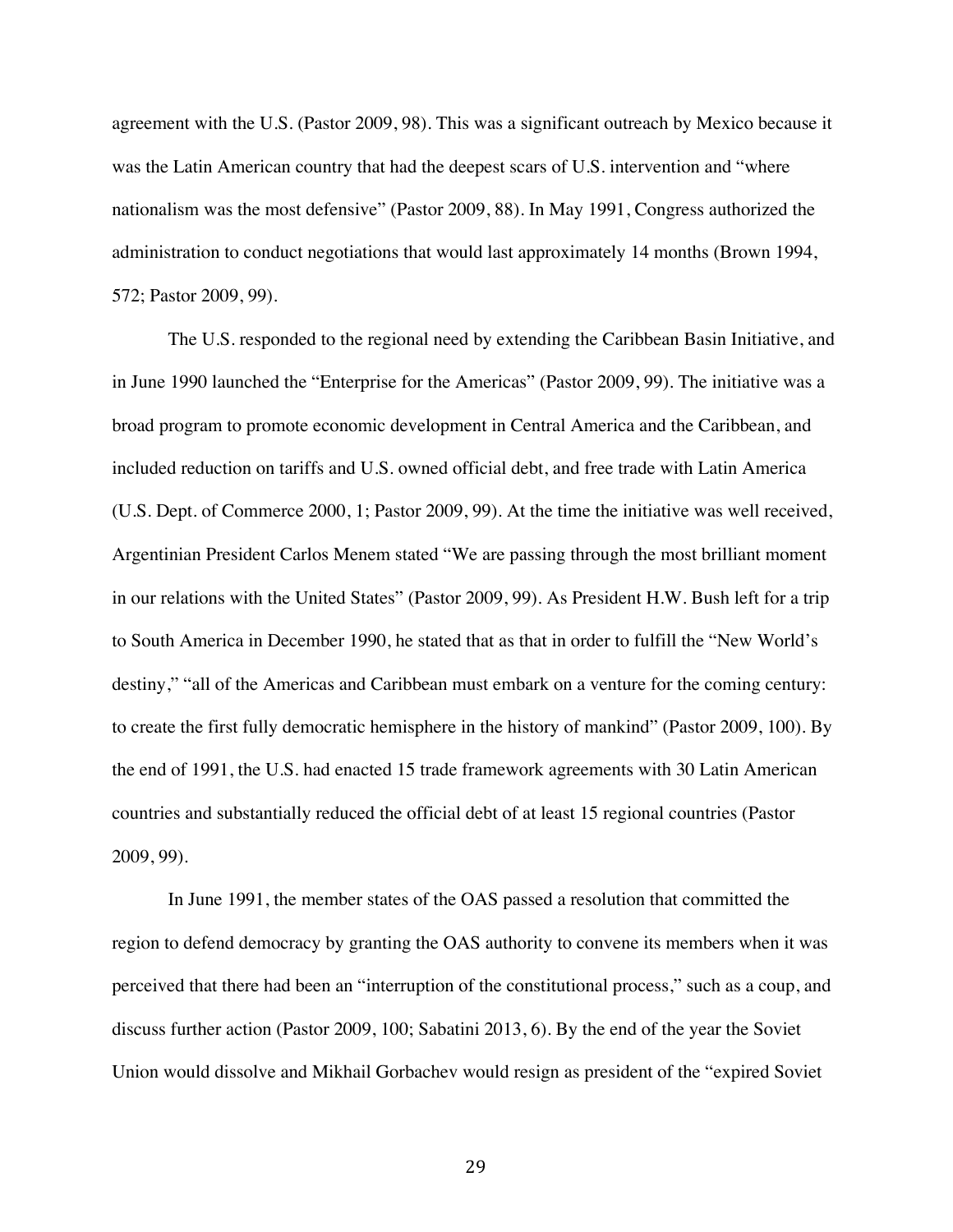agreement with the U.S. (Pastor 2009, 98). This was a significant outreach by Mexico because it was the Latin American country that had the deepest scars of U.S. intervention and "where nationalism was the most defensive" (Pastor 2009, 88). In May 1991, Congress authorized the administration to conduct negotiations that would last approximately 14 months (Brown 1994, 572; Pastor 2009, 99).

The U.S. responded to the regional need by extending the Caribbean Basin Initiative, and in June 1990 launched the "Enterprise for the Americas" (Pastor 2009, 99). The initiative was a broad program to promote economic development in Central America and the Caribbean, and included reduction on tariffs and U.S. owned official debt, and free trade with Latin America (U.S. Dept. of Commerce 2000, 1; Pastor 2009, 99). At the time the initiative was well received, Argentinian President Carlos Menem stated "We are passing through the most brilliant moment in our relations with the United States" (Pastor 2009, 99). As President H.W. Bush left for a trip to South America in December 1990, he stated that as that in order to fulfill the "New World's destiny," "all of the Americas and Caribbean must embark on a venture for the coming century: to create the first fully democratic hemisphere in the history of mankind" (Pastor 2009, 100). By the end of 1991, the U.S. had enacted 15 trade framework agreements with 30 Latin American countries and substantially reduced the official debt of at least 15 regional countries (Pastor 2009, 99).

In June 1991, the member states of the OAS passed a resolution that committed the region to defend democracy by granting the OAS authority to convene its members when it was perceived that there had been an "interruption of the constitutional process," such as a coup, and discuss further action (Pastor 2009, 100; Sabatini 2013, 6). By the end of the year the Soviet Union would dissolve and Mikhail Gorbachev would resign as president of the "expired Soviet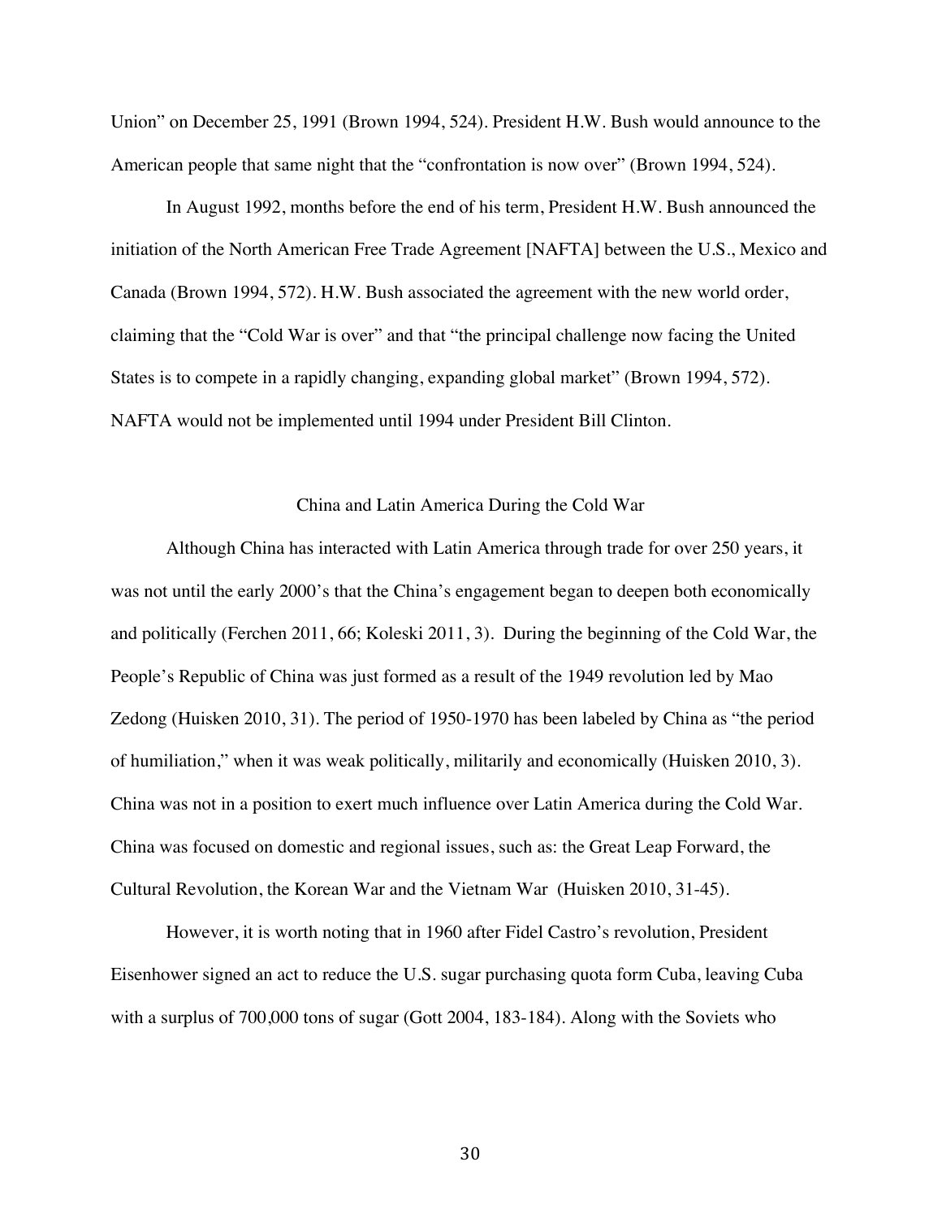Union" on December 25, 1991 (Brown 1994, 524). President H.W. Bush would announce to the American people that same night that the "confrontation is now over" (Brown 1994, 524).

In August 1992, months before the end of his term, President H.W. Bush announced the initiation of the North American Free Trade Agreement [NAFTA] between the U.S., Mexico and Canada (Brown 1994, 572). H.W. Bush associated the agreement with the new world order, claiming that the "Cold War is over" and that "the principal challenge now facing the United States is to compete in a rapidly changing, expanding global market" (Brown 1994, 572). NAFTA would not be implemented until 1994 under President Bill Clinton.

## China and Latin America During the Cold War

Although China has interacted with Latin America through trade for over 250 years, it was not until the early 2000's that the China's engagement began to deepen both economically and politically (Ferchen 2011, 66; Koleski 2011, 3). During the beginning of the Cold War, the People's Republic of China was just formed as a result of the 1949 revolution led by Mao Zedong (Huisken 2010, 31). The period of 1950-1970 has been labeled by China as "the period of humiliation," when it was weak politically, militarily and economically (Huisken 2010, 3). China was not in a position to exert much influence over Latin America during the Cold War. China was focused on domestic and regional issues, such as: the Great Leap Forward, the Cultural Revolution, the Korean War and the Vietnam War (Huisken 2010, 31-45).

However, it is worth noting that in 1960 after Fidel Castro's revolution, President Eisenhower signed an act to reduce the U.S. sugar purchasing quota form Cuba, leaving Cuba with a surplus of 700,000 tons of sugar (Gott 2004, 183-184). Along with the Soviets who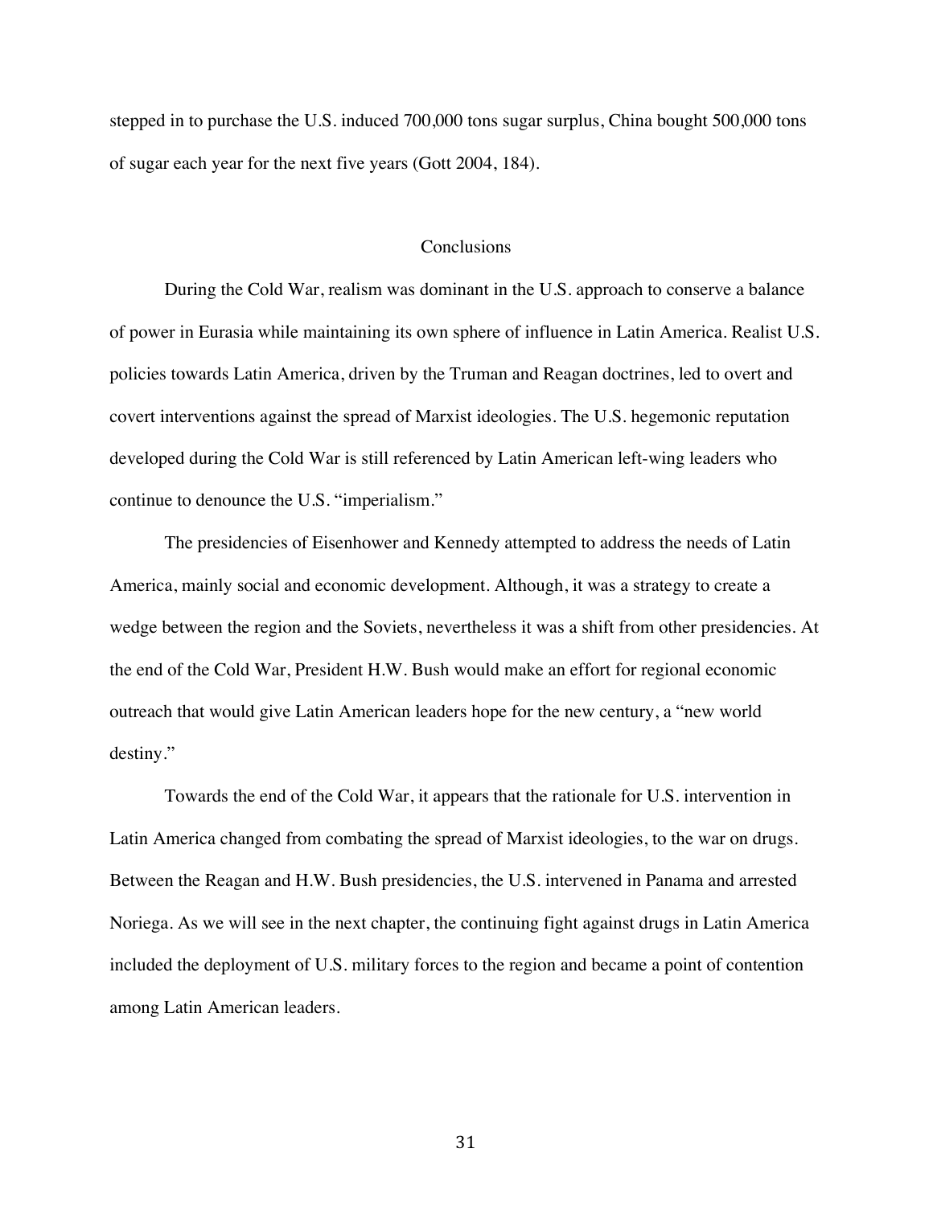stepped in to purchase the U.S. induced 700,000 tons sugar surplus, China bought 500,000 tons of sugar each year for the next five years (Gott 2004, 184).

## Conclusions

During the Cold War, realism was dominant in the U.S. approach to conserve a balance of power in Eurasia while maintaining its own sphere of influence in Latin America. Realist U.S. policies towards Latin America, driven by the Truman and Reagan doctrines, led to overt and covert interventions against the spread of Marxist ideologies. The U.S. hegemonic reputation developed during the Cold War is still referenced by Latin American left-wing leaders who continue to denounce the U.S. "imperialism."

The presidencies of Eisenhower and Kennedy attempted to address the needs of Latin America, mainly social and economic development. Although, it was a strategy to create a wedge between the region and the Soviets, nevertheless it was a shift from other presidencies. At the end of the Cold War, President H.W. Bush would make an effort for regional economic outreach that would give Latin American leaders hope for the new century, a "new world destiny."

Towards the end of the Cold War, it appears that the rationale for U.S. intervention in Latin America changed from combating the spread of Marxist ideologies, to the war on drugs. Between the Reagan and H.W. Bush presidencies, the U.S. intervened in Panama and arrested Noriega. As we will see in the next chapter, the continuing fight against drugs in Latin America included the deployment of U.S. military forces to the region and became a point of contention among Latin American leaders.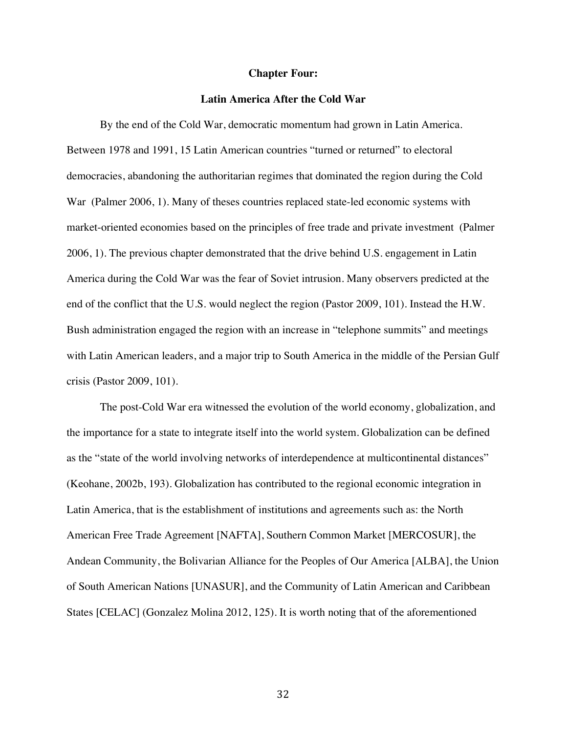## Chapter Four:

## Latin America After the Cold War

By the end of the Cold War, democratic momentum had grown in Latin America. Between 1978 and 1991, 15 Latin American countries "turned or returned" to electoral democracies, abandoning the authoritarian regimes that dominated the region during the Cold War (Palmer 2006, 1). Many of theses countries replaced state-led economic systems with market-oriented economies based on the principles of free trade and private investment (Palmer 2006, 1). The previous chapter demonstrated that the drive behind U.S. engagement in Latin America during the Cold War was the fear of Soviet intrusion. Many observers predicted at the end of the conflict that the U.S. would neglect the region (Pastor 2009, 101). Instead the H.W. Bush administration engaged the region with an increase in "telephone summits" and meetings with Latin American leaders, and a major trip to South America in the middle of the Persian Gulf crisis (Pastor 2009, 101).

The post-Cold War era witnessed the evolution of the world economy, globalization, and the importance for a state to integrate itself into the world system. Globalization can be defined as the "state of the world involving networks of interdependence at multicontinental distances" (Keohane, 2002b, 193). Globalization has contributed to the regional economic integration in Latin America, that is the establishment of institutions and agreements such as: the North American Free Trade Agreement [NAFTA], Southern Common Market [MERCOSUR], the Andean Community, the Bolivarian Alliance for the Peoples of Our America [ALBA], the Union of South American Nations [UNASUR], and the Community of Latin American and Caribbean States [CELAC] (Gonzalez Molina 2012, 125). It is worth noting that of the aforementioned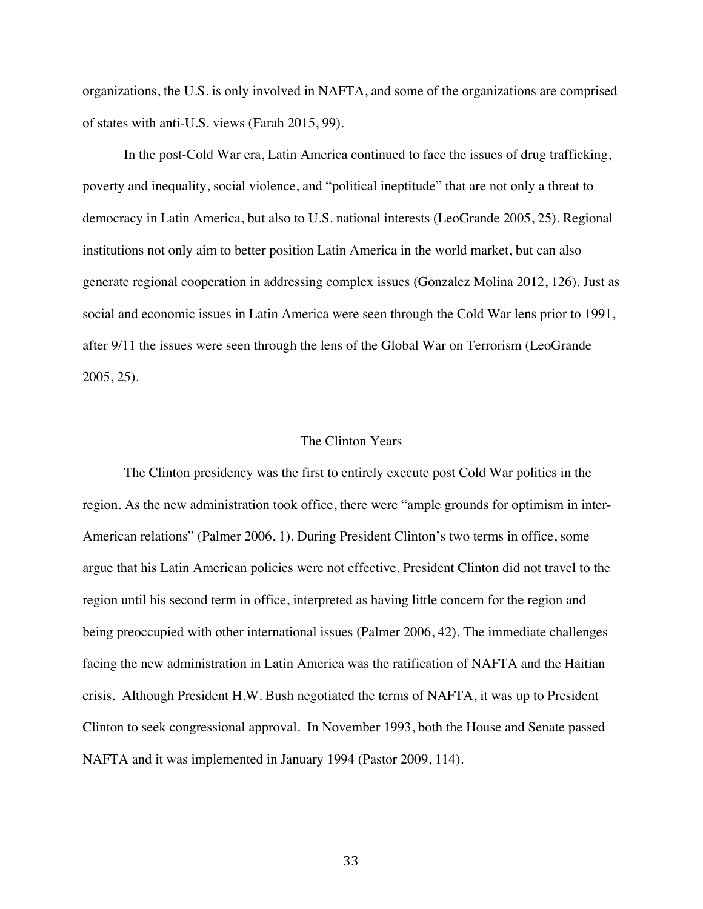organizations, the U.S. is only involved in NAFTA, and some of the organizations are comprised of states with anti-U.S. views (Farah 2015, 99).

In the post-Cold War era, Latin America continued to face the issues of drug trafficking, poverty and inequality, social violence, and "political ineptitude" that are not only a threat to democracy in Latin America, but also to U.S. national interests (LeoGrande 2005, 25). Regional institutions not only aim to better position Latin America in the world market, but can also generate regional cooperation in addressing complex issues (Gonzalez Molina 2012, 126). Just as social and economic issues in Latin America were seen through the Cold War lens prior to 1991, after 9/11 the issues were seen through the lens of the Global War on Terrorism (LeoGrande 2005, 25).

## The Clinton Years

The Clinton presidency was the first to entirely execute post Cold War politics in the region. As the new administration took office, there were "ample grounds for optimism in inter-American relations" (Palmer 2006, 1). During President Clinton's two terms in office, some argue that his Latin American policies were not effective. President Clinton did not travel to the region until his second term in office, interpreted as having little concern for the region and being preoccupied with other international issues (Palmer 2006, 42). The immediate challenges facing the new administration in Latin America was the ratification of NAFTA and the Haitian crisis. Although President H.W. Bush negotiated the terms of NAFTA, it was up to President Clinton to seek congressional approval. In November 1993, both the House and Senate passed NAFTA and it was implemented in January 1994 (Pastor 2009, 114).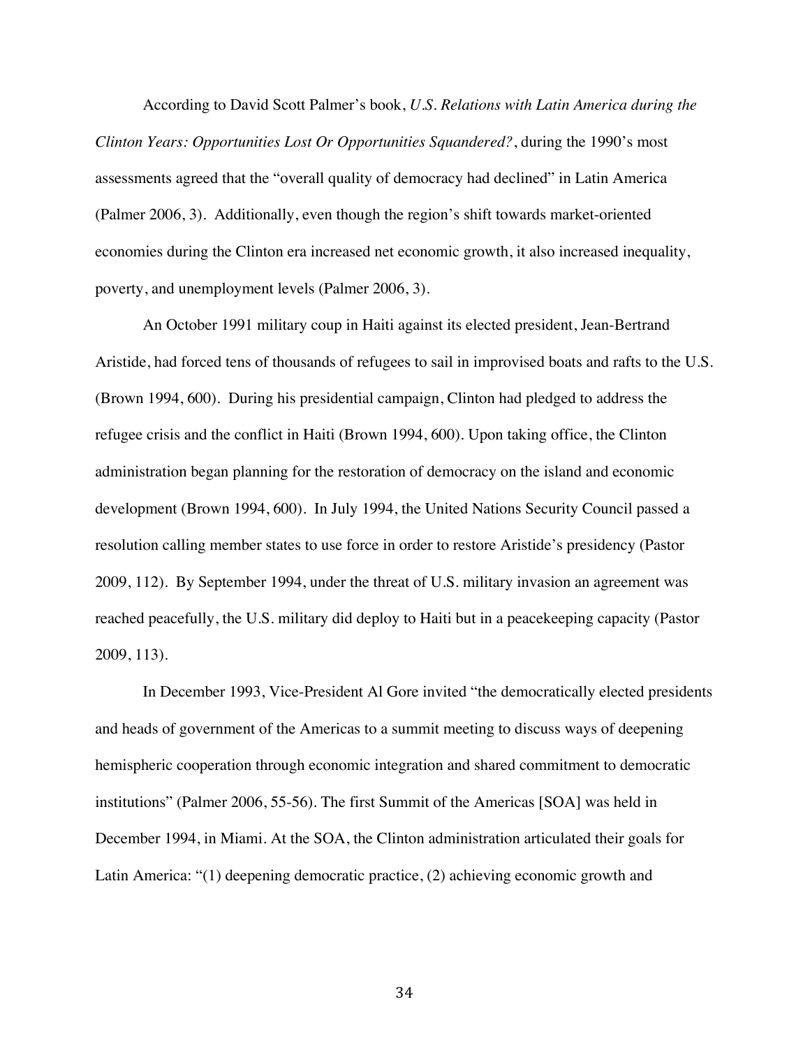According to David Scott Palmer's book, *U.S. Relations with Latin America during the Clinton Years: Opportunities Lost Or Opportunities Squandered?*, during the 1990's most assessments agreed that the "overall quality of democracy had declined" in Latin America (Palmer 2006, 3). Additionally, even though the region's shift towards market-oriented economies during the Clinton era increased net economic growth, it also increased inequality, poverty, and unemployment levels (Palmer 2006, 3).

An October 1991 military coup in Haiti against its elected president, Jean-Bertrand Aristide, had forced tens of thousands of refugees to sail in improvised boats and rafts to the U.S. (Brown 1994, 600). During his presidential campaign, Clinton had pledged to address the refugee crisis and the conflict in Haiti (Brown 1994, 600). Upon taking office, the Clinton administration began planning for the restoration of democracy on the island and economic development (Brown 1994, 600). In July 1994, the United Nations Security Council passed a resolution calling member states to use force in order to restore Aristide's presidency (Pastor 2009, 112). By September 1994, under the threat of U.S. military invasion an agreement was reached peacefully, the U.S. military did deploy to Haiti but in a peacekeeping capacity (Pastor 2009, 113).

In December 1993, Vice-President Al Gore invited "the democratically elected presidents and heads of government of the Americas to a summit meeting to discuss ways of deepening hemispheric cooperation through economic integration and shared commitment to democratic institutions" (Palmer 2006, 55-56). The first Summit of the Americas [SOA] was held in December 1994, in Miami. At the SOA, the Clinton administration articulated their goals for Latin America: "(1) deepening democratic practice, (2) achieving economic growth and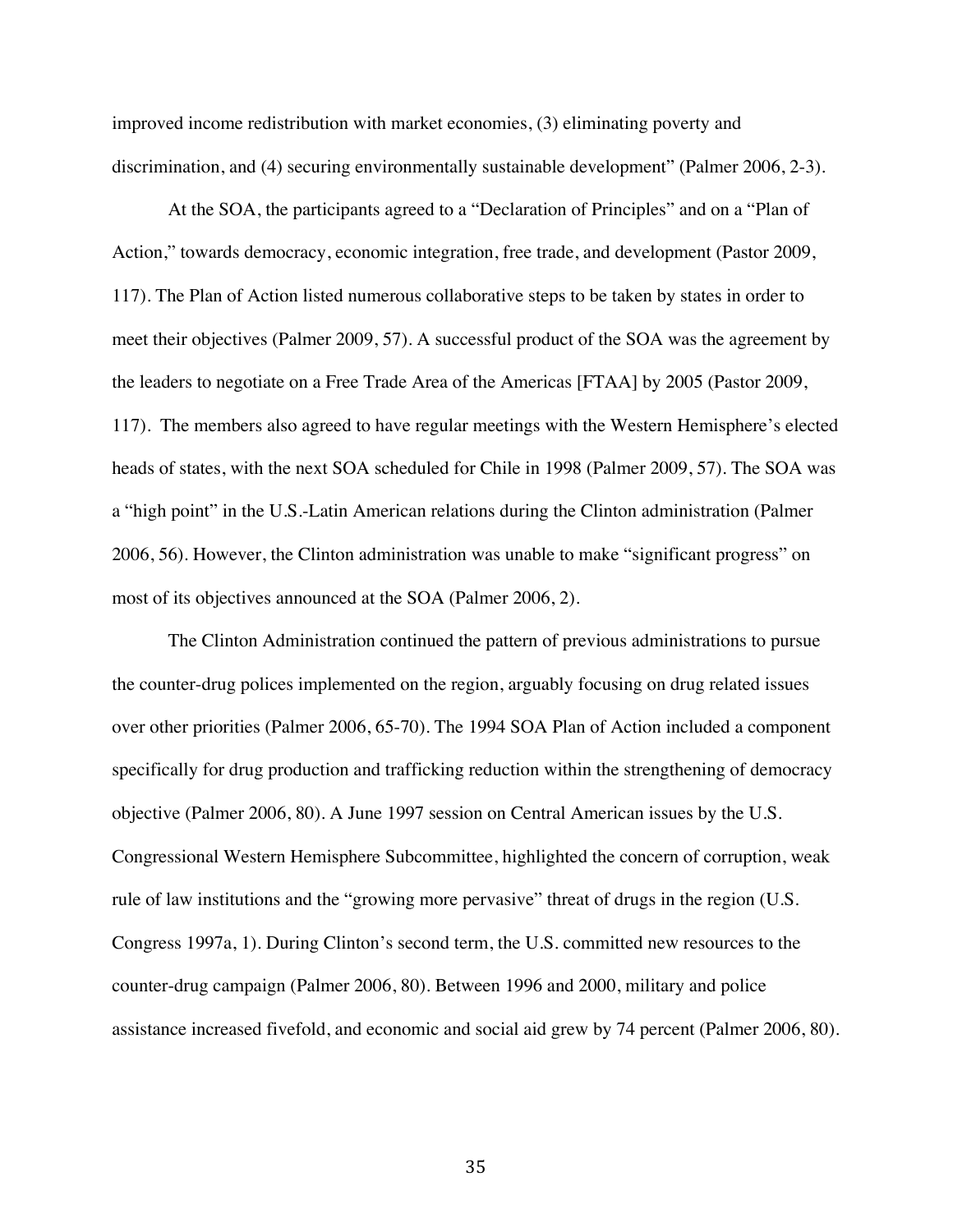improved income redistribution with market economies, (3) eliminating poverty and discrimination, and (4) securing environmentally sustainable development" (Palmer 2006, 2-3).

At the SOA, the participants agreed to a "Declaration of Principles" and on a "Plan of Action," towards democracy, economic integration, free trade, and development (Pastor 2009, 117). The Plan of Action listed numerous collaborative steps to be taken by states in order to meet their objectives (Palmer 2009, 57). A successful product of the SOA was the agreement by the leaders to negotiate on a Free Trade Area of the Americas [FTAA] by 2005 (Pastor 2009, 117). The members also agreed to have regular meetings with the Western Hemisphere's elected heads of states, with the next SOA scheduled for Chile in 1998 (Palmer 2009, 57). The SOA was a "high point" in the U.S.-Latin American relations during the Clinton administration (Palmer 2006, 56). However, the Clinton administration was unable to make "significant progress" on most of its objectives announced at the SOA (Palmer 2006, 2).

The Clinton Administration continued the pattern of previous administrations to pursue the counter-drug polices implemented on the region, arguably focusing on drug related issues over other priorities (Palmer 2006, 65-70). The 1994 SOA Plan of Action included a component specifically for drug production and trafficking reduction within the strengthening of democracy objective (Palmer 2006, 80). A June 1997 session on Central American issues by the U.S. Congressional Western Hemisphere Subcommittee, highlighted the concern of corruption, weak rule of law institutions and the "growing more pervasive" threat of drugs in the region (U.S. Congress 1997a, 1). During Clinton's second term, the U.S. committed new resources to the counter-drug campaign (Palmer 2006, 80). Between 1996 and 2000, military and police assistance increased fivefold, and economic and social aid grew by 74 percent (Palmer 2006, 80).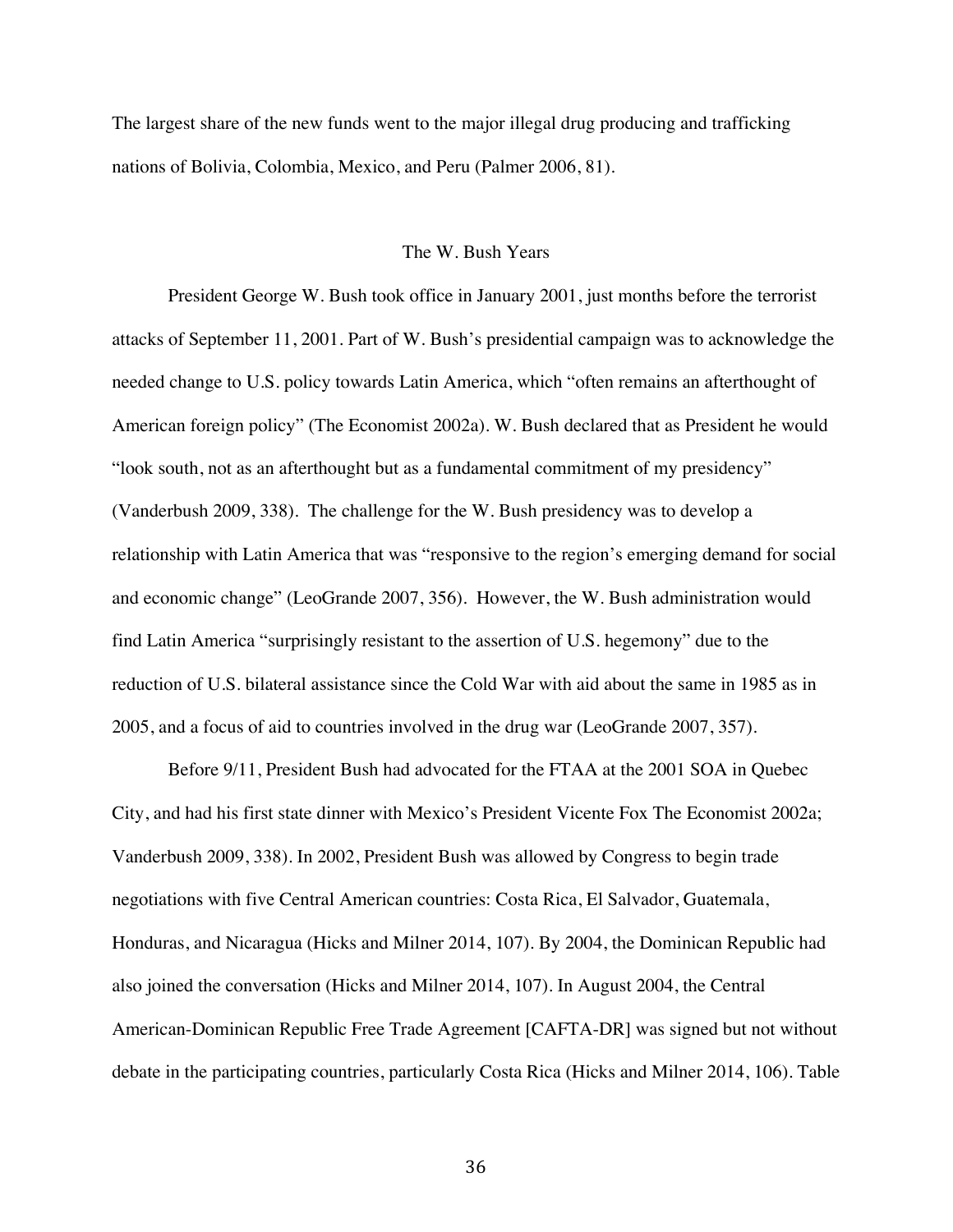The largest share of the new funds went to the major illegal drug producing and trafficking nations of Bolivia, Colombia, Mexico, and Peru (Palmer 2006, 81).

## The W. Bush Years

President George W. Bush took office in January 2001, just months before the terrorist attacks of September 11, 2001. Part of W. Bush's presidential campaign was to acknowledge the needed change to U.S. policy towards Latin America, which "often remains an afterthought of American foreign policy" (The Economist 2002a). W. Bush declared that as President he would "look south, not as an afterthought but as a fundamental commitment of my presidency" (Vanderbush 2009, 338). The challenge for the W. Bush presidency was to develop a relationship with Latin America that was "responsive to the region's emerging demand for social and economic change" (LeoGrande 2007, 356). However, the W. Bush administration would find Latin America "surprisingly resistant to the assertion of U.S. hegemony" due to the reduction of U.S. bilateral assistance since the Cold War with aid about the same in 1985 as in 2005, and a focus of aid to countries involved in the drug war (LeoGrande 2007, 357).

Before 9/11, President Bush had advocated for the FTAA at the 2001 SOA in Quebec City, and had his first state dinner with Mexico's President Vicente Fox The Economist 2002a; Vanderbush 2009, 338). In 2002, President Bush was allowed by Congress to begin trade negotiations with five Central American countries: Costa Rica, El Salvador, Guatemala, Honduras, and Nicaragua (Hicks and Milner 2014, 107). By 2004, the Dominican Republic had also joined the conversation (Hicks and Milner 2014, 107). In August 2004, the Central American-Dominican Republic Free Trade Agreement [CAFTA-DR] was signed but not without debate in the participating countries, particularly Costa Rica (Hicks and Milner 2014, 106). Table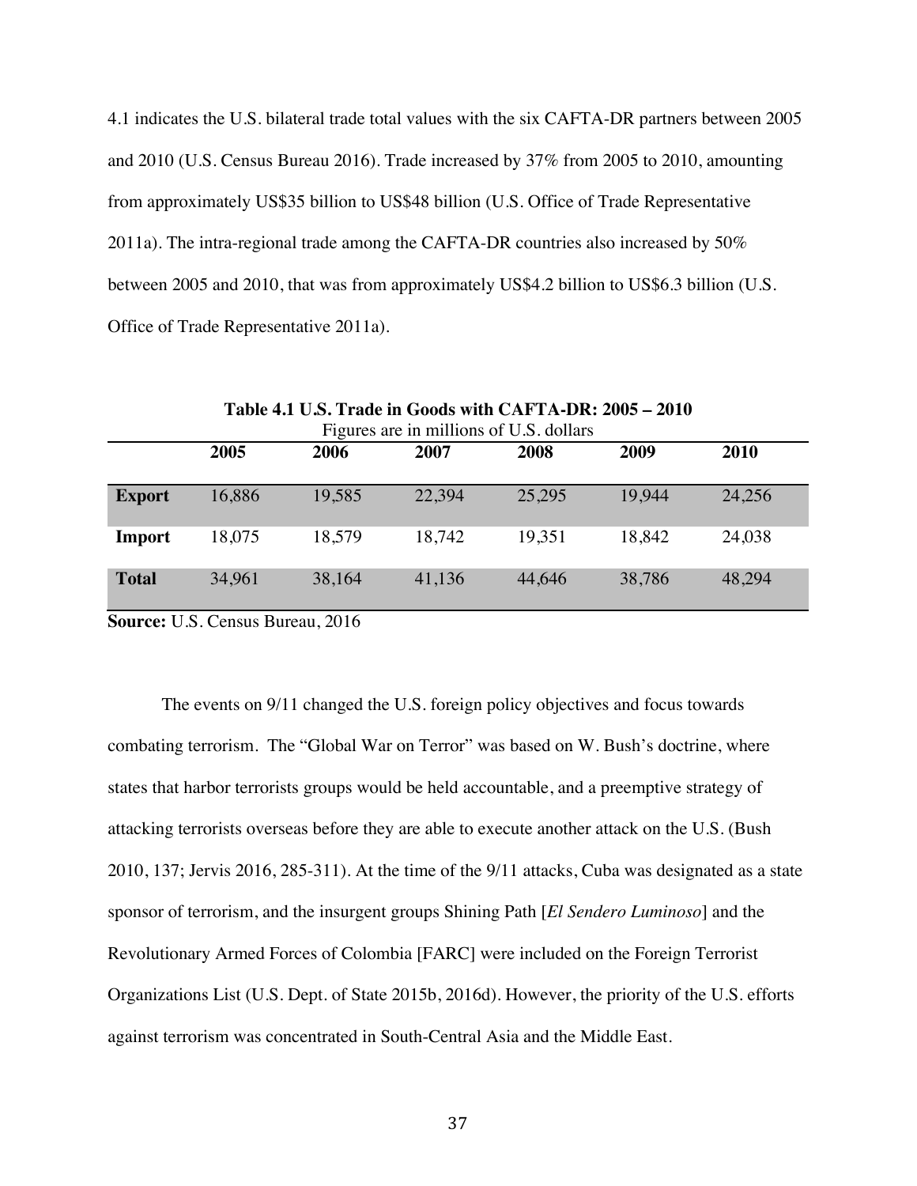4.1 indicates the U.S. bilateral trade total values with the six CAFTA-DR partners between 2005 and 2010 (U.S. Census Bureau 2016). Trade increased by 37% from 2005 to 2010, amounting from approximately US$35 billion to US$48 billion (U.S. Office of Trade Representative 2011a). The intra-regional trade among the CAFTA-DR countries also increased by 50% between 2005 and 2010, that was from approximately US$4.2 billion to US$6.3 billion (U.S. Office of Trade Representative 2011a).

**Table 4.1 U.S. Trade in Goods with CAFTA-DR: 2005 – 2010**

Figures are in millions of U.S. dollars

| | 2005 | 2006 | 2007 | 2008 | 2009 | 2010 |
|---|---|---|---|---|---|---|
| **Export** | 16,886 | 19,585 | 22,394 | 25,295 | 19,944 | 24,256 |
| **Import** | 18,075 | 18,579 | 18,742 | 19,351 | 18,842 | 24,038 |
| **Total** | 34,961 | 38,164 | 41,136 | 44,646 | 38,786 | 48,294 |

**Source:** U.S. Census Bureau, 2016

The events on 9/11 changed the U.S. foreign policy objectives and focus towards combating terrorism. The "Global War on Terror" was based on W. Bush's doctrine, where states that harbor terrorists groups would be held accountable, and a preemptive strategy of attacking terrorists overseas before they are able to execute another attack on the U.S. (Bush 2010, 137; Jervis 2016, 285-311). At the time of the 9/11 attacks, Cuba was designated as a state sponsor of terrorism, and the insurgent groups Shining Path [*El Sendero Luminoso*] and the Revolutionary Armed Forces of Colombia [FARC] were included on the Foreign Terrorist Organizations List (U.S. Dept. of State 2015b, 2016d). However, the priority of the U.S. efforts against terrorism was concentrated in South-Central Asia and the Middle East.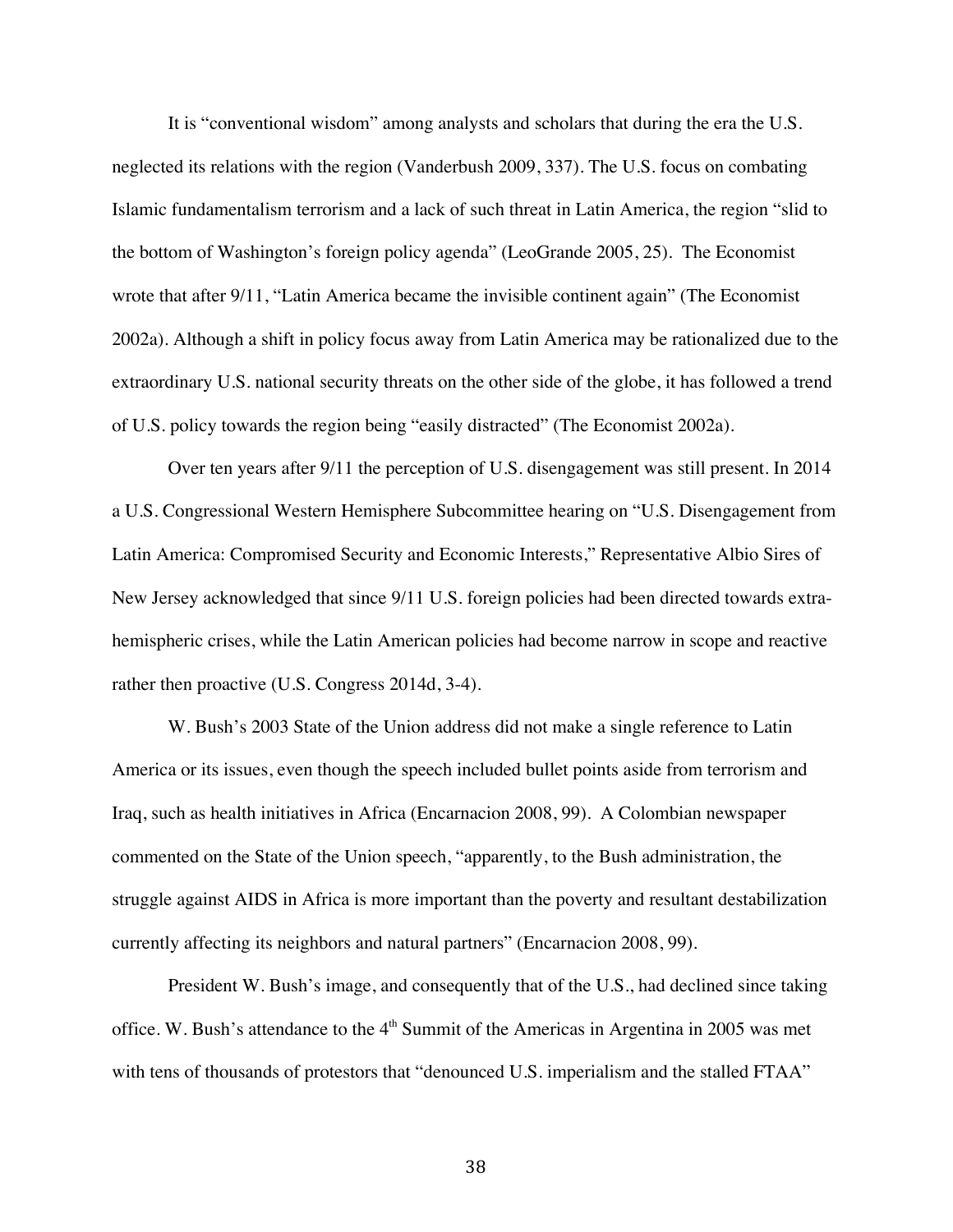It is "conventional wisdom" among analysts and scholars that during the era the U.S. neglected its relations with the region (Vanderbush 2009, 337). The U.S. focus on combating Islamic fundamentalism terrorism and a lack of such threat in Latin America, the region "slid to the bottom of Washington's foreign policy agenda" (LeoGrande 2005, 25). The Economist wrote that after 9/11, "Latin America became the invisible continent again" (The Economist 2002a). Although a shift in policy focus away from Latin America may be rationalized due to the extraordinary U.S. national security threats on the other side of the globe, it has followed a trend of U.S. policy towards the region being "easily distracted" (The Economist 2002a).

Over ten years after 9/11 the perception of U.S. disengagement was still present. In 2014 a U.S. Congressional Western Hemisphere Subcommittee hearing on "U.S. Disengagement from Latin America: Compromised Security and Economic Interests," Representative Albio Sires of New Jersey acknowledged that since 9/11 U.S. foreign policies had been directed towards extra-hemispheric crises, while the Latin American policies had become narrow in scope and reactive rather then proactive (U.S. Congress 2014d, 3-4).

W. Bush's 2003 State of the Union address did not make a single reference to Latin America or its issues, even though the speech included bullet points aside from terrorism and Iraq, such as health initiatives in Africa (Encarnacion 2008, 99). A Colombian newspaper commented on the State of the Union speech, "apparently, to the Bush administration, the struggle against AIDS in Africa is more important than the poverty and resultant destabilization currently affecting its neighbors and natural partners" (Encarnacion 2008, 99).

President W. Bush's image, and consequently that of the U.S., had declined since taking office. W. Bush's attendance to the 4th Summit of the Americas in Argentina in 2005 was met with tens of thousands of protestors that "denounced U.S. imperialism and the stalled FTAA"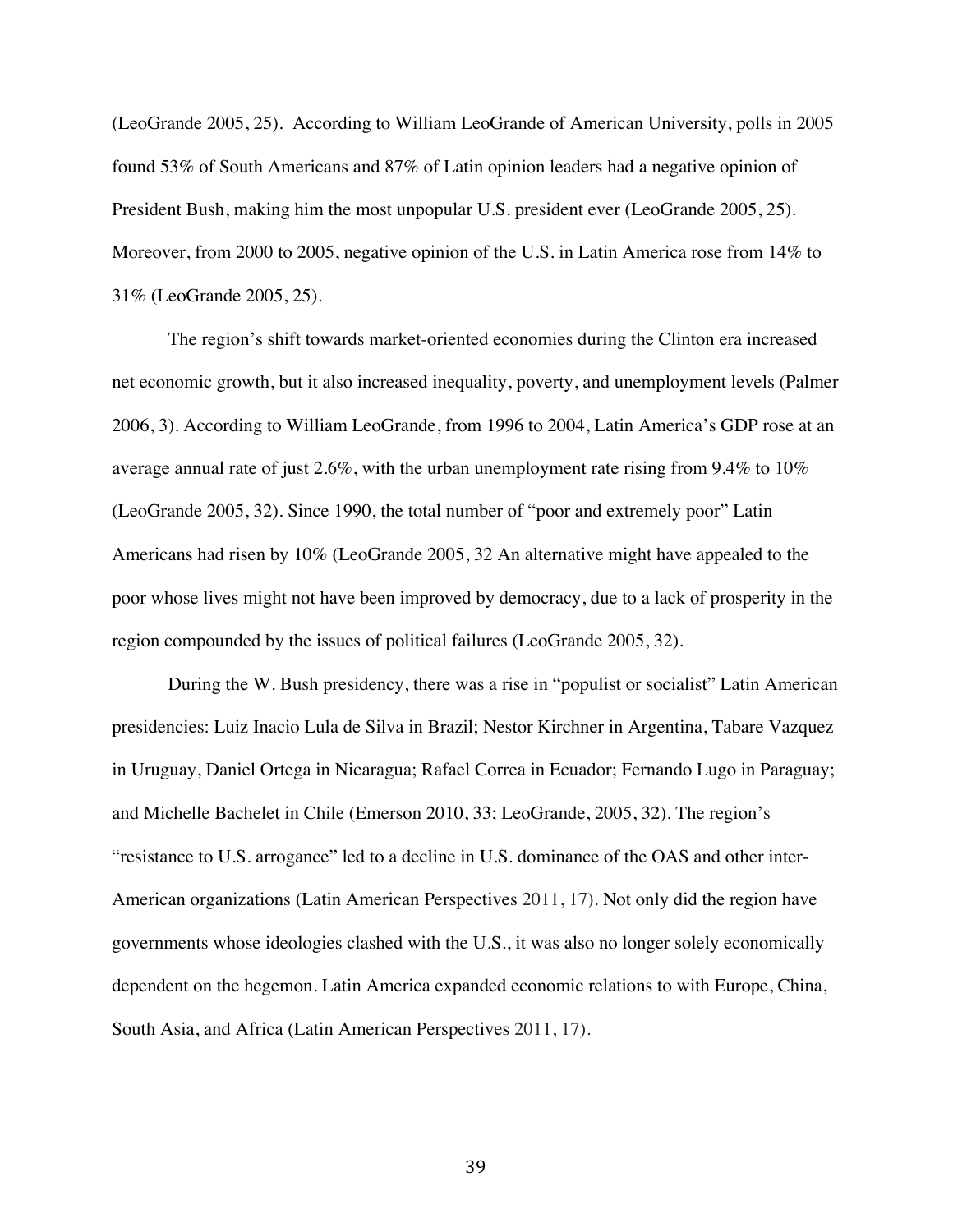(LeoGrande 2005, 25). According to William LeoGrande of American University, polls in 2005 found 53% of South Americans and 87% of Latin opinion leaders had a negative opinion of President Bush, making him the most unpopular U.S. president ever (LeoGrande 2005, 25). Moreover, from 2000 to 2005, negative opinion of the U.S. in Latin America rose from 14% to 31% (LeoGrande 2005, 25).

The region's shift towards market-oriented economies during the Clinton era increased net economic growth, but it also increased inequality, poverty, and unemployment levels (Palmer 2006, 3). According to William LeoGrande, from 1996 to 2004, Latin America's GDP rose at an average annual rate of just 2.6%, with the urban unemployment rate rising from 9.4% to 10% (LeoGrande 2005, 32). Since 1990, the total number of "poor and extremely poor" Latin Americans had risen by 10% (LeoGrande 2005, 32 An alternative might have appealed to the poor whose lives might not have been improved by democracy, due to a lack of prosperity in the region compounded by the issues of political failures (LeoGrande 2005, 32).

During the W. Bush presidency, there was a rise in "populist or socialist" Latin American presidencies: Luiz Inacio Lula de Silva in Brazil; Nestor Kirchner in Argentina, Tabare Vazquez in Uruguay, Daniel Ortega in Nicaragua; Rafael Correa in Ecuador; Fernando Lugo in Paraguay; and Michelle Bachelet in Chile (Emerson 2010, 33; LeoGrande, 2005, 32). The region's "resistance to U.S. arrogance" led to a decline in U.S. dominance of the OAS and other inter-American organizations (Latin American Perspectives 2011, 17). Not only did the region have governments whose ideologies clashed with the U.S., it was also no longer solely economically dependent on the hegemon. Latin America expanded economic relations to with Europe, China, South Asia, and Africa (Latin American Perspectives 2011, 17).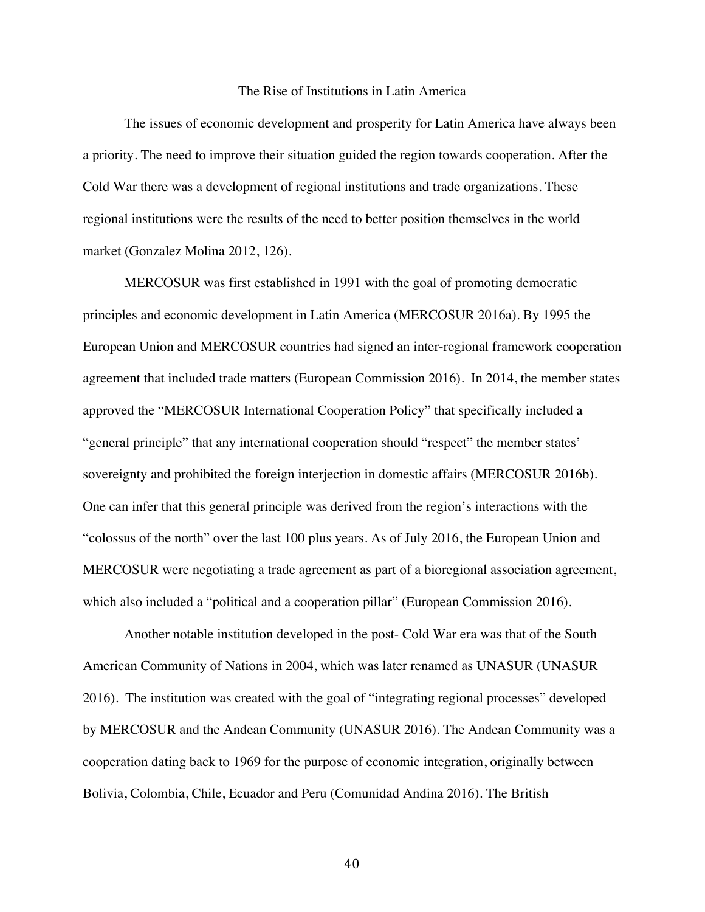## The Rise of Institutions in Latin America

The issues of economic development and prosperity for Latin America have always been a priority. The need to improve their situation guided the region towards cooperation. After the Cold War there was a development of regional institutions and trade organizations. These regional institutions were the results of the need to better position themselves in the world market (Gonzalez Molina 2012, 126).

MERCOSUR was first established in 1991 with the goal of promoting democratic principles and economic development in Latin America (MERCOSUR 2016a). By 1995 the European Union and MERCOSUR countries had signed an inter-regional framework cooperation agreement that included trade matters (European Commission 2016). In 2014, the member states approved the "MERCOSUR International Cooperation Policy" that specifically included a "general principle" that any international cooperation should "respect" the member states' sovereignty and prohibited the foreign interjection in domestic affairs (MERCOSUR 2016b). One can infer that this general principle was derived from the region's interactions with the "colossus of the north" over the last 100 plus years. As of July 2016, the European Union and MERCOSUR were negotiating a trade agreement as part of a bioregional association agreement, which also included a "political and a cooperation pillar" (European Commission 2016).

Another notable institution developed in the post- Cold War era was that of the South American Community of Nations in 2004, which was later renamed as UNASUR (UNASUR 2016). The institution was created with the goal of "integrating regional processes" developed by MERCOSUR and the Andean Community (UNASUR 2016). The Andean Community was a cooperation dating back to 1969 for the purpose of economic integration, originally between Bolivia, Colombia, Chile, Ecuador and Peru (Comunidad Andina 2016). The British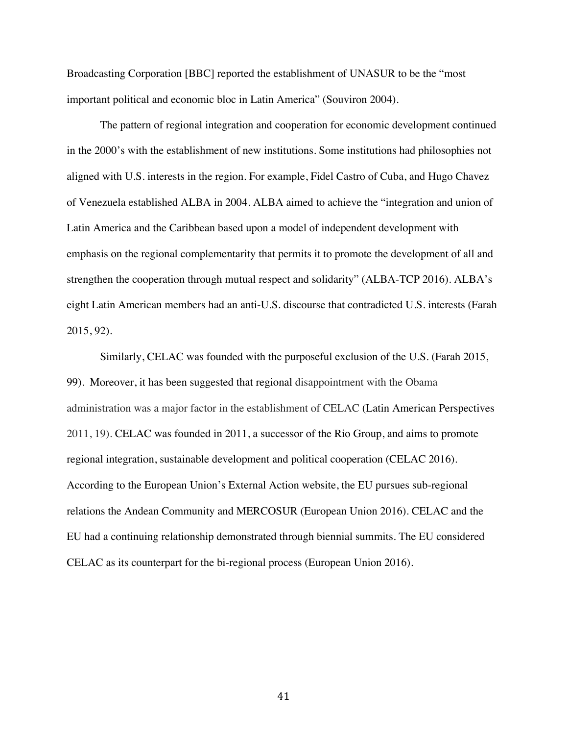Broadcasting Corporation [BBC] reported the establishment of UNASUR to be the "most important political and economic bloc in Latin America" (Souviron 2004).

The pattern of regional integration and cooperation for economic development continued in the 2000's with the establishment of new institutions. Some institutions had philosophies not aligned with U.S. interests in the region. For example, Fidel Castro of Cuba, and Hugo Chavez of Venezuela established ALBA in 2004. ALBA aimed to achieve the "integration and union of Latin America and the Caribbean based upon a model of independent development with emphasis on the regional complementarity that permits it to promote the development of all and strengthen the cooperation through mutual respect and solidarity" (ALBA-TCP 2016). ALBA's eight Latin American members had an anti-U.S. discourse that contradicted U.S. interests (Farah 2015, 92).

Similarly, CELAC was founded with the purposeful exclusion of the U.S. (Farah 2015, 99). Moreover, it has been suggested that regional disappointment with the Obama administration was a major factor in the establishment of CELAC (Latin American Perspectives 2011, 19). CELAC was founded in 2011, a successor of the Rio Group, and aims to promote regional integration, sustainable development and political cooperation (CELAC 2016). According to the European Union's External Action website, the EU pursues sub-regional relations the Andean Community and MERCOSUR (European Union 2016). CELAC and the EU had a continuing relationship demonstrated through biennial summits. The EU considered CELAC as its counterpart for the bi-regional process (European Union 2016).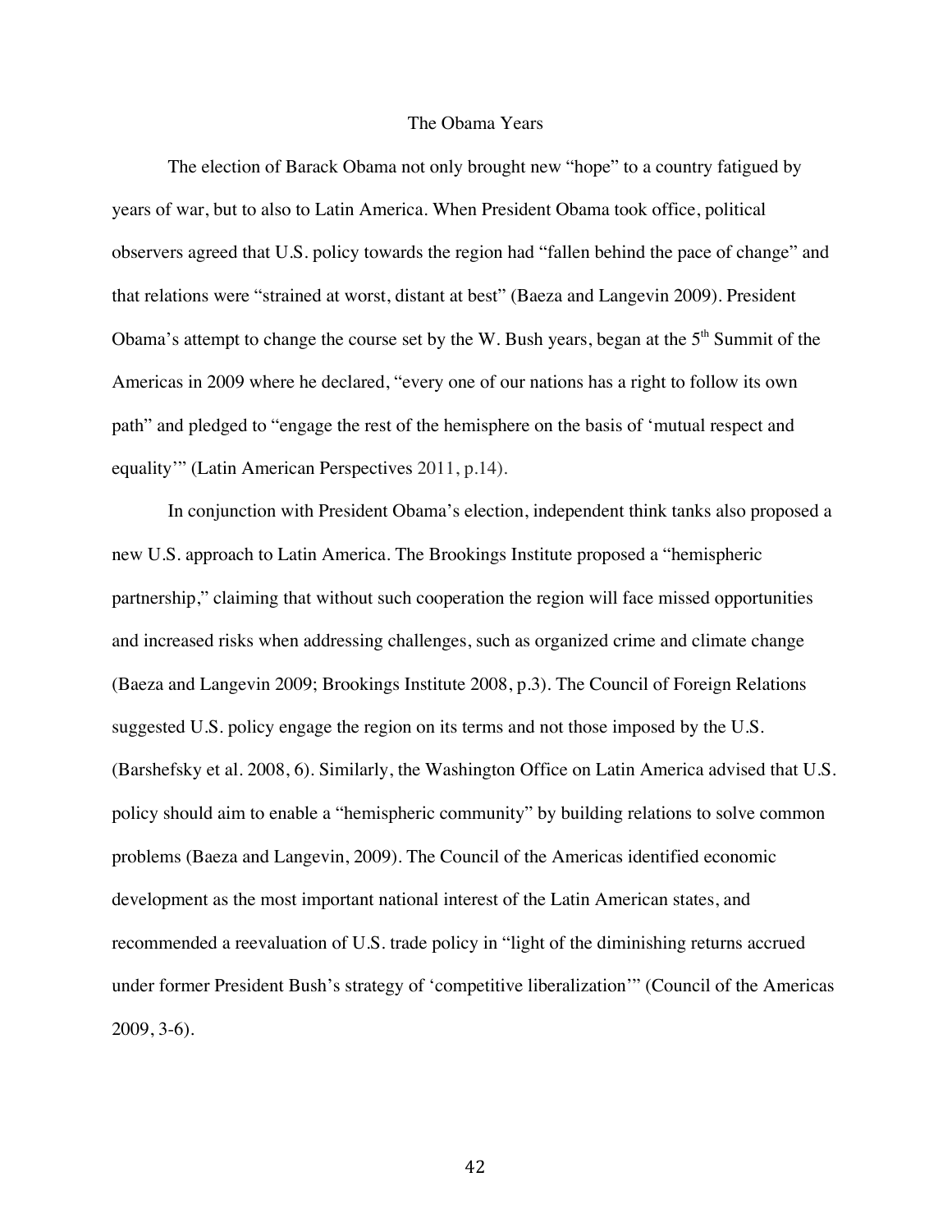## The Obama Years

The election of Barack Obama not only brought new "hope" to a country fatigued by years of war, but to also to Latin America. When President Obama took office, political observers agreed that U.S. policy towards the region had "fallen behind the pace of change" and that relations were "strained at worst, distant at best" (Baeza and Langevin 2009). President Obama's attempt to change the course set by the W. Bush years, began at the 5th Summit of the Americas in 2009 where he declared, "every one of our nations has a right to follow its own path" and pledged to "engage the rest of the hemisphere on the basis of 'mutual respect and equality'" (Latin American Perspectives 2011, p.14).

In conjunction with President Obama's election, independent think tanks also proposed a new U.S. approach to Latin America. The Brookings Institute proposed a "hemispheric partnership," claiming that without such cooperation the region will face missed opportunities and increased risks when addressing challenges, such as organized crime and climate change (Baeza and Langevin 2009; Brookings Institute 2008, p.3). The Council of Foreign Relations suggested U.S. policy engage the region on its terms and not those imposed by the U.S. (Barshefsky et al. 2008, 6). Similarly, the Washington Office on Latin America advised that U.S. policy should aim to enable a "hemispheric community" by building relations to solve common problems (Baeza and Langevin, 2009). The Council of the Americas identified economic development as the most important national interest of the Latin American states, and recommended a reevaluation of U.S. trade policy in "light of the diminishing returns accrued under former President Bush's strategy of 'competitive liberalization'" (Council of the Americas 2009, 3-6).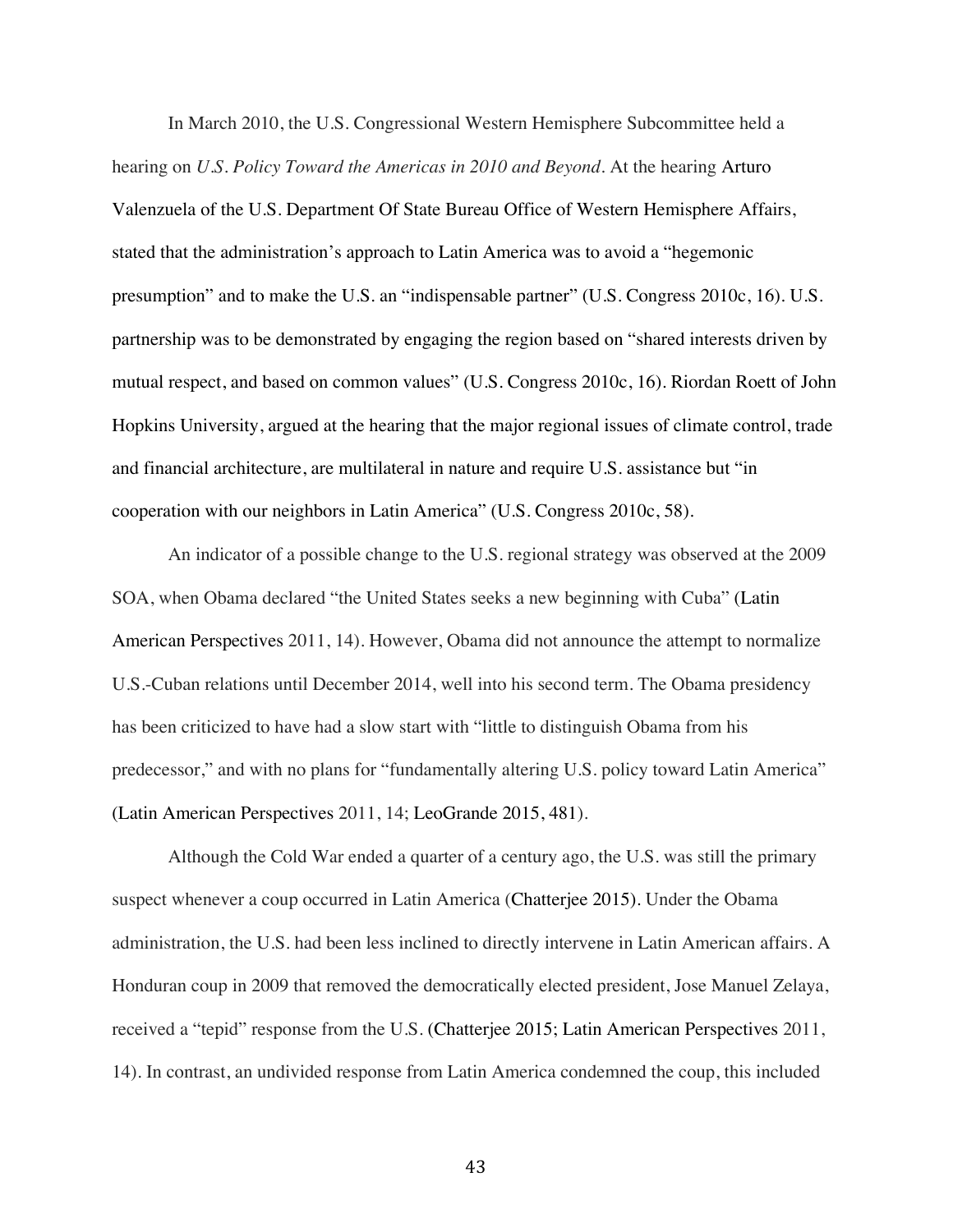In March 2010, the U.S. Congressional Western Hemisphere Subcommittee held a hearing on *U.S. Policy Toward the Americas in 2010 and Beyond*. At the hearing Arturo Valenzuela of the U.S. Department Of State Bureau Office of Western Hemisphere Affairs, stated that the administration's approach to Latin America was to avoid a "hegemonic presumption" and to make the U.S. an "indispensable partner" (U.S. Congress 2010c, 16). U.S. partnership was to be demonstrated by engaging the region based on "shared interests driven by mutual respect, and based on common values" (U.S. Congress 2010c, 16). Riordan Roett of John Hopkins University, argued at the hearing that the major regional issues of climate control, trade and financial architecture, are multilateral in nature and require U.S. assistance but "in cooperation with our neighbors in Latin America" (U.S. Congress 2010c, 58).

An indicator of a possible change to the U.S. regional strategy was observed at the 2009 SOA, when Obama declared "the United States seeks a new beginning with Cuba" (Latin American Perspectives 2011, 14). However, Obama did not announce the attempt to normalize U.S.-Cuban relations until December 2014, well into his second term. The Obama presidency has been criticized to have had a slow start with "little to distinguish Obama from his predecessor," and with no plans for "fundamentally altering U.S. policy toward Latin America" (Latin American Perspectives 2011, 14; LeoGrande 2015, 481).

Although the Cold War ended a quarter of a century ago, the U.S. was still the primary suspect whenever a coup occurred in Latin America (Chatterjee 2015). Under the Obama administration, the U.S. had been less inclined to directly intervene in Latin American affairs. A Honduran coup in 2009 that removed the democratically elected president, Jose Manuel Zelaya, received a "tepid" response from the U.S. (Chatterjee 2015; Latin American Perspectives 2011, 14). In contrast, an undivided response from Latin America condemned the coup, this included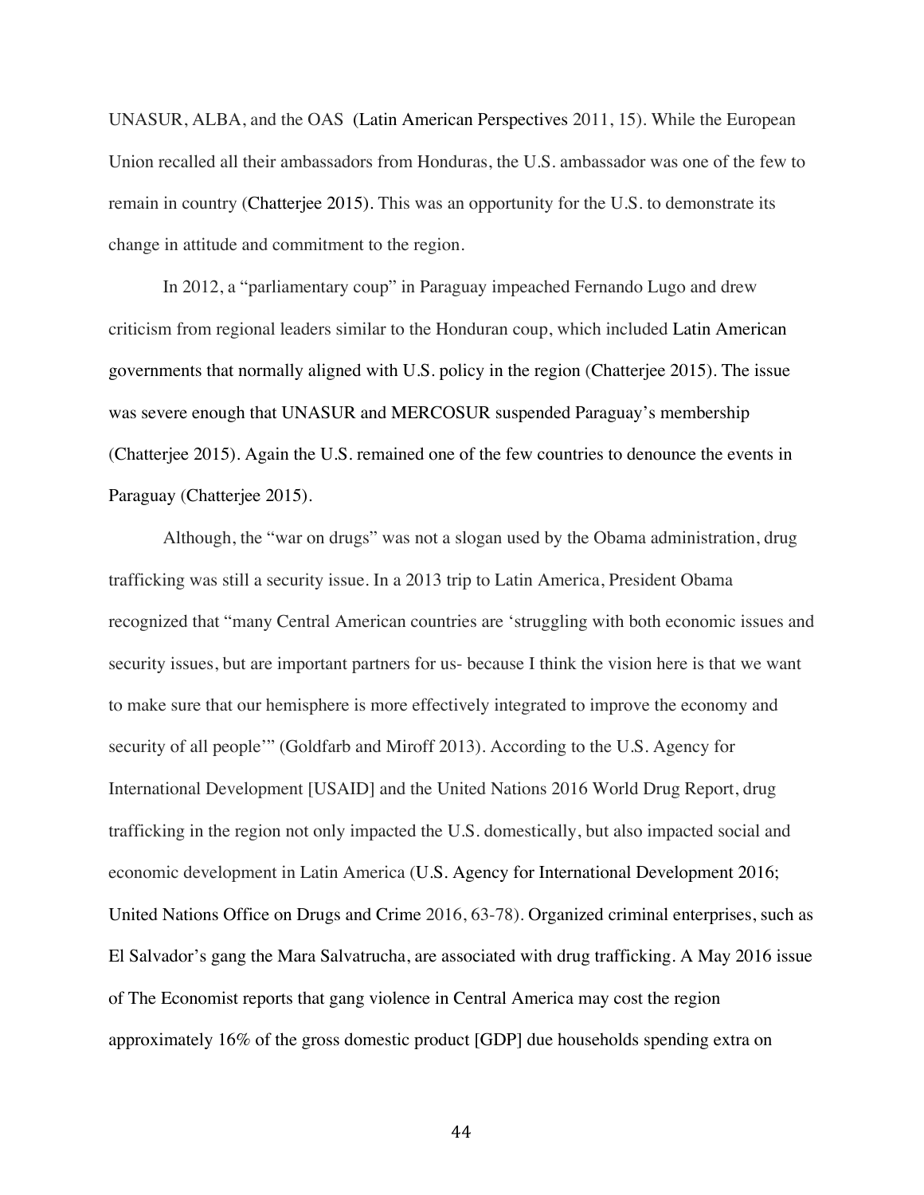UNASUR, ALBA, and the OAS (Latin American Perspectives 2011, 15). While the European Union recalled all their ambassadors from Honduras, the U.S. ambassador was one of the few to remain in country (Chatterjee 2015). This was an opportunity for the U.S. to demonstrate its change in attitude and commitment to the region.

In 2012, a "parliamentary coup" in Paraguay impeached Fernando Lugo and drew criticism from regional leaders similar to the Honduran coup, which included Latin American governments that normally aligned with U.S. policy in the region (Chatterjee 2015). The issue was severe enough that UNASUR and MERCOSUR suspended Paraguay's membership (Chatterjee 2015). Again the U.S. remained one of the few countries to denounce the events in Paraguay (Chatterjee 2015).

Although, the "war on drugs" was not a slogan used by the Obama administration, drug trafficking was still a security issue. In a 2013 trip to Latin America, President Obama recognized that "many Central American countries are 'struggling with both economic issues and security issues, but are important partners for us- because I think the vision here is that we want to make sure that our hemisphere is more effectively integrated to improve the economy and security of all people'" (Goldfarb and Miroff 2013). According to the U.S. Agency for International Development [USAID] and the United Nations 2016 World Drug Report, drug trafficking in the region not only impacted the U.S. domestically, but also impacted social and economic development in Latin America (U.S. Agency for International Development 2016; United Nations Office on Drugs and Crime 2016, 63-78). Organized criminal enterprises, such as El Salvador's gang the Mara Salvatrucha, are associated with drug trafficking. A May 2016 issue of The Economist reports that gang violence in Central America may cost the region approximately 16% of the gross domestic product [GDP] due households spending extra on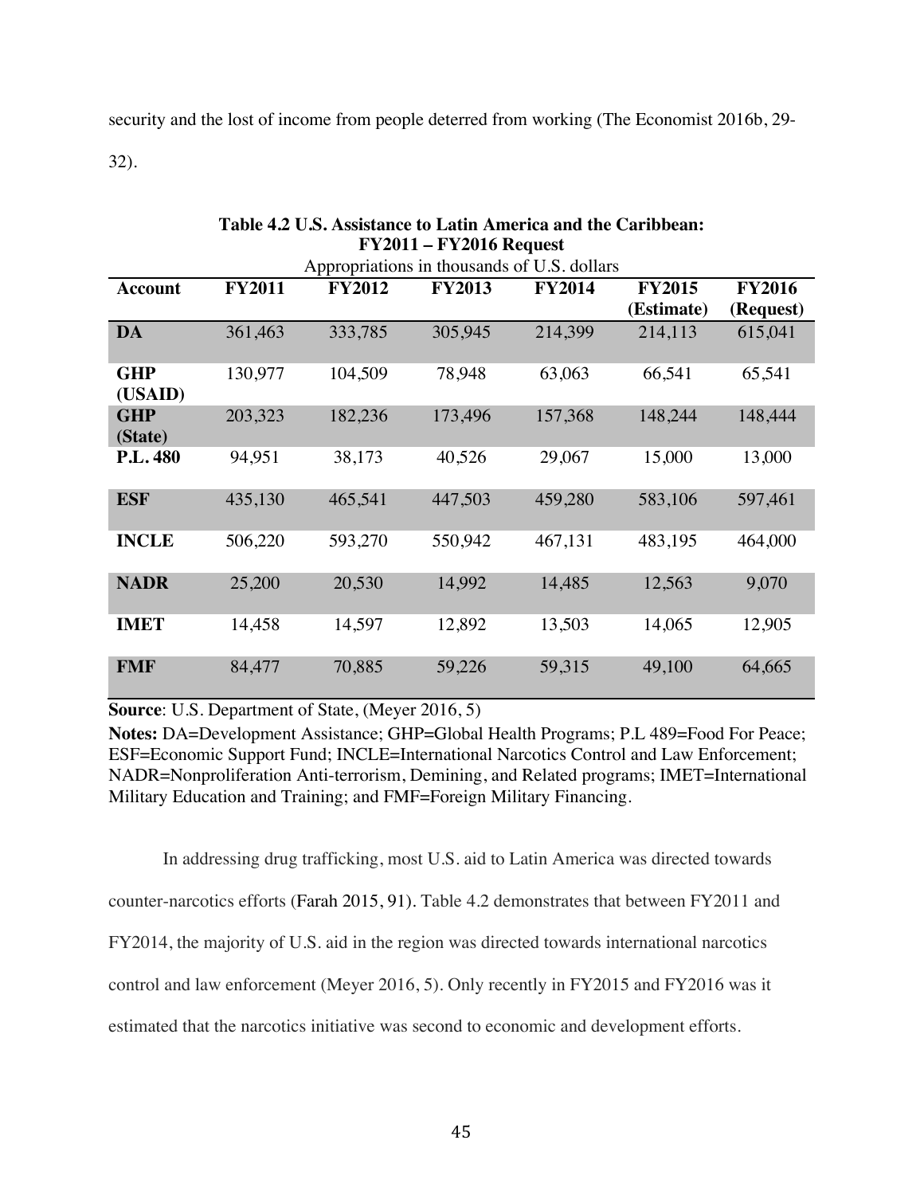security and the lost of income from people deterred from working (The Economist 2016b, 29-32).

**Table 4.2 U.S. Assistance to Latin America and the Caribbean: FY2011 – FY2016 Request**

Appropriations in thousands of U.S. dollars

| Account | FY2011 | FY2012 | FY2013 | FY2014 | FY2015 (Estimate) | FY2016 (Request) |
|---|---|---|---|---|---|---|
| **DA** | 361,463 | 333,785 | 305,945 | 214,399 | 214,113 | 615,041 |
| **GHP (USAID)** | 130,977 | 104,509 | 78,948 | 63,063 | 66,541 | 65,541 |
| **GHP (State)** | 203,323 | 182,236 | 173,496 | 157,368 | 148,244 | 148,444 |
| **P.L. 480** | 94,951 | 38,173 | 40,526 | 29,067 | 15,000 | 13,000 |
| **ESF** | 435,130 | 465,541 | 447,503 | 459,280 | 583,106 | 597,461 |
| **INCLE** | 506,220 | 593,270 | 550,942 | 467,131 | 483,195 | 464,000 |
| **NADR** | 25,200 | 20,530 | 14,992 | 14,485 | 12,563 | 9,070 |
| **IMET** | 14,458 | 14,597 | 12,892 | 13,503 | 14,065 | 12,905 |
| **FMF** | 84,477 | 70,885 | 59,226 | 59,315 | 49,100 | 64,665 |

**Source**: U.S. Department of State, (Meyer 2016, 5)

**Notes:** DA=Development Assistance; GHP=Global Health Programs; P.L 489=Food For Peace; ESF=Economic Support Fund; INCLE=International Narcotics Control and Law Enforcement; NADR=Nonproliferation Anti-terrorism, Demining, and Related programs; IMET=International Military Education and Training; and FMF=Foreign Military Financing.

In addressing drug trafficking, most U.S. aid to Latin America was directed towards counter-narcotics efforts (Farah 2015, 91). Table 4.2 demonstrates that between FY2011 and FY2014, the majority of U.S. aid in the region was directed towards international narcotics control and law enforcement (Meyer 2016, 5). Only recently in FY2015 and FY2016 was it estimated that the narcotics initiative was second to economic and development efforts.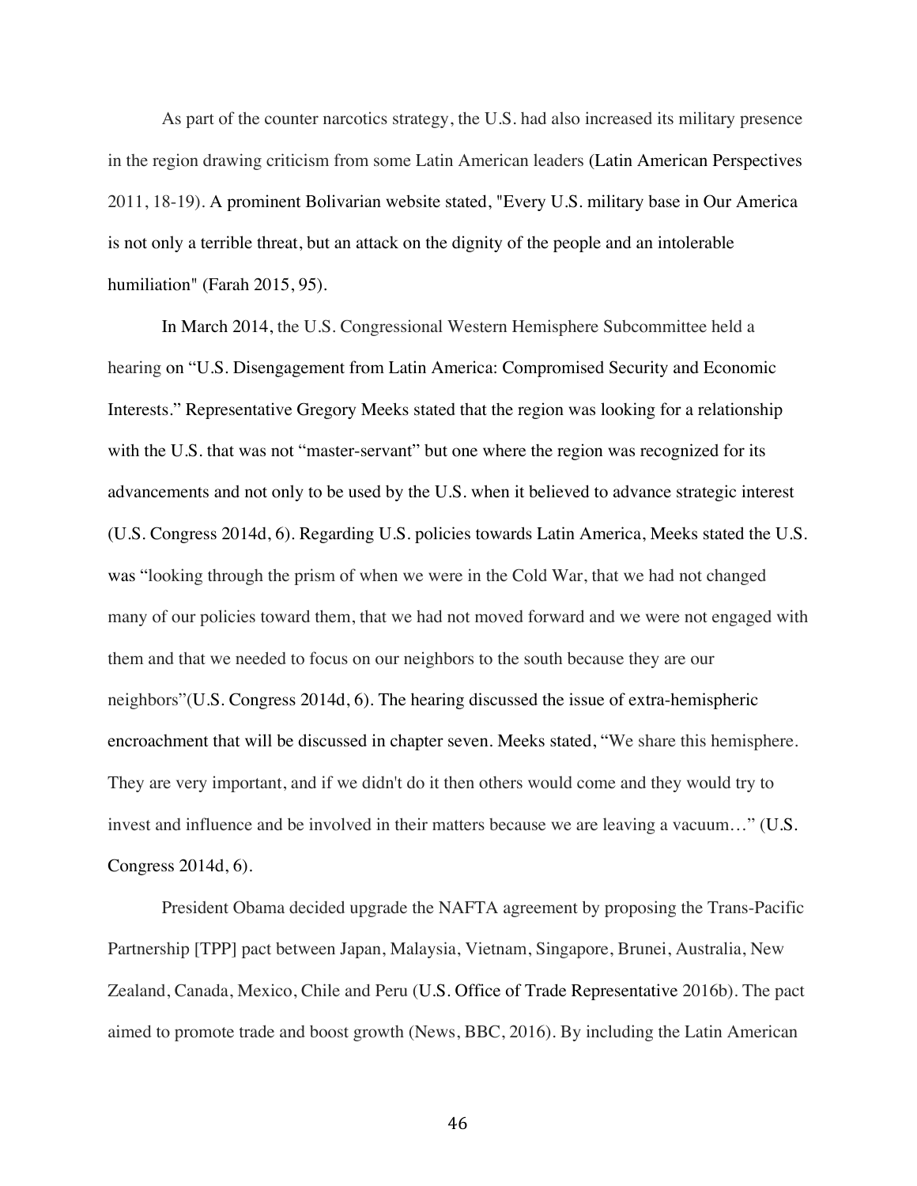As part of the counter narcotics strategy, the U.S. had also increased its military presence in the region drawing criticism from some Latin American leaders (Latin American Perspectives 2011, 18-19). A prominent Bolivarian website stated, "Every U.S. military base in Our America is not only a terrible threat, but an attack on the dignity of the people and an intolerable humiliation" (Farah 2015, 95).

In March 2014, the U.S. Congressional Western Hemisphere Subcommittee held a hearing on "U.S. Disengagement from Latin America: Compromised Security and Economic Interests." Representative Gregory Meeks stated that the region was looking for a relationship with the U.S. that was not "master-servant" but one where the region was recognized for its advancements and not only to be used by the U.S. when it believed to advance strategic interest (U.S. Congress 2014d, 6). Regarding U.S. policies towards Latin America, Meeks stated the U.S. was "looking through the prism of when we were in the Cold War, that we had not changed many of our policies toward them, that we had not moved forward and we were not engaged with them and that we needed to focus on our neighbors to the south because they are our neighbors"(U.S. Congress 2014d, 6). The hearing discussed the issue of extra-hemispheric encroachment that will be discussed in chapter seven. Meeks stated, "We share this hemisphere. They are very important, and if we didn't do it then others would come and they would try to invest and influence and be involved in their matters because we are leaving a vacuum…" (U.S. Congress 2014d, 6).

President Obama decided upgrade the NAFTA agreement by proposing the Trans-Pacific Partnership [TPP] pact between Japan, Malaysia, Vietnam, Singapore, Brunei, Australia, New Zealand, Canada, Mexico, Chile and Peru (U.S. Office of Trade Representative 2016b). The pact aimed to promote trade and boost growth (News, BBC, 2016). By including the Latin American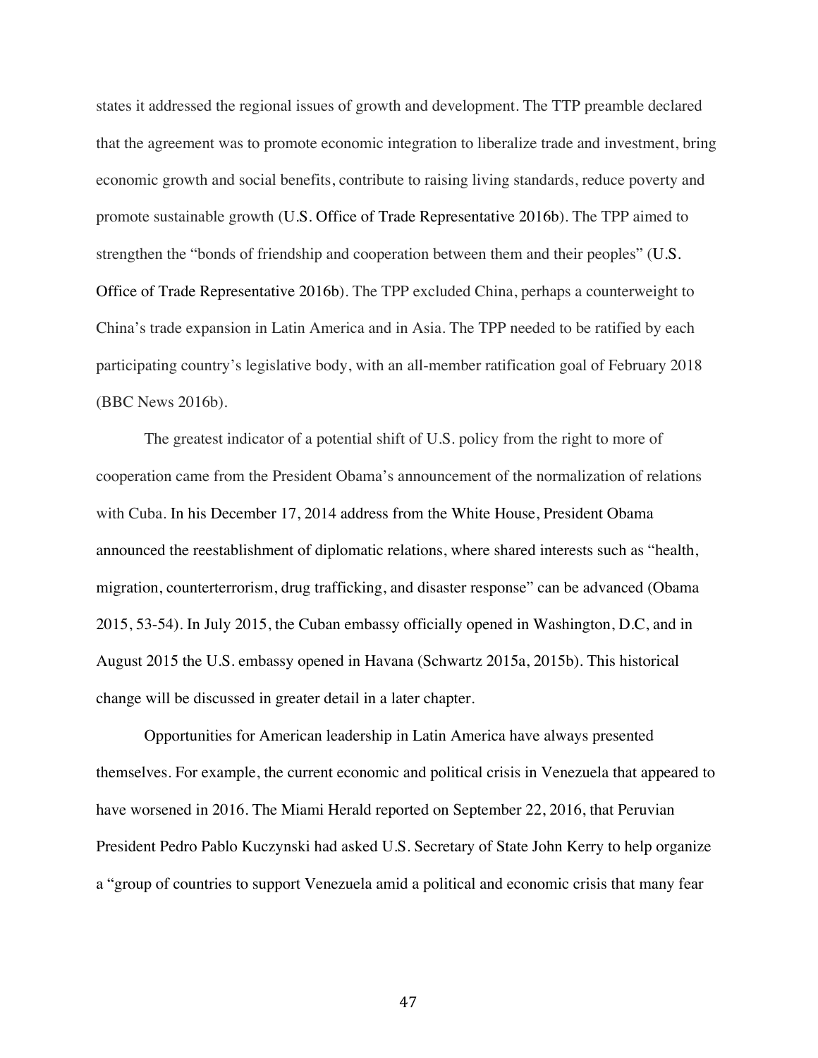states it addressed the regional issues of growth and development. The TTP preamble declared that the agreement was to promote economic integration to liberalize trade and investment, bring economic growth and social benefits, contribute to raising living standards, reduce poverty and promote sustainable growth (U.S. Office of Trade Representative 2016b). The TPP aimed to strengthen the "bonds of friendship and cooperation between them and their peoples" (U.S. Office of Trade Representative 2016b). The TPP excluded China, perhaps a counterweight to China's trade expansion in Latin America and in Asia. The TPP needed to be ratified by each participating country's legislative body, with an all-member ratification goal of February 2018 (BBC News 2016b).

The greatest indicator of a potential shift of U.S. policy from the right to more of cooperation came from the President Obama's announcement of the normalization of relations with Cuba. In his December 17, 2014 address from the White House, President Obama announced the reestablishment of diplomatic relations, where shared interests such as "health, migration, counterterrorism, drug trafficking, and disaster response" can be advanced (Obama 2015, 53-54). In July 2015, the Cuban embassy officially opened in Washington, D.C, and in August 2015 the U.S. embassy opened in Havana (Schwartz 2015a, 2015b). This historical change will be discussed in greater detail in a later chapter.

Opportunities for American leadership in Latin America have always presented themselves. For example, the current economic and political crisis in Venezuela that appeared to have worsened in 2016. The Miami Herald reported on September 22, 2016, that Peruvian President Pedro Pablo Kuczynski had asked U.S. Secretary of State John Kerry to help organize a "group of countries to support Venezuela amid a political and economic crisis that many fear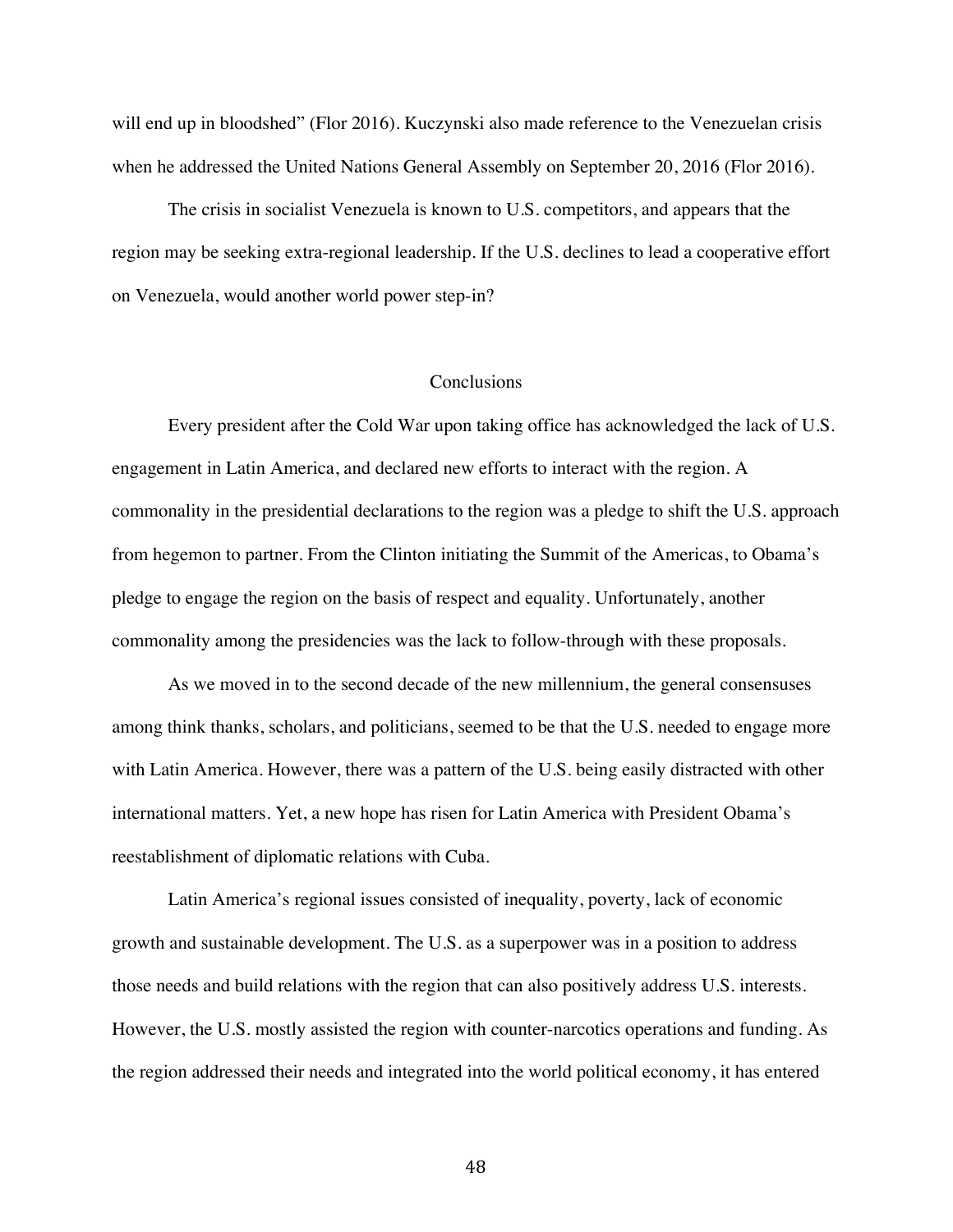will end up in bloodshed" (Flor 2016). Kuczynski also made reference to the Venezuelan crisis when he addressed the United Nations General Assembly on September 20, 2016 (Flor 2016).

The crisis in socialist Venezuela is known to U.S. competitors, and appears that the region may be seeking extra-regional leadership. If the U.S. declines to lead a cooperative effort on Venezuela, would another world power step-in?

## Conclusions

Every president after the Cold War upon taking office has acknowledged the lack of U.S. engagement in Latin America, and declared new efforts to interact with the region. A commonality in the presidential declarations to the region was a pledge to shift the U.S. approach from hegemon to partner. From the Clinton initiating the Summit of the Americas, to Obama's pledge to engage the region on the basis of respect and equality. Unfortunately, another commonality among the presidencies was the lack to follow-through with these proposals.

As we moved in to the second decade of the new millennium, the general consensuses among think thanks, scholars, and politicians, seemed to be that the U.S. needed to engage more with Latin America. However, there was a pattern of the U.S. being easily distracted with other international matters. Yet, a new hope has risen for Latin America with President Obama's reestablishment of diplomatic relations with Cuba.

Latin America's regional issues consisted of inequality, poverty, lack of economic growth and sustainable development. The U.S. as a superpower was in a position to address those needs and build relations with the region that can also positively address U.S. interests. However, the U.S. mostly assisted the region with counter-narcotics operations and funding. As the region addressed their needs and integrated into the world political economy, it has entered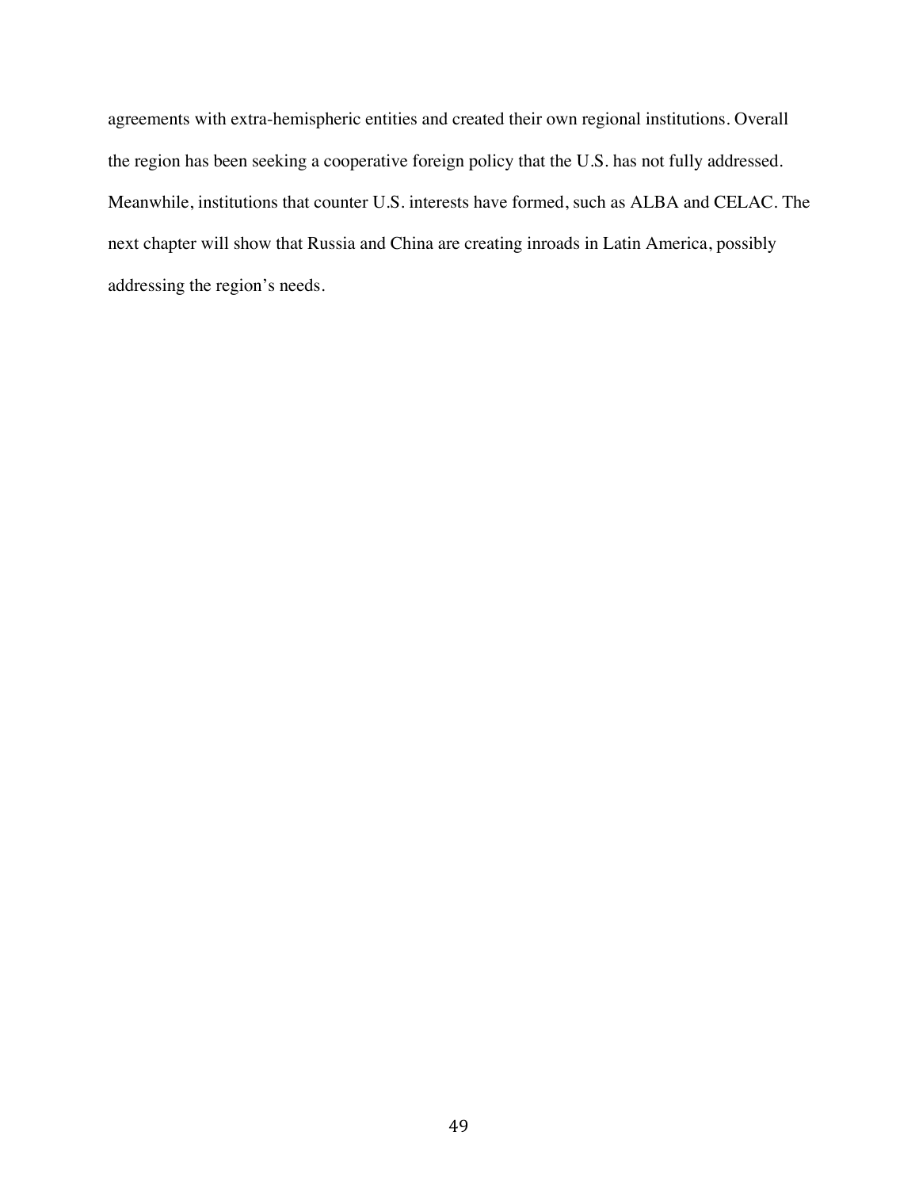agreements with extra-hemispheric entities and created their own regional institutions. Overall the region has been seeking a cooperative foreign policy that the U.S. has not fully addressed. Meanwhile, institutions that counter U.S. interests have formed, such as ALBA and CELAC. The next chapter will show that Russia and China are creating inroads in Latin America, possibly addressing the region's needs.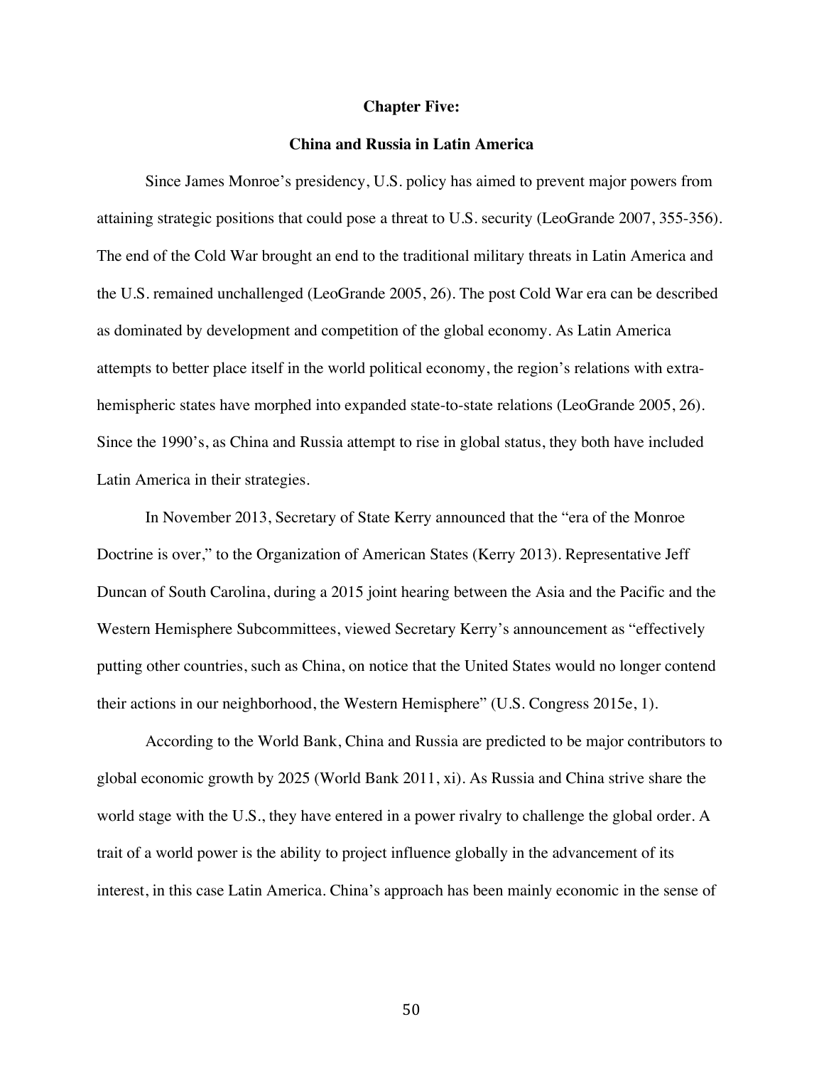## Chapter Five:

## China and Russia in Latin America

Since James Monroe's presidency, U.S. policy has aimed to prevent major powers from attaining strategic positions that could pose a threat to U.S. security (LeoGrande 2007, 355-356). The end of the Cold War brought an end to the traditional military threats in Latin America and the U.S. remained unchallenged (LeoGrande 2005, 26). The post Cold War era can be described as dominated by development and competition of the global economy. As Latin America attempts to better place itself in the world political economy, the region's relations with extra-hemispheric states have morphed into expanded state-to-state relations (LeoGrande 2005, 26). Since the 1990's, as China and Russia attempt to rise in global status, they both have included Latin America in their strategies.

In November 2013, Secretary of State Kerry announced that the "era of the Monroe Doctrine is over," to the Organization of American States (Kerry 2013). Representative Jeff Duncan of South Carolina, during a 2015 joint hearing between the Asia and the Pacific and the Western Hemisphere Subcommittees, viewed Secretary Kerry's announcement as "effectively putting other countries, such as China, on notice that the United States would no longer contend their actions in our neighborhood, the Western Hemisphere" (U.S. Congress 2015e, 1).

According to the World Bank, China and Russia are predicted to be major contributors to global economic growth by 2025 (World Bank 2011, xi). As Russia and China strive share the world stage with the U.S., they have entered in a power rivalry to challenge the global order. A trait of a world power is the ability to project influence globally in the advancement of its interest, in this case Latin America. China's approach has been mainly economic in the sense of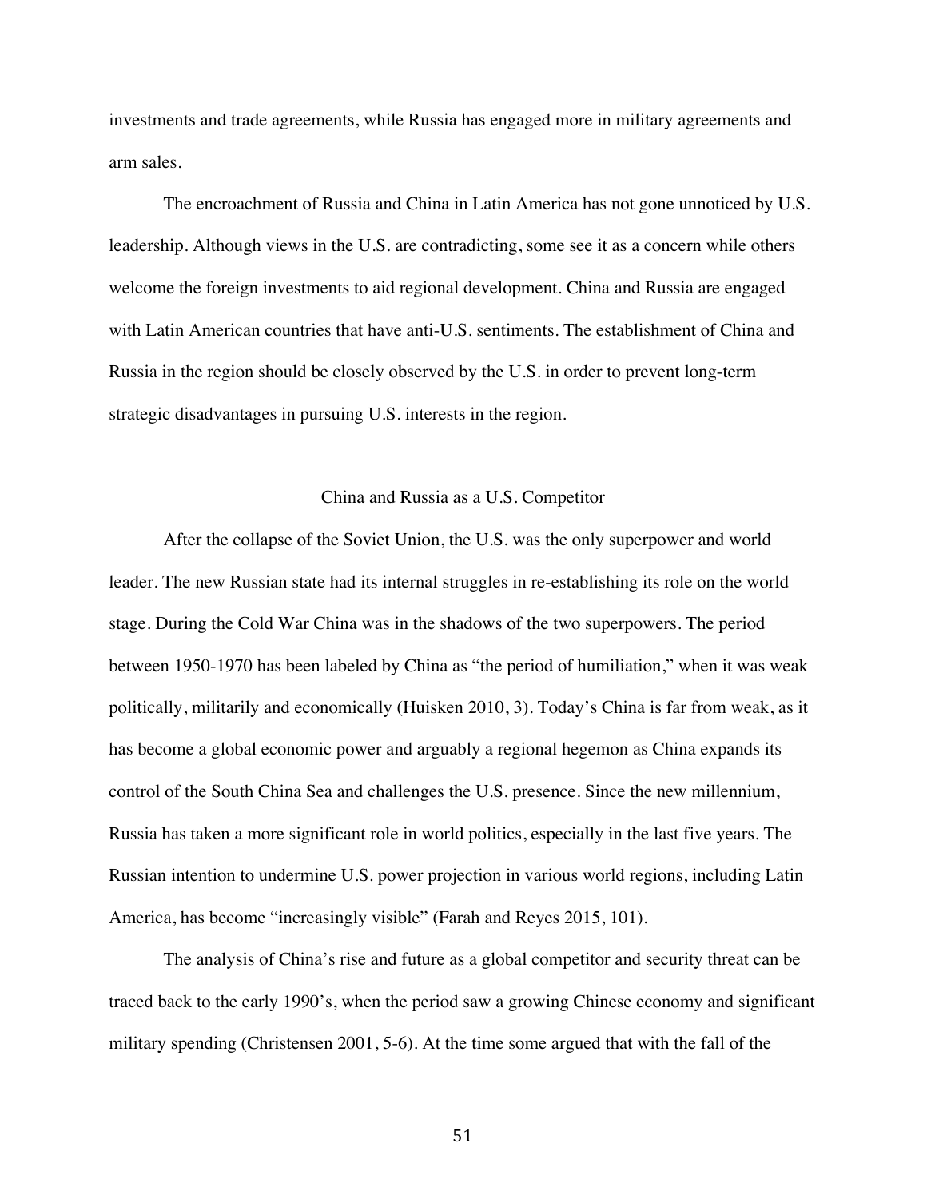investments and trade agreements, while Russia has engaged more in military agreements and arm sales.

The encroachment of Russia and China in Latin America has not gone unnoticed by U.S. leadership. Although views in the U.S. are contradicting, some see it as a concern while others welcome the foreign investments to aid regional development. China and Russia are engaged with Latin American countries that have anti-U.S. sentiments. The establishment of China and Russia in the region should be closely observed by the U.S. in order to prevent long-term strategic disadvantages in pursuing U.S. interests in the region.

## China and Russia as a U.S. Competitor

After the collapse of the Soviet Union, the U.S. was the only superpower and world leader. The new Russian state had its internal struggles in re-establishing its role on the world stage. During the Cold War China was in the shadows of the two superpowers. The period between 1950-1970 has been labeled by China as "the period of humiliation," when it was weak politically, militarily and economically (Huisken 2010, 3). Today's China is far from weak, as it has become a global economic power and arguably a regional hegemon as China expands its control of the South China Sea and challenges the U.S. presence. Since the new millennium, Russia has taken a more significant role in world politics, especially in the last five years. The Russian intention to undermine U.S. power projection in various world regions, including Latin America, has become "increasingly visible" (Farah and Reyes 2015, 101).

The analysis of China's rise and future as a global competitor and security threat can be traced back to the early 1990's, when the period saw a growing Chinese economy and significant military spending (Christensen 2001, 5-6). At the time some argued that with the fall of the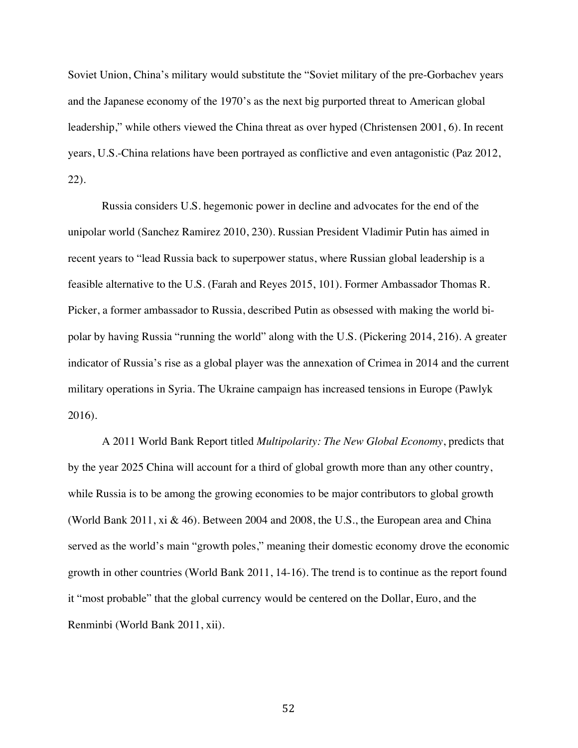Soviet Union, China's military would substitute the "Soviet military of the pre-Gorbachev years and the Japanese economy of the 1970's as the next big purported threat to American global leadership," while others viewed the China threat as over hyped (Christensen 2001, 6). In recent years, U.S.-China relations have been portrayed as conflictive and even antagonistic (Paz 2012, 22).

Russia considers U.S. hegemonic power in decline and advocates for the end of the unipolar world (Sanchez Ramirez 2010, 230). Russian President Vladimir Putin has aimed in recent years to "lead Russia back to superpower status, where Russian global leadership is a feasible alternative to the U.S. (Farah and Reyes 2015, 101). Former Ambassador Thomas R. Picker, a former ambassador to Russia, described Putin as obsessed with making the world bi-polar by having Russia "running the world" along with the U.S. (Pickering 2014, 216). A greater indicator of Russia's rise as a global player was the annexation of Crimea in 2014 and the current military operations in Syria. The Ukraine campaign has increased tensions in Europe (Pawlyk 2016).

A 2011 World Bank Report titled *Multipolarity: The New Global Economy*, predicts that by the year 2025 China will account for a third of global growth more than any other country, while Russia is to be among the growing economies to be major contributors to global growth (World Bank 2011, xi & 46). Between 2004 and 2008, the U.S., the European area and China served as the world's main "growth poles," meaning their domestic economy drove the economic growth in other countries (World Bank 2011, 14-16). The trend is to continue as the report found it "most probable" that the global currency would be centered on the Dollar, Euro, and the Renminbi (World Bank 2011, xii).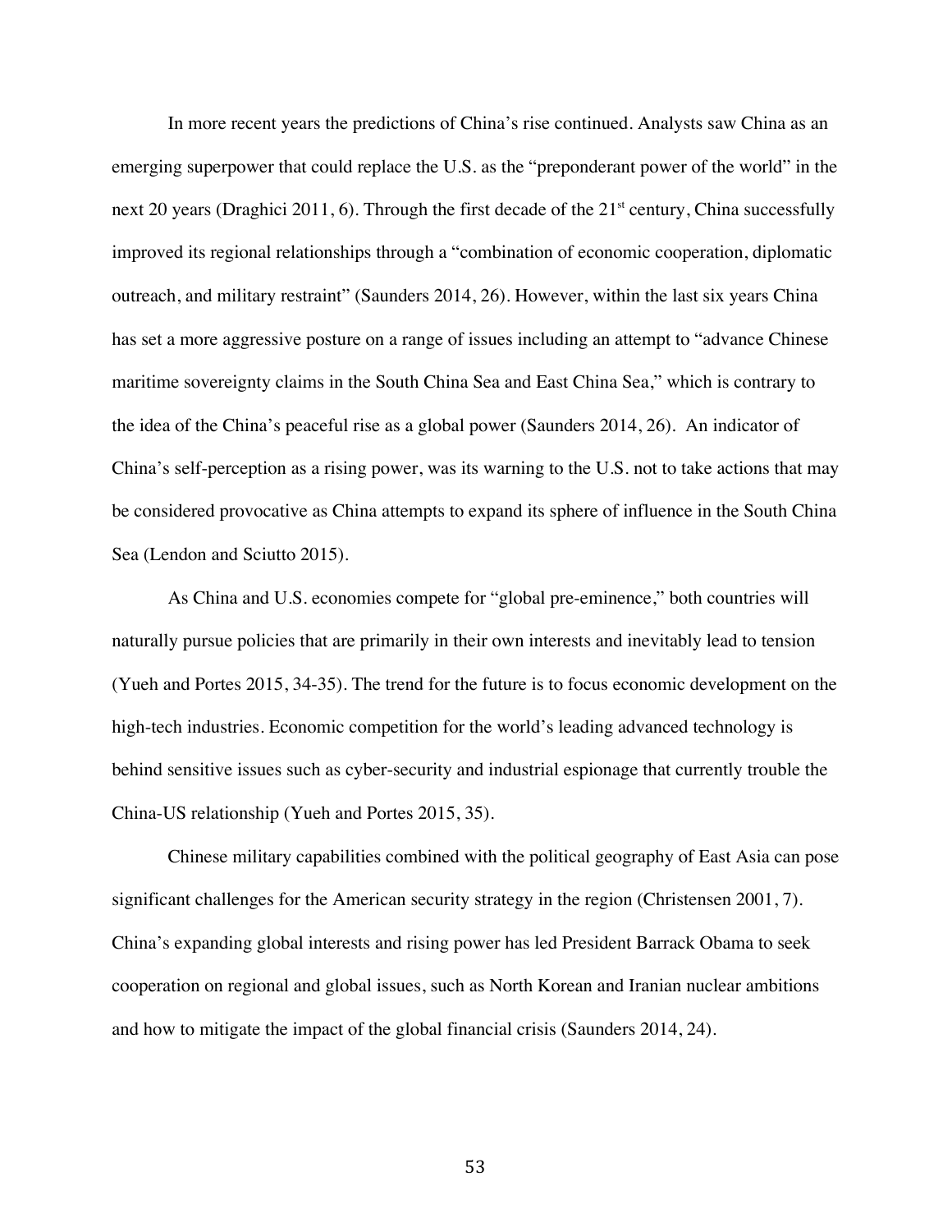In more recent years the predictions of China's rise continued. Analysts saw China as an emerging superpower that could replace the U.S. as the "preponderant power of the world" in the next 20 years (Draghici 2011, 6). Through the first decade of the 21st century, China successfully improved its regional relationships through a "combination of economic cooperation, diplomatic outreach, and military restraint" (Saunders 2014, 26). However, within the last six years China has set a more aggressive posture on a range of issues including an attempt to "advance Chinese maritime sovereignty claims in the South China Sea and East China Sea," which is contrary to the idea of the China's peaceful rise as a global power (Saunders 2014, 26). An indicator of China's self-perception as a rising power, was its warning to the U.S. not to take actions that may be considered provocative as China attempts to expand its sphere of influence in the South China Sea (Lendon and Sciutto 2015).

As China and U.S. economies compete for "global pre-eminence," both countries will naturally pursue policies that are primarily in their own interests and inevitably lead to tension (Yueh and Portes 2015, 34-35). The trend for the future is to focus economic development on the high-tech industries. Economic competition for the world's leading advanced technology is behind sensitive issues such as cyber-security and industrial espionage that currently trouble the China-US relationship (Yueh and Portes 2015, 35).

Chinese military capabilities combined with the political geography of East Asia can pose significant challenges for the American security strategy in the region (Christensen 2001, 7). China's expanding global interests and rising power has led President Barrack Obama to seek cooperation on regional and global issues, such as North Korean and Iranian nuclear ambitions and how to mitigate the impact of the global financial crisis (Saunders 2014, 24).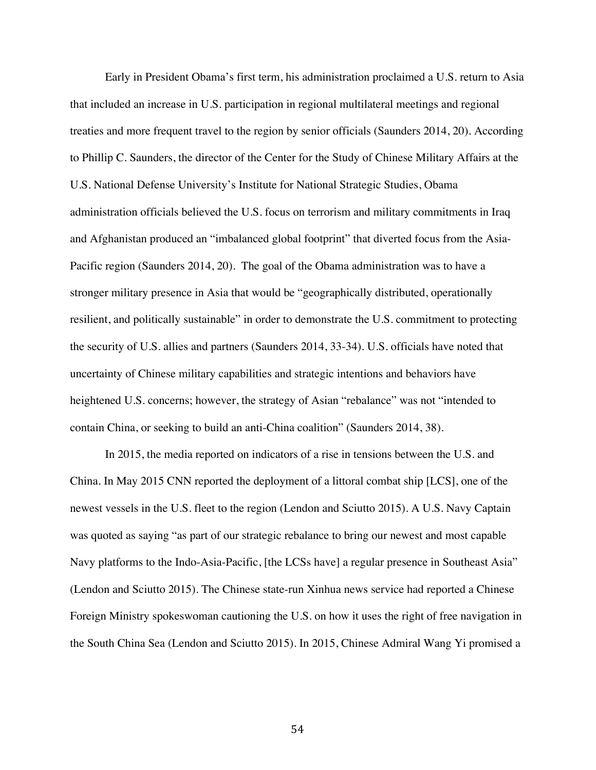Early in President Obama's first term, his administration proclaimed a U.S. return to Asia that included an increase in U.S. participation in regional multilateral meetings and regional treaties and more frequent travel to the region by senior officials (Saunders 2014, 20). According to Phillip C. Saunders, the director of the Center for the Study of Chinese Military Affairs at the U.S. National Defense University's Institute for National Strategic Studies, Obama administration officials believed the U.S. focus on terrorism and military commitments in Iraq and Afghanistan produced an "imbalanced global footprint" that diverted focus from the Asia-Pacific region (Saunders 2014, 20). The goal of the Obama administration was to have a stronger military presence in Asia that would be "geographically distributed, operationally resilient, and politically sustainable" in order to demonstrate the U.S. commitment to protecting the security of U.S. allies and partners (Saunders 2014, 33-34). U.S. officials have noted that uncertainty of Chinese military capabilities and strategic intentions and behaviors have heightened U.S. concerns; however, the strategy of Asian "rebalance" was not "intended to contain China, or seeking to build an anti-China coalition" (Saunders 2014, 38).

In 2015, the media reported on indicators of a rise in tensions between the U.S. and China. In May 2015 CNN reported the deployment of a littoral combat ship [LCS], one of the newest vessels in the U.S. fleet to the region (Lendon and Sciutto 2015). A U.S. Navy Captain was quoted as saying "as part of our strategic rebalance to bring our newest and most capable Navy platforms to the Indo-Asia-Pacific, [the LCSs have] a regular presence in Southeast Asia" (Lendon and Sciutto 2015). The Chinese state-run Xinhua news service had reported a Chinese Foreign Ministry spokeswoman cautioning the U.S. on how it uses the right of free navigation in the South China Sea (Lendon and Sciutto 2015). In 2015, Chinese Admiral Wang Yi promised a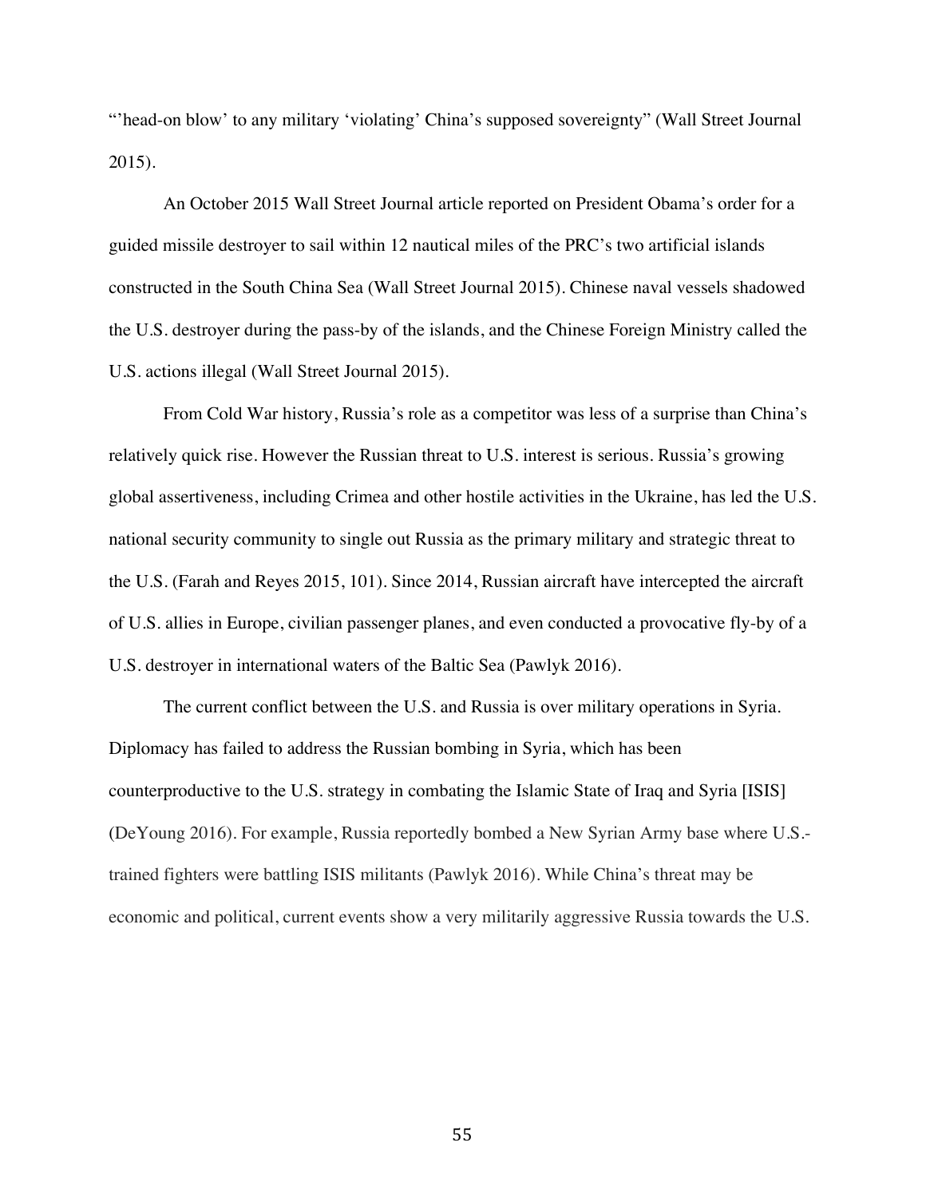"'head-on blow' to any military 'violating' China's supposed sovereignty" (Wall Street Journal 2015).

An October 2015 Wall Street Journal article reported on President Obama's order for a guided missile destroyer to sail within 12 nautical miles of the PRC's two artificial islands constructed in the South China Sea (Wall Street Journal 2015). Chinese naval vessels shadowed the U.S. destroyer during the pass-by of the islands, and the Chinese Foreign Ministry called the U.S. actions illegal (Wall Street Journal 2015).

From Cold War history, Russia's role as a competitor was less of a surprise than China's relatively quick rise. However the Russian threat to U.S. interest is serious. Russia's growing global assertiveness, including Crimea and other hostile activities in the Ukraine, has led the U.S. national security community to single out Russia as the primary military and strategic threat to the U.S. (Farah and Reyes 2015, 101). Since 2014, Russian aircraft have intercepted the aircraft of U.S. allies in Europe, civilian passenger planes, and even conducted a provocative fly-by of a U.S. destroyer in international waters of the Baltic Sea (Pawlyk 2016).

The current conflict between the U.S. and Russia is over military operations in Syria. Diplomacy has failed to address the Russian bombing in Syria, which has been counterproductive to the U.S. strategy in combating the Islamic State of Iraq and Syria [ISIS] (DeYoung 2016). For example, Russia reportedly bombed a New Syrian Army base where U.S.-trained fighters were battling ISIS militants (Pawlyk 2016). While China's threat may be economic and political, current events show a very militarily aggressive Russia towards the U.S.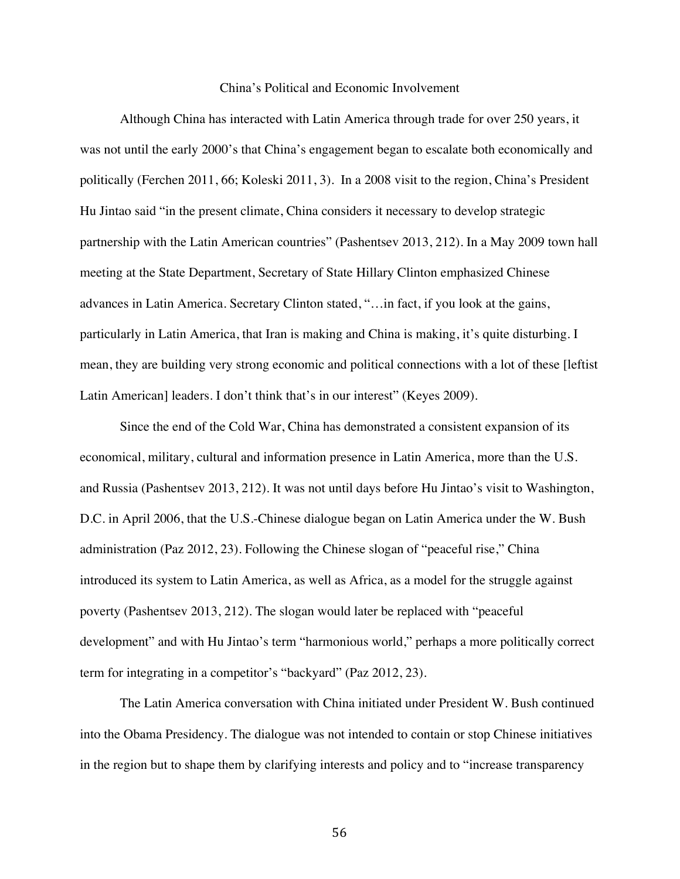## China's Political and Economic Involvement

Although China has interacted with Latin America through trade for over 250 years, it was not until the early 2000's that China's engagement began to escalate both economically and politically (Ferchen 2011, 66; Koleski 2011, 3). In a 2008 visit to the region, China's President Hu Jintao said "in the present climate, China considers it necessary to develop strategic partnership with the Latin American countries" (Pashentsev 2013, 212). In a May 2009 town hall meeting at the State Department, Secretary of State Hillary Clinton emphasized Chinese advances in Latin America. Secretary Clinton stated, "…in fact, if you look at the gains, particularly in Latin America, that Iran is making and China is making, it's quite disturbing. I mean, they are building very strong economic and political connections with a lot of these [leftist Latin American] leaders. I don't think that's in our interest" (Keyes 2009).

Since the end of the Cold War, China has demonstrated a consistent expansion of its economical, military, cultural and information presence in Latin America, more than the U.S. and Russia (Pashentsev 2013, 212). It was not until days before Hu Jintao's visit to Washington, D.C. in April 2006, that the U.S.-Chinese dialogue began on Latin America under the W. Bush administration (Paz 2012, 23). Following the Chinese slogan of "peaceful rise," China introduced its system to Latin America, as well as Africa, as a model for the struggle against poverty (Pashentsev 2013, 212). The slogan would later be replaced with "peaceful development" and with Hu Jintao's term "harmonious world," perhaps a more politically correct term for integrating in a competitor's "backyard" (Paz 2012, 23).

The Latin America conversation with China initiated under President W. Bush continued into the Obama Presidency. The dialogue was not intended to contain or stop Chinese initiatives in the region but to shape them by clarifying interests and policy and to "increase transparency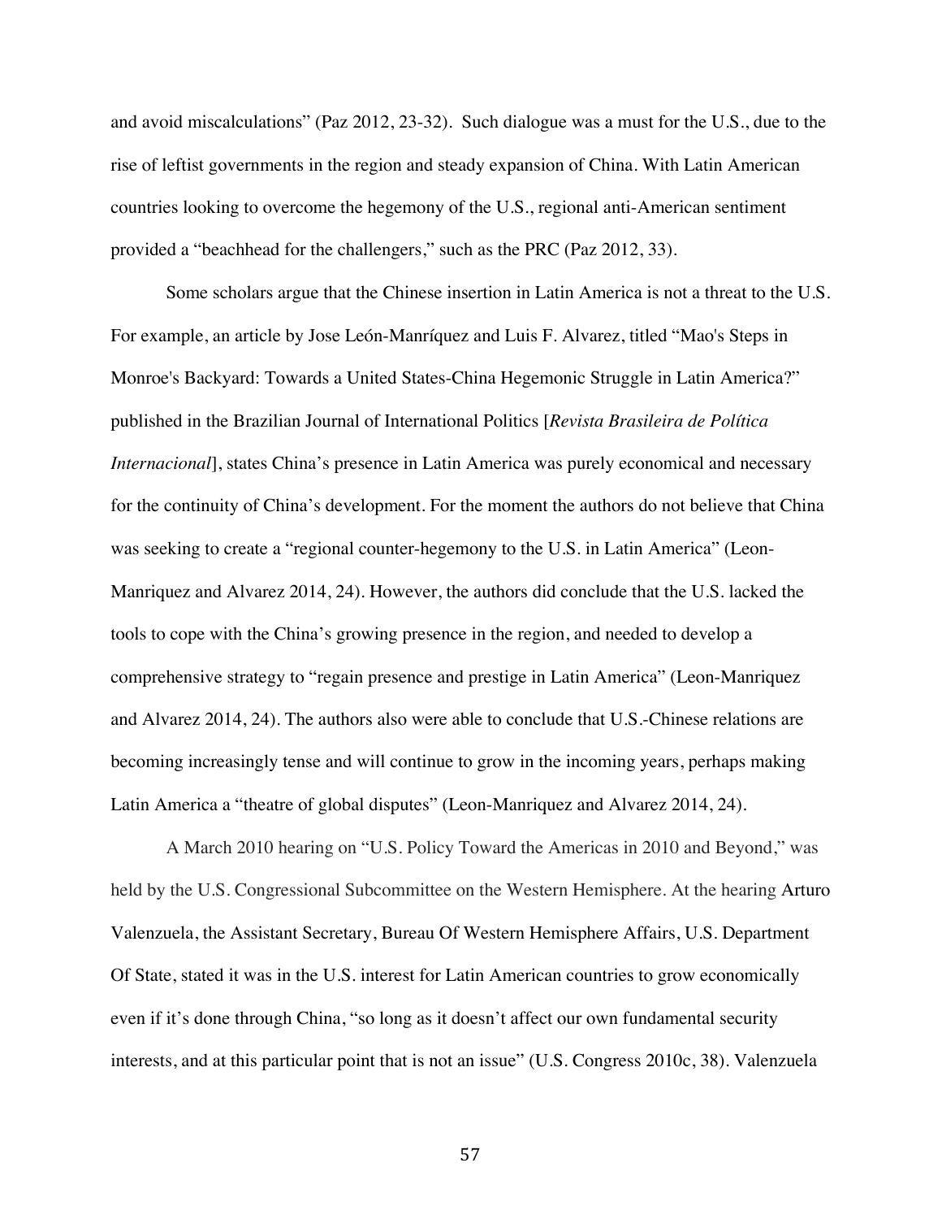and avoid miscalculations" (Paz 2012, 23-32). Such dialogue was a must for the U.S., due to the rise of leftist governments in the region and steady expansion of China. With Latin American countries looking to overcome the hegemony of the U.S., regional anti-American sentiment provided a "beachhead for the challengers," such as the PRC (Paz 2012, 33).

Some scholars argue that the Chinese insertion in Latin America is not a threat to the U.S. For example, an article by Jose León-Manríquez and Luis F. Alvarez, titled "Mao's Steps in Monroe's Backyard: Towards a United States-China Hegemonic Struggle in Latin America?" published in the Brazilian Journal of International Politics [*Revista Brasileira de Política Internacional*], states China's presence in Latin America was purely economical and necessary for the continuity of China's development. For the moment the authors do not believe that China was seeking to create a "regional counter-hegemony to the U.S. in Latin America" (Leon-Manriquez and Alvarez 2014, 24). However, the authors did conclude that the U.S. lacked the tools to cope with the China's growing presence in the region, and needed to develop a comprehensive strategy to "regain presence and prestige in Latin America" (Leon-Manriquez and Alvarez 2014, 24). The authors also were able to conclude that U.S.-Chinese relations are becoming increasingly tense and will continue to grow in the incoming years, perhaps making Latin America a "theatre of global disputes" (Leon-Manriquez and Alvarez 2014, 24).

A March 2010 hearing on "U.S. Policy Toward the Americas in 2010 and Beyond," was held by the U.S. Congressional Subcommittee on the Western Hemisphere. At the hearing Arturo Valenzuela, the Assistant Secretary, Bureau Of Western Hemisphere Affairs, U.S. Department Of State, stated it was in the U.S. interest for Latin American countries to grow economically even if it's done through China, "so long as it doesn't affect our own fundamental security interests, and at this particular point that is not an issue" (U.S. Congress 2010c, 38). Valenzuela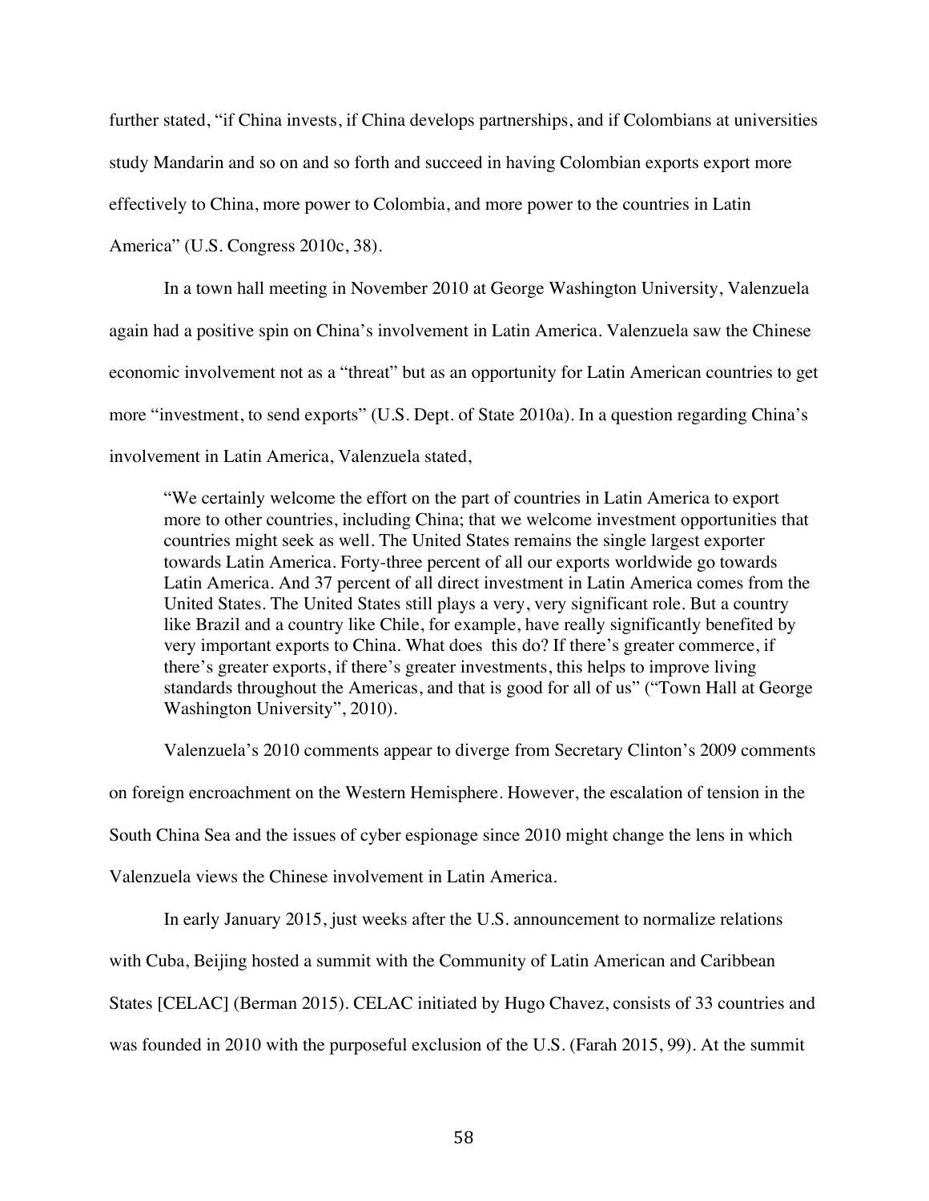further stated, "if China invests, if China develops partnerships, and if Colombians at universities study Mandarin and so on and so forth and succeed in having Colombian exports export more effectively to China, more power to Colombia, and more power to the countries in Latin America" (U.S. Congress 2010c, 38).

In a town hall meeting in November 2010 at George Washington University, Valenzuela again had a positive spin on China's involvement in Latin America. Valenzuela saw the Chinese economic involvement not as a "threat" but as an opportunity for Latin American countries to get more "investment, to send exports" (U.S. Dept. of State 2010a). In a question regarding China's involvement in Latin America, Valenzuela stated,

> "We certainly welcome the effort on the part of countries in Latin America to export more to other countries, including China; that we welcome investment opportunities that countries might seek as well. The United States remains the single largest exporter towards Latin America. Forty-three percent of all our exports worldwide go towards Latin America. And 37 percent of all direct investment in Latin America comes from the United States. The United States still plays a very, very significant role. But a country like Brazil and a country like Chile, for example, have really significantly benefited by very important exports to China. What does this do? If there's greater commerce, if there's greater exports, if there's greater investments, this helps to improve living standards throughout the Americas, and that is good for all of us" ("Town Hall at George Washington University", 2010).

Valenzuela's 2010 comments appear to diverge from Secretary Clinton's 2009 comments on foreign encroachment on the Western Hemisphere. However, the escalation of tension in the South China Sea and the issues of cyber espionage since 2010 might change the lens in which Valenzuela views the Chinese involvement in Latin America.

In early January 2015, just weeks after the U.S. announcement to normalize relations with Cuba, Beijing hosted a summit with the Community of Latin American and Caribbean States [CELAC] (Berman 2015). CELAC initiated by Hugo Chavez, consists of 33 countries and was founded in 2010 with the purposeful exclusion of the U.S. (Farah 2015, 99). At the summit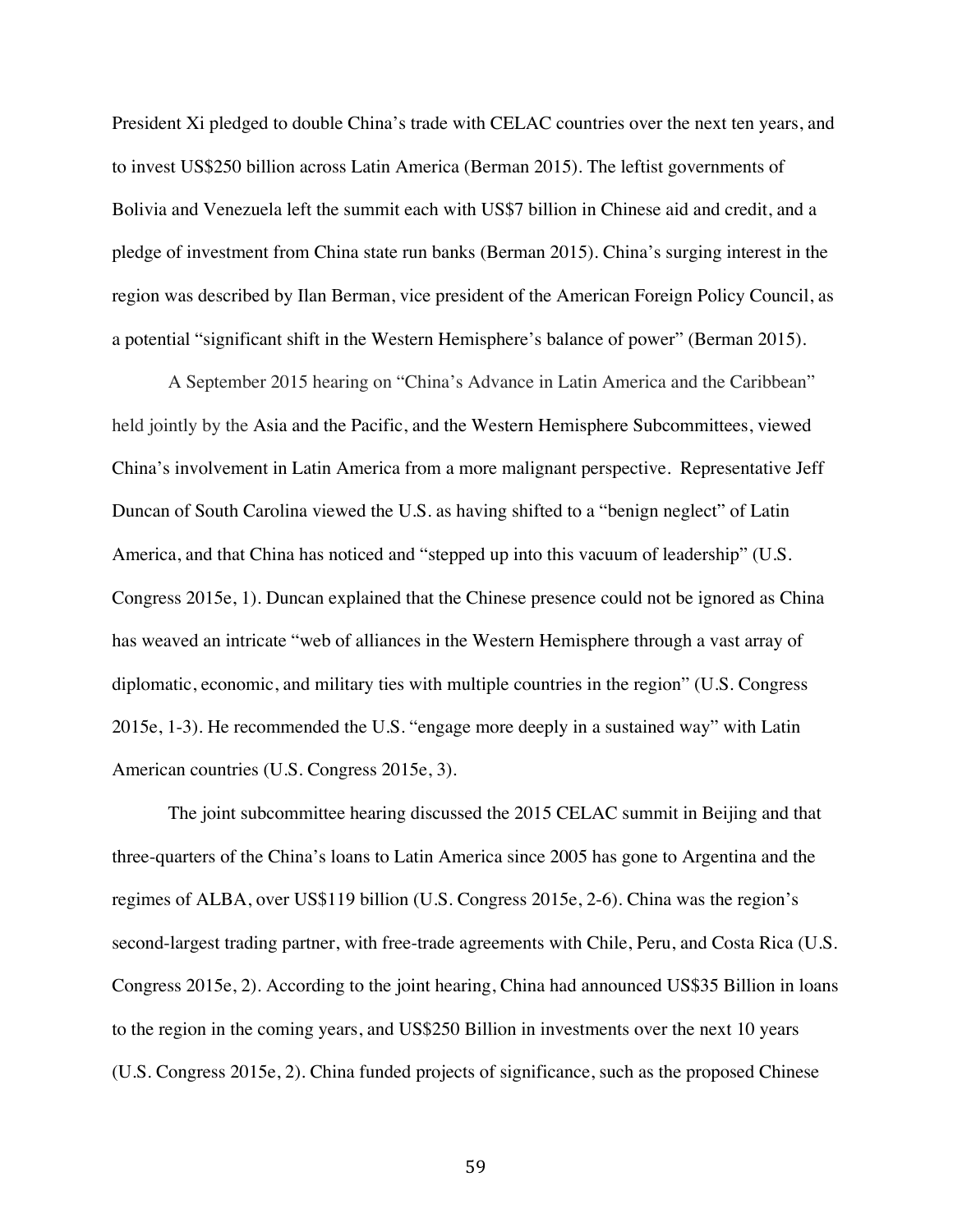President Xi pledged to double China's trade with CELAC countries over the next ten years, and to invest US$250 billion across Latin America (Berman 2015). The leftist governments of Bolivia and Venezuela left the summit each with US$7 billion in Chinese aid and credit, and a pledge of investment from China state run banks (Berman 2015). China's surging interest in the region was described by Ilan Berman, vice president of the American Foreign Policy Council, as a potential "significant shift in the Western Hemisphere's balance of power" (Berman 2015).

A September 2015 hearing on "China's Advance in Latin America and the Caribbean" held jointly by the Asia and the Pacific, and the Western Hemisphere Subcommittees, viewed China's involvement in Latin America from a more malignant perspective. Representative Jeff Duncan of South Carolina viewed the U.S. as having shifted to a "benign neglect" of Latin America, and that China has noticed and "stepped up into this vacuum of leadership" (U.S. Congress 2015e, 1). Duncan explained that the Chinese presence could not be ignored as China has weaved an intricate "web of alliances in the Western Hemisphere through a vast array of diplomatic, economic, and military ties with multiple countries in the region" (U.S. Congress 2015e, 1-3). He recommended the U.S. "engage more deeply in a sustained way" with Latin American countries (U.S. Congress 2015e, 3).

The joint subcommittee hearing discussed the 2015 CELAC summit in Beijing and that three-quarters of the China's loans to Latin America since 2005 has gone to Argentina and the regimes of ALBA, over US$119 billion (U.S. Congress 2015e, 2-6). China was the region's second-largest trading partner, with free-trade agreements with Chile, Peru, and Costa Rica (U.S. Congress 2015e, 2). According to the joint hearing, China had announced US$35 Billion in loans to the region in the coming years, and US$250 Billion in investments over the next 10 years (U.S. Congress 2015e, 2). China funded projects of significance, such as the proposed Chinese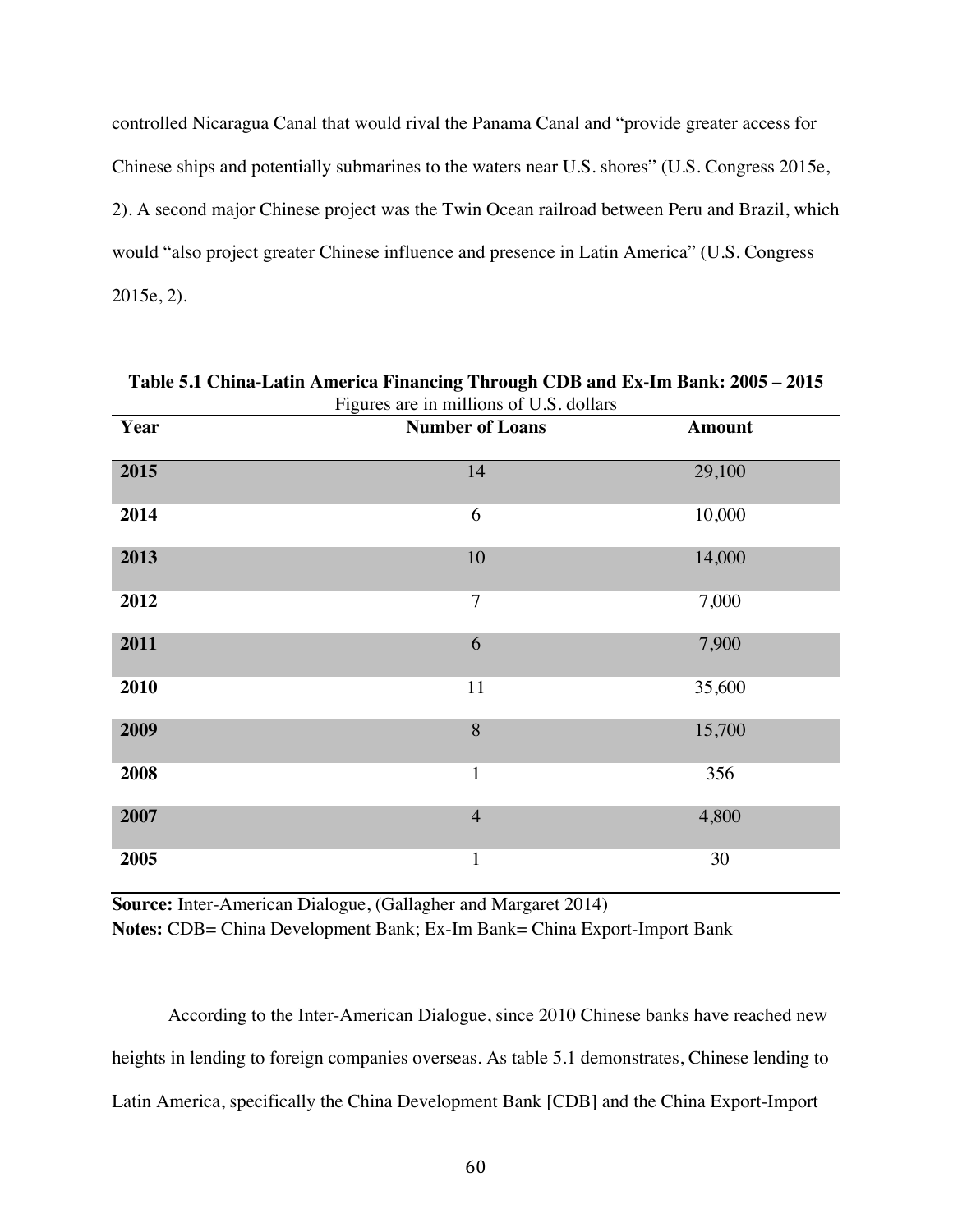controlled Nicaragua Canal that would rival the Panama Canal and "provide greater access for Chinese ships and potentially submarines to the waters near U.S. shores" (U.S. Congress 2015e, 2). A second major Chinese project was the Twin Ocean railroad between Peru and Brazil, which would "also project greater Chinese influence and presence in Latin America" (U.S. Congress 2015e, 2).

**Table 5.1 China-Latin America Financing Through CDB and Ex-Im Bank: 2005 – 2015**
Figures are in millions of U.S. dollars

| Year | Number of Loans | Amount |
|---|---|---|
| **2015** | 14 | 29,100 |
| **2014** | 6 | 10,000 |
| **2013** | 10 | 14,000 |
| **2012** | 7 | 7,000 |
| **2011** | 6 | 7,900 |
| **2010** | 11 | 35,600 |
| **2009** | 8 | 15,700 |
| **2008** | 1 | 356 |
| **2007** | 4 | 4,800 |
| **2005** | 1 | 30 |

**Source:** Inter-American Dialogue, (Gallagher and Margaret 2014)
**Notes:** CDB= China Development Bank; Ex-Im Bank= China Export-Import Bank

According to the Inter-American Dialogue, since 2010 Chinese banks have reached new heights in lending to foreign companies overseas. As table 5.1 demonstrates, Chinese lending to Latin America, specifically the China Development Bank [CDB] and the China Export-Import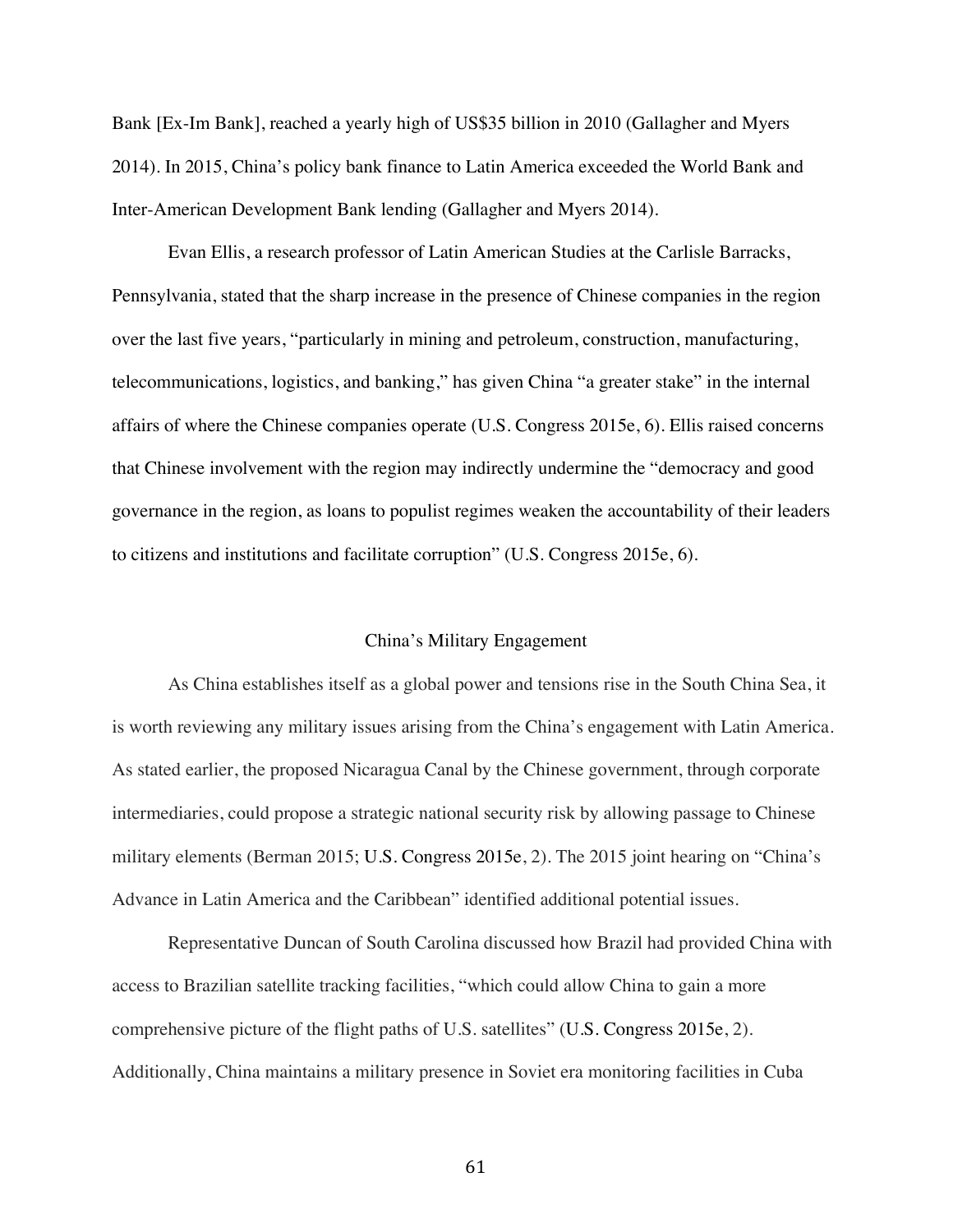Bank [Ex-Im Bank], reached a yearly high of US$35 billion in 2010 (Gallagher and Myers 2014). In 2015, China's policy bank finance to Latin America exceeded the World Bank and Inter-American Development Bank lending (Gallagher and Myers 2014).

Evan Ellis, a research professor of Latin American Studies at the Carlisle Barracks, Pennsylvania, stated that the sharp increase in the presence of Chinese companies in the region over the last five years, "particularly in mining and petroleum, construction, manufacturing, telecommunications, logistics, and banking," has given China "a greater stake" in the internal affairs of where the Chinese companies operate (U.S. Congress 2015e, 6). Ellis raised concerns that Chinese involvement with the region may indirectly undermine the "democracy and good governance in the region, as loans to populist regimes weaken the accountability of their leaders to citizens and institutions and facilitate corruption" (U.S. Congress 2015e, 6).

## China's Military Engagement

As China establishes itself as a global power and tensions rise in the South China Sea, it is worth reviewing any military issues arising from the China's engagement with Latin America. As stated earlier, the proposed Nicaragua Canal by the Chinese government, through corporate intermediaries, could propose a strategic national security risk by allowing passage to Chinese military elements (Berman 2015; U.S. Congress 2015e, 2). The 2015 joint hearing on "China's Advance in Latin America and the Caribbean" identified additional potential issues.

Representative Duncan of South Carolina discussed how Brazil had provided China with access to Brazilian satellite tracking facilities, "which could allow China to gain a more comprehensive picture of the flight paths of U.S. satellites" (U.S. Congress 2015e, 2). Additionally, China maintains a military presence in Soviet era monitoring facilities in Cuba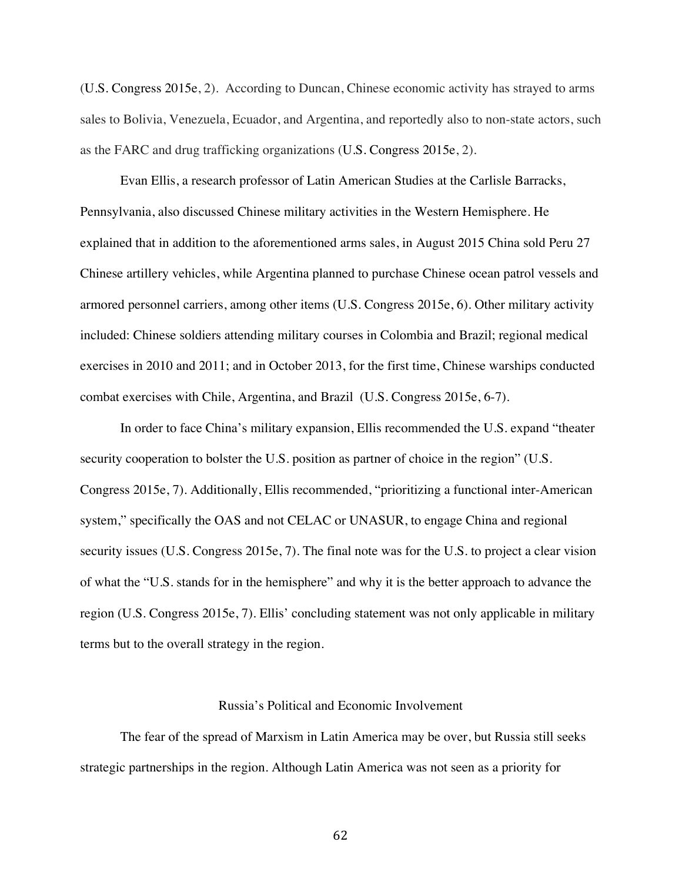(U.S. Congress 2015e, 2). According to Duncan, Chinese economic activity has strayed to arms sales to Bolivia, Venezuela, Ecuador, and Argentina, and reportedly also to non-state actors, such as the FARC and drug trafficking organizations (U.S. Congress 2015e, 2).

Evan Ellis, a research professor of Latin American Studies at the Carlisle Barracks, Pennsylvania, also discussed Chinese military activities in the Western Hemisphere. He explained that in addition to the aforementioned arms sales, in August 2015 China sold Peru 27 Chinese artillery vehicles, while Argentina planned to purchase Chinese ocean patrol vessels and armored personnel carriers, among other items (U.S. Congress 2015e, 6). Other military activity included: Chinese soldiers attending military courses in Colombia and Brazil; regional medical exercises in 2010 and 2011; and in October 2013, for the first time, Chinese warships conducted combat exercises with Chile, Argentina, and Brazil (U.S. Congress 2015e, 6-7).

In order to face China's military expansion, Ellis recommended the U.S. expand "theater security cooperation to bolster the U.S. position as partner of choice in the region" (U.S. Congress 2015e, 7). Additionally, Ellis recommended, "prioritizing a functional inter-American system," specifically the OAS and not CELAC or UNASUR, to engage China and regional security issues (U.S. Congress 2015e, 7). The final note was for the U.S. to project a clear vision of what the "U.S. stands for in the hemisphere" and why it is the better approach to advance the region (U.S. Congress 2015e, 7). Ellis' concluding statement was not only applicable in military terms but to the overall strategy in the region.

## Russia's Political and Economic Involvement

The fear of the spread of Marxism in Latin America may be over, but Russia still seeks strategic partnerships in the region. Although Latin America was not seen as a priority for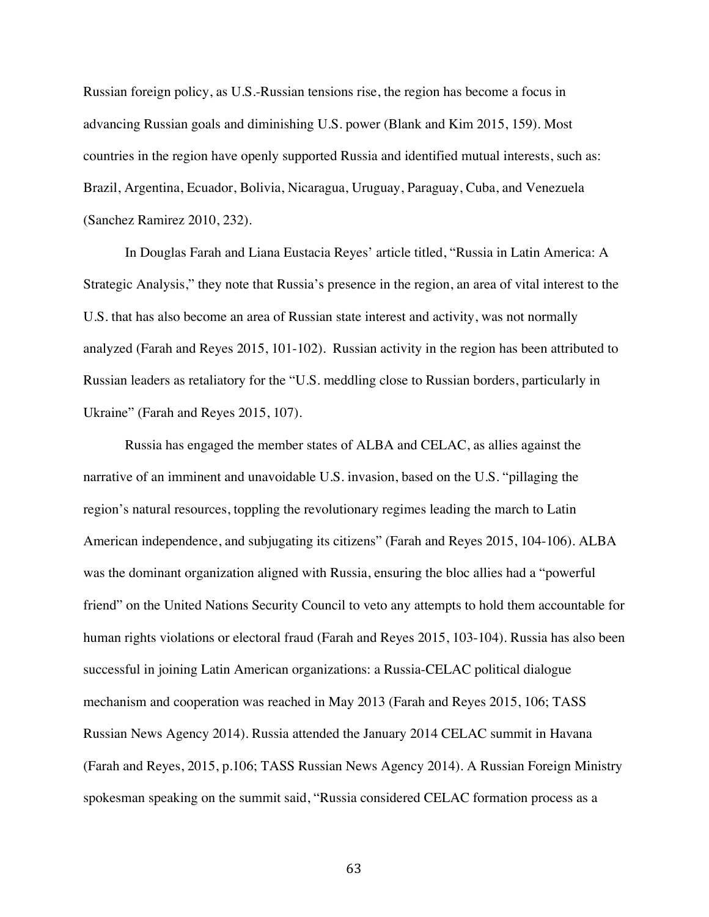Russian foreign policy, as U.S.-Russian tensions rise, the region has become a focus in advancing Russian goals and diminishing U.S. power (Blank and Kim 2015, 159). Most countries in the region have openly supported Russia and identified mutual interests, such as: Brazil, Argentina, Ecuador, Bolivia, Nicaragua, Uruguay, Paraguay, Cuba, and Venezuela (Sanchez Ramirez 2010, 232).

In Douglas Farah and Liana Eustacia Reyes' article titled, "Russia in Latin America: A Strategic Analysis," they note that Russia's presence in the region, an area of vital interest to the U.S. that has also become an area of Russian state interest and activity, was not normally analyzed (Farah and Reyes 2015, 101-102). Russian activity in the region has been attributed to Russian leaders as retaliatory for the "U.S. meddling close to Russian borders, particularly in Ukraine" (Farah and Reyes 2015, 107).

Russia has engaged the member states of ALBA and CELAC, as allies against the narrative of an imminent and unavoidable U.S. invasion, based on the U.S. "pillaging the region's natural resources, toppling the revolutionary regimes leading the march to Latin American independence, and subjugating its citizens" (Farah and Reyes 2015, 104-106). ALBA was the dominant organization aligned with Russia, ensuring the bloc allies had a "powerful friend" on the United Nations Security Council to veto any attempts to hold them accountable for human rights violations or electoral fraud (Farah and Reyes 2015, 103-104). Russia has also been successful in joining Latin American organizations: a Russia-CELAC political dialogue mechanism and cooperation was reached in May 2013 (Farah and Reyes 2015, 106; TASS Russian News Agency 2014). Russia attended the January 2014 CELAC summit in Havana (Farah and Reyes, 2015, p.106; TASS Russian News Agency 2014). A Russian Foreign Ministry spokesman speaking on the summit said, "Russia considered CELAC formation process as a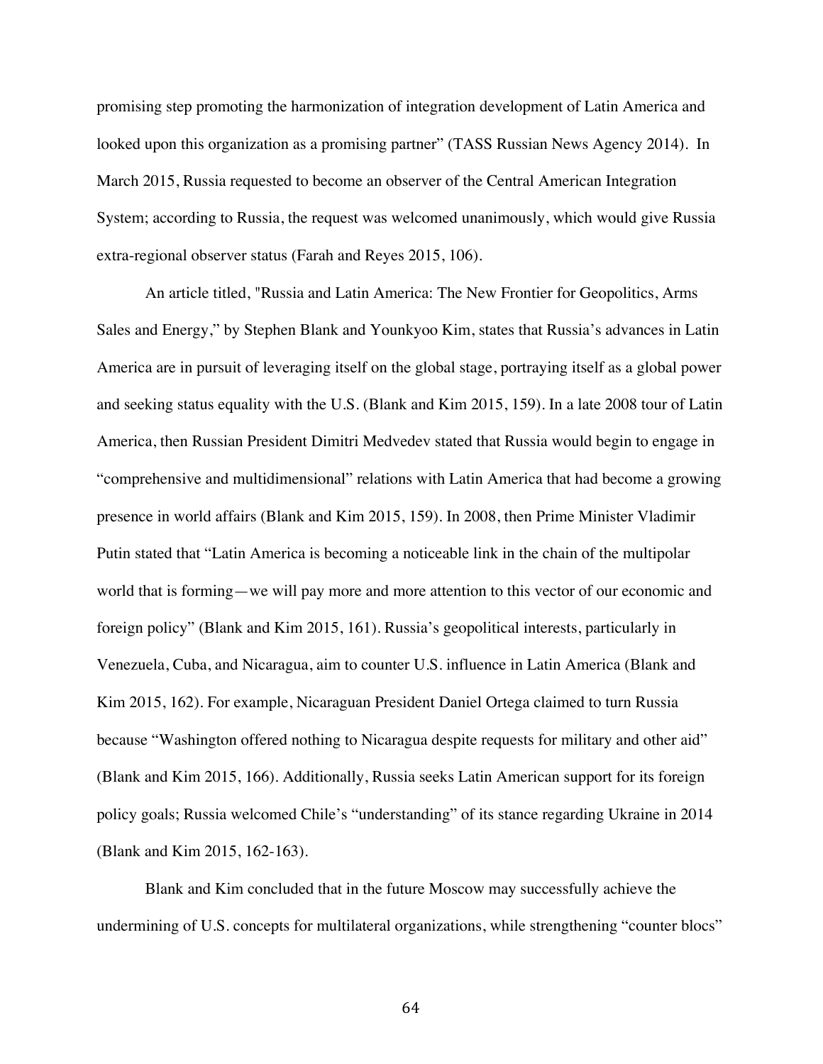promising step promoting the harmonization of integration development of Latin America and looked upon this organization as a promising partner" (TASS Russian News Agency 2014). In March 2015, Russia requested to become an observer of the Central American Integration System; according to Russia, the request was welcomed unanimously, which would give Russia extra-regional observer status (Farah and Reyes 2015, 106).

An article titled, "Russia and Latin America: The New Frontier for Geopolitics, Arms Sales and Energy," by Stephen Blank and Younkyoo Kim, states that Russia's advances in Latin America are in pursuit of leveraging itself on the global stage, portraying itself as a global power and seeking status equality with the U.S. (Blank and Kim 2015, 159). In a late 2008 tour of Latin America, then Russian President Dimitri Medvedev stated that Russia would begin to engage in "comprehensive and multidimensional" relations with Latin America that had become a growing presence in world affairs (Blank and Kim 2015, 159). In 2008, then Prime Minister Vladimir Putin stated that "Latin America is becoming a noticeable link in the chain of the multipolar world that is forming—we will pay more and more attention to this vector of our economic and foreign policy" (Blank and Kim 2015, 161). Russia's geopolitical interests, particularly in Venezuela, Cuba, and Nicaragua, aim to counter U.S. influence in Latin America (Blank and Kim 2015, 162). For example, Nicaraguan President Daniel Ortega claimed to turn Russia because "Washington offered nothing to Nicaragua despite requests for military and other aid" (Blank and Kim 2015, 166). Additionally, Russia seeks Latin American support for its foreign policy goals; Russia welcomed Chile's "understanding" of its stance regarding Ukraine in 2014 (Blank and Kim 2015, 162-163).

Blank and Kim concluded that in the future Moscow may successfully achieve the undermining of U.S. concepts for multilateral organizations, while strengthening "counter blocs"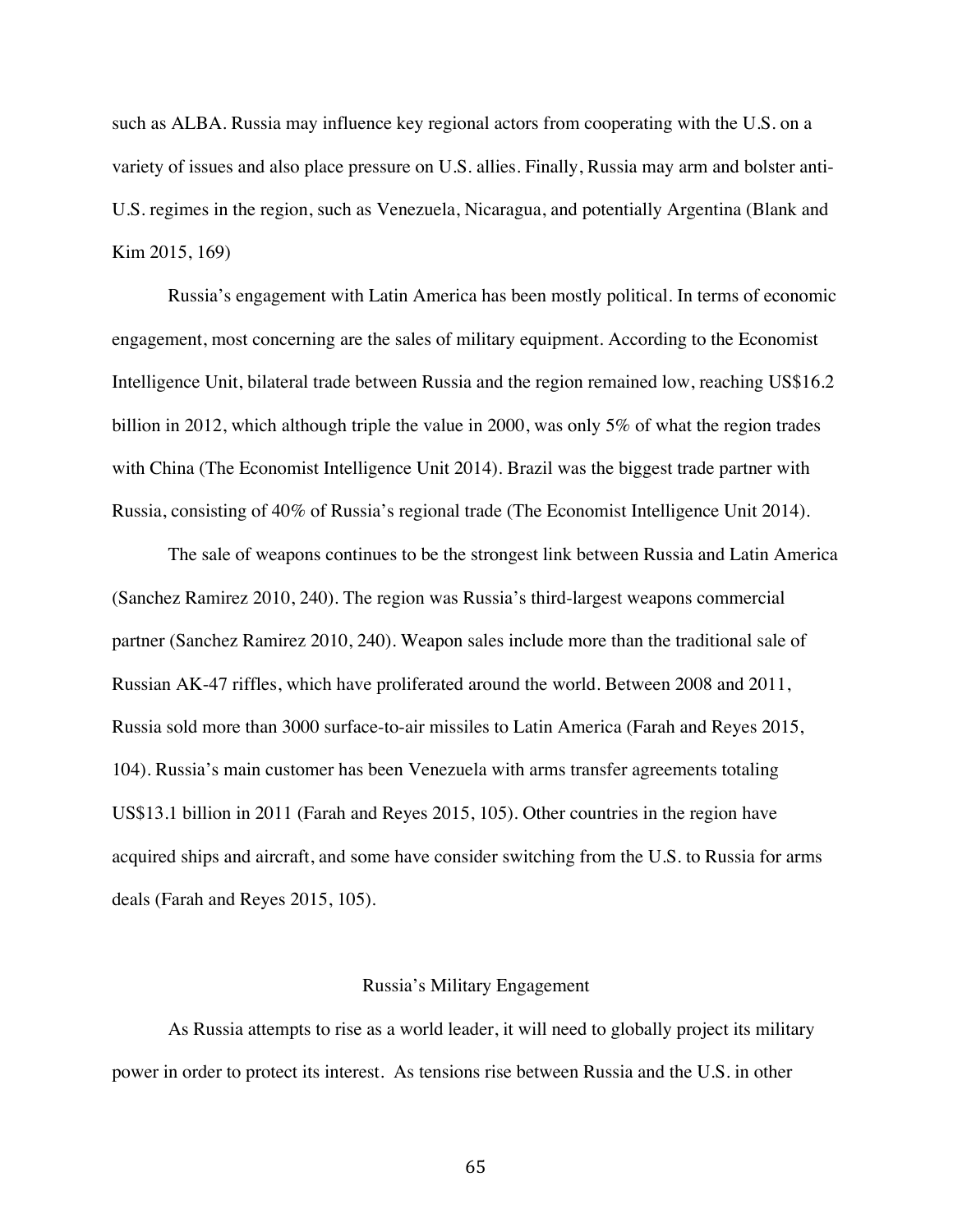such as ALBA. Russia may influence key regional actors from cooperating with the U.S. on a variety of issues and also place pressure on U.S. allies. Finally, Russia may arm and bolster anti-U.S. regimes in the region, such as Venezuela, Nicaragua, and potentially Argentina (Blank and Kim 2015, 169)

Russia's engagement with Latin America has been mostly political. In terms of economic engagement, most concerning are the sales of military equipment. According to the Economist Intelligence Unit, bilateral trade between Russia and the region remained low, reaching US$16.2 billion in 2012, which although triple the value in 2000, was only 5% of what the region trades with China (The Economist Intelligence Unit 2014). Brazil was the biggest trade partner with Russia, consisting of 40% of Russia's regional trade (The Economist Intelligence Unit 2014).

The sale of weapons continues to be the strongest link between Russia and Latin America (Sanchez Ramirez 2010, 240). The region was Russia's third-largest weapons commercial partner (Sanchez Ramirez 2010, 240). Weapon sales include more than the traditional sale of Russian AK-47 riffles, which have proliferated around the world. Between 2008 and 2011, Russia sold more than 3000 surface-to-air missiles to Latin America (Farah and Reyes 2015, 104). Russia's main customer has been Venezuela with arms transfer agreements totaling US$13.1 billion in 2011 (Farah and Reyes 2015, 105). Other countries in the region have acquired ships and aircraft, and some have consider switching from the U.S. to Russia for arms deals (Farah and Reyes 2015, 105).

## Russia's Military Engagement

As Russia attempts to rise as a world leader, it will need to globally project its military power in order to protect its interest. As tensions rise between Russia and the U.S. in other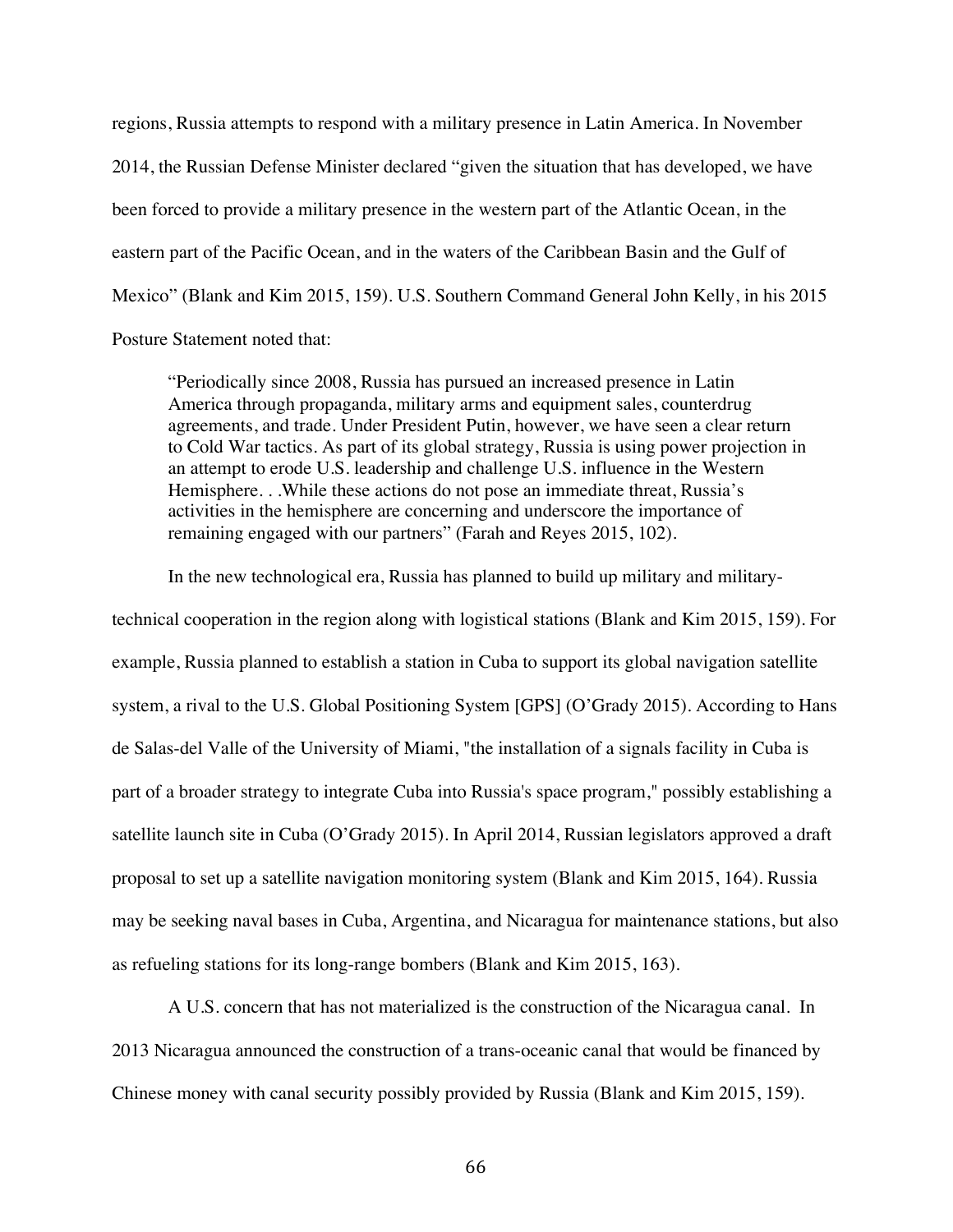regions, Russia attempts to respond with a military presence in Latin America. In November 2014, the Russian Defense Minister declared "given the situation that has developed, we have been forced to provide a military presence in the western part of the Atlantic Ocean, in the eastern part of the Pacific Ocean, and in the waters of the Caribbean Basin and the Gulf of Mexico" (Blank and Kim 2015, 159). U.S. Southern Command General John Kelly, in his 2015 Posture Statement noted that:

> "Periodically since 2008, Russia has pursued an increased presence in Latin America through propaganda, military arms and equipment sales, counterdrug agreements, and trade. Under President Putin, however, we have seen a clear return to Cold War tactics. As part of its global strategy, Russia is using power projection in an attempt to erode U.S. leadership and challenge U.S. influence in the Western Hemisphere. . .While these actions do not pose an immediate threat, Russia's activities in the hemisphere are concerning and underscore the importance of remaining engaged with our partners" (Farah and Reyes 2015, 102).

In the new technological era, Russia has planned to build up military and military-technical cooperation in the region along with logistical stations (Blank and Kim 2015, 159). For example, Russia planned to establish a station in Cuba to support its global navigation satellite system, a rival to the U.S. Global Positioning System [GPS] (O'Grady 2015). According to Hans de Salas-del Valle of the University of Miami, "the installation of a signals facility in Cuba is part of a broader strategy to integrate Cuba into Russia's space program," possibly establishing a satellite launch site in Cuba (O'Grady 2015). In April 2014, Russian legislators approved a draft proposal to set up a satellite navigation monitoring system (Blank and Kim 2015, 164). Russia may be seeking naval bases in Cuba, Argentina, and Nicaragua for maintenance stations, but also as refueling stations for its long-range bombers (Blank and Kim 2015, 163).

A U.S. concern that has not materialized is the construction of the Nicaragua canal. In 2013 Nicaragua announced the construction of a trans-oceanic canal that would be financed by Chinese money with canal security possibly provided by Russia (Blank and Kim 2015, 159).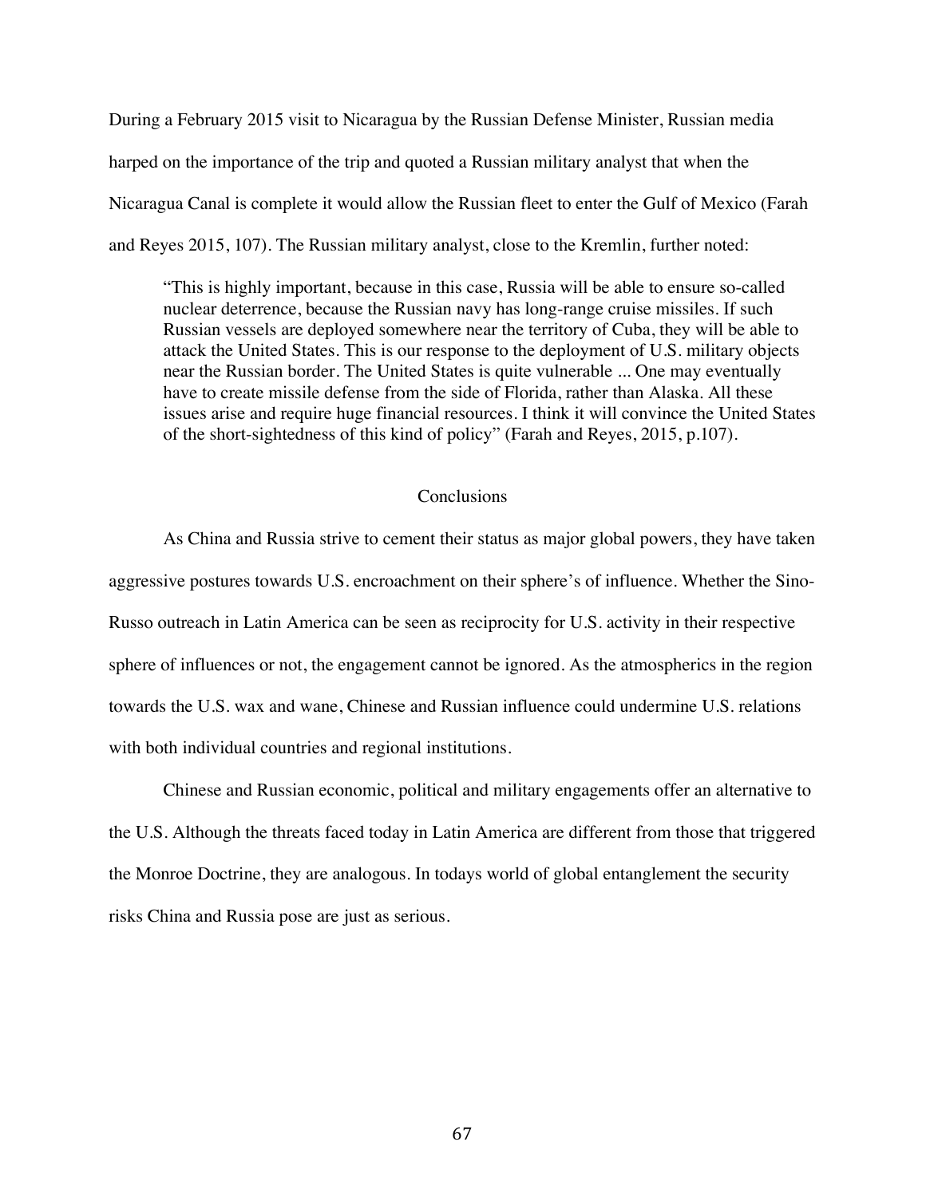During a February 2015 visit to Nicaragua by the Russian Defense Minister, Russian media harped on the importance of the trip and quoted a Russian military analyst that when the Nicaragua Canal is complete it would allow the Russian fleet to enter the Gulf of Mexico (Farah and Reyes 2015, 107). The Russian military analyst, close to the Kremlin, further noted:

> "This is highly important, because in this case, Russia will be able to ensure so-called nuclear deterrence, because the Russian navy has long-range cruise missiles. If such Russian vessels are deployed somewhere near the territory of Cuba, they will be able to attack the United States. This is our response to the deployment of U.S. military objects near the Russian border. The United States is quite vulnerable ... One may eventually have to create missile defense from the side of Florida, rather than Alaska. All these issues arise and require huge financial resources. I think it will convince the United States of the short-sightedness of this kind of policy" (Farah and Reyes, 2015, p.107).

## Conclusions

As China and Russia strive to cement their status as major global powers, they have taken aggressive postures towards U.S. encroachment on their sphere's of influence. Whether the Sino-Russo outreach in Latin America can be seen as reciprocity for U.S. activity in their respective sphere of influences or not, the engagement cannot be ignored. As the atmospherics in the region towards the U.S. wax and wane, Chinese and Russian influence could undermine U.S. relations with both individual countries and regional institutions.

Chinese and Russian economic, political and military engagements offer an alternative to the U.S. Although the threats faced today in Latin America are different from those that triggered the Monroe Doctrine, they are analogous. In todays world of global entanglement the security risks China and Russia pose are just as serious.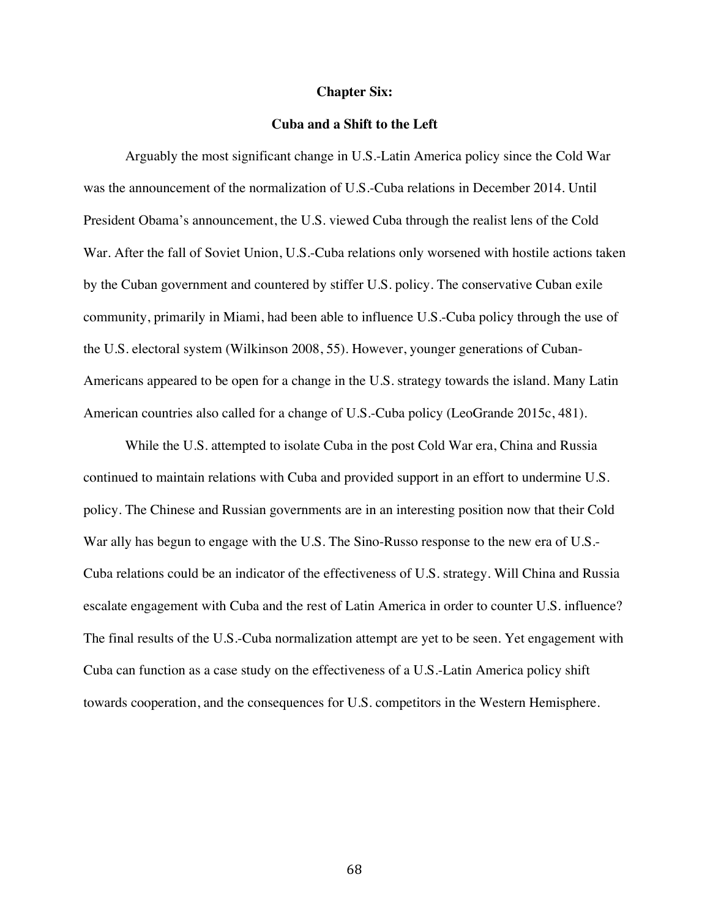# Chapter Six:

## Cuba and a Shift to the Left

Arguably the most significant change in U.S.-Latin America policy since the Cold War was the announcement of the normalization of U.S.-Cuba relations in December 2014. Until President Obama's announcement, the U.S. viewed Cuba through the realist lens of the Cold War. After the fall of Soviet Union, U.S.-Cuba relations only worsened with hostile actions taken by the Cuban government and countered by stiffer U.S. policy. The conservative Cuban exile community, primarily in Miami, had been able to influence U.S.-Cuba policy through the use of the U.S. electoral system (Wilkinson 2008, 55). However, younger generations of Cuban-Americans appeared to be open for a change in the U.S. strategy towards the island. Many Latin American countries also called for a change of U.S.-Cuba policy (LeoGrande 2015c, 481).

While the U.S. attempted to isolate Cuba in the post Cold War era, China and Russia continued to maintain relations with Cuba and provided support in an effort to undermine U.S. policy. The Chinese and Russian governments are in an interesting position now that their Cold War ally has begun to engage with the U.S. The Sino-Russo response to the new era of U.S.-Cuba relations could be an indicator of the effectiveness of U.S. strategy. Will China and Russia escalate engagement with Cuba and the rest of Latin America in order to counter U.S. influence? The final results of the U.S.-Cuba normalization attempt are yet to be seen. Yet engagement with Cuba can function as a case study on the effectiveness of a U.S.-Latin America policy shift towards cooperation, and the consequences for U.S. competitors in the Western Hemisphere.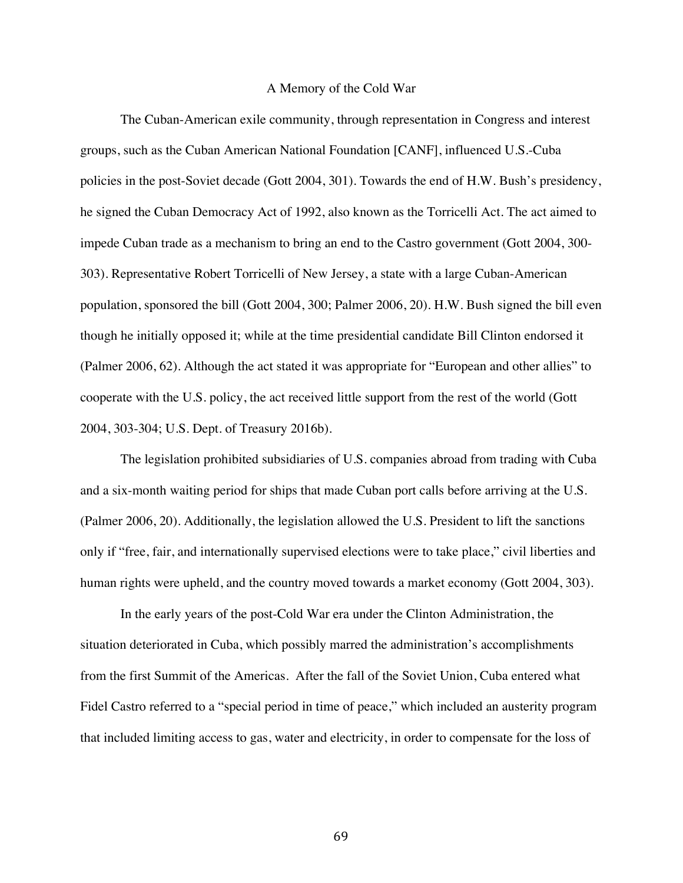## A Memory of the Cold War

The Cuban-American exile community, through representation in Congress and interest groups, such as the Cuban American National Foundation [CANF], influenced U.S.-Cuba policies in the post-Soviet decade (Gott 2004, 301). Towards the end of H.W. Bush's presidency, he signed the Cuban Democracy Act of 1992, also known as the Torricelli Act. The act aimed to impede Cuban trade as a mechanism to bring an end to the Castro government (Gott 2004, 300-303). Representative Robert Torricelli of New Jersey, a state with a large Cuban-American population, sponsored the bill (Gott 2004, 300; Palmer 2006, 20). H.W. Bush signed the bill even though he initially opposed it; while at the time presidential candidate Bill Clinton endorsed it (Palmer 2006, 62). Although the act stated it was appropriate for "European and other allies" to cooperate with the U.S. policy, the act received little support from the rest of the world (Gott 2004, 303-304; U.S. Dept. of Treasury 2016b).

The legislation prohibited subsidiaries of U.S. companies abroad from trading with Cuba and a six-month waiting period for ships that made Cuban port calls before arriving at the U.S. (Palmer 2006, 20). Additionally, the legislation allowed the U.S. President to lift the sanctions only if "free, fair, and internationally supervised elections were to take place," civil liberties and human rights were upheld, and the country moved towards a market economy (Gott 2004, 303).

In the early years of the post-Cold War era under the Clinton Administration, the situation deteriorated in Cuba, which possibly marred the administration's accomplishments from the first Summit of the Americas. After the fall of the Soviet Union, Cuba entered what Fidel Castro referred to a "special period in time of peace," which included an austerity program that included limiting access to gas, water and electricity, in order to compensate for the loss of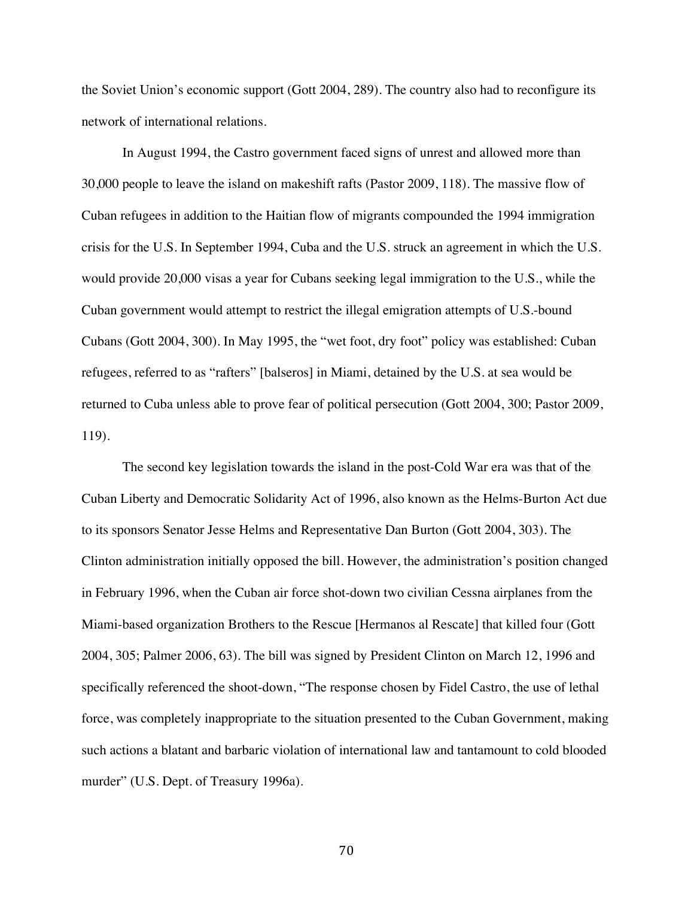the Soviet Union's economic support (Gott 2004, 289). The country also had to reconfigure its network of international relations.

In August 1994, the Castro government faced signs of unrest and allowed more than 30,000 people to leave the island on makeshift rafts (Pastor 2009, 118). The massive flow of Cuban refugees in addition to the Haitian flow of migrants compounded the 1994 immigration crisis for the U.S. In September 1994, Cuba and the U.S. struck an agreement in which the U.S. would provide 20,000 visas a year for Cubans seeking legal immigration to the U.S., while the Cuban government would attempt to restrict the illegal emigration attempts of U.S.-bound Cubans (Gott 2004, 300). In May 1995, the "wet foot, dry foot" policy was established: Cuban refugees, referred to as "rafters" [balseros] in Miami, detained by the U.S. at sea would be returned to Cuba unless able to prove fear of political persecution (Gott 2004, 300; Pastor 2009, 119).

The second key legislation towards the island in the post-Cold War era was that of the Cuban Liberty and Democratic Solidarity Act of 1996, also known as the Helms-Burton Act due to its sponsors Senator Jesse Helms and Representative Dan Burton (Gott 2004, 303). The Clinton administration initially opposed the bill. However, the administration's position changed in February 1996, when the Cuban air force shot-down two civilian Cessna airplanes from the Miami-based organization Brothers to the Rescue [Hermanos al Rescate] that killed four (Gott 2004, 305; Palmer 2006, 63). The bill was signed by President Clinton on March 12, 1996 and specifically referenced the shoot-down, "The response chosen by Fidel Castro, the use of lethal force, was completely inappropriate to the situation presented to the Cuban Government, making such actions a blatant and barbaric violation of international law and tantamount to cold blooded murder" (U.S. Dept. of Treasury 1996a).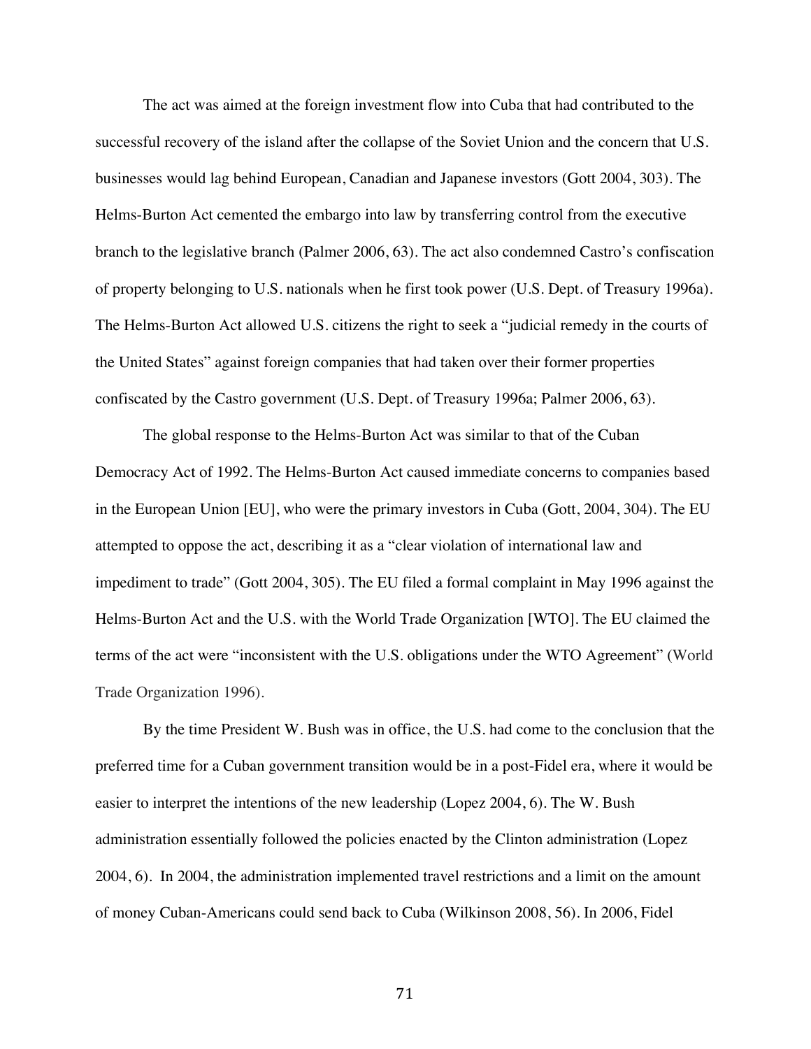The act was aimed at the foreign investment flow into Cuba that had contributed to the successful recovery of the island after the collapse of the Soviet Union and the concern that U.S. businesses would lag behind European, Canadian and Japanese investors (Gott 2004, 303). The Helms-Burton Act cemented the embargo into law by transferring control from the executive branch to the legislative branch (Palmer 2006, 63). The act also condemned Castro's confiscation of property belonging to U.S. nationals when he first took power (U.S. Dept. of Treasury 1996a). The Helms-Burton Act allowed U.S. citizens the right to seek a "judicial remedy in the courts of the United States" against foreign companies that had taken over their former properties confiscated by the Castro government (U.S. Dept. of Treasury 1996a; Palmer 2006, 63).

The global response to the Helms-Burton Act was similar to that of the Cuban Democracy Act of 1992. The Helms-Burton Act caused immediate concerns to companies based in the European Union [EU], who were the primary investors in Cuba (Gott, 2004, 304). The EU attempted to oppose the act, describing it as a "clear violation of international law and impediment to trade" (Gott 2004, 305). The EU filed a formal complaint in May 1996 against the Helms-Burton Act and the U.S. with the World Trade Organization [WTO]. The EU claimed the terms of the act were "inconsistent with the U.S. obligations under the WTO Agreement" (World Trade Organization 1996).

By the time President W. Bush was in office, the U.S. had come to the conclusion that the preferred time for a Cuban government transition would be in a post-Fidel era, where it would be easier to interpret the intentions of the new leadership (Lopez 2004, 6). The W. Bush administration essentially followed the policies enacted by the Clinton administration (Lopez 2004, 6). In 2004, the administration implemented travel restrictions and a limit on the amount of money Cuban-Americans could send back to Cuba (Wilkinson 2008, 56). In 2006, Fidel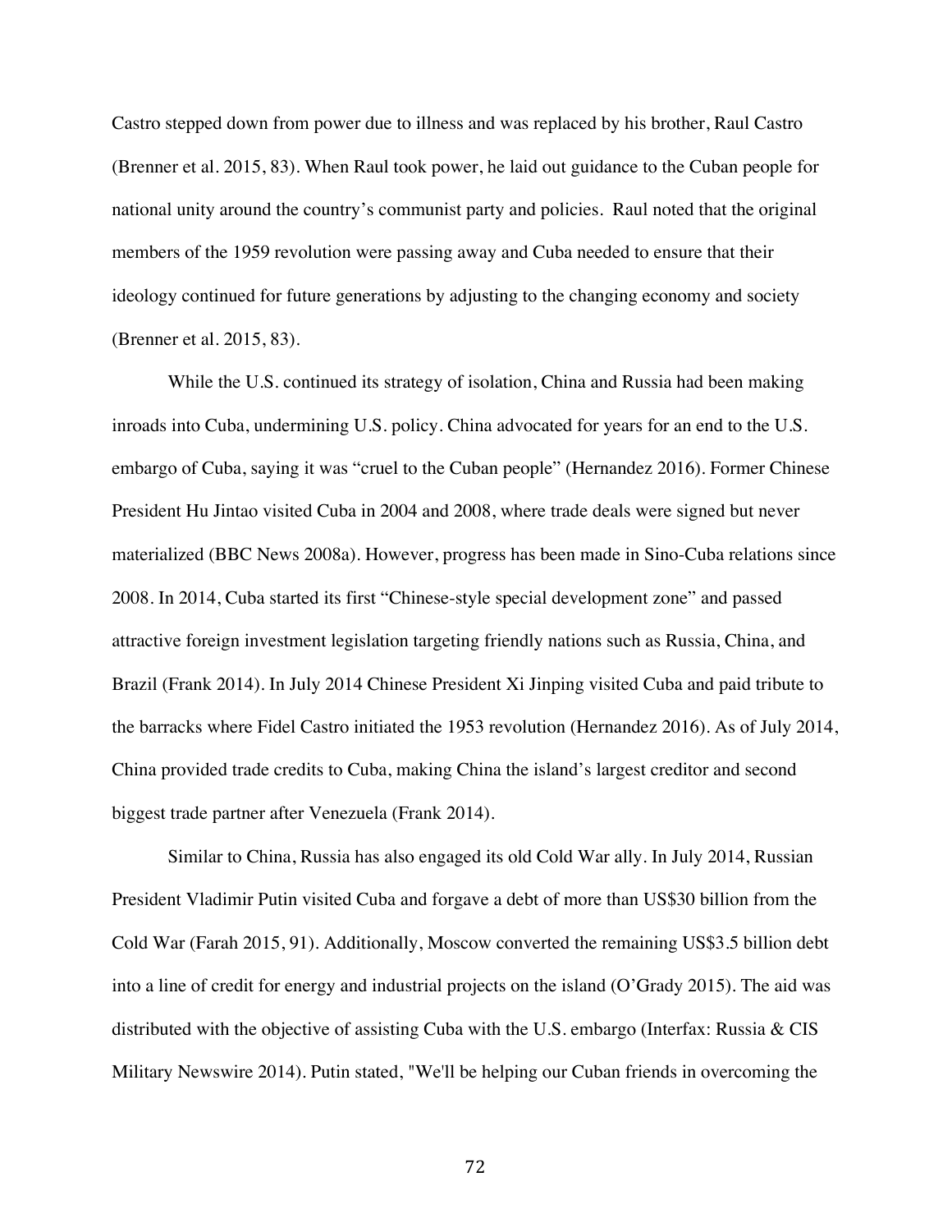Castro stepped down from power due to illness and was replaced by his brother, Raul Castro (Brenner et al. 2015, 83). When Raul took power, he laid out guidance to the Cuban people for national unity around the country's communist party and policies. Raul noted that the original members of the 1959 revolution were passing away and Cuba needed to ensure that their ideology continued for future generations by adjusting to the changing economy and society (Brenner et al. 2015, 83).

While the U.S. continued its strategy of isolation, China and Russia had been making inroads into Cuba, undermining U.S. policy. China advocated for years for an end to the U.S. embargo of Cuba, saying it was "cruel to the Cuban people" (Hernandez 2016). Former Chinese President Hu Jintao visited Cuba in 2004 and 2008, where trade deals were signed but never materialized (BBC News 2008a). However, progress has been made in Sino-Cuba relations since 2008. In 2014, Cuba started its first "Chinese-style special development zone" and passed attractive foreign investment legislation targeting friendly nations such as Russia, China, and Brazil (Frank 2014). In July 2014 Chinese President Xi Jinping visited Cuba and paid tribute to the barracks where Fidel Castro initiated the 1953 revolution (Hernandez 2016). As of July 2014, China provided trade credits to Cuba, making China the island's largest creditor and second biggest trade partner after Venezuela (Frank 2014).

Similar to China, Russia has also engaged its old Cold War ally. In July 2014, Russian President Vladimir Putin visited Cuba and forgave a debt of more than US$30 billion from the Cold War (Farah 2015, 91). Additionally, Moscow converted the remaining US$3.5 billion debt into a line of credit for energy and industrial projects on the island (O'Grady 2015). The aid was distributed with the objective of assisting Cuba with the U.S. embargo (Interfax: Russia & CIS Military Newswire 2014). Putin stated, "We'll be helping our Cuban friends in overcoming the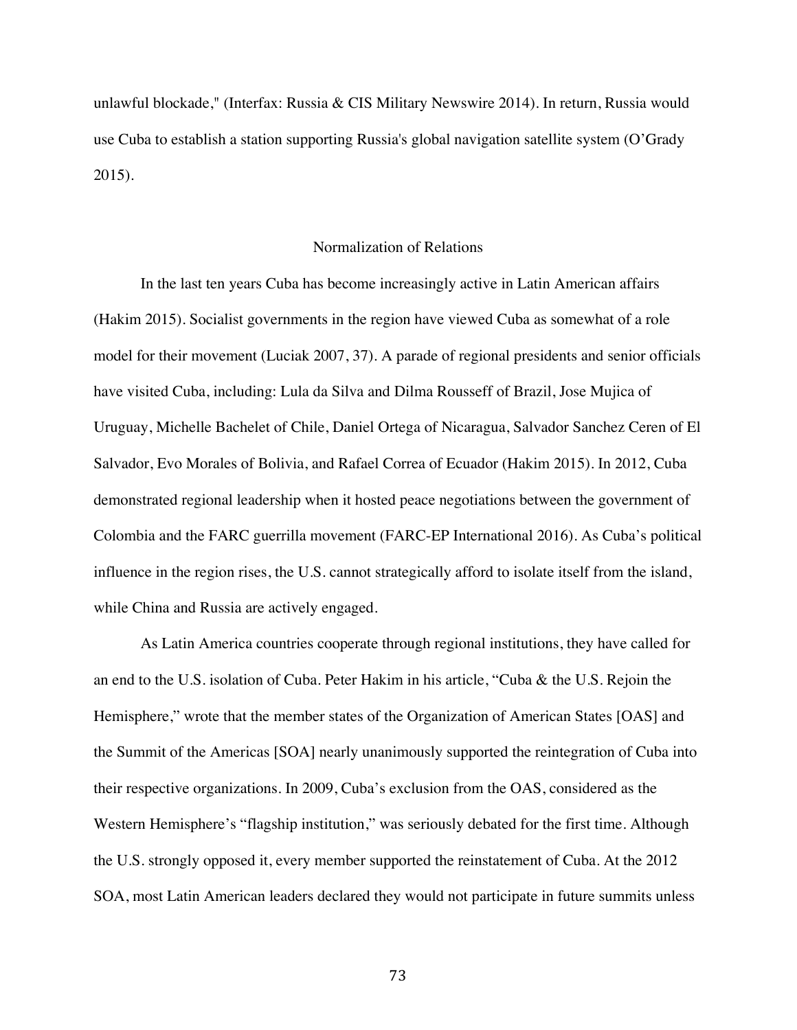unlawful blockade," (Interfax: Russia & CIS Military Newswire 2014). In return, Russia would use Cuba to establish a station supporting Russia's global navigation satellite system (O'Grady 2015).

## Normalization of Relations

In the last ten years Cuba has become increasingly active in Latin American affairs (Hakim 2015). Socialist governments in the region have viewed Cuba as somewhat of a role model for their movement (Luciak 2007, 37). A parade of regional presidents and senior officials have visited Cuba, including: Lula da Silva and Dilma Rousseff of Brazil, Jose Mujica of Uruguay, Michelle Bachelet of Chile, Daniel Ortega of Nicaragua, Salvador Sanchez Ceren of El Salvador, Evo Morales of Bolivia, and Rafael Correa of Ecuador (Hakim 2015). In 2012, Cuba demonstrated regional leadership when it hosted peace negotiations between the government of Colombia and the FARC guerrilla movement (FARC-EP International 2016). As Cuba's political influence in the region rises, the U.S. cannot strategically afford to isolate itself from the island, while China and Russia are actively engaged.

As Latin America countries cooperate through regional institutions, they have called for an end to the U.S. isolation of Cuba. Peter Hakim in his article, "Cuba & the U.S. Rejoin the Hemisphere," wrote that the member states of the Organization of American States [OAS] and the Summit of the Americas [SOA] nearly unanimously supported the reintegration of Cuba into their respective organizations. In 2009, Cuba's exclusion from the OAS, considered as the Western Hemisphere's "flagship institution," was seriously debated for the first time. Although the U.S. strongly opposed it, every member supported the reinstatement of Cuba. At the 2012 SOA, most Latin American leaders declared they would not participate in future summits unless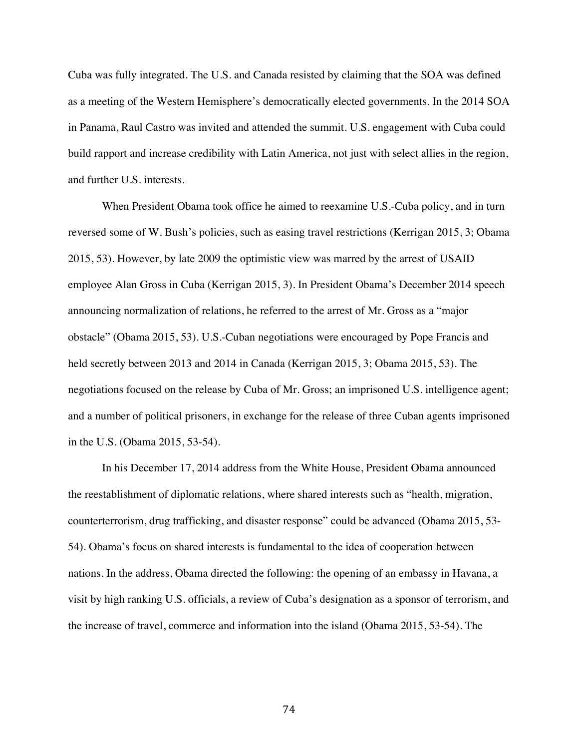Cuba was fully integrated. The U.S. and Canada resisted by claiming that the SOA was defined as a meeting of the Western Hemisphere's democratically elected governments. In the 2014 SOA in Panama, Raul Castro was invited and attended the summit. U.S. engagement with Cuba could build rapport and increase credibility with Latin America, not just with select allies in the region, and further U.S. interests.

When President Obama took office he aimed to reexamine U.S.-Cuba policy, and in turn reversed some of W. Bush's policies, such as easing travel restrictions (Kerrigan 2015, 3; Obama 2015, 53). However, by late 2009 the optimistic view was marred by the arrest of USAID employee Alan Gross in Cuba (Kerrigan 2015, 3). In President Obama's December 2014 speech announcing normalization of relations, he referred to the arrest of Mr. Gross as a "major obstacle" (Obama 2015, 53). U.S.-Cuban negotiations were encouraged by Pope Francis and held secretly between 2013 and 2014 in Canada (Kerrigan 2015, 3; Obama 2015, 53). The negotiations focused on the release by Cuba of Mr. Gross; an imprisoned U.S. intelligence agent; and a number of political prisoners, in exchange for the release of three Cuban agents imprisoned in the U.S. (Obama 2015, 53-54).

In his December 17, 2014 address from the White House, President Obama announced the reestablishment of diplomatic relations, where shared interests such as "health, migration, counterterrorism, drug trafficking, and disaster response" could be advanced (Obama 2015, 53-54). Obama's focus on shared interests is fundamental to the idea of cooperation between nations. In the address, Obama directed the following: the opening of an embassy in Havana, a visit by high ranking U.S. officials, a review of Cuba's designation as a sponsor of terrorism, and the increase of travel, commerce and information into the island (Obama 2015, 53-54). The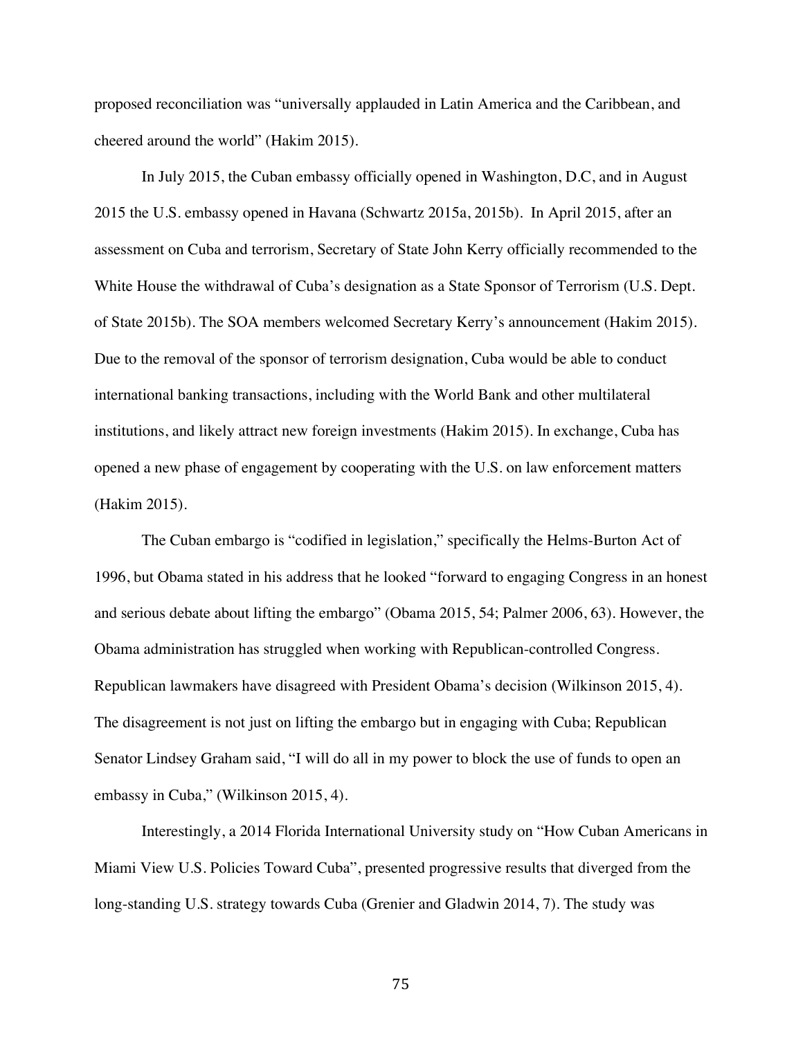proposed reconciliation was "universally applauded in Latin America and the Caribbean, and cheered around the world" (Hakim 2015).

In July 2015, the Cuban embassy officially opened in Washington, D.C, and in August 2015 the U.S. embassy opened in Havana (Schwartz 2015a, 2015b). In April 2015, after an assessment on Cuba and terrorism, Secretary of State John Kerry officially recommended to the White House the withdrawal of Cuba's designation as a State Sponsor of Terrorism (U.S. Dept. of State 2015b). The SOA members welcomed Secretary Kerry's announcement (Hakim 2015). Due to the removal of the sponsor of terrorism designation, Cuba would be able to conduct international banking transactions, including with the World Bank and other multilateral institutions, and likely attract new foreign investments (Hakim 2015). In exchange, Cuba has opened a new phase of engagement by cooperating with the U.S. on law enforcement matters (Hakim 2015).

The Cuban embargo is "codified in legislation," specifically the Helms-Burton Act of 1996, but Obama stated in his address that he looked "forward to engaging Congress in an honest and serious debate about lifting the embargo" (Obama 2015, 54; Palmer 2006, 63). However, the Obama administration has struggled when working with Republican-controlled Congress. Republican lawmakers have disagreed with President Obama's decision (Wilkinson 2015, 4). The disagreement is not just on lifting the embargo but in engaging with Cuba; Republican Senator Lindsey Graham said, "I will do all in my power to block the use of funds to open an embassy in Cuba," (Wilkinson 2015, 4).

Interestingly, a 2014 Florida International University study on "How Cuban Americans in Miami View U.S. Policies Toward Cuba", presented progressive results that diverged from the long-standing U.S. strategy towards Cuba (Grenier and Gladwin 2014, 7). The study was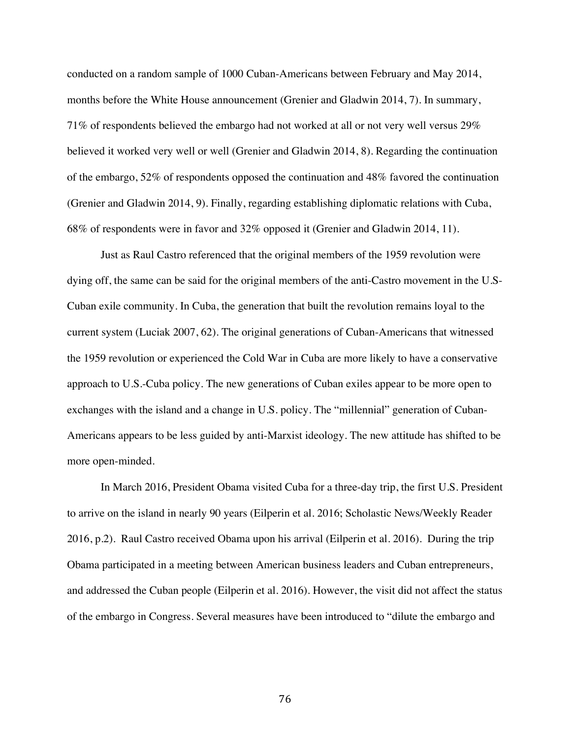conducted on a random sample of 1000 Cuban-Americans between February and May 2014, months before the White House announcement (Grenier and Gladwin 2014, 7). In summary, 71% of respondents believed the embargo had not worked at all or not very well versus 29% believed it worked very well or well (Grenier and Gladwin 2014, 8). Regarding the continuation of the embargo, 52% of respondents opposed the continuation and 48% favored the continuation (Grenier and Gladwin 2014, 9). Finally, regarding establishing diplomatic relations with Cuba, 68% of respondents were in favor and 32% opposed it (Grenier and Gladwin 2014, 11).

Just as Raul Castro referenced that the original members of the 1959 revolution were dying off, the same can be said for the original members of the anti-Castro movement in the U.S-Cuban exile community. In Cuba, the generation that built the revolution remains loyal to the current system (Luciak 2007, 62). The original generations of Cuban-Americans that witnessed the 1959 revolution or experienced the Cold War in Cuba are more likely to have a conservative approach to U.S.-Cuba policy. The new generations of Cuban exiles appear to be more open to exchanges with the island and a change in U.S. policy. The "millennial" generation of Cuban-Americans appears to be less guided by anti-Marxist ideology. The new attitude has shifted to be more open-minded.

In March 2016, President Obama visited Cuba for a three-day trip, the first U.S. President to arrive on the island in nearly 90 years (Eilperin et al. 2016; Scholastic News/Weekly Reader 2016, p.2). Raul Castro received Obama upon his arrival (Eilperin et al. 2016). During the trip Obama participated in a meeting between American business leaders and Cuban entrepreneurs, and addressed the Cuban people (Eilperin et al. 2016). However, the visit did not affect the status of the embargo in Congress. Several measures have been introduced to "dilute the embargo and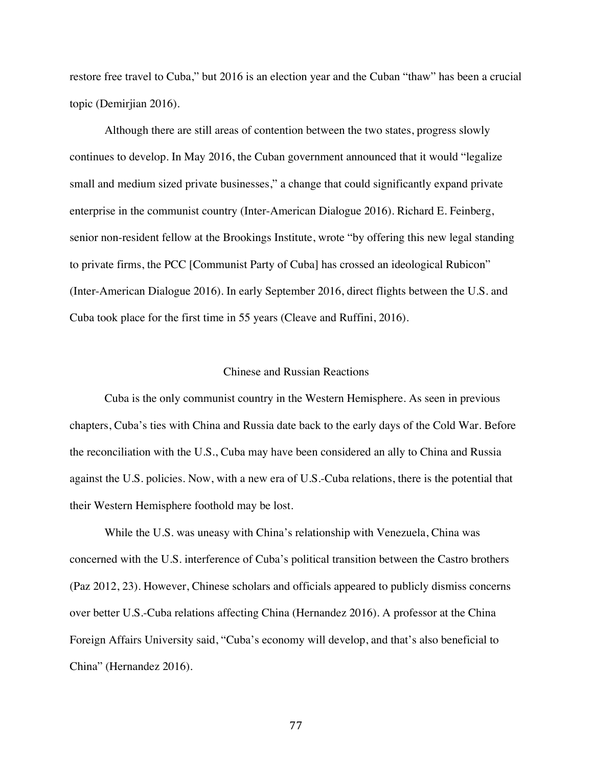restore free travel to Cuba," but 2016 is an election year and the Cuban "thaw" has been a crucial topic (Demirjian 2016).

Although there are still areas of contention between the two states, progress slowly continues to develop. In May 2016, the Cuban government announced that it would "legalize small and medium sized private businesses," a change that could significantly expand private enterprise in the communist country (Inter-American Dialogue 2016). Richard E. Feinberg, senior non-resident fellow at the Brookings Institute, wrote "by offering this new legal standing to private firms, the PCC [Communist Party of Cuba] has crossed an ideological Rubicon" (Inter-American Dialogue 2016). In early September 2016, direct flights between the U.S. and Cuba took place for the first time in 55 years (Cleave and Ruffini, 2016).

## Chinese and Russian Reactions

Cuba is the only communist country in the Western Hemisphere. As seen in previous chapters, Cuba's ties with China and Russia date back to the early days of the Cold War. Before the reconciliation with the U.S., Cuba may have been considered an ally to China and Russia against the U.S. policies. Now, with a new era of U.S.-Cuba relations, there is the potential that their Western Hemisphere foothold may be lost.

While the U.S. was uneasy with China's relationship with Venezuela, China was concerned with the U.S. interference of Cuba's political transition between the Castro brothers (Paz 2012, 23). However, Chinese scholars and officials appeared to publicly dismiss concerns over better U.S.-Cuba relations affecting China (Hernandez 2016). A professor at the China Foreign Affairs University said, "Cuba's economy will develop, and that's also beneficial to China" (Hernandez 2016).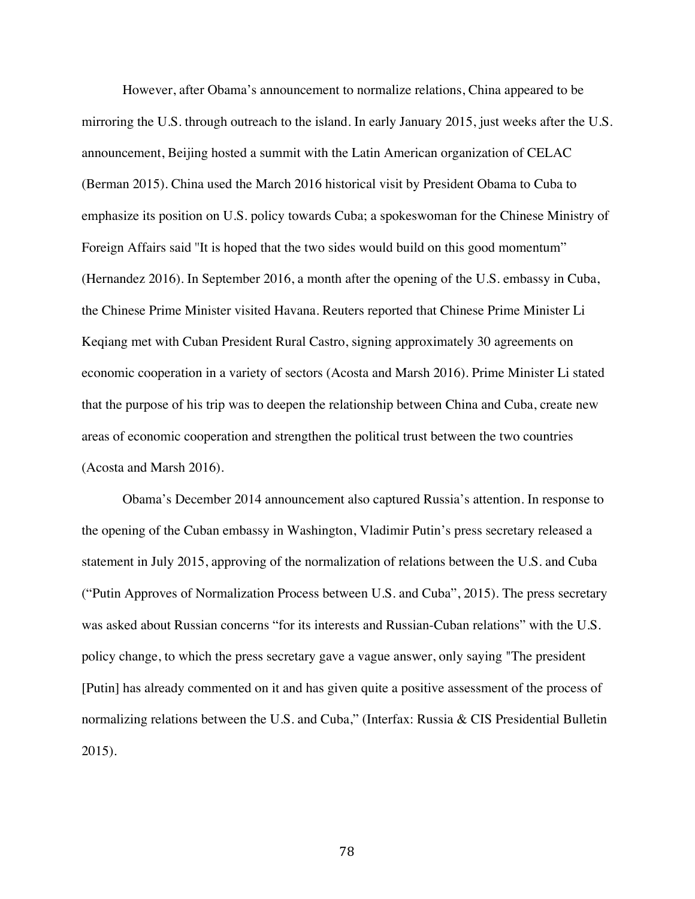However, after Obama's announcement to normalize relations, China appeared to be mirroring the U.S. through outreach to the island. In early January 2015, just weeks after the U.S. announcement, Beijing hosted a summit with the Latin American organization of CELAC (Berman 2015). China used the March 2016 historical visit by President Obama to Cuba to emphasize its position on U.S. policy towards Cuba; a spokeswoman for the Chinese Ministry of Foreign Affairs said "It is hoped that the two sides would build on this good momentum" (Hernandez 2016). In September 2016, a month after the opening of the U.S. embassy in Cuba, the Chinese Prime Minister visited Havana. Reuters reported that Chinese Prime Minister Li Keqiang met with Cuban President Rural Castro, signing approximately 30 agreements on economic cooperation in a variety of sectors (Acosta and Marsh 2016). Prime Minister Li stated that the purpose of his trip was to deepen the relationship between China and Cuba, create new areas of economic cooperation and strengthen the political trust between the two countries (Acosta and Marsh 2016).

Obama's December 2014 announcement also captured Russia's attention. In response to the opening of the Cuban embassy in Washington, Vladimir Putin's press secretary released a statement in July 2015, approving of the normalization of relations between the U.S. and Cuba ("Putin Approves of Normalization Process between U.S. and Cuba", 2015). The press secretary was asked about Russian concerns "for its interests and Russian-Cuban relations" with the U.S. policy change, to which the press secretary gave a vague answer, only saying "The president [Putin] has already commented on it and has given quite a positive assessment of the process of normalizing relations between the U.S. and Cuba," (Interfax: Russia & CIS Presidential Bulletin 2015).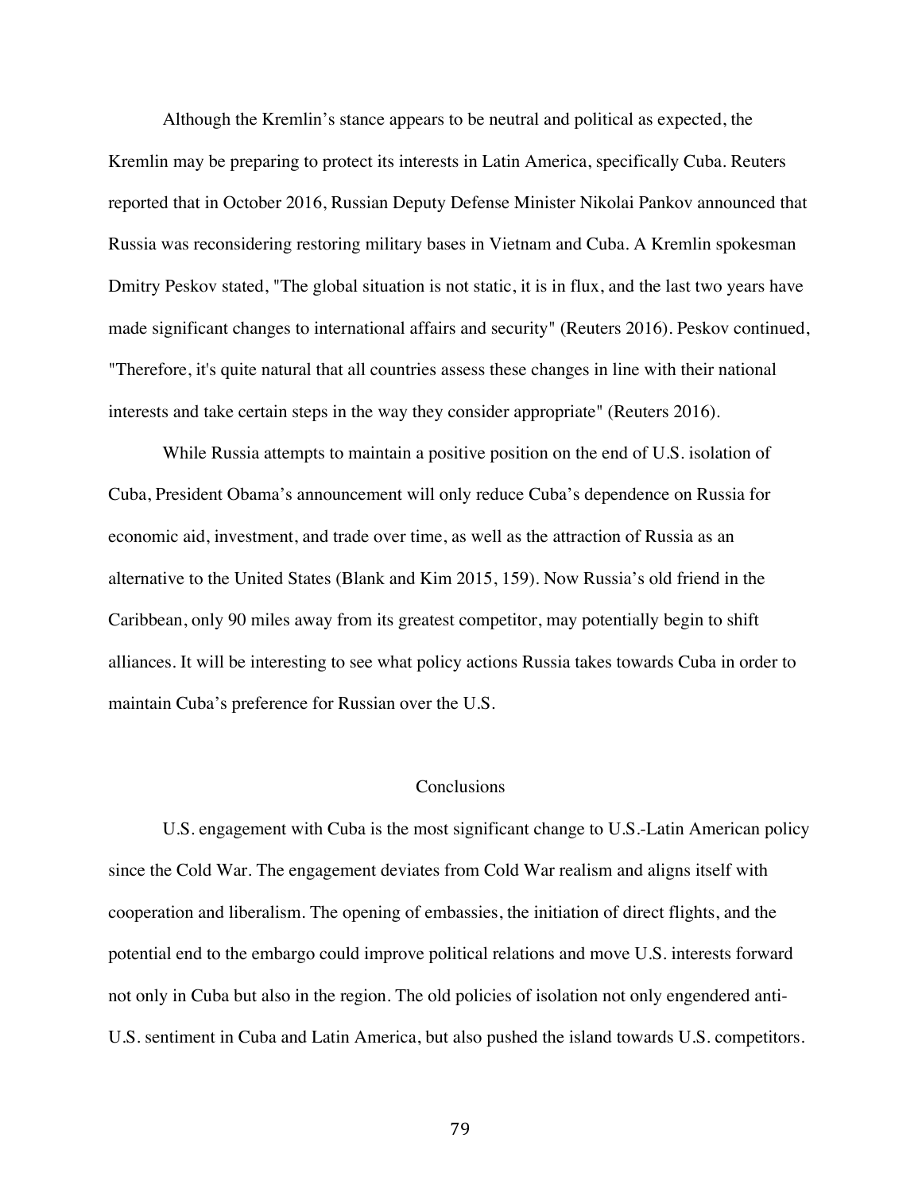Although the Kremlin's stance appears to be neutral and political as expected, the Kremlin may be preparing to protect its interests in Latin America, specifically Cuba. Reuters reported that in October 2016, Russian Deputy Defense Minister Nikolai Pankov announced that Russia was reconsidering restoring military bases in Vietnam and Cuba. A Kremlin spokesman Dmitry Peskov stated, "The global situation is not static, it is in flux, and the last two years have made significant changes to international affairs and security" (Reuters 2016). Peskov continued, "Therefore, it's quite natural that all countries assess these changes in line with their national interests and take certain steps in the way they consider appropriate" (Reuters 2016).

While Russia attempts to maintain a positive position on the end of U.S. isolation of Cuba, President Obama's announcement will only reduce Cuba's dependence on Russia for economic aid, investment, and trade over time, as well as the attraction of Russia as an alternative to the United States (Blank and Kim 2015, 159). Now Russia's old friend in the Caribbean, only 90 miles away from its greatest competitor, may potentially begin to shift alliances. It will be interesting to see what policy actions Russia takes towards Cuba in order to maintain Cuba's preference for Russian over the U.S.

## Conclusions

U.S. engagement with Cuba is the most significant change to U.S.-Latin American policy since the Cold War. The engagement deviates from Cold War realism and aligns itself with cooperation and liberalism. The opening of embassies, the initiation of direct flights, and the potential end to the embargo could improve political relations and move U.S. interests forward not only in Cuba but also in the region. The old policies of isolation not only engendered anti-U.S. sentiment in Cuba and Latin America, but also pushed the island towards U.S. competitors.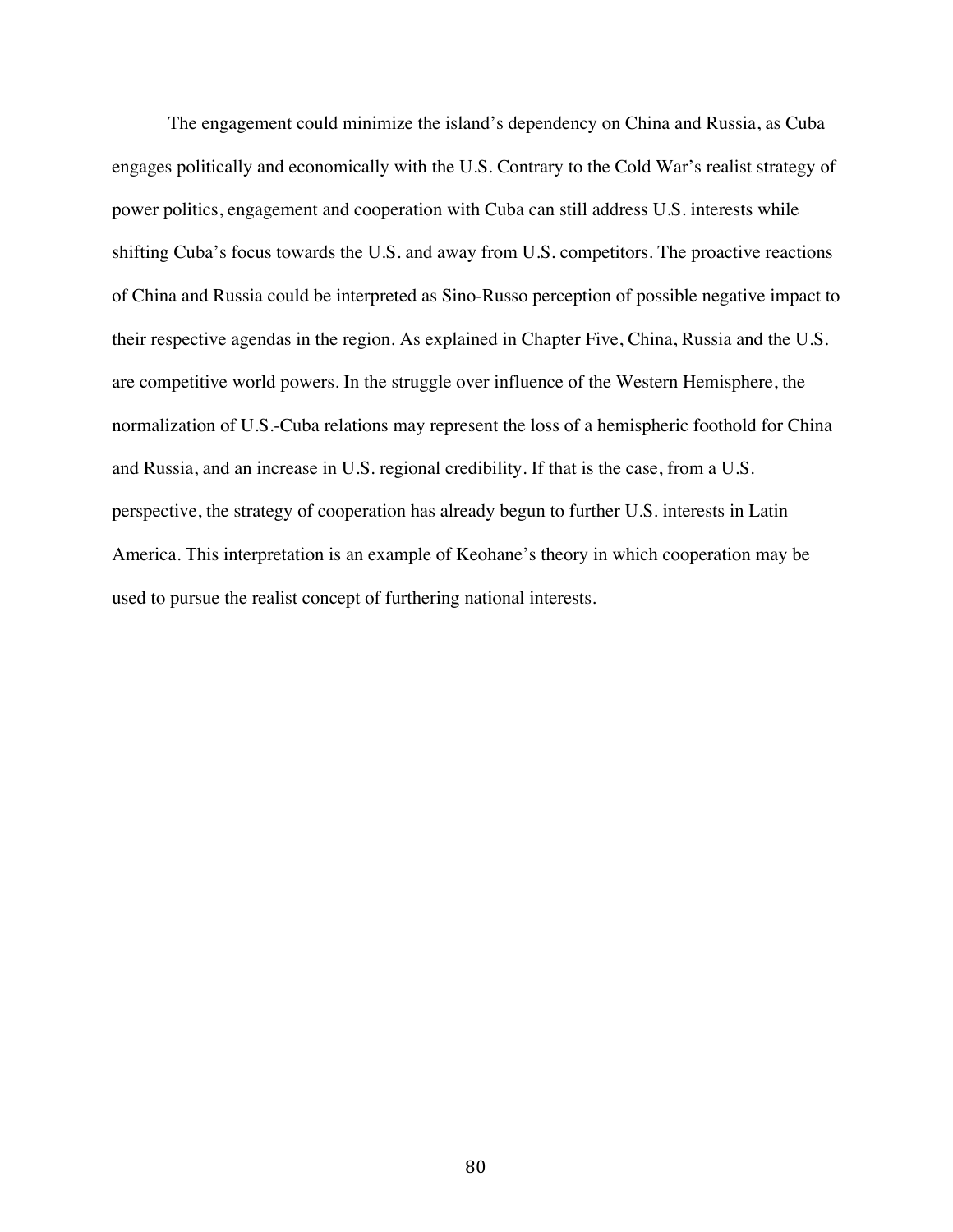The engagement could minimize the island's dependency on China and Russia, as Cuba engages politically and economically with the U.S. Contrary to the Cold War's realist strategy of power politics, engagement and cooperation with Cuba can still address U.S. interests while shifting Cuba's focus towards the U.S. and away from U.S. competitors. The proactive reactions of China and Russia could be interpreted as Sino-Russo perception of possible negative impact to their respective agendas in the region. As explained in Chapter Five, China, Russia and the U.S. are competitive world powers. In the struggle over influence of the Western Hemisphere, the normalization of U.S.-Cuba relations may represent the loss of a hemispheric foothold for China and Russia, and an increase in U.S. regional credibility. If that is the case, from a U.S. perspective, the strategy of cooperation has already begun to further U.S. interests in Latin America. This interpretation is an example of Keohane's theory in which cooperation may be used to pursue the realist concept of furthering national interests.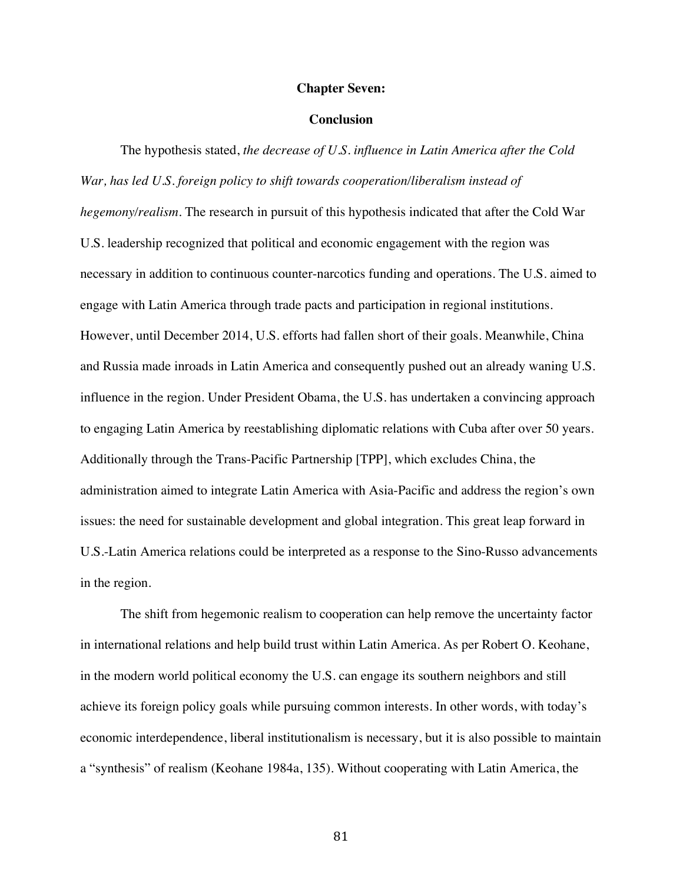## Chapter Seven:

## Conclusion

The hypothesis stated, *the decrease of U.S. influence in Latin America after the Cold War, has led U.S. foreign policy to shift towards cooperation/liberalism instead of hegemony/realism*. The research in pursuit of this hypothesis indicated that after the Cold War U.S. leadership recognized that political and economic engagement with the region was necessary in addition to continuous counter-narcotics funding and operations. The U.S. aimed to engage with Latin America through trade pacts and participation in regional institutions. However, until December 2014, U.S. efforts had fallen short of their goals. Meanwhile, China and Russia made inroads in Latin America and consequently pushed out an already waning U.S. influence in the region. Under President Obama, the U.S. has undertaken a convincing approach to engaging Latin America by reestablishing diplomatic relations with Cuba after over 50 years. Additionally through the Trans-Pacific Partnership [TPP], which excludes China, the administration aimed to integrate Latin America with Asia-Pacific and address the region's own issues: the need for sustainable development and global integration. This great leap forward in U.S.-Latin America relations could be interpreted as a response to the Sino-Russo advancements in the region.

The shift from hegemonic realism to cooperation can help remove the uncertainty factor in international relations and help build trust within Latin America. As per Robert O. Keohane, in the modern world political economy the U.S. can engage its southern neighbors and still achieve its foreign policy goals while pursuing common interests. In other words, with today's economic interdependence, liberal institutionalism is necessary, but it is also possible to maintain a "synthesis" of realism (Keohane 1984a, 135). Without cooperating with Latin America, the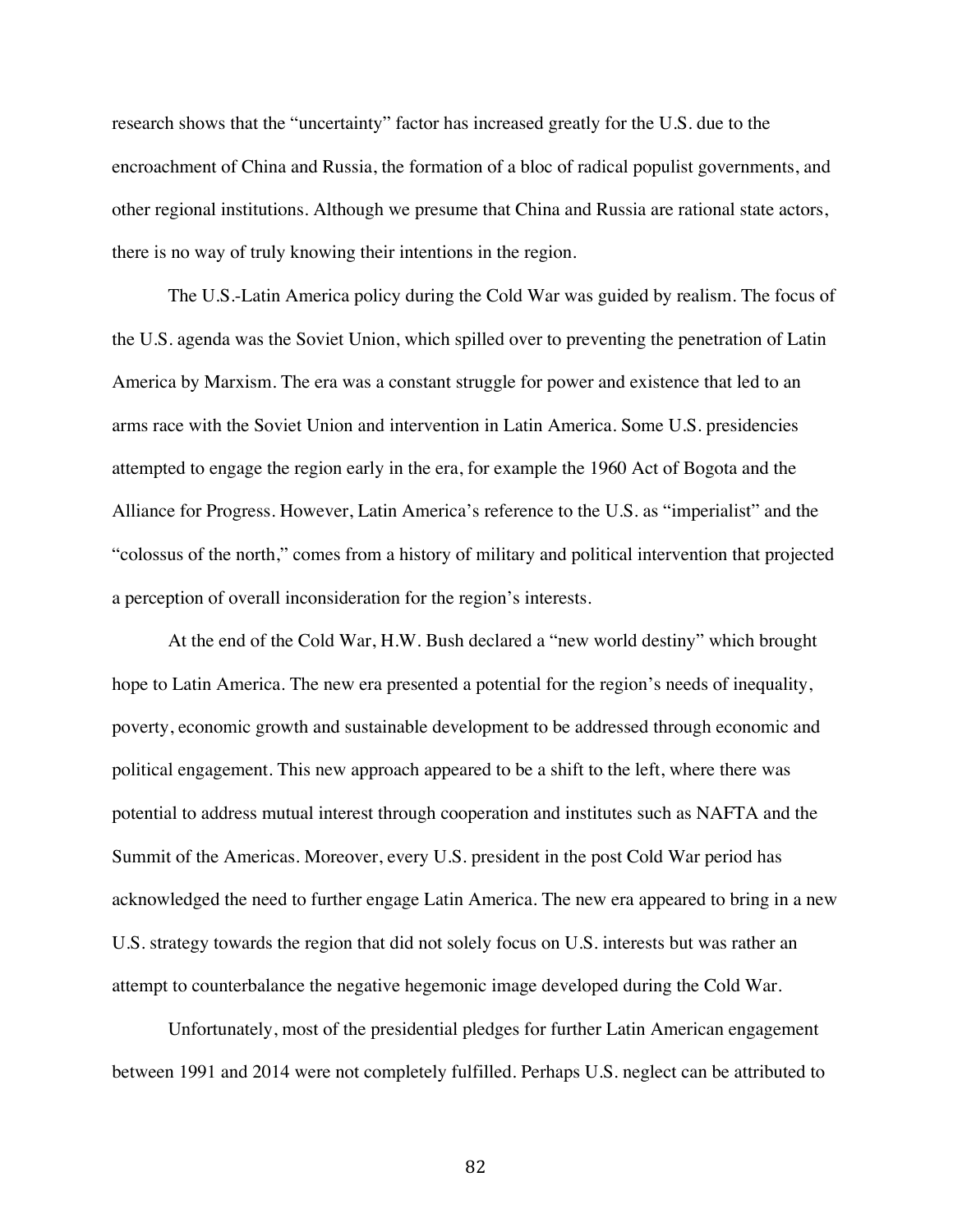research shows that the "uncertainty" factor has increased greatly for the U.S. due to the encroachment of China and Russia, the formation of a bloc of radical populist governments, and other regional institutions. Although we presume that China and Russia are rational state actors, there is no way of truly knowing their intentions in the region.

The U.S.-Latin America policy during the Cold War was guided by realism. The focus of the U.S. agenda was the Soviet Union, which spilled over to preventing the penetration of Latin America by Marxism. The era was a constant struggle for power and existence that led to an arms race with the Soviet Union and intervention in Latin America. Some U.S. presidencies attempted to engage the region early in the era, for example the 1960 Act of Bogota and the Alliance for Progress. However, Latin America's reference to the U.S. as "imperialist" and the "colossus of the north," comes from a history of military and political intervention that projected a perception of overall inconsideration for the region's interests.

At the end of the Cold War, H.W. Bush declared a "new world destiny" which brought hope to Latin America. The new era presented a potential for the region's needs of inequality, poverty, economic growth and sustainable development to be addressed through economic and political engagement. This new approach appeared to be a shift to the left, where there was potential to address mutual interest through cooperation and institutes such as NAFTA and the Summit of the Americas. Moreover, every U.S. president in the post Cold War period has acknowledged the need to further engage Latin America. The new era appeared to bring in a new U.S. strategy towards the region that did not solely focus on U.S. interests but was rather an attempt to counterbalance the negative hegemonic image developed during the Cold War.

Unfortunately, most of the presidential pledges for further Latin American engagement between 1991 and 2014 were not completely fulfilled. Perhaps U.S. neglect can be attributed to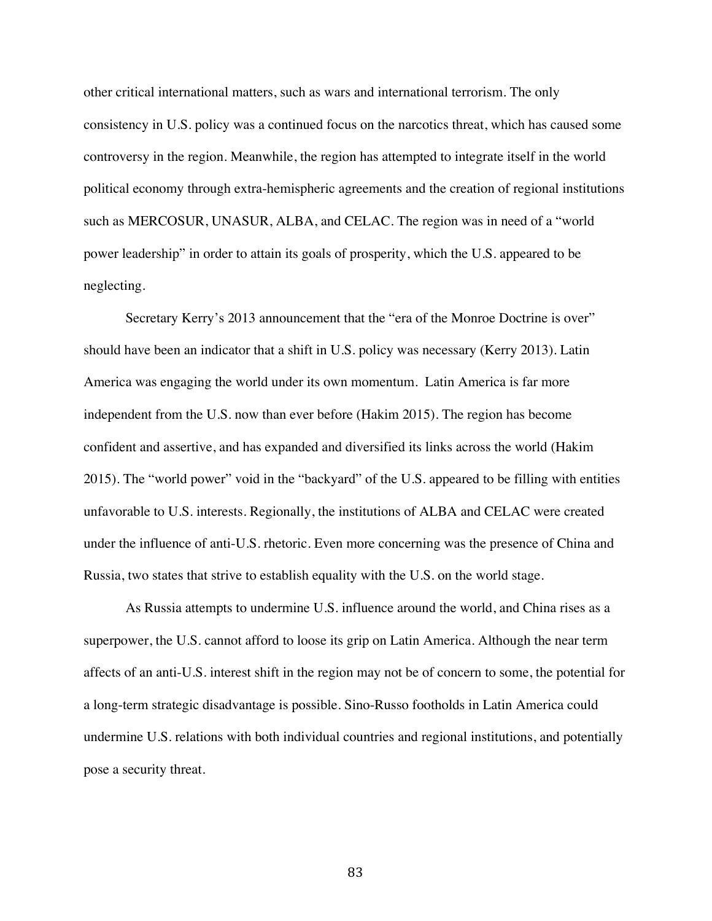other critical international matters, such as wars and international terrorism. The only consistency in U.S. policy was a continued focus on the narcotics threat, which has caused some controversy in the region. Meanwhile, the region has attempted to integrate itself in the world political economy through extra-hemispheric agreements and the creation of regional institutions such as MERCOSUR, UNASUR, ALBA, and CELAC. The region was in need of a "world power leadership" in order to attain its goals of prosperity, which the U.S. appeared to be neglecting.

Secretary Kerry's 2013 announcement that the "era of the Monroe Doctrine is over" should have been an indicator that a shift in U.S. policy was necessary (Kerry 2013). Latin America was engaging the world under its own momentum. Latin America is far more independent from the U.S. now than ever before (Hakim 2015). The region has become confident and assertive, and has expanded and diversified its links across the world (Hakim 2015). The "world power" void in the "backyard" of the U.S. appeared to be filling with entities unfavorable to U.S. interests. Regionally, the institutions of ALBA and CELAC were created under the influence of anti-U.S. rhetoric. Even more concerning was the presence of China and Russia, two states that strive to establish equality with the U.S. on the world stage.

As Russia attempts to undermine U.S. influence around the world, and China rises as a superpower, the U.S. cannot afford to loose its grip on Latin America. Although the near term affects of an anti-U.S. interest shift in the region may not be of concern to some, the potential for a long-term strategic disadvantage is possible. Sino-Russo footholds in Latin America could undermine U.S. relations with both individual countries and regional institutions, and potentially pose a security threat.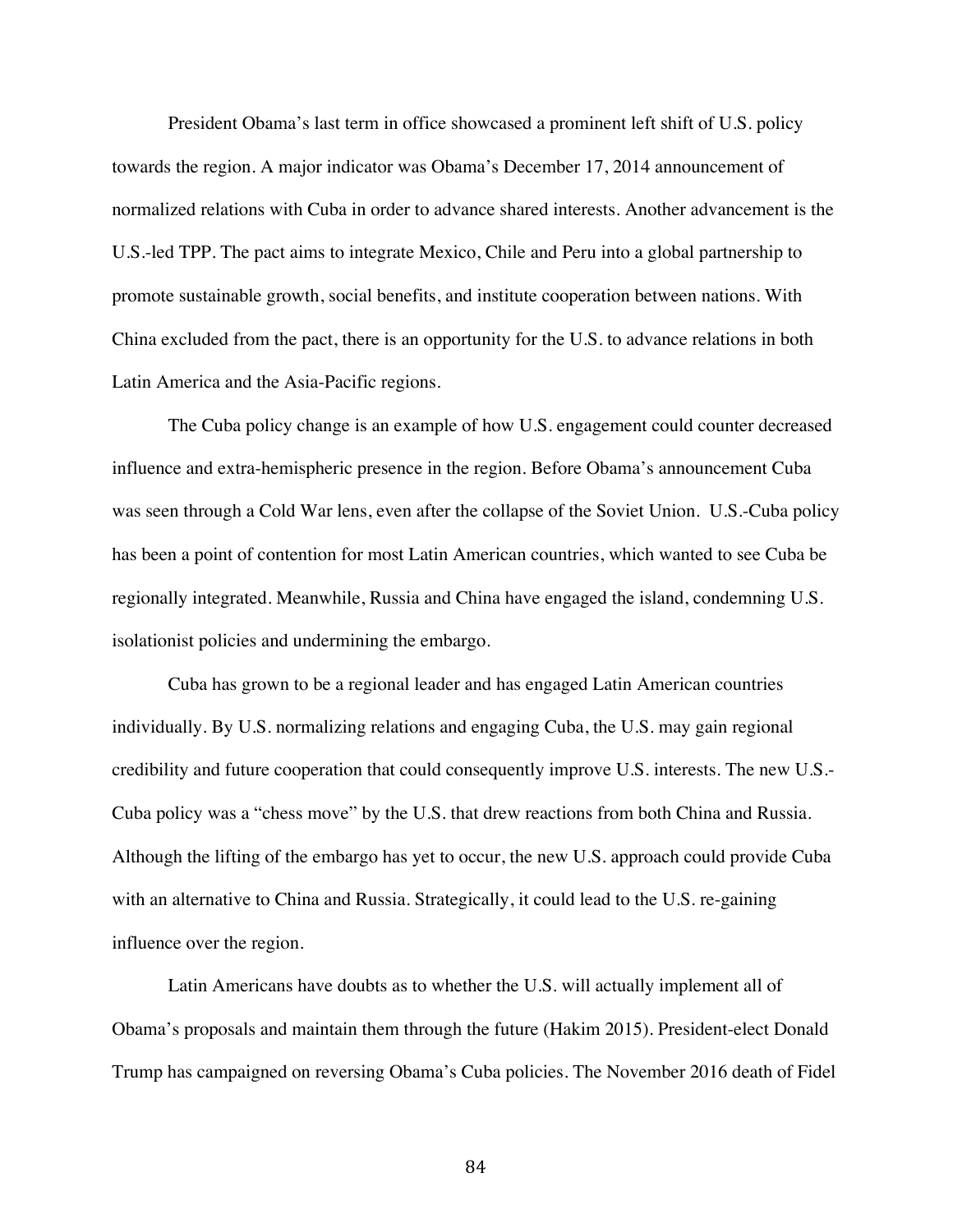President Obama's last term in office showcased a prominent left shift of U.S. policy towards the region. A major indicator was Obama's December 17, 2014 announcement of normalized relations with Cuba in order to advance shared interests. Another advancement is the U.S.-led TPP. The pact aims to integrate Mexico, Chile and Peru into a global partnership to promote sustainable growth, social benefits, and institute cooperation between nations. With China excluded from the pact, there is an opportunity for the U.S. to advance relations in both Latin America and the Asia-Pacific regions.

The Cuba policy change is an example of how U.S. engagement could counter decreased influence and extra-hemispheric presence in the region. Before Obama's announcement Cuba was seen through a Cold War lens, even after the collapse of the Soviet Union. U.S.-Cuba policy has been a point of contention for most Latin American countries, which wanted to see Cuba be regionally integrated. Meanwhile, Russia and China have engaged the island, condemning U.S. isolationist policies and undermining the embargo.

Cuba has grown to be a regional leader and has engaged Latin American countries individually. By U.S. normalizing relations and engaging Cuba, the U.S. may gain regional credibility and future cooperation that could consequently improve U.S. interests. The new U.S.-Cuba policy was a "chess move" by the U.S. that drew reactions from both China and Russia. Although the lifting of the embargo has yet to occur, the new U.S. approach could provide Cuba with an alternative to China and Russia. Strategically, it could lead to the U.S. re-gaining influence over the region.

Latin Americans have doubts as to whether the U.S. will actually implement all of Obama's proposals and maintain them through the future (Hakim 2015). President-elect Donald Trump has campaigned on reversing Obama's Cuba policies. The November 2016 death of Fidel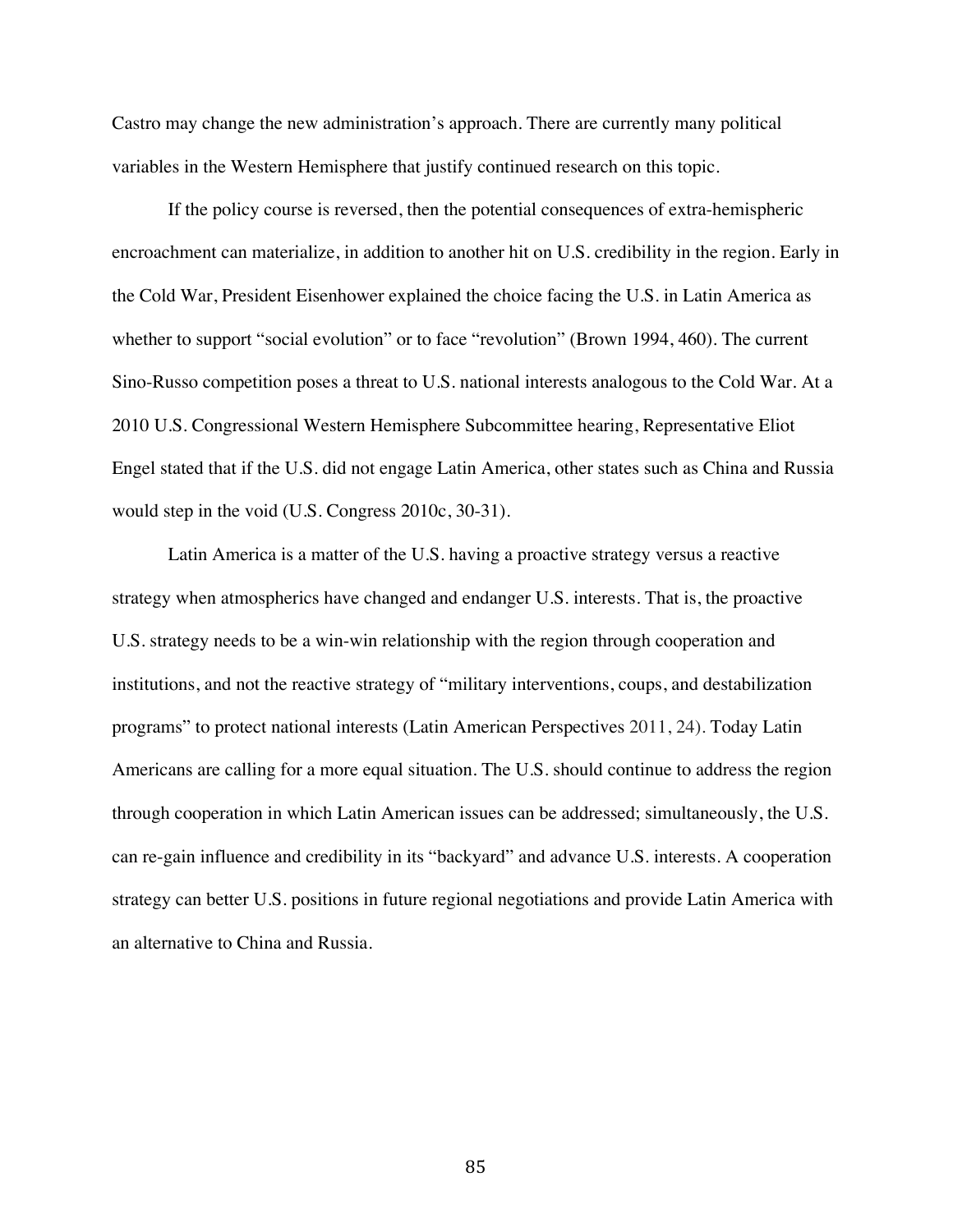Castro may change the new administration's approach. There are currently many political variables in the Western Hemisphere that justify continued research on this topic.

If the policy course is reversed, then the potential consequences of extra-hemispheric encroachment can materialize, in addition to another hit on U.S. credibility in the region. Early in the Cold War, President Eisenhower explained the choice facing the U.S. in Latin America as whether to support "social evolution" or to face "revolution" (Brown 1994, 460). The current Sino-Russo competition poses a threat to U.S. national interests analogous to the Cold War. At a 2010 U.S. Congressional Western Hemisphere Subcommittee hearing, Representative Eliot Engel stated that if the U.S. did not engage Latin America, other states such as China and Russia would step in the void (U.S. Congress 2010c, 30-31).

Latin America is a matter of the U.S. having a proactive strategy versus a reactive strategy when atmospherics have changed and endanger U.S. interests. That is, the proactive U.S. strategy needs to be a win-win relationship with the region through cooperation and institutions, and not the reactive strategy of "military interventions, coups, and destabilization programs" to protect national interests (Latin American Perspectives 2011, 24). Today Latin Americans are calling for a more equal situation. The U.S. should continue to address the region through cooperation in which Latin American issues can be addressed; simultaneously, the U.S. can re-gain influence and credibility in its "backyard" and advance U.S. interests. A cooperation strategy can better U.S. positions in future regional negotiations and provide Latin America with an alternative to China and Russia.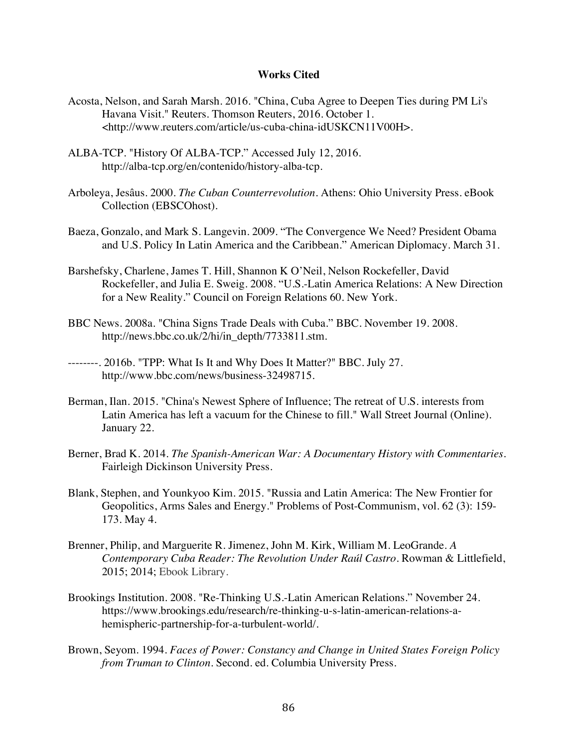## Works Cited

Acosta, Nelson, and Sarah Marsh. 2016. "China, Cuba Agree to Deepen Ties during PM Li's Havana Visit." Reuters. Thomson Reuters, 2016. October 1. <http://www.reuters.com/article/us-cuba-china-idUSKCN11V00H>.

ALBA-TCP. "History Of ALBA-TCP." Accessed July 12, 2016. http://alba-tcp.org/en/contenido/history-alba-tcp.

Arboleya, Jesâus. 2000. *The Cuban Counterrevolution*. Athens: Ohio University Press. eBook Collection (EBSCOhost).

Baeza, Gonzalo, and Mark S. Langevin. 2009. "The Convergence We Need? President Obama and U.S. Policy In Latin America and the Caribbean." American Diplomacy. March 31.

Barshefsky, Charlene, James T. Hill, Shannon K O'Neil, Nelson Rockefeller, David Rockefeller, and Julia E. Sweig. 2008. "U.S.-Latin America Relations: A New Direction for a New Reality." Council on Foreign Relations 60. New York.

BBC News. 2008a. "China Signs Trade Deals with Cuba." BBC. November 19. 2008. http://news.bbc.co.uk/2/hi/in_depth/7733811.stm.

--------. 2016b. "TPP: What Is It and Why Does It Matter?" BBC. July 27. http://www.bbc.com/news/business-32498715.

Berman, Ilan. 2015. "China's Newest Sphere of Influence; The retreat of U.S. interests from Latin America has left a vacuum for the Chinese to fill." Wall Street Journal (Online). January 22.

Berner, Brad K. 2014. *The Spanish-American War: A Documentary History with Commentaries*. Fairleigh Dickinson University Press.

Blank, Stephen, and Younkyoo Kim. 2015. "Russia and Latin America: The New Frontier for Geopolitics, Arms Sales and Energy." Problems of Post-Communism, vol. 62 (3): 159-173. May 4.

Brenner, Philip, and Marguerite R. Jimenez, John M. Kirk, William M. LeoGrande. *A Contemporary Cuba Reader: The Revolution Under Raúl Castro*. Rowman & Littlefield, 2015; 2014; Ebook Library.

Brookings Institution. 2008. "Re-Thinking U.S.-Latin American Relations." November 24. https://www.brookings.edu/research/re-thinking-u-s-latin-american-relations-a-hemispheric-partnership-for-a-turbulent-world/.

Brown, Seyom. 1994. *Faces of Power: Constancy and Change in United States Foreign Policy from Truman to Clinton*. Second. ed. Columbia University Press.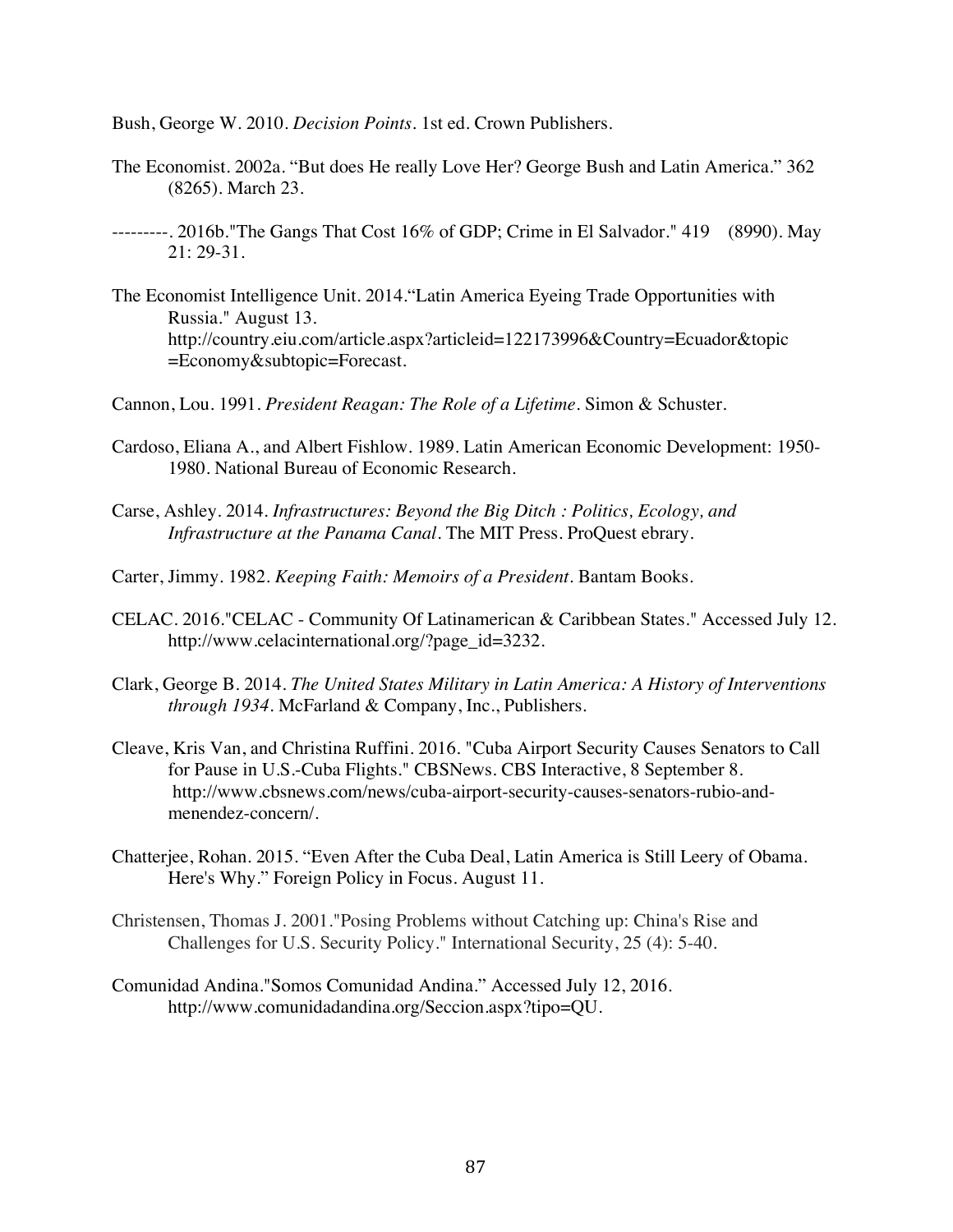Bush, George W. 2010. *Decision Points*. 1st ed. Crown Publishers.

The Economist. 2002a. "But does He really Love Her? George Bush and Latin America." 362 (8265). March 23.

---------. 2016b."The Gangs That Cost 16% of GDP; Crime in El Salvador." 419 (8990). May 21: 29-31.

The Economist Intelligence Unit. 2014."Latin America Eyeing Trade Opportunities with Russia." August 13. http://country.eiu.com/article.aspx?articleid=122173996&Country=Ecuador&topic=Economy&subtopic=Forecast.

Cannon, Lou. 1991. *President Reagan: The Role of a Lifetime*. Simon & Schuster.

Cardoso, Eliana A., and Albert Fishlow. 1989. Latin American Economic Development: 1950-1980. National Bureau of Economic Research.

Carse, Ashley. 2014. *Infrastructures: Beyond the Big Ditch : Politics, Ecology, and Infrastructure at the Panama Canal*. The MIT Press. ProQuest ebrary.

Carter, Jimmy. 1982. *Keeping Faith: Memoirs of a President*. Bantam Books.

CELAC. 2016."CELAC - Community Of Latinamerican & Caribbean States." Accessed July 12. http://www.celacinternational.org/?page_id=3232.

Clark, George B. 2014. *The United States Military in Latin America: A History of Interventions through 1934*. McFarland & Company, Inc., Publishers.

Cleave, Kris Van, and Christina Ruffini. 2016. "Cuba Airport Security Causes Senators to Call for Pause in U.S.-Cuba Flights." CBSNews. CBS Interactive, 8 September 8. http://www.cbsnews.com/news/cuba-airport-security-causes-senators-rubio-and-menendez-concern/.

Chatterjee, Rohan. 2015. "Even After the Cuba Deal, Latin America is Still Leery of Obama. Here's Why." Foreign Policy in Focus. August 11.

Christensen, Thomas J. 2001."Posing Problems without Catching up: China's Rise and Challenges for U.S. Security Policy." International Security, 25 (4): 5-40.

Comunidad Andina."Somos Comunidad Andina." Accessed July 12, 2016. http://www.comunidadandina.org/Seccion.aspx?tipo=QU.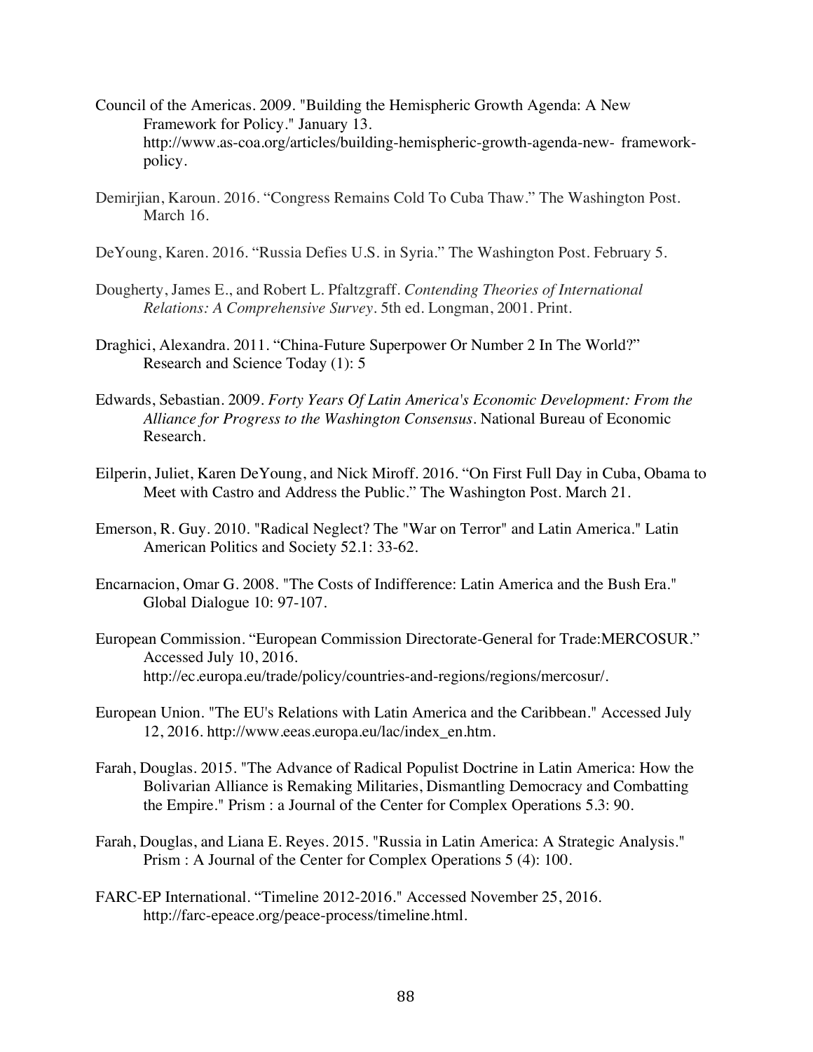Council of the Americas. 2009. "Building the Hemispheric Growth Agenda: A New Framework for Policy." January 13. http://www.as-coa.org/articles/building-hemispheric-growth-agenda-new- framework-policy.

Demirjian, Karoun. 2016. “Congress Remains Cold To Cuba Thaw.” The Washington Post. March 16.

DeYoung, Karen. 2016. “Russia Defies U.S. in Syria.” The Washington Post. February 5.

Dougherty, James E., and Robert L. Pfaltzgraff. *Contending Theories of International Relations: A Comprehensive Survey*. 5th ed. Longman, 2001. Print.

Draghici, Alexandra. 2011. “China-Future Superpower Or Number 2 In The World?” Research and Science Today (1): 5

Edwards, Sebastian. 2009. *Forty Years Of Latin America's Economic Development: From the Alliance for Progress to the Washington Consensus*. National Bureau of Economic Research.

Eilperin, Juliet, Karen DeYoung, and Nick Miroff. 2016. “On First Full Day in Cuba, Obama to Meet with Castro and Address the Public.” The Washington Post. March 21.

Emerson, R. Guy. 2010. "Radical Neglect? The "War on Terror" and Latin America." Latin American Politics and Society 52.1: 33-62.

Encarnacion, Omar G. 2008. "The Costs of Indifference: Latin America and the Bush Era." Global Dialogue 10: 97-107.

European Commission. “European Commission Directorate-General for Trade:MERCOSUR.” Accessed July 10, 2016. http://ec.europa.eu/trade/policy/countries-and-regions/regions/mercosur/.

European Union. "The EU's Relations with Latin America and the Caribbean." Accessed July 12, 2016. http://www.eeas.europa.eu/lac/index_en.htm.

Farah, Douglas. 2015. "The Advance of Radical Populist Doctrine in Latin America: How the Bolivarian Alliance is Remaking Militaries, Dismantling Democracy and Combatting the Empire." Prism : a Journal of the Center for Complex Operations 5.3: 90.

Farah, Douglas, and Liana E. Reyes. 2015. "Russia in Latin America: A Strategic Analysis." Prism : A Journal of the Center for Complex Operations 5 (4): 100.

FARC-EP International. “Timeline 2012-2016." Accessed November 25, 2016. http://farc-epeace.org/peace-process/timeline.html.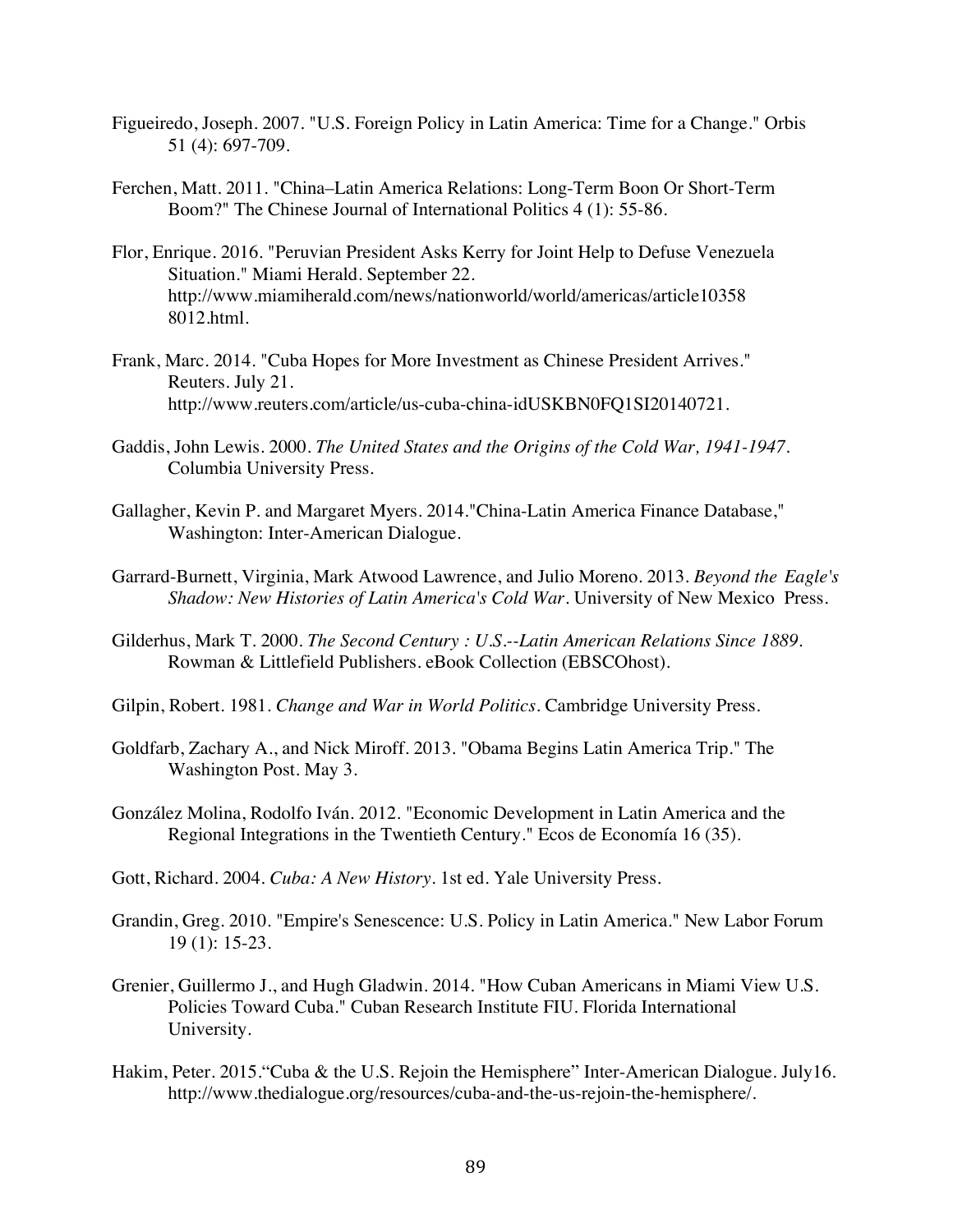Figueiredo, Joseph. 2007. "U.S. Foreign Policy in Latin America: Time for a Change." Orbis 51 (4): 697-709.

Ferchen, Matt. 2011. "China–Latin America Relations: Long-Term Boon Or Short-Term Boom?" The Chinese Journal of International Politics 4 (1): 55-86.

Flor, Enrique. 2016. "Peruvian President Asks Kerry for Joint Help to Defuse Venezuela Situation." Miami Herald. September 22. http://www.miamiherald.com/news/nationworld/world/americas/article103588012.html.

Frank, Marc. 2014. "Cuba Hopes for More Investment as Chinese President Arrives." Reuters. July 21. http://www.reuters.com/article/us-cuba-china-idUSKBN0FQ1SI20140721.

Gaddis, John Lewis. 2000. *The United States and the Origins of the Cold War, 1941-1947*. Columbia University Press.

Gallagher, Kevin P. and Margaret Myers. 2014."China-Latin America Finance Database," Washington: Inter-American Dialogue.

Garrard-Burnett, Virginia, Mark Atwood Lawrence, and Julio Moreno. 2013. *Beyond the Eagle's Shadow: New Histories of Latin America's Cold War*. University of New Mexico Press.

Gilderhus, Mark T. 2000. *The Second Century : U.S.--Latin American Relations Since 1889*. Rowman & Littlefield Publishers. eBook Collection (EBSCOhost).

Gilpin, Robert. 1981. *Change and War in World Politics*. Cambridge University Press.

Goldfarb, Zachary A., and Nick Miroff. 2013. "Obama Begins Latin America Trip." The Washington Post. May 3.

González Molina, Rodolfo Iván. 2012. "Economic Development in Latin America and the Regional Integrations in the Twentieth Century." Ecos de Economía 16 (35).

Gott, Richard. 2004. *Cuba: A New History*. 1st ed. Yale University Press.

Grandin, Greg. 2010. "Empire's Senescence: U.S. Policy in Latin America." New Labor Forum 19 (1): 15-23.

Grenier, Guillermo J., and Hugh Gladwin. 2014. "How Cuban Americans in Miami View U.S. Policies Toward Cuba." Cuban Research Institute FIU. Florida International University.

Hakim, Peter. 2015."Cuba & the U.S. Rejoin the Hemisphere" Inter-American Dialogue. July16. http://www.thedialogue.org/resources/cuba-and-the-us-rejoin-the-hemisphere/.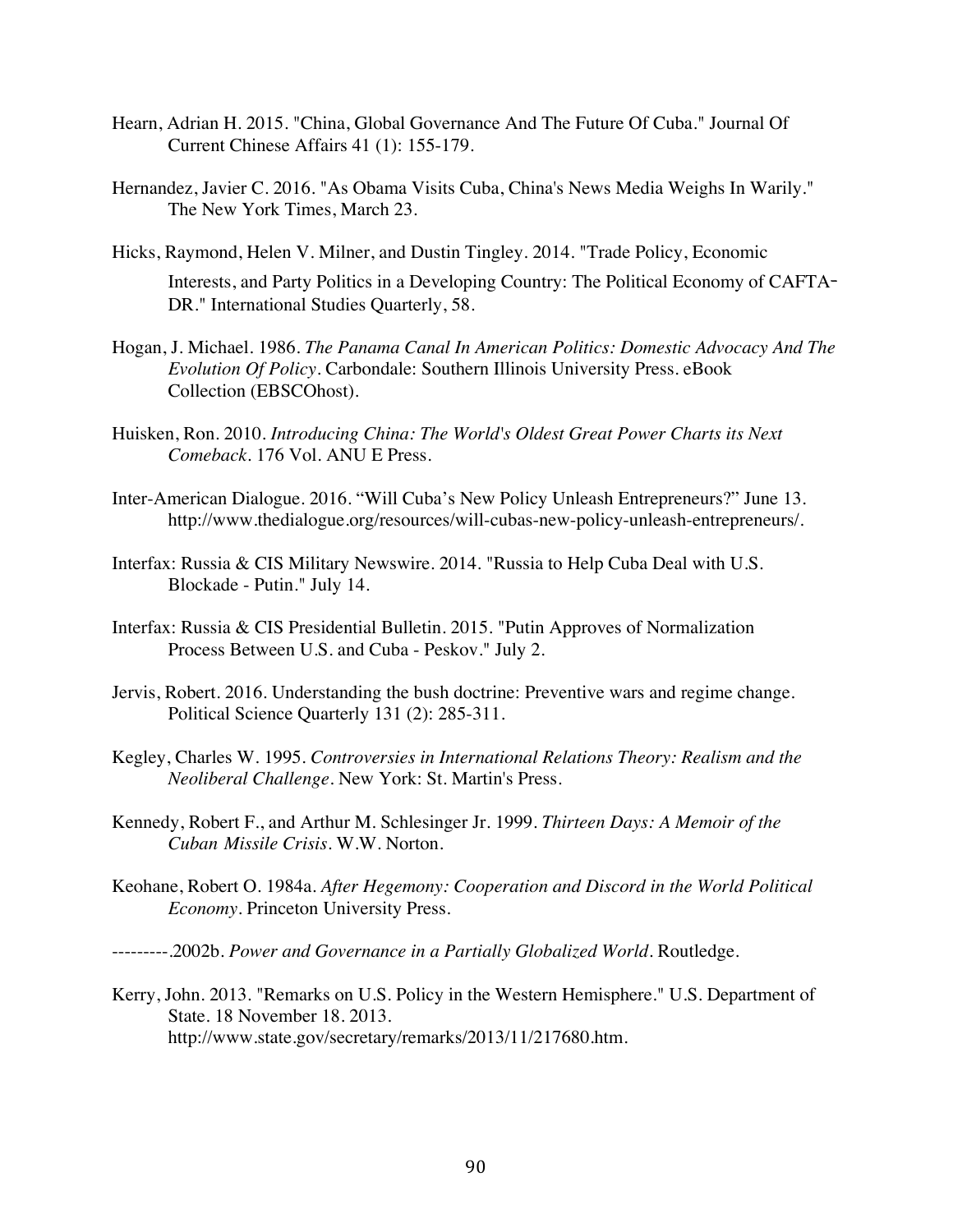Hearn, Adrian H. 2015. "China, Global Governance And The Future Of Cuba." Journal Of Current Chinese Affairs 41 (1): 155-179.

Hernandez, Javier C. 2016. "As Obama Visits Cuba, China's News Media Weighs In Warily." The New York Times, March 23.

Hicks, Raymond, Helen V. Milner, and Dustin Tingley. 2014. "Trade Policy, Economic Interests, and Party Politics in a Developing Country: The Political Economy of CAFTA-DR." International Studies Quarterly, 58.

Hogan, J. Michael. 1986. *The Panama Canal In American Politics: Domestic Advocacy And The Evolution Of Policy*. Carbondale: Southern Illinois University Press. eBook Collection (EBSCOhost).

Huisken, Ron. 2010. *Introducing China: The World's Oldest Great Power Charts its Next Comeback*. 176 Vol. ANU E Press.

Inter-American Dialogue. 2016. "Will Cuba's New Policy Unleash Entrepreneurs?" June 13. http://www.thedialogue.org/resources/will-cubas-new-policy-unleash-entrepreneurs/.

Interfax: Russia & CIS Military Newswire. 2014. "Russia to Help Cuba Deal with U.S. Blockade - Putin." July 14.

Interfax: Russia & CIS Presidential Bulletin. 2015. "Putin Approves of Normalization Process Between U.S. and Cuba - Peskov." July 2.

Jervis, Robert. 2016. Understanding the bush doctrine: Preventive wars and regime change. Political Science Quarterly 131 (2): 285-311.

Kegley, Charles W. 1995. *Controversies in International Relations Theory: Realism and the Neoliberal Challenge*. New York: St. Martin's Press.

Kennedy, Robert F., and Arthur M. Schlesinger Jr. 1999. *Thirteen Days: A Memoir of the Cuban Missile Crisis*. W.W. Norton.

Keohane, Robert O. 1984a. *After Hegemony: Cooperation and Discord in the World Political Economy*. Princeton University Press.

---------.2002b. *Power and Governance in a Partially Globalized World*. Routledge.

Kerry, John. 2013. "Remarks on U.S. Policy in the Western Hemisphere." U.S. Department of State. 18 November 18. 2013. http://www.state.gov/secretary/remarks/2013/11/217680.htm.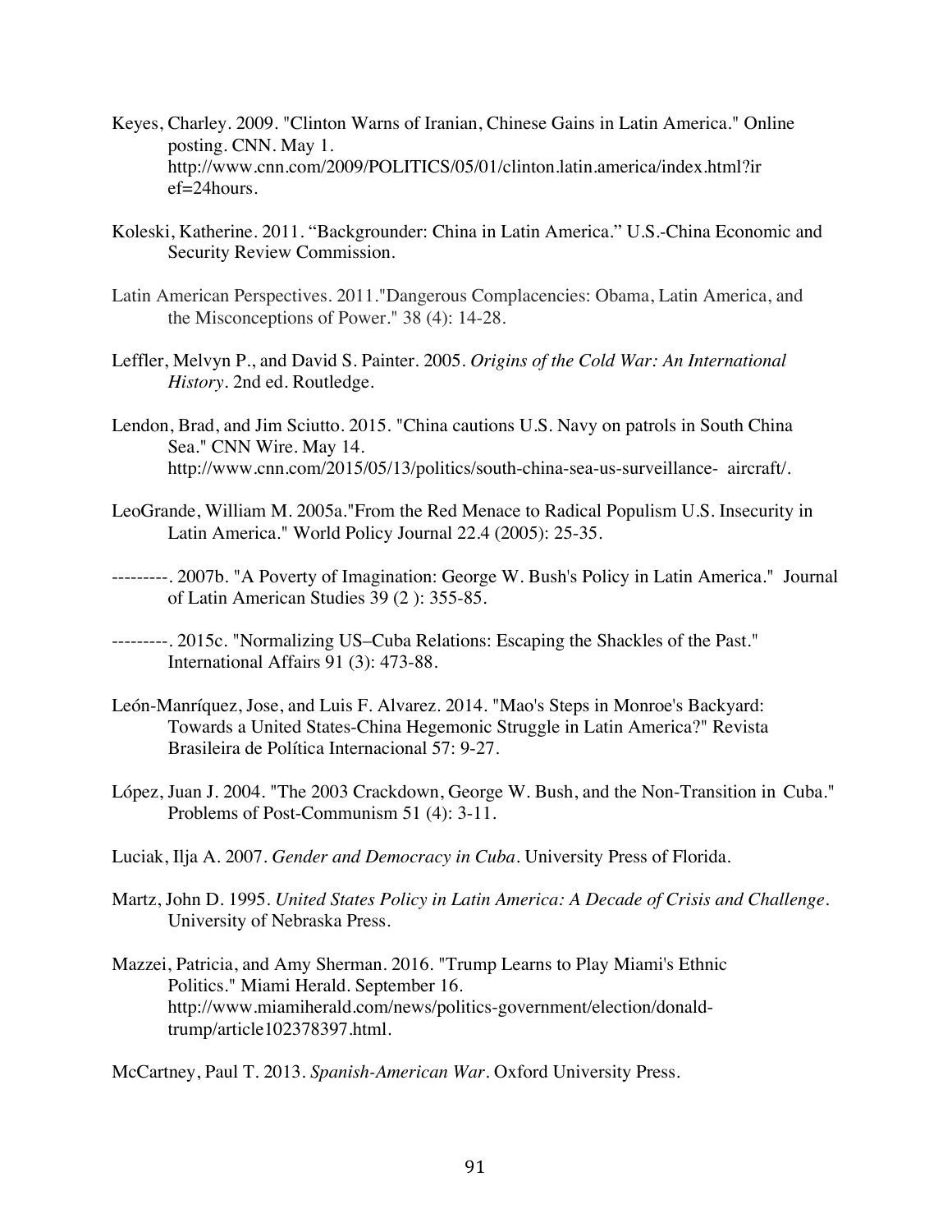Keyes, Charley. 2009. "Clinton Warns of Iranian, Chinese Gains in Latin America." Online posting. CNN. May 1. http://www.cnn.com/2009/POLITICS/05/01/clinton.latin.america/index.html?iref=24hours.

Koleski, Katherine. 2011. "Backgrounder: China in Latin America." U.S.-China Economic and Security Review Commission.

Latin American Perspectives. 2011."Dangerous Complacencies: Obama, Latin America, and the Misconceptions of Power." 38 (4): 14-28.

Leffler, Melvyn P., and David S. Painter. 2005. *Origins of the Cold War: An International History*. 2nd ed. Routledge.

Lendon, Brad, and Jim Sciutto. 2015. "China cautions U.S. Navy on patrols in South China Sea." CNN Wire. May 14. http://www.cnn.com/2015/05/13/politics/south-china-sea-us-surveillance- aircraft/.

LeoGrande, William M. 2005a."From the Red Menace to Radical Populism U.S. Insecurity in Latin America." World Policy Journal 22.4 (2005): 25-35.

---------. 2007b. "A Poverty of Imagination: George W. Bush's Policy in Latin America." Journal of Latin American Studies 39 (2 ): 355-85.

---------. 2015c. "Normalizing US–Cuba Relations: Escaping the Shackles of the Past." International Affairs 91 (3): 473-88.

León-Manríquez, Jose, and Luis F. Alvarez. 2014. "Mao's Steps in Monroe's Backyard: Towards a United States-China Hegemonic Struggle in Latin America?" Revista Brasileira de Política Internacional 57: 9-27.

López, Juan J. 2004. "The 2003 Crackdown, George W. Bush, and the Non-Transition in Cuba." Problems of Post-Communism 51 (4): 3-11.

Luciak, Ilja A. 2007. *Gender and Democracy in Cuba*. University Press of Florida.

Martz, John D. 1995. *United States Policy in Latin America: A Decade of Crisis and Challenge*. University of Nebraska Press.

Mazzei, Patricia, and Amy Sherman. 2016. "Trump Learns to Play Miami's Ethnic Politics." Miami Herald. September 16. http://www.miamiherald.com/news/politics-government/election/donald-trump/article102378397.html.

McCartney, Paul T. 2013. *Spanish-American War*. Oxford University Press.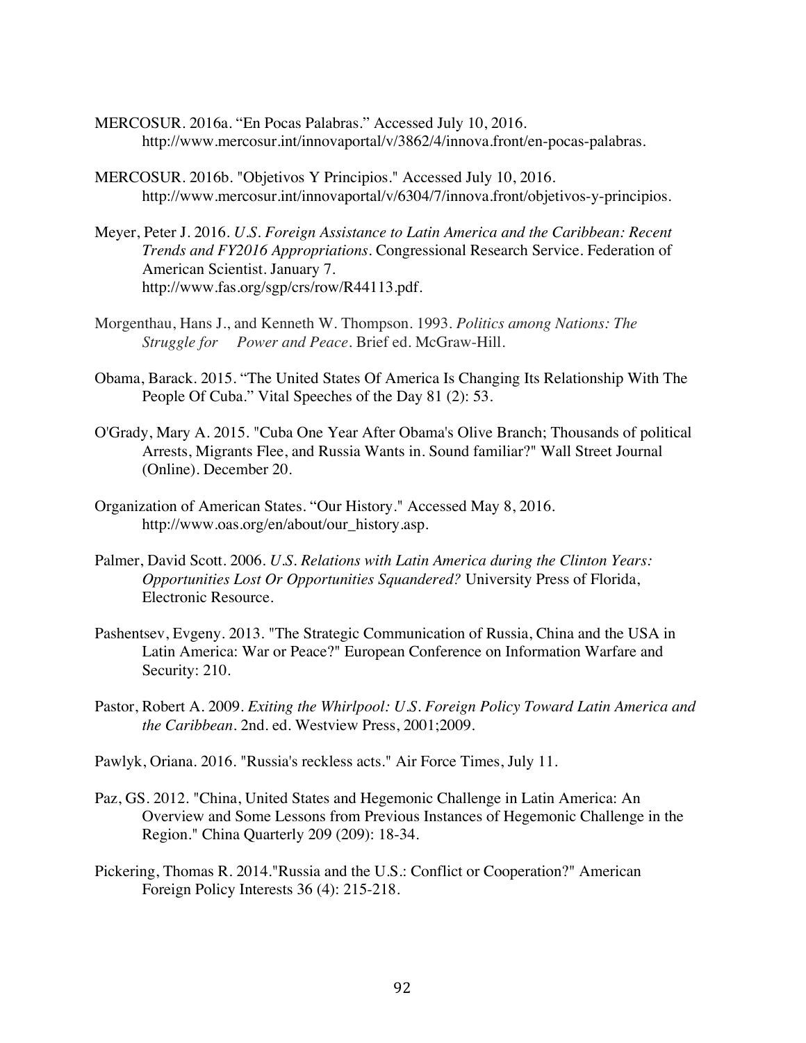MERCOSUR. 2016a. “En Pocas Palabras.” Accessed July 10, 2016. http://www.mercosur.int/innovaportal/v/3862/4/innova.front/en-pocas-palabras.

MERCOSUR. 2016b. "Objetivos Y Principios." Accessed July 10, 2016. http://www.mercosur.int/innovaportal/v/6304/7/innova.front/objetivos-y-principios.

Meyer, Peter J. 2016. *U.S. Foreign Assistance to Latin America and the Caribbean: Recent Trends and FY2016 Appropriations.* Congressional Research Service. Federation of American Scientist. January 7. http://www.fas.org/sgp/crs/row/R44113.pdf.

Morgenthau, Hans J., and Kenneth W. Thompson. 1993. *Politics among Nations: The Struggle for Power and Peace*. Brief ed. McGraw-Hill.

Obama, Barack. 2015. “The United States Of America Is Changing Its Relationship With The People Of Cuba.” Vital Speeches of the Day 81 (2): 53.

O'Grady, Mary A. 2015. "Cuba One Year After Obama's Olive Branch; Thousands of political Arrests, Migrants Flee, and Russia Wants in. Sound familiar?" Wall Street Journal (Online). December 20.

Organization of American States. “Our History." Accessed May 8, 2016. http://www.oas.org/en/about/our_history.asp.

Palmer, David Scott. 2006. *U.S. Relations with Latin America during the Clinton Years: Opportunities Lost Or Opportunities Squandered?* University Press of Florida, Electronic Resource.

Pashentsev, Evgeny. 2013. "The Strategic Communication of Russia, China and the USA in Latin America: War or Peace?" European Conference on Information Warfare and Security: 210.

Pastor, Robert A. 2009. *Exiting the Whirlpool: U.S. Foreign Policy Toward Latin America and the Caribbean*. 2nd. ed. Westview Press, 2001;2009.

Pawlyk, Oriana. 2016. "Russia's reckless acts." Air Force Times, July 11.

Paz, GS. 2012. "China, United States and Hegemonic Challenge in Latin America: An Overview and Some Lessons from Previous Instances of Hegemonic Challenge in the Region." China Quarterly 209 (209): 18-34.

Pickering, Thomas R. 2014."Russia and the U.S.: Conflict or Cooperation?" American Foreign Policy Interests 36 (4): 215-218.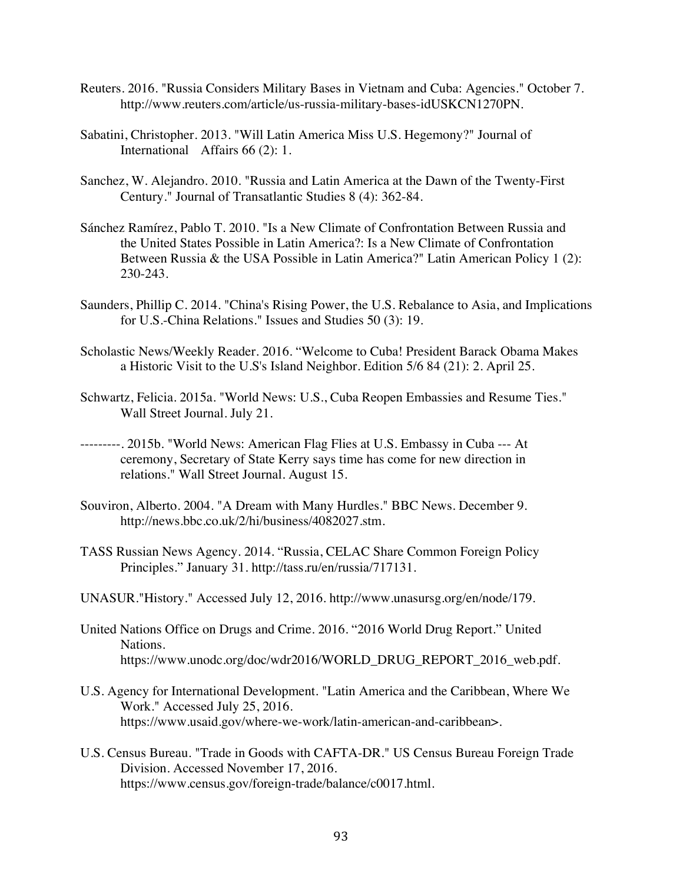Reuters. 2016. "Russia Considers Military Bases in Vietnam and Cuba: Agencies." October 7. http://www.reuters.com/article/us-russia-military-bases-idUSKCN1270PN.

Sabatini, Christopher. 2013. "Will Latin America Miss U.S. Hegemony?" Journal of International Affairs 66 (2): 1.

Sanchez, W. Alejandro. 2010. "Russia and Latin America at the Dawn of the Twenty-First Century." Journal of Transatlantic Studies 8 (4): 362-84.

Sánchez Ramírez, Pablo T. 2010. "Is a New Climate of Confrontation Between Russia and the United States Possible in Latin America?: Is a New Climate of Confrontation Between Russia & the USA Possible in Latin America?" Latin American Policy 1 (2): 230-243.

Saunders, Phillip C. 2014. "China's Rising Power, the U.S. Rebalance to Asia, and Implications for U.S.-China Relations." Issues and Studies 50 (3): 19.

Scholastic News/Weekly Reader. 2016. "Welcome to Cuba! President Barack Obama Makes a Historic Visit to the U.S's Island Neighbor. Edition 5/6 84 (21): 2. April 25.

Schwartz, Felicia. 2015a. "World News: U.S., Cuba Reopen Embassies and Resume Ties." Wall Street Journal. July 21.

---------. 2015b. "World News: American Flag Flies at U.S. Embassy in Cuba --- At ceremony, Secretary of State Kerry says time has come for new direction in relations." Wall Street Journal. August 15.

Souviron, Alberto. 2004. "A Dream with Many Hurdles." BBC News. December 9. http://news.bbc.co.uk/2/hi/business/4082027.stm.

TASS Russian News Agency. 2014. "Russia, CELAC Share Common Foreign Policy Principles." January 31. http://tass.ru/en/russia/717131.

UNASUR."History." Accessed July 12, 2016. http://www.unasursg.org/en/node/179.

United Nations Office on Drugs and Crime. 2016. "2016 World Drug Report." United Nations. https://www.unodc.org/doc/wdr2016/WORLD_DRUG_REPORT_2016_web.pdf.

U.S. Agency for International Development. "Latin America and the Caribbean, Where We Work." Accessed July 25, 2016. https://www.usaid.gov/where-we-work/latin-american-and-caribbean>.

U.S. Census Bureau. "Trade in Goods with CAFTA-DR." US Census Bureau Foreign Trade Division. Accessed November 17, 2016. https://www.census.gov/foreign-trade/balance/c0017.html.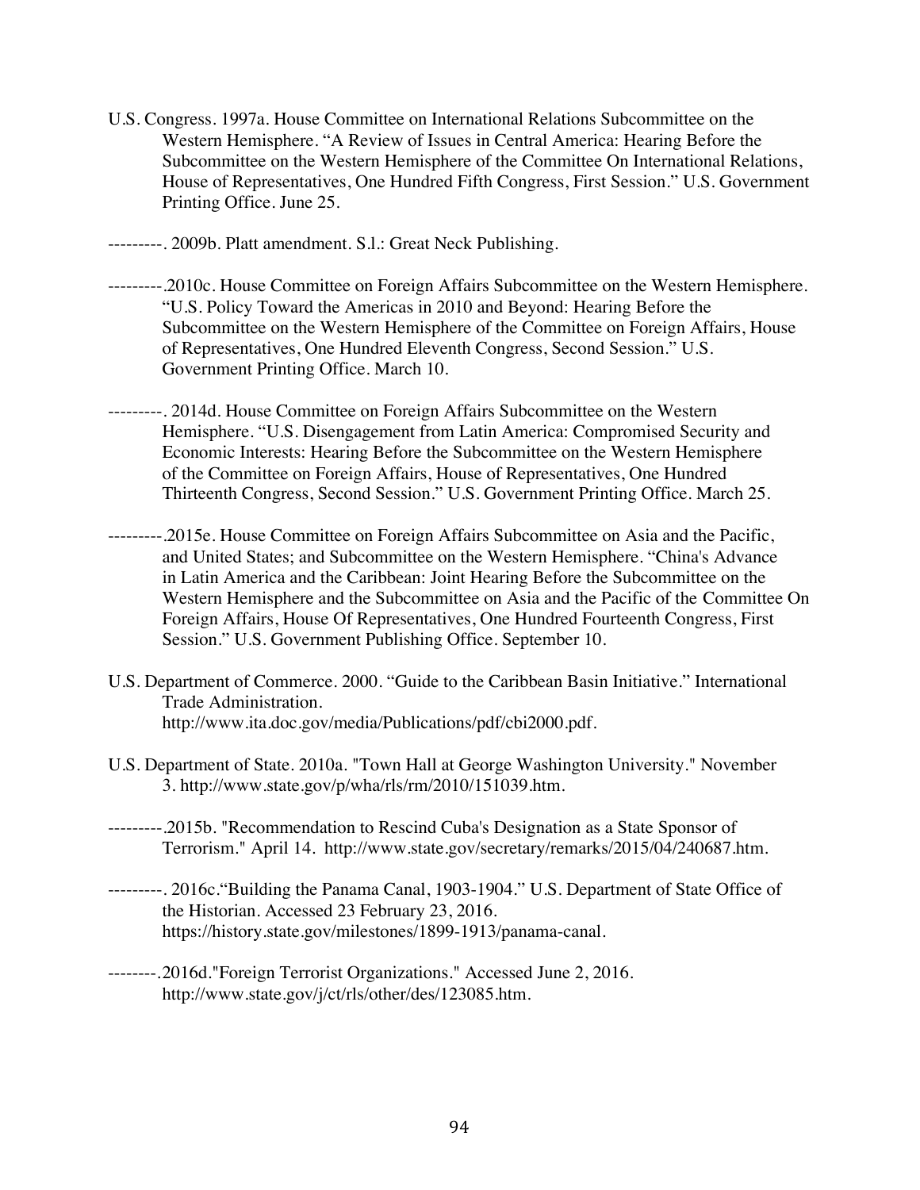U.S. Congress. 1997a. House Committee on International Relations Subcommittee on the Western Hemisphere. "A Review of Issues in Central America: Hearing Before the Subcommittee on the Western Hemisphere of the Committee On International Relations, House of Representatives, One Hundred Fifth Congress, First Session." U.S. Government Printing Office. June 25.

---------. 2009b. Platt amendment. S.l.: Great Neck Publishing.

---------.2010c. House Committee on Foreign Affairs Subcommittee on the Western Hemisphere. "U.S. Policy Toward the Americas in 2010 and Beyond: Hearing Before the Subcommittee on the Western Hemisphere of the Committee on Foreign Affairs, House of Representatives, One Hundred Eleventh Congress, Second Session." U.S. Government Printing Office. March 10.

---------. 2014d. House Committee on Foreign Affairs Subcommittee on the Western Hemisphere. "U.S. Disengagement from Latin America: Compromised Security and Economic Interests: Hearing Before the Subcommittee on the Western Hemisphere of the Committee on Foreign Affairs, House of Representatives, One Hundred Thirteenth Congress, Second Session." U.S. Government Printing Office. March 25.

---------.2015e. House Committee on Foreign Affairs Subcommittee on Asia and the Pacific, and United States; and Subcommittee on the Western Hemisphere. "China's Advance in Latin America and the Caribbean: Joint Hearing Before the Subcommittee on the Western Hemisphere and the Subcommittee on Asia and the Pacific of the Committee On Foreign Affairs, House Of Representatives, One Hundred Fourteenth Congress, First Session." U.S. Government Publishing Office. September 10.

U.S. Department of Commerce. 2000. "Guide to the Caribbean Basin Initiative." International Trade Administration. http://www.ita.doc.gov/media/Publications/pdf/cbi2000.pdf.

U.S. Department of State. 2010a. "Town Hall at George Washington University." November 3. http://www.state.gov/p/wha/rls/rm/2010/151039.htm.

---------.2015b. "Recommendation to Rescind Cuba's Designation as a State Sponsor of Terrorism." April 14. http://www.state.gov/secretary/remarks/2015/04/240687.htm.

---------. 2016c."Building the Panama Canal, 1903-1904." U.S. Department of State Office of the Historian. Accessed 23 February 23, 2016. https://history.state.gov/milestones/1899-1913/panama-canal.

--------.2016d."Foreign Terrorist Organizations." Accessed June 2, 2016. http://www.state.gov/j/ct/rls/other/des/123085.htm.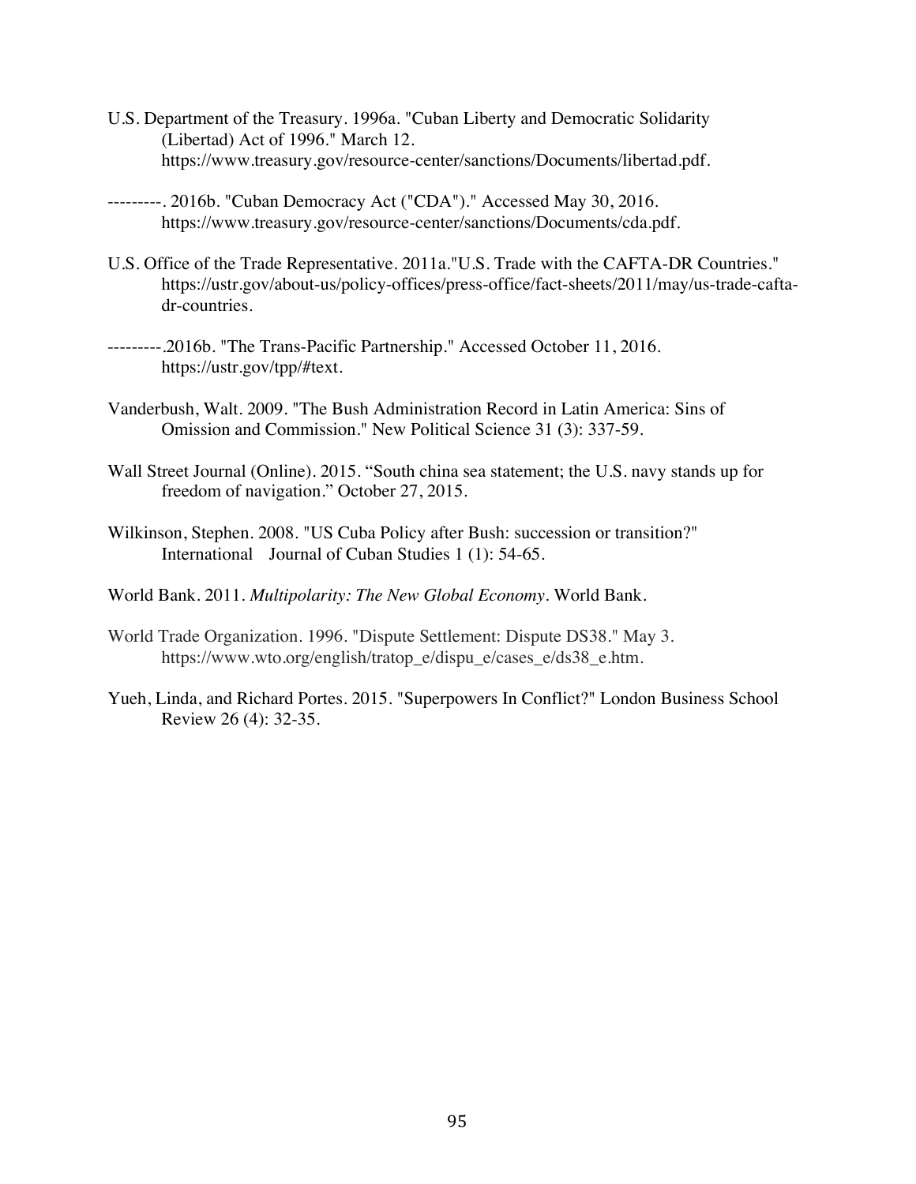U.S. Department of the Treasury. 1996a. "Cuban Liberty and Democratic Solidarity (Libertad) Act of 1996." March 12. https://www.treasury.gov/resource-center/sanctions/Documents/libertad.pdf.

---------. 2016b. "Cuban Democracy Act ("CDA")." Accessed May 30, 2016. https://www.treasury.gov/resource-center/sanctions/Documents/cda.pdf.

U.S. Office of the Trade Representative. 2011a."U.S. Trade with the CAFTA-DR Countries." https://ustr.gov/about-us/policy-offices/press-office/fact-sheets/2011/may/us-trade-cafta-dr-countries.

---------.2016b. "The Trans-Pacific Partnership." Accessed October 11, 2016. https://ustr.gov/tpp/#text.

Vanderbush, Walt. 2009. "The Bush Administration Record in Latin America: Sins of Omission and Commission." New Political Science 31 (3): 337-59.

Wall Street Journal (Online). 2015. "South china sea statement; the U.S. navy stands up for freedom of navigation." October 27, 2015.

Wilkinson, Stephen. 2008. "US Cuba Policy after Bush: succession or transition?" International Journal of Cuban Studies 1 (1): 54-65.

World Bank. 2011. *Multipolarity: The New Global Economy*. World Bank.

World Trade Organization. 1996. "Dispute Settlement: Dispute DS38." May 3. https://www.wto.org/english/tratop_e/dispu_e/cases_e/ds38_e.htm.

Yueh, Linda, and Richard Portes. 2015. "Superpowers In Conflict?" London Business School Review 26 (4): 32-35.